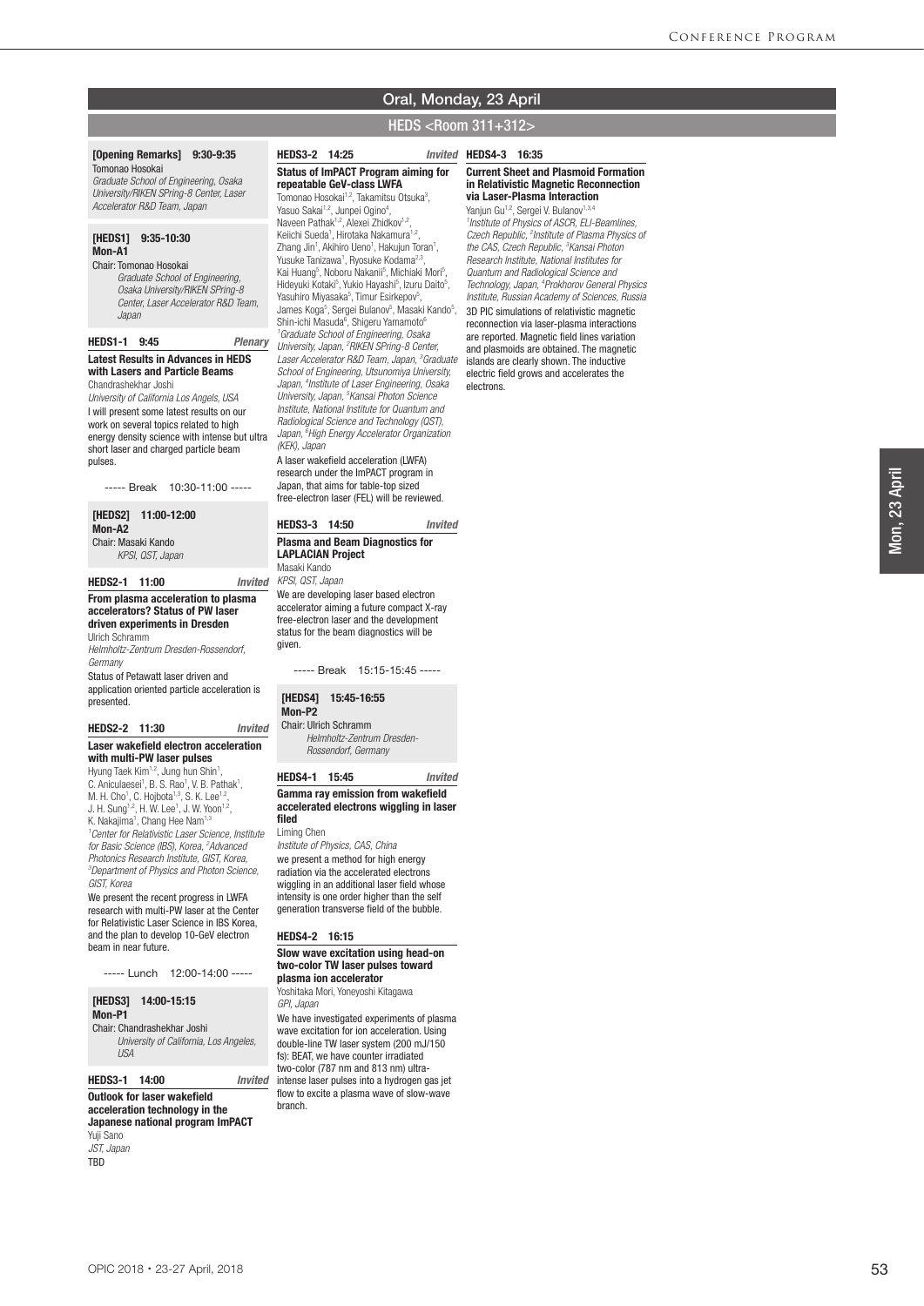# Oral, Monday, 23 April

## HEDS <Room 311+312>

**[Opening Remarks] 9:30-9:35**
Tomonao Hosokai
*Graduate School of Engineering, Osaka University/RIKEN SPring-8 Center, Laser Accelerator R&D Team, Japan*

**[HEDS1] 9:35-10:30**
**Mon-A1**
Chair: Tomonao Hosokai
*Graduate School of Engineering, Osaka University/RIKEN SPring-8 Center, Laser Accelerator R&D Team, Japan*

### HEDS1-1 9:45 *Plenary*

**Latest Results in Advances in HEDS with Lasers and Particle Beams**
Chandrashekhar Joshi
*University of California Los Angeles, USA*
I will present some latest results on our work on several topics related to high energy density science with intense but ultra short laser and charged particle beam pulses.

----- Break 10:30-11:00 -----

**[HEDS2] 11:00-12:00**
**Mon-A2**
Chair: Masaki Kando
*KPSI, QST, Japan*

### HEDS2-1 11:00 *Invited*

**From plasma acceleration to plasma accelerators? Status of PW laser driven experiments in Dresden**
Ulrich Schramm
*Helmholtz-Zentrum Dresden-Rossendorf, Germany*
Status of Petawatt laser driven and application oriented particle acceleration is presented.

### HEDS2-2 11:30 *Invited*

**Laser wakefield electron acceleration with multi-PW laser pulses**
Hyung Taek Kim[1,2], Jung hun Shin[1], C. Aniculaesei[1], B. S. Rao[1], V. B. Pathak[1], M. H. Cho[1], C. Hojbota[1,3], S. K. Lee[1,2], J. H. Sung[1,2], H. W. Lee[1], J. W. Yoon[1,2], K. Nakajima[1], Chang Hee Nam[1,3]
[1]*Center for Relativistic Laser Science, Institute for Basic Science (IBS), Korea,* [2]*Advanced Photonics Research Institute, GIST, Korea,* [3]*Department of Physics and Photon Science, GIST, Korea*
We present the recent progress in LWFA research with multi-PW laser at the Center for Relativistic Laser Science in IBS Korea, and the plan to develop 10-GeV electron beam in near future.

----- Lunch 12:00-14:00 -----

**[HEDS3] 14:00-15:15**
**Mon-P1**
Chair: Chandrashekhar Joshi
*University of California, Los Angeles, USA*

### HEDS3-1 14:00 *Invited*

**Outlook for laser wakefield acceleration technology in the Japanese national program ImPACT**
Yuji Sano
*JST, Japan*
TBD

### HEDS3-2 14:25 *Invited*

**Status of ImPACT Program aiming for repeatable GeV-class LWFA**
Tomonao Hosokai[1,2], Takamitsu Otsuka[3], Yasuo Sakai[1,2], Junpei Ogino[4], Naveen Pathak[1,2], Alexei Zhidkov[1,2], Keiichi Sueda[1], Hirotaka Nakamura[1,2], Zhang Jin[1], Akihiro Ueno[1], Hakujun Toran[1], Yusuke Tanizawa[1], Ryosuke Kodama[2,3], Kai Huang[5], Noboru Nakanii[5], Michiaki Mori[5], Hideyuki Kotaki[5], Yukio Hayashi[5], Izuru Daito[5], Yasuhiro Miyasaka[5], Timur Esirkepov[5], James Koga[5], Sergei Bulanov[5], Masaki Kando[5], Shin-ichi Masuda[6], Shigeru Yamamoto[6]
[1]*Graduate School of Engineering, Osaka University, Japan,* [2]*RIKEN SPring-8 Center, Laser Accelerator R&D Team, Japan,* [3]*Graduate School of Engineering, Utsunomiya University, Japan,* [4]*Institute of Laser Engineering, Osaka University, Japan,* [5]*Kansai Photon Science Institute, National Institute for Quantum and Radiological Science and Technology (QST), Japan,* [6]*High Energy Accelerator Organization (KEK), Japan*
A laser wakefield acceleration (LWFA) research under the ImPACT program in Japan, that aims for table-top sized free-electron laser (FEL) will be reviewed.

### HEDS3-3 14:50 *Invited*

**Plasma and Beam Diagnostics for LAPLACIAN Project**
Masaki Kando
*KPSI, QST, Japan*
We are developing laser based electron accelerator aiming a future compact X-ray free-electron laser and the development status for the beam diagnostics will be given.

----- Break 15:15-15:45 -----

**[HEDS4] 15:45-16:55**
**Mon-P2**
Chair: Ulrich Schramm
*Helmholtz-Zentrum Dresden-Rossendorf, Germany*

### HEDS4-1 15:45 *Invited*

**Gamma ray emission from wakefield accelerated electrons wiggling in laser filed**
Liming Chen
*Institute of Physics, CAS, China*
we present a method for high energy radiation via the accelerated electrons wiggling in an additional laser field whose intensity is one order higher than the self generation transverse field of the bubble.

### HEDS4-2 16:15

**Slow wave excitation using head-on two-color TW laser pulses toward plasma ion accelerator**
Yoshitaka Mori, Yoneyoshi Kitagawa
*GPI, Japan*
We have investigated experiments of plasma wave excitation for ion acceleration. Using double-line TW laser system (200 mJ/150 fs): BEAT, we have counter irradiated two-color (787 nm and 813 nm) ultra-intense laser pulses into a hydrogen gas jet flow to excite a plasma wave of slow-wave branch.

### HEDS4-3 16:35

**Current Sheet and Plasmoid Formation in Relativistic Magnetic Reconnection via Laser-Plasma Interaction**
Yanjun Gu[1,2], Sergei V. Bulanov[1,3,4]
[1]*Institute of Physics of ASCR, ELI-Beamlines, Czech Republic,* [2]*Institute of Plasma Physics of the CAS, Czech Republic,* [3]*Kansai Photon Research Institute, National Institutes for Quantum and Radiological Science and Technology, Japan,* [4]*Prokhorov General Physics Institute, Russian Academy of Sciences, Russia*
3D PIC simulations of relativistic magnetic reconnection via laser-plasma interactions are reported. Magnetic field lines variation and plasmoids are obtained. The magnetic islands are clearly shown. The inductive electric field grows and accelerates the electrons.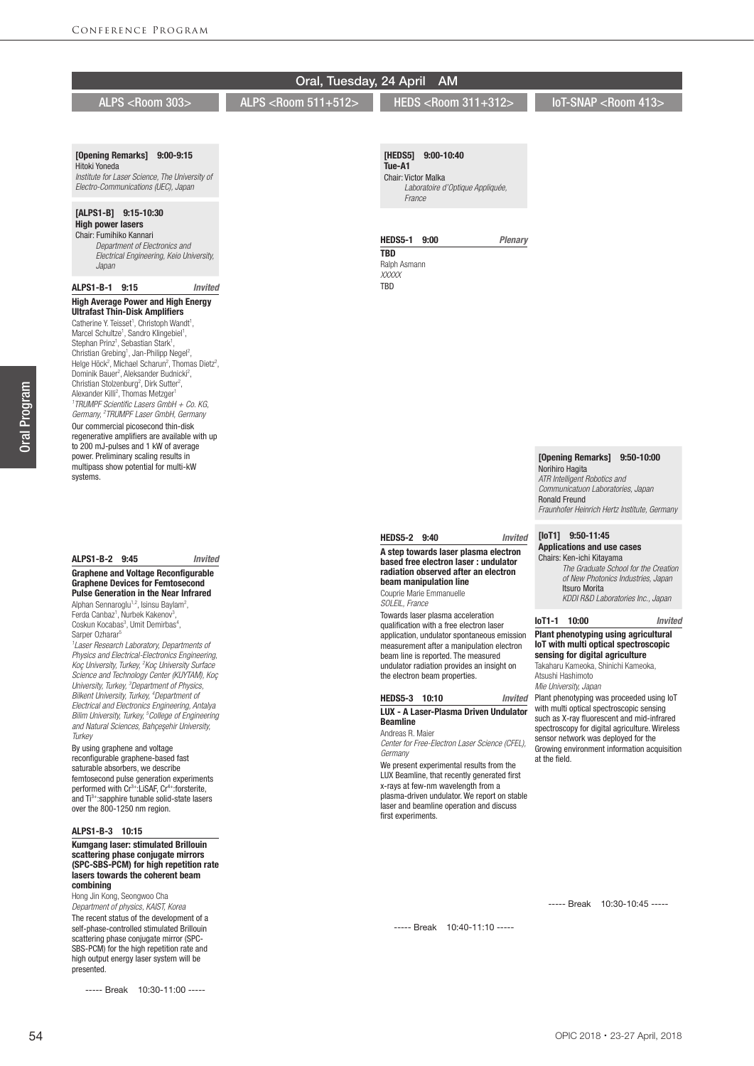# Oral, Tuesday, 24 April AM

## ALPS <Room 303>

**[Opening Remarks] 9:00-9:15**
Hitoki Yoneda
*Institute for Laser Science, The University of Electro-Communications (UEC), Japan*

**[ALPS1-B] 9:15-10:30**
**High power lasers**
Chair: Fumihiko Kannari
*Department of Electronics and Electrical Engineering, Keio University, Japan*

**ALPS1-B-1 9:15** *Invited*

**High Average Power and High Energy Ultrafast Thin-Disk Amplifiers**

Catherine Y. Teisset[1], Christoph Wandt[1], Marcel Schultze[1], Sandro Klingebiel[1], Stephan Prinz[1], Sebastian Stark[1], Christian Grebing[1], Jan-Philipp Negel[2], Helge Höck[2], Michael Scharun[2], Thomas Dietz[2], Dominik Bauer[2], Aleksander Budnicki[2], Christian Stolzenburg[2], Dirk Sutter[2], Alexander Killi[2], Thomas Metzger[1]

*[1]TRUMPF Scientific Lasers GmbH + Co. KG, Germany, [2]TRUMPF Laser GmbH, Germany*

Our commercial picosecond thin-disk regenerative amplifiers are available with up to 200 mJ-pulses and 1 kW of average power. Preliminary scaling results in multipass show potential for multi-kW systems.

**ALPS1-B-2 9:45** *Invited*

**Graphene and Voltage Reconfigurable Graphene Devices for Femtosecond Pulse Generation in the Near Infrared**

Alphan Sennaroglu[1,2], Isinsu Baylam[2], Ferda Canbaz[1], Nurbek Kakenov[3], Coskun Kocabas[3], Umit Demirbas[4], Sarper Ozharar[5]

*[1]Laser Research Laboratory, Departments of Physics and Electrical-Electronics Engineering, Koç University, Turkey, [2]Koç University Surface Science and Technology Center (KUYTAM), Koç University, Turkey, [3]Department of Physics, Bilkent University, Turkey, [4]Department of Electrical and Electronics Engineering, Antalya Bilim University, Turkey, [5]College of Engineering and Natural Sciences, Bahçeşehir University, Turkey*

By using graphene and voltage reconfigurable graphene-based fast saturable absorbers, we describe femtosecond pulse generation experiments performed with $Cr^{3+}$:LiSAF, $Cr^{4+}$:forsterite, and $Ti^{3+}$:sapphire tunable solid-state lasers over the 800-1250 nm region.

**ALPS1-B-3 10:15**

**Kumgang laser: stimulated Brillouin scattering phase conjugate mirrors (SPC-SBS-PCM) for high repetition rate lasers towards the coherent beam combining**

Hong Jin Kong, Seongwoo Cha
*Department of physics, KAIST, Korea*

The recent status of the development of a self-phase-controlled stimulated Brillouin scattering phase conjugate mirror (SPC-SBS-PCM) for the high repetition rate and high output energy laser system will be presented.

----- Break 10:30-11:00 -----

## ALPS <Room 511+512>

## HEDS <Room 311+312>

**[HEDS5] 9:00-10:40**
**Tue-A1**
Chair: Victor Malka
*Laboratoire d'Optique Appliquée, France*

**HEDS5-1 9:00** *Plenary*

**TBD**

Ralph Assmann
*XXXXX*

TBD

**HEDS5-2 9:40** *Invited*

**A step towards laser plasma electron based free electron laser : undulator radiation observed after an electron beam manipulation line**

Couprie Marie Emmanuelle
*SOLEIL, France*

Towards laser plasma acceleration qualification with a free electron laser application, undulator spontaneous emission measurement after a manipulation electron beam line is reported. The measured undulator radiation provides an insight on the electron beam properties.

**HEDS5-3 10:10** *Invited*

**LUX - A Laser-Plasma Driven Undulator Beamline**

Andreas R. Maier
*Center for Free-Electron Laser Science (CFEL), Germany*

We present experimental results from the LUX Beamline, that recently generated first x-rays at few-nm wavelength from a plasma-driven undulator. We report on stable laser and beamline operation and discuss first experiments.

----- Break 10:40-11:10 -----

## IoT-SNAP <Room 413>

**[Opening Remarks] 9:50-10:00**
Norihiro Hagita
*ATR Intelligent Robotics and Communicatuon Laboratories, Japan*
Ronald Freund
*Fraunhofer Heinrich Hertz Institute, Germany*

**[IoT1] 9:50-11:45**
**Applications and use cases**
Chairs: Ken-ichi Kitayama
*The Graduate School for the Creation of New Photonics Industries, Japan*
Itsuro Morita
*KDDI R&D Laboratories Inc., Japan*

**IoT1-1 10:00** *Invited*

**Plant phenotyping using agricultural IoT with multi optical spectroscopic sensing for digital agriculture**

Takaharu Kameoka, Shinichi Kameoka, Atsushi Hashimoto
*Mie University, Japan*

Plant phenotyping was proceeded using IoT with multi optical spectroscopic sensing such as X-ray fluorescent and mid-infrared spectroscopy for digital agriculture. Wireless sensor network was deployed for the Growing environment information acquisition at the field.

----- Break 10:30-10:45 -----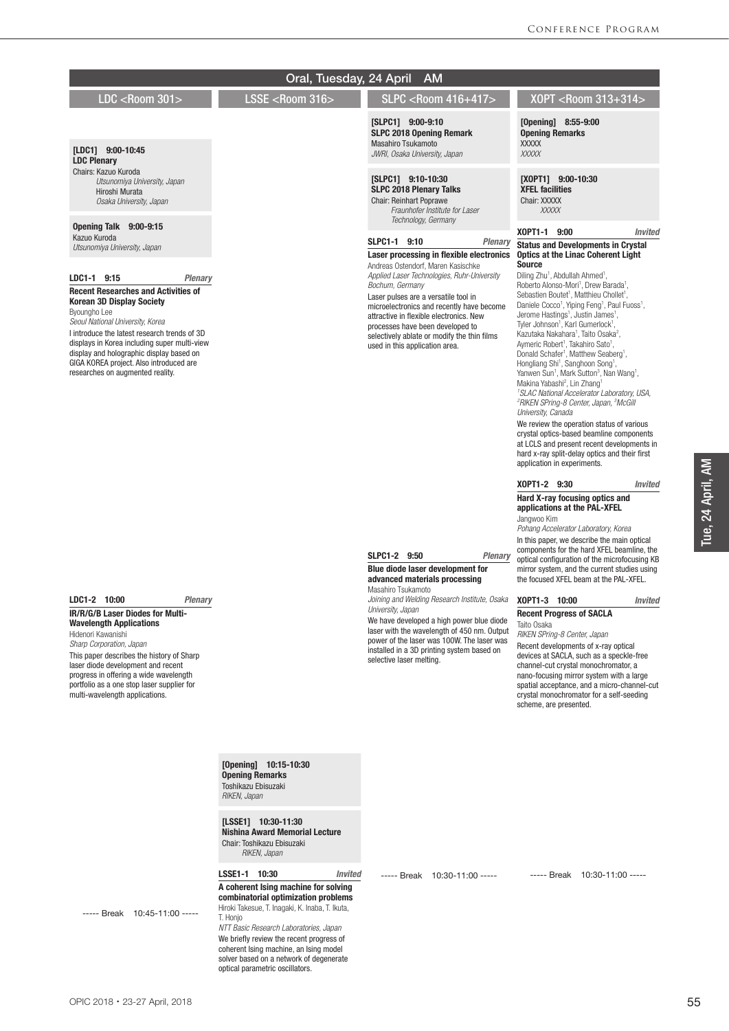# Oral, Tuesday, 24 April AM

## LDC <Room 301>

**[LDC1] 9:00-10:45**
**LDC Plenary**
Chairs: Kazuo Kuroda
*Utsunomiya University, Japan*
Hiroshi Murata
*Osaka University, Japan*

**Opening Talk 9:00-9:15**
Kazuo Kuroda
*Utsunomiya University, Japan*

**LDC1-1 9:15** *Plenary*
**Recent Researches and Activities of Korean 3D Display Society**
Byoungho Lee
*Seoul National University, Korea*
I introduce the latest research trends of 3D displays in Korea including super multi-view display and holographic display based on GIGA KOREA project. Also introduced are researches on augmented reality.

**LDC1-2 10:00** *Plenary*
**IR/R/G/B Laser Diodes for Multi-Wavelength Applications**
Hidenori Kawanishi
*Sharp Corporation, Japan*
This paper describes the history of Sharp laser diode development and recent progress in offering a wide wavelength portfolio as a one stop laser supplier for multi-wavelength applications.

----- Break 10:45-11:00 -----

## LSSE <Room 316>

**[Opening] 10:15-10:30**
**Opening Remarks**
Toshikazu Ebisuzaki
*RIKEN, Japan*

**[LSSE1] 10:30-11:30**
**Nishina Award Memorial Lecture**
Chair: Toshikazu Ebisuzaki
*RIKEN, Japan*

**LSSE1-1 10:30** *Invited*
**A coherent Ising machine for solving combinatorial optimization problems**
Hiroki Takesue, T. Inagaki, K. Inaba, T. Ikuta, T. Honjo
*NTT Basic Research Laboratories, Japan*
We briefly review the recent progress of coherent Ising machine, an Ising model solver based on a network of degenerate optical parametric oscillators.

## SLPC <Room 416+417>

**[SLPC1] 9:00-9:10**
**SLPC 2018 Opening Remark**
Masahiro Tsukamoto
*JWRI, Osaka University, Japan*

**[SLPC1] 9:10-10:30**
**SLPC 2018 Plenary Talks**
Chair: Reinhart Poprawe
*Fraunhofer Institute for Laser Technology, Germany*

**SLPC1-1 9:10** *Plenary*
**Laser processing in flexible electronics**
Andreas Ostendorf, Maren Kasischke
*Applied Laser Technologies, Ruhr-University Bochum, Germany*
Laser pulses are a versatile tool in microelectronics and recently have become attractive in flexible electronics. New processes have been developed to selectively ablate or modify the thin films used in this application area.

**SLPC1-2 9:50** *Plenary*
**Blue diode laser development for advanced materials processing**
Masahiro Tsukamoto
*Joining and Welding Research Institute, Osaka University, Japan*
We have developed a high power blue diode laser with the wavelength of 450 nm. Output power of the laser was 100W. The laser was installed in a 3D printing system based on selective laser melting.

----- Break 10:30-11:00 -----

## XOPT <Room 313+314>

**[Opening] 8:55-9:00**
**Opening Remarks**
XXXXX
*XXXXX*

**[XOPT1] 9:00-10:30**
**XFEL facilities**
Chair: XXXXX
*XXXXX*

**XOPT1-1 9:00** *Invited*
**Status and Developments in Crystal Optics at the Linac Coherent Light Source**
Diling Zhu[1], Abdullah Ahmed[1], Roberto Alonso-Mori[1], Drew Barada[1], Sebastien Boutet[1], Matthieu Chollet[1], Daniele Cocco[1], Yiping Feng[1], Paul Fuoss[1], Jerome Hastings[1], Justin James[1], Tyler Johnson[1], Karl Gumerlock[1], Kazutaka Nakahara[1], Taito Osaka[2], Aymeric Robert[1], Takahiro Sato[1], Donald Schafer[1], Matthew Seaberg[1], Hongliang Shi[1], Sanghoon Song[1], Yanwen Sun[1], Mark Sutton[3], Nan Wang[1], Makina Yabashi[2], Lin Zhang[1]
*[1]SLAC National Accelerator Laboratory, USA, [2]RIKEN SPring-8 Center, Japan, [3]McGill University, Canada*
We review the operation status of various crystal optics-based beamline components at LCLS and present recent developments in hard x-ray split-delay optics and their first application in experiments.

**XOPT1-2 9:30** *Invited*
**Hard X-ray focusing optics and applications at the PAL-XFEL**
Jangwoo Kim
*Pohang Accelerator Laboratory, Korea*
In this paper, we describe the main optical components for the hard XFEL beamline, the optical configuration of the microfocusing KB mirror system, and the current studies using the focused XFEL beam at the PAL-XFEL.

**XOPT1-3 10:00** *Invited*
**Recent Progress of SACLA**
Taito Osaka
*RIKEN SPring-8 Center, Japan*
Recent developments of x-ray optical devices at SACLA, such as a speckle-free channel-cut crystal monochromator, a nano-focusing mirror system with a large spatial acceptance, and a micro-channel-cut crystal monochromator for a self-seeding scheme, are presented.

----- Break 10:30-11:00 -----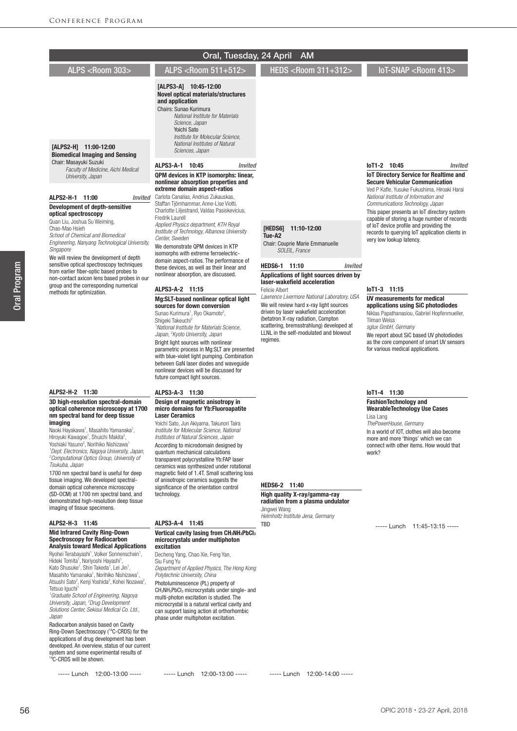# Oral, Tuesday, 24 April AM

## ALPS <Room 303>

### [ALPS2-H] 11:00-12:00
**Biomedical Imaging and Sensing**

Chair: Masayuki Suzuki
*Faculty of Medicine, Aichi Medical University, Japan*

**ALPS2-H-1 11:00** *Invited*

**Development of depth-sensitive optical spectroscopy**

Quan Liu, Joshua Su Weiming, Chao-Mao Hsieh
*School of Chemical and Biomedical Engineering, Nanyang Technological University, Singapore*

We will review the development of depth sensitive optical spectroscopy techniques from earlier fiber-optic based probes to non-contact axicon lens based probes in our group and the corresponding numerical methods for optimization.

**ALPS2-H-2 11:30**

**3D high-resolution spectral-domain optical coherence microscopy at 1700 nm spectral band for deep tissue imaging**

Naoki Hayakawa[1], Masahito Yamanaka[1], Hiroyuki Kawagoe[1], Shuichi Makita[2], Yoshiaki Yasuno[2], Norihiko Nishizawa[1]
[1]*Dept. Electronics, Nagoya University, Japan,* [2]*Computational Optics Group, University of Tsukuba, Japan*

1700 nm spectral band is useful for deep tissue imaging. We developed spectral-domain optical coherence microscopy (SD-OCM) at 1700 nm spectral band, and demonstrated high-resolution deep tissue imaging of tissue specimens.

**ALPS2-H-3 11:45**

**Mid Infrared Cavity Ring-Down Spectroscopy for Radiocarbon Analysis toward Medical Applications**

Ryohei Terabayashi[1], Volker Sonnenschein[1], Hideki Tomita[1], Noriyoshi Hayashi[1], Kato Shusuke[1], Shin Takeda[1], Lei Jin[1], Masahito Yamanaka[1], Norihiko Nishizawa[1], Atsushi Sato[2], Kenji Yoshida[2], Kohei Nozawa[2], Tetsuo Iguchi[1]
[1]*Graduate School of Engineering, Nagoya University, Japan,* [2]*Drug Development Solutions Center, Sekisui Medical Co. Ltd., Japan*

Radiocarbon analysis based on Cavity Ring-Down Spectroscopy ($^{14}$C-CRDS) for the applications of drug development has been developed. An overview, status of our current system and some experimental results of $^{14}$C-CRDS will be shown.

----- Lunch 12:00-13:00 -----

## ALPS <Room 511+512>

### [ALPS3-A] 10:45-12:00
**Novel optical materials/structures and application**

Chairs: Sunao Kurimura
*National Institute for Materials Science, Japan*
Yoichi Sato
*Institute for Molecular Science, National Institutes of Natural Sciences, Japan*

**ALPS3-A-1 10:45** *Invited*

**QPM devices in KTP isomorphs: linear, nonlinear absorption properties and extreme domain aspect-ratios**

Carlota Canalias, Andrius Zukauskas, Staffan Tjörnhammar, Anne-Lise Viotti, Charlotte Liljestrand, Valdas Pasiskevicius, Fredrik Laurell
*Applied Physics department, KTH Royal Institute of Technology, Albanova University Center, Sweden*

We demonstrate QPM devices in KTP isomorphs with extreme ferroelectric-domain aspect-ratios. The performance of these devices, as well as their linear and nonlinear absorption, are discussed.

**ALPS3-A-2 11:15**

**Mg:SLT-based nonlinear optical light sources for down conversion**

Sunao Kurimura[1], Ryo Okamoto[2], Shigeki Takeuchi[2]
[1]*National Institute for Materials Science, Japan,* [2]*Kyoto University, Japan*

Bright light sources with nonlinear parametric process in Mg:SLT are presented with blue-violet light pumping. Combination between GaN laser diodes and waveguide nonlinear devices will be discussed for future compact light sources.

**ALPS3-A-3 11:30**

**Design of magnetic anisotropy in micro domains for Yb:Fluoroapatite Laser Ceramics**

Yoichi Sato, Jun Akiyama, Takunori Taira
*Institute for Molecular Science, National Institutes of Natural Sciences, Japan*

According to microdomain designed by quantum mechanical calculations transparent polycrystalline Yb:FAP laser ceramics was synthesized under rotational magnetic field of 1.4T. Small scattering loss of anisotropic ceramics suggests the significance of the orientation control technology.

**ALPS3-A-4 11:45**

**Vertical cavity lasing from $CH_3NH_3PbCl_3$ microcrystals under multiphoton excitation**

Decheng Yang, Chao Xie, Feng Yan, Siu Fung Yu
*Department of Applied Physics, The Hong Kong Polytechnic University, China*

Photoluminescence (PL) property of $CH_3NH_3PbCl_3$ microcrystals under single- and multi-photon excitation is studied. The microcrystal is a natural vertical cavity and can support lasing action at orthorhombic phase under multiphoton excitation.

----- Lunch 12:00-13:00 -----

## HEDS <Room 311+312>

### [HEDS6] 11:10-12:00
**Tue-A2**

Chair: Couprie Marie Emmanuelle
*SOLEIL, France*

**HEDS6-1 11:10** *Invited*

**Applications of light sources driven by laser-wakefield acceleration**

Felicie Albert
*Lawrence Livermore National Laboratory, USA*

We will review hard x-ray light sources driven by laser wakefield acceleration (betatron X-ray radiation, Compton scattering, bremsstrahlung) developed at LLNL in the self-modulated and blowout regimes.

**HEDS6-2 11:40**

**High quality X-ray/gamma-ray radiation from a plasma undulator**

Jingwei Wang
*Helmholtz Institute Jena, Germany*

TBD

----- Lunch 12:00-14:00 -----

## IoT-SNAP <Room 413>

**IoT1-2 10:45** *Invited*

**IoT Directory Service for Realtime and Secure Vehicular Communication**

Ved P Kafle, Yusuke Fukushima, Hiroaki Harai
*National Institute of Information and Communications Technology, Japan*

This paper presents an IoT directory system capable of storing a huge number of records of IoT device profile and providing the records to querying IoT application clients in very low lookup latency.

**IoT1-3 11:15**

**UV measurements for medical applications using SiC photodiodes**

Niklas Papathanasiou, Gabriel Hopfenmueller, Tilman Weiss
*sglux GmbH, Germany*

We report about SiC based UV photodiodes as the core component of smart UV sensors for various medical applications.

**IoT1-4 11:30**

**FashionTechnology and WearableTechnology Use Cases**

Lisa Lang
*ThePowerHouse, Germany*

In a world of IOT, clothes will also become more and more 'things' which we can connect with other items. How would that work?

----- Lunch 11:45-13:15 -----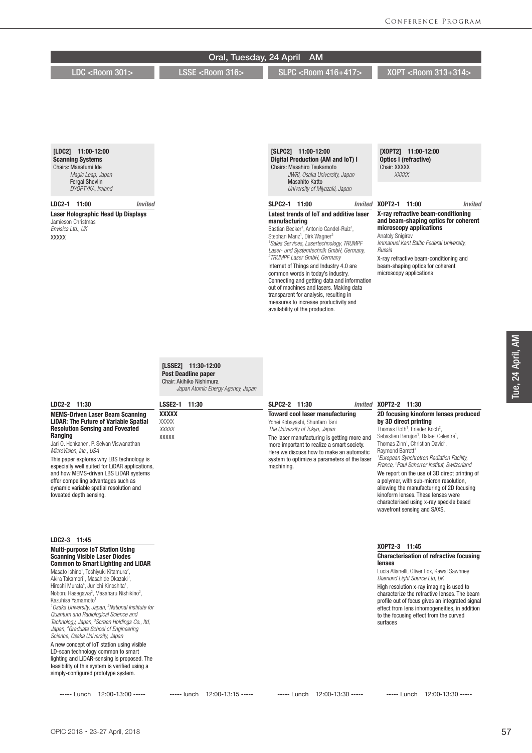# Oral, Tuesday, 24 April AM

## LDC <Room 301>

**[LDC2] 11:00-12:00**
**Scanning Systems**
Chairs: Masafumi Ide
*Magic Leap, Japan*
Fergal Shevlin
*DYOPTYKA, Ireland*

**LDC2-1 11:00** *Invited*

**Laser Holographic Head Up Displays**
Jamieson Christmas
*Envisics Ltd., UK*

XXXXX

**LDC2-2 11:30**

**MEMS-Driven Laser Beam Scanning LiDAR: The Future of Variable Spatial Resolution Sensing and Foveated Ranging**
Jari O. Honkanen, P. Selvan Viswanathan
*MicroVision, Inc., USA*

This paper explores why LBS technology is especially well suited for LiDAR applications, and how MEMS-driven LBS LiDAR systems offer compelling advantages such as dynamic variable spatial resolution and foveated depth sensing.

**LDC2-3 11:45**

**Multi-purpose IoT Station Using Scanning Visible Laser Diodes Common to Smart Lighting and LiDAR**
Masato Ishino[1], Toshiyuki Kitamura[2], Akira Takamori[1], Masahide Okazaki[3], Hiroshi Murata[4], Junichi Kinoshita[1], Noboru Hasegawa[2], Masaharu Nishikino[2], Kazuhisa Yamamoto[1]
*[1]Osaka University, Japan, [2]National Institute for Quantum and Radiological Science and Technology, Japan, [3]Screen Holdings Co., ltd, Japan, [4]Graduate School of Engineering Science, Osaka University, Japan*

A new concept of IoT station using visible LD-scan technology common to smart lighting and LiDAR-sensing is proposed. The feasibility of this system is verified using a simply-configured prototype system.

----- Lunch 12:00-13:00 -----

## LSSE <Room 316>

**[LSSE2] 11:30-12:00**
**Post Deadline paper**
Chair: Akihiko Nishimura
*Japan Atomic Energy Agency, Japan*

**LSSE2-1 11:30**

**XXXXX**
XXXXX
*XXXXX*
XXXXX

----- lunch 12:00-13:15 -----

## SLPC <Room 416+417>

**[SLPC2] 11:00-12:00**
**Digital Production (AM and IoT) I**
Chairs: Masahiro Tsukamoto
*JWRI, Osaka University, Japan*
Masahito Katto
*University of Miyazaki, Japan*

**SLPC2-1 11:00** *Invited*

**Latest trends of IoT and additive laser manufacturing**
Bastian Becker[1], Antonio Candel-Ruiz[1], Stephan Manz[1], Dirk Wagner[2]
*[1]Sales Services, Lasertechnology, TRUMPF Laser- und Systemtechnik GmbH, Germany, [2]TRUMPF Laser GmbH, Germany*

Internet of Things and Industry 4.0 are common words in today's industry. Connecting and getting data and information out of machines and lasers. Making data transparent for analysis, resulting in measures to increase productivity and availability of the production.

**SLPC2-2 11:30** *Invited*

**Toward cool laser manufacturing**
Yohei Kobayashi, Shuntaro Tani
*The University of Tokyo, Japan*

The laser manufacturing is getting more and more important to realize a smart society. Here we discuss how to make an automatic system to optimize a parameters of the laser machining.

----- Lunch 12:00-13:30 -----

## XOPT <Room 313+314>

**[XOPT2] 11:00-12:00**
**Optics I (refractive)**
Chair: XXXXX
*XXXXX*

**XOPT2-1 11:00** *Invited*

**X-ray refractive beam-conditioning and beam-shaping optics for coherent microscopy applications**
Anatoly Snigirev
*Immanuel Kant Baltic Federal University, Russia*

X-ray refractive beam-conditioning and beam-shaping optics for coherent microscopy applications

**XOPT2-2 11:30**

**2D focusing kinoform lenses produced by 3D direct printing**
Thomas Roth[1], Frieder Koch[2], Sebastien Berujon[1], Rafael Celestre[1], Thomas Zinn[1], Christian David[2], Raymond Barrett[1]
*[1]European Synchrotron Radiation Facility, France, [2]Paul Scherrer Institut, Switzerland*

We report on the use of 3D direct printing of a polymer, with sub-micron resolution, allowing the manufacturing of 2D focusing kinoform lenses. These lenses were characterised using x-ray speckle based wavefront sensing and SAXS.

**XOPT2-3 11:45**

**Characterisation of refractive focusing lenses**
Lucia Alianelli, Oliver Fox, Kawal Sawhney
*Diamond Light Source Ltd, UK*

High resolution x-ray imaging is used to characterize the refractive lenses. The beam profile out of focus gives an integrated signal effect from lens inhomogeneities, in addition to the focusing effect from the curved surfaces

----- Lunch 12:00-13:30 -----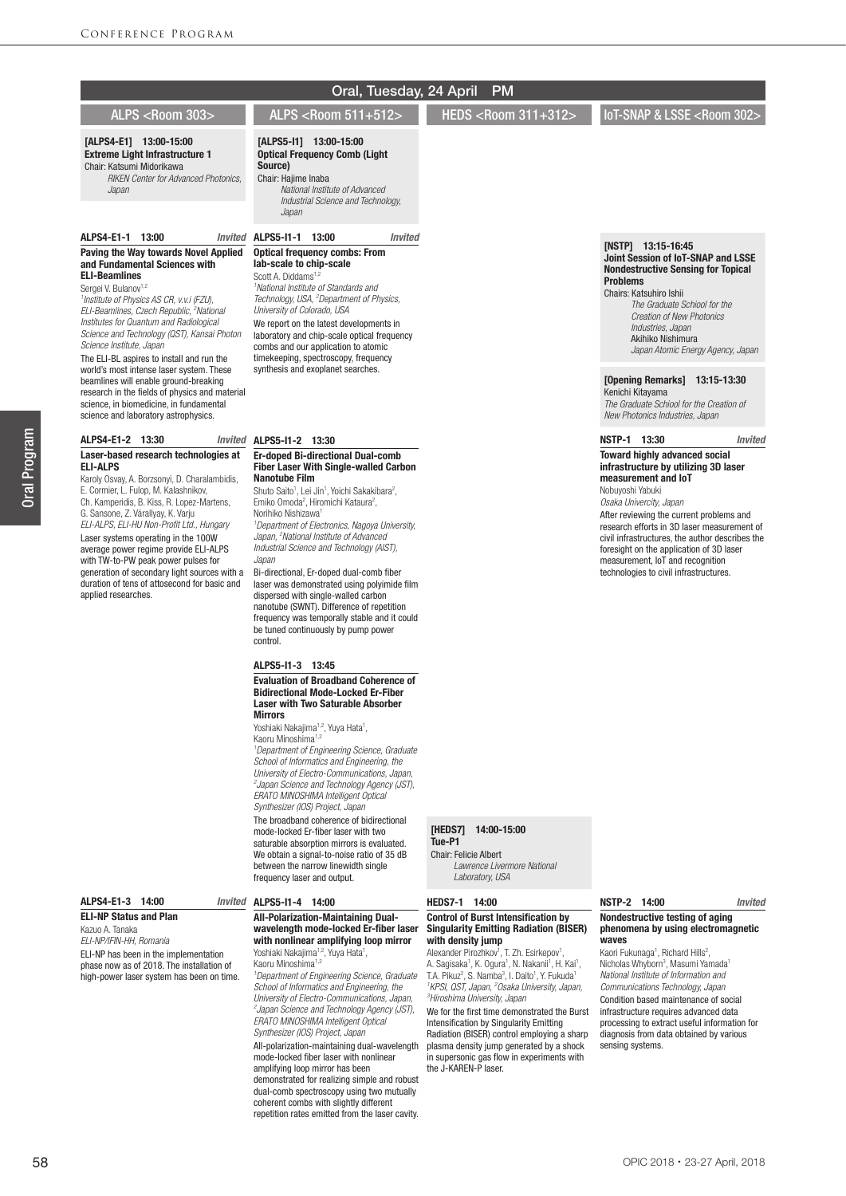# Oral, Tuesday, 24 April PM

## ALPS <Room 303>

**[ALPS4-E1] 13:00-15:00**
**Extreme Light Infrastructure 1**
Chair: Katsumi Midorikawa
*RIKEN Center for Advanced Photonics, Japan*

**ALPS4-E1-1 13:00** *Invited*
**Paving the Way towards Novel Applied and Fundamental Sciences with ELI-Beamlines**
Sergei V. Bulanov[1,2]
[1]*Institute of Physics AS CR, v.v.i (FZU), ELI-Beamlines, Czech Republic,* [2]*National Institutes for Quantum and Radiological Science and Technology (QST), Kansai Photon Science Institute, Japan*
The ELI-BL aspires to install and run the world's most intense laser system. These beamlines will enable ground-breaking research in the fields of physics and material science, in biomedicine, in fundamental science and laboratory astrophysics.

**ALPS4-E1-2 13:30** *Invited*
**Laser-based research technologies at ELI-ALPS**
Karoly Osvay, A. Borzsonyi, D. Charalambidis, E. Cormier, L. Fulop, M. Kalashnikov, Ch. Kamperidis, B. Kiss, R. Lopez-Martens, G. Sansone, Z. Várallyay, K. Varju
*ELI-ALPS, ELI-HU Non-Profit Ltd., Hungary*
Laser systems operating in the 100W average power regime provide ELI-ALPS with TW-to-PW peak power pulses for generation of secondary light sources with a duration of tens of attosecond for basic and applied researches.

**ALPS4-E1-3 14:00** *Invited*
**ELI-NP Status and Plan**
Kazuo A. Tanaka
*ELI-NP/IFIN-HH, Romania*
ELI-NP has been in the implementation phase now as of 2018. The installation of high-power laser system has been on time.

## ALPS <Room 511+512>

**[ALPS5-I1] 13:00-15:00**
**Optical Frequency Comb (Light Source)**
Chair: Hajime Inaba
*National Institute of Advanced Industrial Science and Technology, Japan*

**ALPS5-I1-1 13:00** *Invited*
**Optical frequency combs: From lab-scale to chip-scale**
Scott A. Diddams[1,2]
[1]*National Institute of Standards and Technology, USA,* [2]*Department of Physics, University of Colorado, USA*
We report on the latest developments in laboratory and chip-scale optical frequency combs and our application to atomic timekeeping, spectroscopy, frequency synthesis and exoplanet searches.

**ALPS5-I1-2 13:30**
**Er-doped Bi-directional Dual-comb Fiber Laser With Single-walled Carbon Nanotube Film**
Shuto Saito[1], Lei Jin[1], Yoichi Sakakibara[2], Emiko Omoda[2], Hiromichi Kataura[2], Norihiko Nishizawa[1]
[1]*Department of Electronics, Nagoya University, Japan,* [2]*National Institute of Advanced Industrial Science and Technology (AIST), Japan*
Bi-directional, Er-doped dual-comb fiber laser was demonstrated using polyimide film dispersed with single-walled carbon nanotube (SWNT). Difference of repetition frequency was temporally stable and it could be tuned continuously by pump power control.

**ALPS5-I1-3 13:45**
**Evaluation of Broadband Coherence of Bidirectional Mode-Locked Er-Fiber Laser with Two Saturable Absorber Mirrors**
Yoshiaki Nakajima[1,2], Yuya Hata[1], Kaoru Minoshima[1,2]
[1]*Department of Engineering Science, Graduate School of Informatics and Engineering, the University of Electro-Communications, Japan,* [2]*Japan Science and Technology Agency (JST), ERATO MINOSHIMA Intelligent Optical Synthesizer (IOS) Project, Japan*
The broadband coherence of bidirectional mode-locked Er-fiber laser with two saturable absorption mirrors is evaluated. We obtain a signal-to-noise ratio of 35 dB between the narrow linewidth single frequency laser and output.

**ALPS5-I1-4 14:00**
**All-Polarization-Maintaining Dual-wavelength mode-locked Er-fiber laser with nonlinear amplifying loop mirror**
Yoshiaki Nakajima[1,2], Yuya Hata[1], Kaoru Minoshima[1,2]
[1]*Department of Engineering Science, Graduate School of Informatics and Engineering, the University of Electro-Communications, Japan,* [2]*Japan Science and Technology Agency (JST), ERATO MINOSHIMA Intelligent Optical Synthesizer (IOS) Project, Japan*
All-polarization-maintaining dual-wavelength mode-locked fiber laser with nonlinear amplifying loop mirror has been demonstrated for realizing simple and robust dual-comb spectroscopy using two mutually coherent combs with slightly different repetition rates emitted from the laser cavity.

## HEDS <Room 311+312>

**[HEDS7] 14:00-15:00**
**Tue-P1**
Chair: Felicie Albert
*Lawrence Livermore National Laboratory, USA*

**HEDS7-1 14:00**
**Control of Burst Intensification by Singularity Emitting Radiation (BISER) with density jump**
Alexander Pirozhkov[1], T. Zh. Esirkepov[1], A. Sagisaka[1], K. Ogura[1], N. Nakanii[1], H. Kai[1], T.A. Pikuz[2], S. Namba[3], I. Daito[1], Y. Fukuda[1]
[1]*KPSI, QST, Japan,* [2]*Osaka University, Japan,* [3]*Hiroshima University, Japan*
We for the first time demonstrated the Burst Intensification by Singularity Emitting Radiation (BISER) control employing a sharp plasma density jump generated by a shock in supersonic gas flow in experiments with the J-KAREN-P laser.

## IoT-SNAP & LSSE <Room 302>

**[NSTP] 13:15-16:45**
**Joint Session of IoT-SNAP and LSSE Nondestructive Sensing for Topical Problems**
Chairs: Katsuhiro Ishii
*The Graduate School for the Creation of New Photonics Industries, Japan*
Akihiko Nishimura
*Japan Atomic Energy Agency, Japan*

**[Opening Remarks] 13:15-13:30**
Kenichi Kitayama
*The Graduate School for the Creation of New Photonics Industries, Japan*

**NSTP-1 13:30** *Invited*
**Toward highly advanced social infrastructure by utilizing 3D laser measurement and IoT**
Nobuyoshi Yabuki
*Osaka University, Japan*
After reviewing the current problems and research efforts in 3D laser measurement of civil infrastructures, the author describes the foresight on the application of 3D laser measurement, IoT and recognition technologies to civil infrastructures.

**NSTP-2 14:00** *Invited*
**Nondestructive testing of aging phenomena by using electromagnetic waves**
Kaori Fukunaga[1], Richard Hills[2], Nicholas Whyborn[3], Masumi Yamada[1]
*National Institute of Information and Communications Technology, Japan*
Condition based maintenance of social infrastructure requires advanced data processing to extract useful information for diagnosis from data obtained by various sensing systems.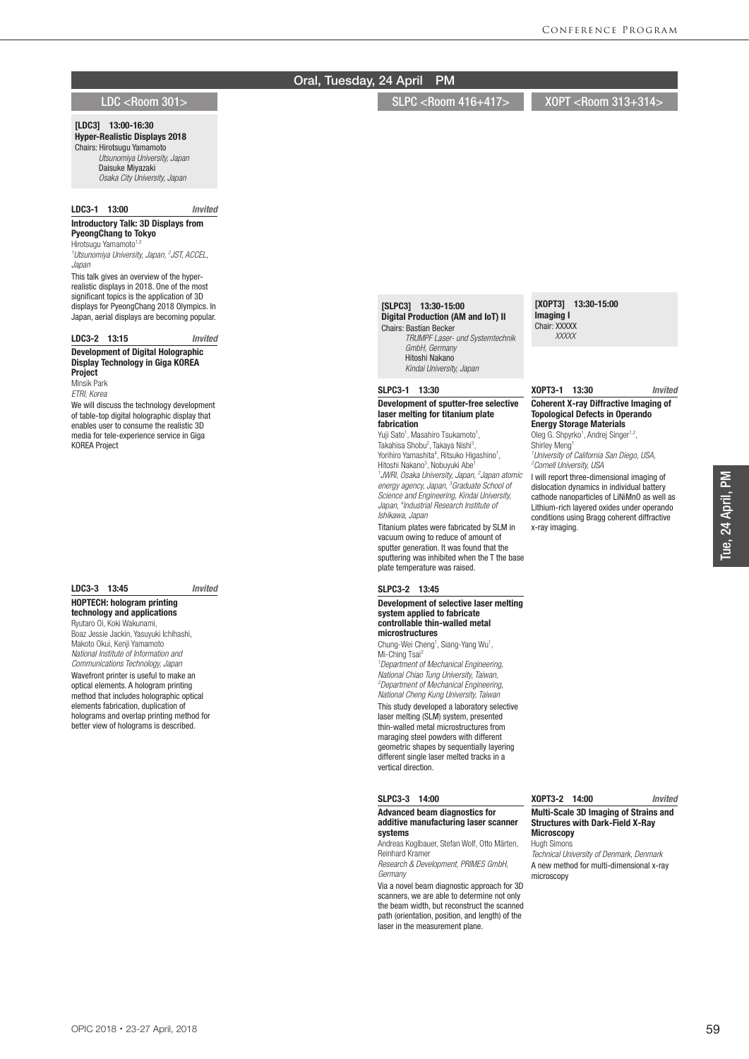## Oral, Tuesday, 24 April PM

### LDC <Room 301>

**[LDC3] 13:00-16:30**
**Hyper-Realistic Displays 2018**
Chairs: Hirotsugu Yamamoto
*Utsunomiya University, Japan*
Daisuke Miyazaki
*Osaka City University, Japan*

**LDC3-1 13:00** *Invited*
**Introductory Talk: 3D Displays from PyeongChang to Tokyo**
Hirotsugu Yamamoto[1,2]
*[1]Utsunomiya University, Japan, [2]JST, ACCEL, Japan*
This talk gives an overview of the hyper-realistic displays in 2018. One of the most significant topics is the application of 3D displays for PyeongChang 2018 Olympics. In Japan, aerial displays are becoming popular.

**LDC3-2 13:15** *Invited*
**Development of Digital Holographic Display Technology in Giga KOREA Project**
Minsik Park
*ETRI, Korea*
We will discuss the technology development of table-top digital holographic display that enables user to consume the realistic 3D media for tele-experience service in Giga KOREA Project

**LDC3-3 13:45** *Invited*
**HOPTECH: hologram printing technology and applications**
Ryutaro Oi, Koki Wakunami, Boaz Jessie Jackin, Yasuyuki Ichihashi, Makoto Okui, Kenji Yamamoto
*National Institute of Information and Communications Technology, Japan*
Wavefront printer is useful to make an optical elements. A hologram printing method that includes holographic optical elements fabrication, duplication of holograms and overlap printing method for better view of holograms is described.

### SLPC <Room 416+417>

**[SLPC3] 13:30-15:00**
**Digital Production (AM and IoT) II**
Chairs: Bastian Becker
*TRUMPF Laser- und Systemtechnik GmbH, Germany*
Hitoshi Nakano
*Kindai University, Japan*

**SLPC3-1 13:30**
**Development of sputter-free selective laser melting for titanium plate fabrication**
Yuji Sato[1], Masahiro Tsukamoto[1], Takahisa Shobu[2], Takaya Nishi[3], Yorihiro Yamashita[4], Ritsuko Higashino[1], Hitoshi Nakano[3], Nobuyuki Abe[1]
*[1]JWRI, Osaka University, Japan, [2]Japan atomic energy agency, Japan, [3]Graduate School of Science and Engineering, Kindai University, Japan, [4]Industrial Research Institute of Ishikawa, Japan*
Titanium plates were fabricated by SLM in vacuum owing to reduce of amount of sputter generation. It was found that the sputtering was inhibited when the T the base plate temperature was raised.

**SLPC3-2 13:45**
**Development of selective laser melting system applied to fabricate controllable thin-walled metal microstructures**
Chung-Wei Cheng[1], Siang-Yang Wu[1], Mi-Ching Tsai[2]
*[1]Department of Mechanical Engineering, National Chiao Tung University, Taiwan, [2]Department of Mechanical Engineering, National Cheng Kung University, Taiwan*
This study developed a laboratory selective laser melting (SLM) system, presented thin-walled metal microstructures from maraging steel powders with different geometric shapes by sequentially layering different single laser melted tracks in a vertical direction.

**SLPC3-3 14:00**
**Advanced beam diagnostics for additive manufacturing laser scanner systems**
Andreas Koglbauer, Stefan Wolf, Otto Märten, Reinhard Kramer
*Research & Development, PRIMES GmbH, Germany*
Via a novel beam diagnostic approach for 3D scanners, we are able to determine not only the beam width, but reconstruct the scanned path (orientation, position, and length) of the laser in the measurement plane.

### XOPT <Room 313+314>

**[XOPT3] 13:30-15:00**
**Imaging I**
Chair: XXXXX
*XXXXX*

**XOPT3-1 13:30** *Invited*
**Coherent X-ray Diffractive Imaging of Topological Defects in Operando Energy Storage Materials**
Oleg G. Shpyrko[1], Andrej Singer[1,2], Shirley Meng[1]
*[1]University of California San Diego, USA, [2]Cornell University, USA*
I will report three-dimensional imaging of dislocation dynamics in individual battery cathode nanoparticles of LiNiMnO as well as Lithium-rich layered oxides under operando conditions using Bragg coherent diffractive x-ray imaging.

**XOPT3-2 14:00** *Invited*
**Multi-Scale 3D Imaging of Strains and Structures with Dark-Field X-Ray Microscopy**
Hugh Simons
*Technical University of Denmark, Denmark*
A new method for multi-dimensional x-ray microscopy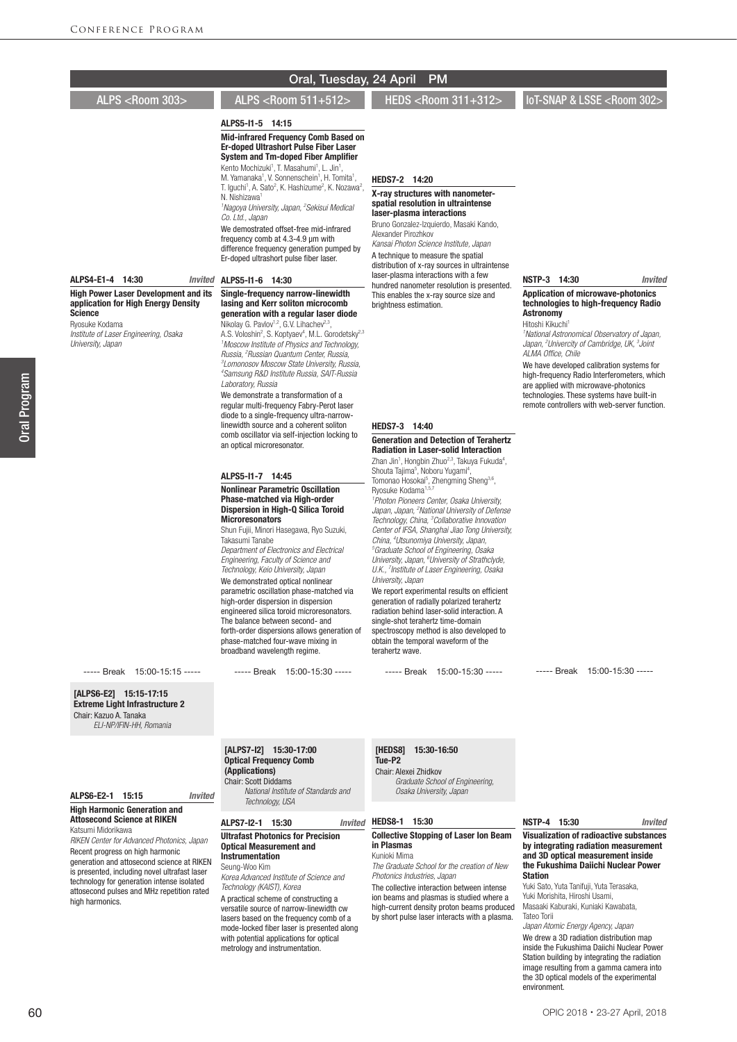# Oral, Tuesday, 24 April PM

## ALPS <Room 303>

**ALPS4-E1-4 14:30** *Invited*

**High Power Laser Development and its application for High Energy Density Science**

Ryosuke Kodama

*Institute of Laser Engineering, Osaka University, Japan*

----- Break 15:00-15:15 -----

**[ALPS6-E2] 15:15-17:15**
**Extreme Light Infrastructure 2**
Chair: Kazuo A. Tanaka
*ELI-NP/IFIN-HH, Romania*

**ALPS6-E2-1 15:15** *Invited*

**High Harmonic Generation and Attosecond Science at RIKEN**

Katsumi Midorikawa

*RIKEN Center for Advanced Photonics, Japan*

Recent progress on high harmonic generation and attosecond science at RIKEN is presented, including novel ultrafast laser technology for generation intense isolated attosecond pulses and MHz repetition rated high harmonics.

## ALPS <Room 511+512>

**ALPS5-I1-5 14:15**

**Mid-infrared Frequency Comb Based on Er-doped Ultrashort Pulse Fiber Laser System and Tm-doped Fiber Amplifier**

Kento Mochizuki[1], T. Masahumi[1], L. Jin[1], M. Yamanaka[1], V. Sonnenschein[1], H. Tomita[1], T. Iguchi[1], A. Sato[2], K. Hashizume[2], K. Nozawa[2], N. Nishizawa[1]

*[1]Nagoya University, Japan, [2]Sekisui Medical Co. Ltd., Japan*

We demonstrated offset-free mid-infrared frequency comb at 4.3-4.9 µm with difference frequency generation pumped by Er-doped ultrashort pulse fiber laser.

**ALPS5-I1-6 14:30**

**Single-frequency narrow-linewidth lasing and Kerr soliton microcomb generation with a regular laser diode**

Nikolay G. Pavlov[1,2], G.V. Lihachev[2,3], A.S. Voloshin[2], S. Koptyaev[4], M.L. Gorodetsky[2,3]

*[1]Moscow Institute of Physics and Technology, Russia, [2]Russian Quantum Center, Russia, [3]Lomonosov Moscow State University, Russia, [4]Samsung R&D Institute Russia, SAIT-Russia Laboratory, Russia*

We demonstrate a transformation of a regular multi-frequency Fabry-Perot laser diode to a single-frequency ultra-narrow-linewidth source and a coherent soliton comb oscillator via self-injection locking to an optical microresonator.

**ALPS5-I1-7 14:45**

**Nonlinear Parametric Oscillation Phase-matched via High-order Dispersion in High-Q Silica Toroid Microresonators**

Shun Fujii, Minori Hasegawa, Ryo Suzuki, Takasumi Tanabe

*Department of Electronics and Electrical Engineering, Faculty of Science and Technology, Keio University, Japan*

We demonstrated optical nonlinear parametric oscillation phase-matched via high-order dispersion in dispersion engineered silica toroid microresonators. The balance between second- and forth-order dispersions allows generation of phase-matched four-wave mixing in broadband wavelength regime.

----- Break 15:00-15:30 -----

**[ALPS7-I2] 15:30-17:00**
**Optical Frequency Comb (Applications)**
Chair: Scott Diddams
*National Institute of Standards and Technology, USA*

**ALPS7-I2-1 15:30** *Invited*

**Ultrafast Photonics for Precision Optical Measurement and Instrumentation**

Seung-Woo Kim

*Korea Advanced Institute of Science and Technology (KAIST), Korea*

A practical scheme of constructing a versatile source of narrow-linewidth cw lasers based on the frequency comb of a mode-locked fiber laser is presented along with potential applications for optical metrology and instrumentation.

## HEDS <Room 311+312>

**HEDS7-2 14:20**

**X-ray structures with nanometer-spatial resolution in ultraintense laser-plasma interactions**

Bruno Gonzalez-Izquierdo, Masaki Kando, Alexander Pirozhkov

*Kansai Photon Science Institute, Japan*

A technique to measure the spatial distribution of x-ray sources in ultraintense laser-plasma interactions with a few hundred nanometer resolution is presented. This enables the x-ray source size and brightness estimation.

**HEDS7-3 14:40**

**Generation and Detection of Terahertz Radiation in Laser-solid Interaction**

Zhan Jin[1], Hongbin Zhuo[2,3], Takuya Fukuda[4], Shouta Tajima[5], Noboru Yugami[4], Tomonao Hosokai[5], Zhengming Sheng[3,6], Ryosuke Kodama[1,5,7]

*[1]Photon Pioneers Center, Osaka University, Japan, Japan, [2]National University of Defense Technology, China, [3]Collaborative Innovation Center of IFSA, Shanghai Jiao Tong University, China, [4]Utsunomiya University, Japan, [5]Graduate School of Engineering, Osaka University, Japan, [6]University of Strathclyde, U.K., [7]Institute of Laser Engineering, Osaka University, Japan*

We report experimental results on efficient generation of radially polarized terahertz radiation behind laser-solid interaction. A single-shot terahertz time-domain spectroscopy method is also developed to obtain the temporal waveform of the terahertz wave.

----- Break 15:00-15:30 -----

**[HEDS8] 15:30-16:50**
**Tue-P2**
Chair: Alexei Zhidkov
*Graduate School of Engineering, Osaka University, Japan*

**HEDS8-1 15:30**

**Collective Stopping of Laser Ion Beam in Plasmas**

Kunioki Mima

*The Graduate School for the creation of New Photonics Industries, Japan*

The collective interaction between intense ion beams and plasmas is studied where a high-current density proton beams produced by short pulse laser interacts with a plasma.

## IoT-SNAP & LSSE <Room 302>

**NSTP-3 14:30** *Invited*

**Application of microwave-photonics technologies to high-frequency Radio Astronomy**

Hitoshi Kikuchi[1]

*[1]National Astronomical Observatory of Japan, Japan, [2]Univercity of Cambridge, UK, [3]Joint ALMA Office, Chile*

We have developed calibration systems for high-frequency Radio Interferometers, which are applied with microwave-photonics technologies. These systems have built-in remote controllers with web-server function.

----- Break 15:00-15:30 -----

**NSTP-4 15:30** *Invited*

**Visualization of radioactive substances by integrating radiation measurement and 3D optical measurement inside the Fukushima Daiichi Nuclear Power Station**

Yuki Sato, Yuta Tanifuji, Yuta Terasaka, Yuki Morishita, Hiroshi Usami, Masaaki Kaburaki, Kuniaki Kawabata, Tateo Torii

*Japan Atomic Energy Agency, Japan*

We drew a 3D radiation distribution map inside the Fukushima Daiichi Nuclear Power Station building by integrating the radiation image resulting from a gamma camera into the 3D optical models of the experimental environment.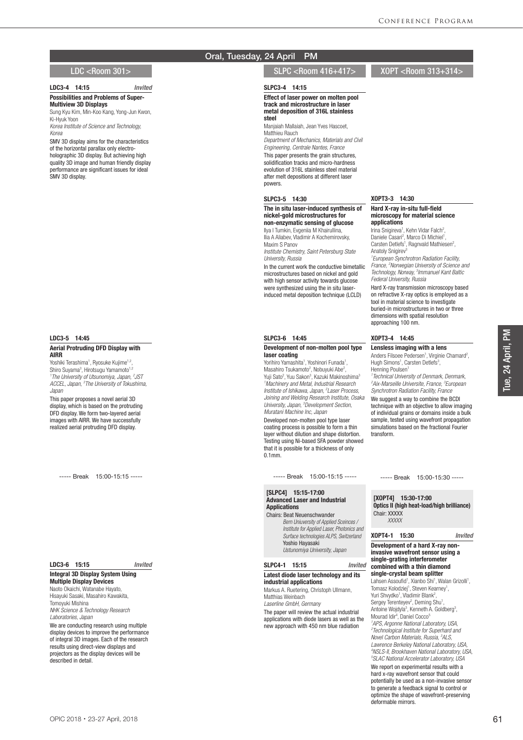## Oral, Tuesday, 24 April PM

### LDC <Room 301>

**LDC3-4 14:15** *Invited*

**Possibilities and Problems of Super-Multiview 3D Displays**

Sung Kyu Kim, Min-Koo Kang, Yong-Jun Kwon, Ki-Hyuk Yoon

*Korea Institute of Science and Technology, Korea*

SMV 3D display aims for the characteristics of the horizontal parallax only electro-holographic 3D display. But achieving high quality 3D image and human friendly display performance are significant issues for ideal SMV 3D display.

**LDC3-5 14:45**

**Aerial Protruding DFD Display with AIRR**

Yoshiki Terashima[1], Ryosuke Kujime[1,2], Shiro Suyama[3], Hirotsugu Yamamoto[1,2]

[1]*The University of Utsunomiya, Japan,* [2]*JST ACCEL, Japan,* [3]*The University of Tokushima, Japan*

This paper proposes a novel aerial 3D display, which is based on the protruding DFD display. We form two-layered aerial images with AIRR. We have successfully realized aerial protruding DFD display.

----- Break 15:00-15:15 -----

**LDC3-6 15:15** *Invited*

**Integral 3D Display System Using Multiple Display Devices**

Naoto Okaichi, Watanabe Hayato, Hisayuki Sasaki, Masahiro Kawakita, Tomoyuki Mishina

*NHK Science & Technology Research Laboratories, Japan*

We are conducting research using multiple display devices to improve the performance of integral 3D images. Each of the research results using direct-view displays and projectors as the display devices will be described in detail.

### SLPC <Room 416+417>

**SLPC3-4 14:15**

**Effect of laser power on molten pool track and microstructure in laser metal deposition of 316L stainless steel**

Manjaiah Mallaiah, Jean Yves Hascoet, Matthieu Rauch

*Department of Mechanics, Materials and Civil Engineering, Centrale Nantes, France*

This paper presents the grain structures, solidification tracks and micro-hardness evolution of 316L stainless steel material after melt depositions at different laser powers.

**SLPC3-5 14:30**

**The in situ laser-induced synthesis of nickel-gold microstructures for non-enzymatic sensing of glucose**

Ilya I Tumkin, Evgeniia M Khairullina, Ilia A Aliabev, Vladimir A Kochemirovsky, Maxim S Panov

*Institute Chemistry, Saint Petersburg State University, Russia*

In the current work the conductive bimetallic microstructures based on nickel and gold with high sensor activity towards glucose were synthesized using the in situ laser-induced metal deposition technique (LCLD)

**SLPC3-6 14:45**

**Development of non-molten pool type laser coating**

Yorihiro Yamashita[1], Yoshinori Funada[1], Masahiro Tsukamoto[2], Nobuyuki Abe[2], Yuji Sato[2], Yuu Sakon[3], Kazuki Makinoshima[3]

[1]*Machinery and Metal, Industrial Research Institute of Ishikawa, Japan,* [2]*Laser Process, Joining and Welding Research Institute, Osaka University, Japan,* [3]*Development Section, Muratani Machine Inc, Japan*

Developed non-molten pool type laser coating process is possible to form a thin layer without dilution and shape distortion. Testing using Ni-based SFA powder showed that it is possible for a thickness of only 0.1mm.

----- Break 15:00-15:15 -----

**[SLPC4] 15:15-17:00**
**Advanced Laser and Industrial Applications**

Chairs: Beat Neuenschwander
*Bern Uniuversity of Applied Sceinces / Institute for Applied Laser, Photonics and Surface technologies ALPS, Switzerland*
Yoshio Hayasaki
*Ustunomiya University, Japan*

**SLPC4-1 15:15** *Invited*

**Latest diode laser technology and its industrial applications**

Markus A. Ruetering, Christoph Ullmann, Matthias Weinbach

*Laserline GmbH, Germany*

The paper will review the actual industrial applications with diode lasers as well as the new approach with 450 nm blue radiation

### XOPT <Room 313+314>

**XOPT3-3 14:30**

**Hard X-ray in-situ full-field microscopy for material science applications**

Irina Snigireva[1], Kehn Vidar Falch[2], Daniele Casari[2], Marco Di Michiel[1], Carsten Detlefs[1], Ragnvald Mathiesen[2], Anatoly Snigirev[3]

[1]*European Synchrotron Radiation Facility, France,* [2]*Norwegian University of Science and Technology, Norway,* [3]*Immanuel Kant Baltic Federal University, Russia*

Hard X-ray transmission microscopy based on refractive X-ray optics is employed as a tool in material science to investigate buried-in microstructures in two or three dimensions with spatial resolution approaching 100 nm.

**XOPT3-4 14:45**

**Lensless imaging with a lens**

Anders Filsoee Pedersen[1], Virginie Chamard[2], Hugh Simons[1], Carsten Detlefs[3], Henning Poulsen[1]

[1]*Technical University of Denmark, Denmark,* [2]*Aix-Marseille Universite, France,* [3]*European Synchrotron Radiation Facility, France*

We suggest a way to combine the BCDI technique with an objective to allow imaging of individual grains or domains inside a bulk sample, tested using wavefront propagation simulations based on the fractional Fourier transform.

----- Break 15:00-15:30 -----

**[XOPT4] 15:30-17:00**
**Optics II (high heat-load/high brilliance)**

Chair: XXXXX
*XXXXX*

**XOPT4-1 15:30** *Invited*

**Development of a hard X-ray non-invasive wavefront sensor using a single-grating interferometer combined with a thin diamond single-crystal beam splitter**

Lahsen Assoufid[1], Xianbo Shi[1], Walan Grizolli[1], Tomasz Kolodziej[1], Steven Kearney[1], Yuri Shvydko[1], Vladimir Blank[2], Sergey Terentyev[2], Deming Shu[1], Antoine Wojdyla[3], Kenneth A. Goldberg[3], Mourad Idir[4], Daniel Cocco[5]

[1]*APS, Argonne National Laboratory, USA,* [2]*Technological Institute for Superhard and Novel Carbon Materials, Russia,* [3]*ALS, Lawrence Berkeley National Laboratory, USA,* [4]*NSLS-II, Brookhaven National Laboratory, USA,* [5]*SLAC National Accelerator Laboratory, USA*

We report on experimental results with a hard x-ray wavefront sensor that could potentially be used as a non-invasive sensor to generate a feedback signal to control or optimize the shape of wavefront-preserving deformable mirrors.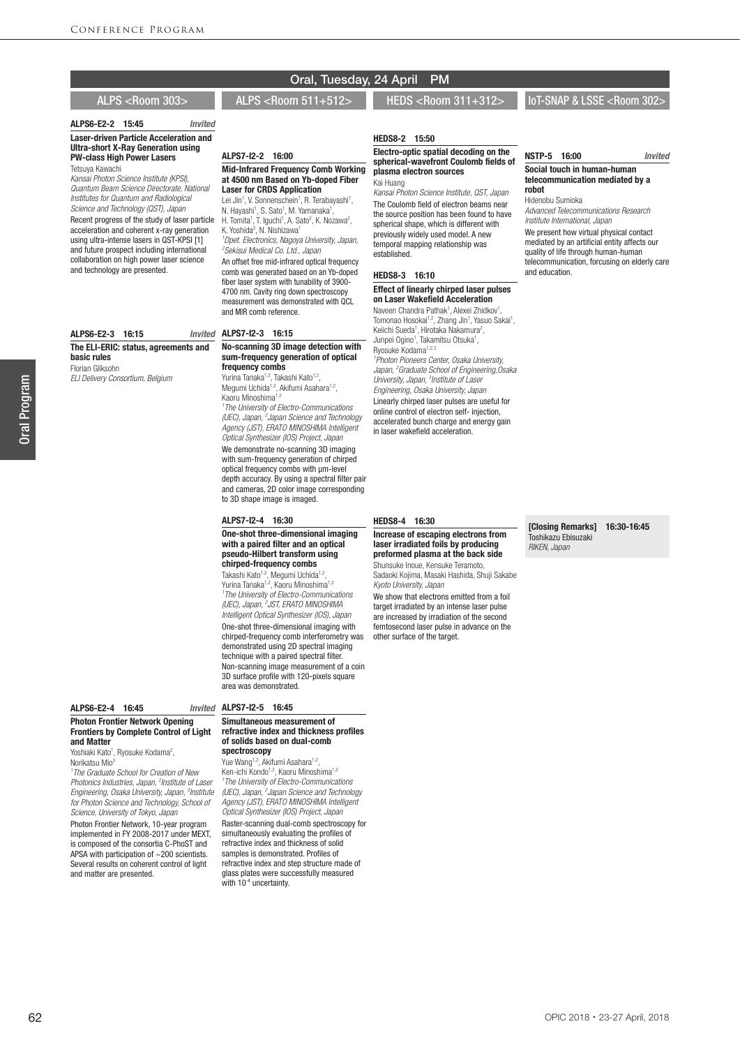# Oral, Tuesday, 24 April PM

## ALPS <Room 303>

### ALPS6-E2-2 15:45 *Invited*

**Laser-driven Particle Acceleration and Ultra-short X-Ray Generation using PW-class High Power Lasers**

Tetsuya Kawachi

*Kansai Photon Science Institute (KPSI), Quantum Beam Science Directorate, National Institutes for Quantum and Radiological Science and Technology (QST), Japan*

Recent progress of the study of laser particle acceleration and coherent x-ray generation using ultra-intense lasers in QST-KPSI [1] and future prospect including international collaboration on high power laser science and technology are presented.

### ALPS6-E2-3 16:15 *Invited*

**The ELI-ERIC: status, agreements and basic rules**

Florian Gliksohn

*ELI Delivery Consortium, Belgium*

### ALPS6-E2-4 16:45 *Invited*

**Photon Frontier Network Opening Frontiers by Complete Control of Light and Matter**

Yoshiaki Kato[1], Ryosuke Kodama[2], Norikatsu Mio[3]

[1]*The Graduate School for Creation of New Photonics Industries, Japan,* [2]*Institute of Laser Engineering, Osaka University, Japan,* [3]*Institute for Photon Science and Technology, School of Science, University of Tokyo, Japan*

Photon Frontier Network, 10-year program implemented in FY 2008-2017 under MEXT, is composed of the consortia C-PhoST and APSA with participation of ~200 scientists. Several results on coherent control of light and matter are presented.

## ALPS <Room 511+512>

### ALPS7-I2-2 16:00

**Mid-Infrared Frequency Comb Working at 4500 nm Based on Yb-doped Fiber Laser for CRDS Application**

Lei Jin[1], V. Sonnenschein[1], R. Terabayashi[1], N. Hayashi[1], S. Sato[1], M. Yamanaka[1], H. Tomita[1], T. Iguchi[1], A. Sato[2], K. Nozawa[2], K. Yoshida[2], N. Nishizawa[1]

[1]*Dpet. Electronics, Nagoya University, Japan,* [2]*Sekisui Medical Co. Ltd., Japan*

An offset free mid-infrared optical frequency comb was generated based on an Yb-doped fiber laser system with tunability of 3900-4700 nm. Cavity ring down spectroscopy measurement was demonstrated with QCL and MIR comb reference.

### ALPS7-I2-3 16:15

**No-scanning 3D image detection with sum-frequency generation of optical frequency combs**

Yurina Tanaka[1,2], Takashi Kato[1,2], Megumi Uchida[1,2], Akifumi Asahara[1,2], Kaoru Minoshima[1,2]

[1]*The University of Electro-Communications (UEC), Japan,* [2]*Japan Science and Technology Agency (JST), ERATO MINOSHIMA Intelligent Optical Synthesizer (IOS) Project, Japan*

We demonstrate no-scanning 3D imaging with sum-frequency generation of chirped optical frequency combs with μm-level depth accuracy. By using a spectral filter pair and cameras, 2D color image corresponding to 3D shape image is imaged.

### ALPS7-I2-4 16:30

**One-shot three-dimensional imaging with a paired filter and an optical pseudo-Hilbert transform using chirped-frequency combs**

Takashi Kato[1,2], Megumi Uchida[1,2], Yurina Tanaka[1,2], Kaoru Minoshima[1,2]

[1]*The University of Electro-Communications (UEC), Japan,* [2]*JST, ERATO MINOSHIMA Intelligent Optical Synthesizer (IOS), Japan*

One-shot three-dimensional imaging with chirped-frequency comb interferometry was demonstrated using 2D spectral imaging technique with a paired spectral filter. Non-scanning image measurement of a coin 3D surface profile with 120-pixels square area was demonstrated.

### ALPS7-I2-5 16:45

**Simultaneous measurement of refractive index and thickness profiles of solids based on dual-comb spectroscopy**

Yue Wang[1,2], Akifumi Asahara[1,2], Ken-ichi Kondo[1,2], Kaoru Minoshima[1,2]

[1]*The University of Electro-Communications (UEC), Japan,* [2]*Japan Science and Technology Agency (JST), ERATO MINOSHIMA Intelligent Optical Synthesizer (IOS) Project, Japan*

Raster-scanning dual-comb spectroscopy for simultaneously evaluating the profiles of refractive index and thickness of solid samples is demonstrated. Profiles of refractive index and step structure made of glass plates were successfully measured with $10^{-4}$ uncertainty.

## HEDS <Room 311+312>

### HEDS8-2 15:50

**Electro-optic spatial decoding on the spherical-wavefront Coulomb fields of plasma electron sources**

Kai Huang

*Kansai Photon Science Institute, QST, Japan*

The Coulomb field of electron beams near the source position has been found to have spherical shape, which is different with previously widely used model. A new temporal mapping relationship was established.

### HEDS8-3 16:10

**Effect of linearly chirped laser pulses on Laser Wakefield Acceleration**

Naveen Chandra Pathak[1], Alexei Zhidkov[1], Tomonao Hosokai[1,2], Zhang Jin[1], Yasuo Sakai[1], Keiichi Sueda[1], Hirotaka Nakamura[2], Junpei Ogino[1], Takamitsu Otsuka[1], Ryosuke Kodama[1,2,3]

[1]*Photon Pioneers Center, Osaka University, Japan,* [2]*Graduate School of Engineering,Osaka University, Japan,* [3]*Institute of Laser Engineering, Osaka University, Japan*

Linearly chirped laser pulses are useful for online control of electron self- injection, accelerated bunch charge and energy gain in laser wakefield acceleration.

### HEDS8-4 16:30

**Increase of escaping electrons from laser irradiated foils by producing preformed plasma at the back side**

Shunsuke Inoue, Kensuke Teramoto, Sadaoki Kojima, Masaki Hashida, Shuji Sakabe

*Kyoto University, Japan*

We show that electrons emitted from a foil target irradiated by an intense laser pulse are increased by irradiation of the second femtosecond laser pulse in advance on the other surface of the target.

## IoT-SNAP & LSSE <Room 302>

### NSTP-5 16:00 *Invited*

**Social touch in human-human telecommunication mediated by a robot**

Hidenobu Sumioka

*Advanced Telecommunications Research Institute International, Japan*

We present how virtual physical contact mediated by an artificial entity affects our quality of life through human-human telecommunication, forcusing on elderly care and education.

### [Closing Remarks] 16:30-16:45

Toshikazu Ebisuzaki

*RIKEN, Japan*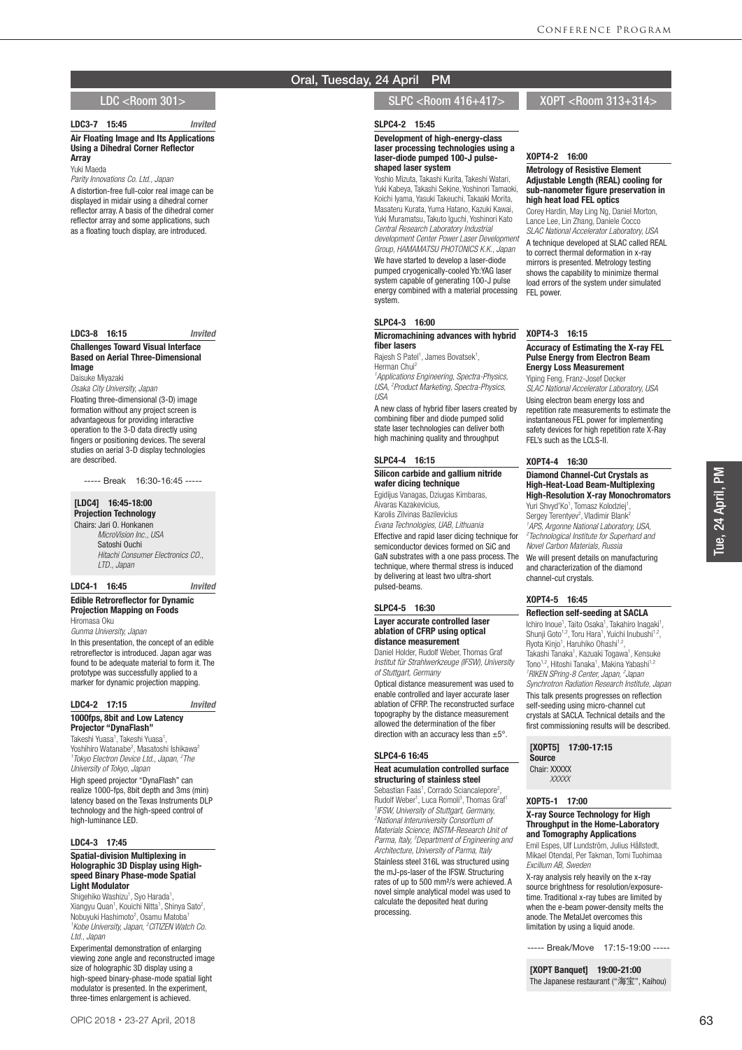## Oral, Tuesday, 24 April PM

### LDC <Room 301>

**LDC3-7 15:45** *Invited*

**Air Floating Image and Its Applications Using a Dihedral Corner Reflector Array**

Yuki Maeda

*Parity Innovations Co. Ltd., Japan*

A distortion-free full-color real image can be displayed in midair using a dihedral corner reflector array. A basis of the dihedral corner reflector array and some applications, such as a floating touch display, are introduced.

**LDC3-8 16:15** *Invited*

**Challenges Toward Visual Interface Based on Aerial Three-Dimensional Image**

Daisuke Miyazaki

*Osaka City University, Japan*

Floating three-dimensional (3-D) image formation without any project screen is advantageous for providing interactive operation to the 3-D data directly using fingers or positioning devices. The several studies on aerial 3-D display technologies are described.

----- Break 16:30-16:45 -----

**[LDC4] 16:45-18:00**
**Projection Technology**

Chairs: Jari O. Honkanen
*MicroVision Inc., USA*
Satoshi Ouchi
*Hitachi Consumer Electronics CO., LTD., Japan*

**LDC4-1 16:45** *Invited*

**Edible Retroreflector for Dynamic Projection Mapping on Foods**

Hiromasa Oku

*Gunma University, Japan*

In this presentation, the concept of an edible retroreflector is introduced. Japan agar was found to be adequate material to form it. The prototype was successfully applied to a marker for dynamic projection mapping.

**LDC4-2 17:15** *Invited*

**1000fps, 8bit and Low Latency Projector "DynaFlash"**

Takeshi Yuasa[1], Takeshi Yuasa[1], Yoshihiro Watanabe[2], Masatoshi Ishikawa[2]

[1]*Tokyo Electron Device Ltd., Japan,* [2]*The University of Tokyo, Japan*

High speed projector "DynaFlash" can realize 1000-fps, 8bit depth and 3ms (min) latency based on the Texas Instruments DLP technology and the high-speed control of high-luminance LED.

**LDC4-3 17:45**

**Spatial-division Multiplexing in Holographic 3D Display using High-speed Binary Phase-mode Spatial Light Modulator**

Shigehiko Washizu[1], Syo Harada[1], Xiangyu Quan[1], Kouichi Nitta[1], Shinya Sato[2], Nobuyuki Hashimoto[2], Osamu Matoba[1]

[1]*Kobe University, Japan,* [2]*CITIZEN Watch Co. Ltd., Japan*

Experimental demonstration of enlarging viewing zone angle and reconstructed image size of holographic 3D display using a high-speed binary-phase-mode spatial light modulator is presented. In the experiment, three-times enlargement is achieved.

### SLPC <Room 416+417>

**SLPC4-2 15:45**

**Development of high-energy-class laser processing technologies using a laser-diode pumped 100-J pulse-shaped laser system**

Yoshio Mizuta, Takashi Kurita, Takeshi Watari, Yuki Kabeya, Takashi Sekine, Yoshinori Tamaoki, Koichi Iyama, Yasuki Takeuchi, Takaaki Morita, Masateru Kurata, Yuma Hatano, Kazuki Kawai, Yuki Muramatsu, Takuto Iguchi, Yoshinori Kato

*Central Research Laboratory Industrial development Center Power Laser Development Group, HAMAMATSU PHOTONICS K.K., Japan*

We have started to develop a laser-diode pumped cryogenically-cooled Yb:YAG laser system capable of generating 100-J pulse energy combined with a material processing system.

**SLPC4-3 16:00**

**Micromachining advances with hybrid fiber lasers**

Rajesh S Patel[1], James Bovatsek[1], Herman Chui[2]

[1]*Applications Engineering, Spectra-Physics, USA,* [2]*Product Marketing, Spectra-Physics, USA*

A new class of hybrid fiber lasers created by combining fiber and diode pumped solid state laser technologies can deliver both high machining quality and throughput

**SLPC4-4 16:15**

**Silicon carbide and gallium nitride wafer dicing technique**

Egidijus Vanagas, Dziugas Kimbaras, Aivaras Kazakevicius, Karolis Zilvinas Bazilevicius

*Evana Technologies, UAB, Lithuania*

Effective and rapid laser dicing technique for semiconductor devices formed on SiC and GaN substrates with a one pass process. The technique, where thermal stress is induced by delivering at least two ultra-short pulsed-beams.

**SLPC4-5 16:30**

**Layer accurate controlled laser ablation of CFRP using optical distance measurement**

Daniel Holder, Rudolf Weber, Thomas Graf

*Institut für Strahlwerkzeuge (IFSW), University of Stuttgart, Germany*

Optical distance measurement was used to enable controlled and layer accurate laser ablation of CFRP. The reconstructed surface topography by the distance measurement allowed the determination of the fiber direction with an accuracy less than ±5°.

**SLPC4-6 16:45**

**Heat acumulation controlled surface structuring of stainless steel**

Sebastian Faas[1], Corrado Sciancalepore[2], Rudolf Weber[1], Luca Romoli[3], Thomas Graf[1]

[1]*IFSW, University of Stuttgart, Germany,* [2]*National Interuniversity Consortium of Materials Science, INSTM-Research Unit of Parma, Italy,* [3]*Department of Engineering and Architecture, University of Parma, Italy*

Stainless steel 316L was structured using the mJ-ps-laser of the IFSW. Structuring rates of up to 500 mm³/s were achieved. A novel simple analytical model was used to calculate the deposited heat during processing.

### XOPT <Room 313+314>

**XOPT4-2 16:00**

**Metrology of Resistive Element Adjustable Length (REAL) cooling for sub-nanometer figure preservation in high heat load FEL optics**

Corey Hardin, May Ling Ng, Daniel Morton, Lance Lee, Lin Zhang, Daniele Cocco

*SLAC National Accelerator Laboratory, USA*

A technique developed at SLAC called REAL to correct thermal deformation in x-ray mirrors is presented. Metrology testing shows the capability to minimize thermal load errors of the system under simulated FEL power.

**XOPT4-3 16:15**

**Accuracy of Estimating the X-ray FEL Pulse Energy from Electron Beam Energy Loss Measurement**

Yiping Feng, Franz-Josef Decker

*SLAC National Accelerator Laboratory, USA*

Using electron beam energy loss and repetition rate measurements to estimate the instantaneous FEL power for implementing safety devices for high repetition rate X-Ray FEL's such as the LCLS-II.

**XOPT4-4 16:30**

**Diamond Channel-Cut Crystals as High-Heat-Load Beam-Multiplexing High-Resolution X-ray Monochromators**

Yuri Shvyd'Ko[1], Tomasz Kolodziej[1], Sergey Terentyev[2], Vladimir Blank[2]

[1]*APS, Argonne National Laboratory, USA,* [2]*Technological Institute for Superhard and Novel Carbon Materials, Russia*

We will present details on manufacturing and characterization of the diamond channel-cut crystals.

**XOPT4-5 16:45**

**Reflection self-seeding at SACLA**

Ichiro Inoue[1], Taito Osaka[1], Takahiro Inagaki[1], Shunji Goto[1,2], Toru Hara[1], Yuichi Inubushi[1,2], Ryota Kinjo[1], Haruhiko Ohashi[1,2], Takashi Tanaka[1], Kazuaki Togawa[1], Kensuke Tono[1,2], Hitoshi Tanaka[1], Makina Yabashi[1,2]

[1]*RIKEN SPring-8 Center, Japan,* [2]*Japan Synchrotron Radiation Research Institute, Japan*

This talk presents progresses on reflection self-seeding using micro-channel cut crystals at SACLA. Technical details and the first commissioning results will be described.

**[XOPT5] 17:00-17:15**
**Source**

Chair: XXXXX
*XXXXX*

**XOPT5-1 17:00**

**X-ray Source Technology for High Throughput in the Home-Laboratory and Tomography Applications**

Emil Espes, Ulf Lundström, Julius Hällstedt, Mikael Otendal, Per Takman, Tomi Tuohimaa

*Excillum AB, Sweden*

X-ray analysis rely heavily on the x-ray source brightness for resolution/exposure-time. Traditional x-ray tubes are limited by when the e-beam power-density melts the anode. The MetalJet overcomes this limitation by using a liquid anode.

----- Break/Move 17:15-19:00 -----

**[XOPT Banquet] 19:00-21:00**
The Japanese restaurant ("海宝", Kaihou)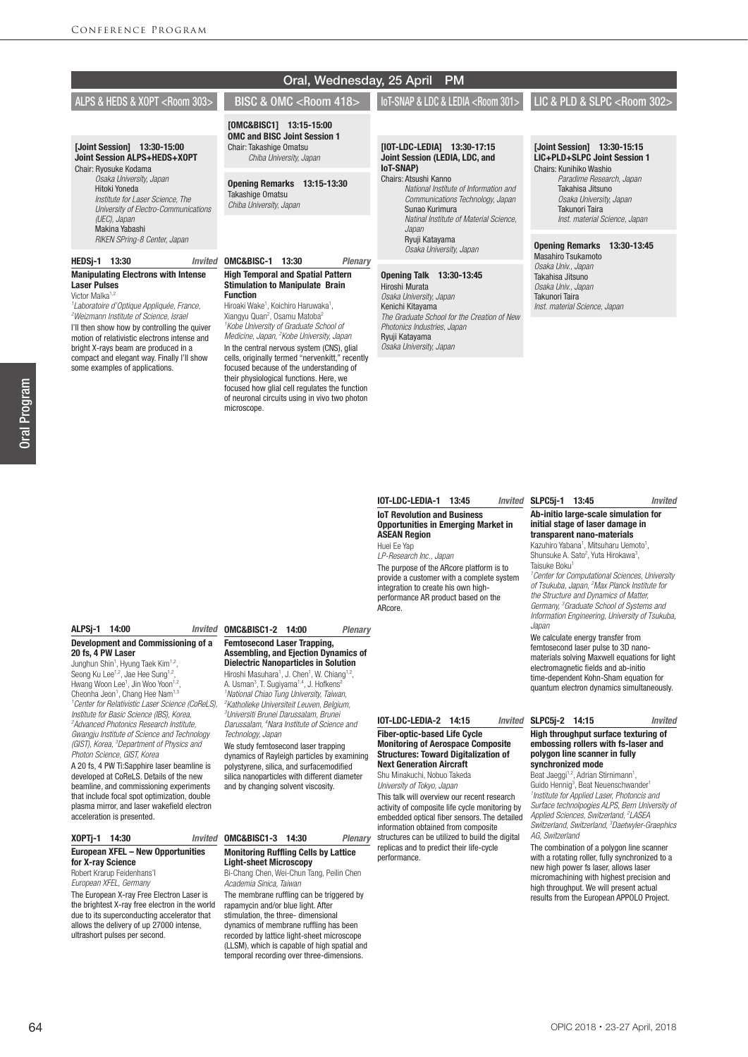# Oral, Wednesday, 25 April PM

## ALPS & HEDS & XOPT <Room 303>

**[Joint Session] 13:30-15:00**
**Joint Session ALPS+HEDS+XOPT**
Chair: Ryosuke Kodama
*Osaka University, Japan*
Hitoki Yoneda
*Institute for Laser Science, The University of Electro-Communications (UEC), Japan*
Makina Yabashi
*RIKEN SPring-8 Center, Japan*

**HEDSj-1 13:30** *Invited*
**Manipulating Electrons with Intense Laser Pulses**
Victor Malka[1,2]
[1]*Laboratoire d'Optique Appliquée, France,* [2]*Weizmann Institute of Science, Israel*
I'll then show how by controlling the quiver motion of relativistic electrons intense and bright X-rays beam are produced in a compact and elegant way. Finally I'll show some examples of applications.

**ALPSj-1 14:00** *Invited*
**Development and Commissioning of a 20 fs, 4 PW Laser**
Junghun Shin[1], Hyung Taek Kim[1,2], Seong Ku Lee[1,2], Jae Hee Sung[1,2], Hwang Woon Lee[1], Jin Woo Yoon[1,2], Cheonha Jeon[1], Chang Hee Nam[1,3]
[1]*Center for Relativistic Laser Science (CoReLS), Institute for Basic Science (IBS), Korea,* [2]*Advanced Photonics Research Institute, Gwangju Institute of Science and Technology (GIST), Korea,* [3]*Department of Physics and Photon Science, GIST, Korea*
A 20 fs, 4 PW Ti:Sapphire laser beamline is developed at CoReLS. Details of the new beamline, and commissioning experiments that include focal spot optimization, double plasma mirror, and laser wakefield electron acceleration is presented.

**XOPTj-1 14:30** *Invited*
**European XFEL – New Opportunities for X-ray Science**
Robert Krarup Feidenhans'l
*European XFEL, Germany*
The European X-ray Free Electron Laser is the brightest X-ray free electron in the world due to its superconducting accelerator that allows the delivery of up 27000 intense, ultrashort pulses per second.

## BISC & OMC <Room 418>

**[OMC&BISC1] 13:15-15:00**
**OMC and BISC Joint Session 1**
Chair: Takashige Omatsu
*Chiba University, Japan*

**Opening Remarks 13:15-13:30**
Takashige Omatsu
*Chiba University, Japan*

**OMC&BISC-1 13:30** *Plenary*
**High Temporal and Spatial Pattern Stimulation to Manipulate Brain Function**
Hiroaki Wake[1], Koichiro Haruwaka[1], Xiangyu Quan[2], Osamu Matoba[2]
[1]*Kobe University of Graduate School of Medicine, Japan,* [2]*Kobe University, Japan*
In the central nervous system (CNS), glial cells, originally termed "nervenkitt," recently focused because of the understanding of their physiological functions. Here, we focused how glial cell regulates the function of neuronal circuits using in vivo two photon microscope.

**OMC&BISC1-2 14:00** *Plenary*
**Femtosecond Laser Trapping, Assembling, and Ejection Dynamics of Dielectric Nanoparticles in Solution**
Hiroshi Masuhara[1], J. Chen[1], W. Chiang[1,2], A. Usman[3], T. Sugiyama[1,4], J. Hofkens[2]
[1]*National Chiao Tung University, Taiwan,* [2]*Katholieke Universiteit Leuven, Belgium,* [3]*Universiti Brunei Darussalam, Brunei Darussalam,* [4]*Nara Institute of Science and Technology, Japan*
We study femtosecond laser trapping dynamics of Rayleigh particles by examining polystyrene, silica, and surfacemodified silica nanoparticles with different diameter and by changing solvent viscosity.

**OMC&BISC1-3 14:30** *Plenary*
**Monitoring Ruffling Cells by Lattice Light-sheet Microscopy**
Bi-Chang Chen, Wei-Chun Tang, Peilin Chen
*Academia Sinica, Taiwan*
The membrane ruffling can be triggered by rapamycin and/or blue light. After stimulation, the three- dimensional dynamics of membrane ruffling has been recorded by lattice light-sheet microscope (LLSM), which is capable of high spatial and temporal recording over three-dimensions.

## IoT-SNAP & LDC & LEDIA <Room 301>

**[IOT-LDC-LEDIA] 13:30-17:15**
**Joint Session (LEDIA, LDC, and IoT-SNAP)**
Chairs: Atsushi Kanno
*National Institute of Information and Communications Technology, Japan*
Sunao Kurimura
*Natinal Institute of Material Science, Japan*
Ryuji Katayama
*Osaka University, Japan*

**Opening Talk 13:30-13:45**
Hiroshi Murata
*Osaka University, Japan*
Kenichi Kitayama
*The Graduate School for the Creation of New Photonics Industries, Japan*
Ryuji Katayama
*Osaka University, Japan*

**IOT-LDC-LEDIA-1 13:45** *Invited*
**IoT Revolution and Business Opportunities in Emerging Market in ASEAN Region**
Huei Ee Yap
*LP-Research Inc., Japan*
The purpose of the ARcore platform is to provide a customer with a complete system integration to create his own high-performance AR product based on the ARcore.

**IOT-LDC-LEDIA-2 14:15** *Invited*
**Fiber-optic-based Life Cycle Monitoring of Aerospace Composite Structures: Toward Digitalization of Next Generation Aircraft**
Shu Minakuchi, Nobuo Takeda
*University of Tokyo, Japan*
This talk will overview our recent research activity of composite life cycle monitoring by embedded optical fiber sensors. The detailed information obtained from composite structures can be utilized to build the digital replicas and to predict their life-cycle performance.

## LIC & PLD & SLPC <Room 302>

**[Joint Session] 13:30-15:15**
**LIC+PLD+SLPC Joint Session 1**
Chairs: Kunihiko Washio
*Paradime Research, Japan*
Takahisa Jitsuno
*Osaka University, Japan*
Takunori Taira
*Inst. material Science, Japan*

**Opening Remarks 13:30-13:45**
Masahiro Tsukamoto
*Osaka Univ., Japan*
Takahisa Jitsuno
*Osaka Univ., Japan*
Takunori Taira
*Inst. material Science, Japan*

**SLPC5j-1 13:45** *Invited*
**Ab-initio large-scale simulation for initial stage of laser damage in transparent nano-materials**
Kazuhiro Yabana[1], Mitsuharu Uemoto[1], Shunsuke A. Sato[2], Yuta Hirokawa[3], Taisuke Boku[1]
[1]*Center for Computational Sciences, University of Tsukuba, Japan,* [2]*Max Planck Institute for the Structure and Dynamics of Matter, Germany,* [3]*Graduate School of Systems and Information Engineering, University of Tsukuba, Japan*
We calculate energy transfer from femtosecond laser pulse to 3D nano-materials solving Maxwell equations for light electromagnetic fields and ab-initio time-dependent Kohn-Sham equation for quantum electron dynamics simultaneously.

**SLPC5j-2 14:15** *Invited*
**High throughput surface texturing of embossing rollers with fs-laser and polygon line scanner in fully synchronized mode**
Beat Jaeggi[1,2], Adrian Stirnimann[1], Guido Hennig[3], Beat Neuenschwander[1]
[1]*Institute for Applied Laser, Photonics and Surface technolpogies ALPS, Bern University of Applied Sciences, Switzerland,* [2]*LASEA Switzerland, Switzerland,* [3]*Daetwyler-Graephics AG, Switzerland*
The combination of a polygon line scanner with a rotating roller, fully synchronized to a new high power fs laser, allows laser micromachining with highest precision and high throughput. We will present actual results from the European APPOLO Project.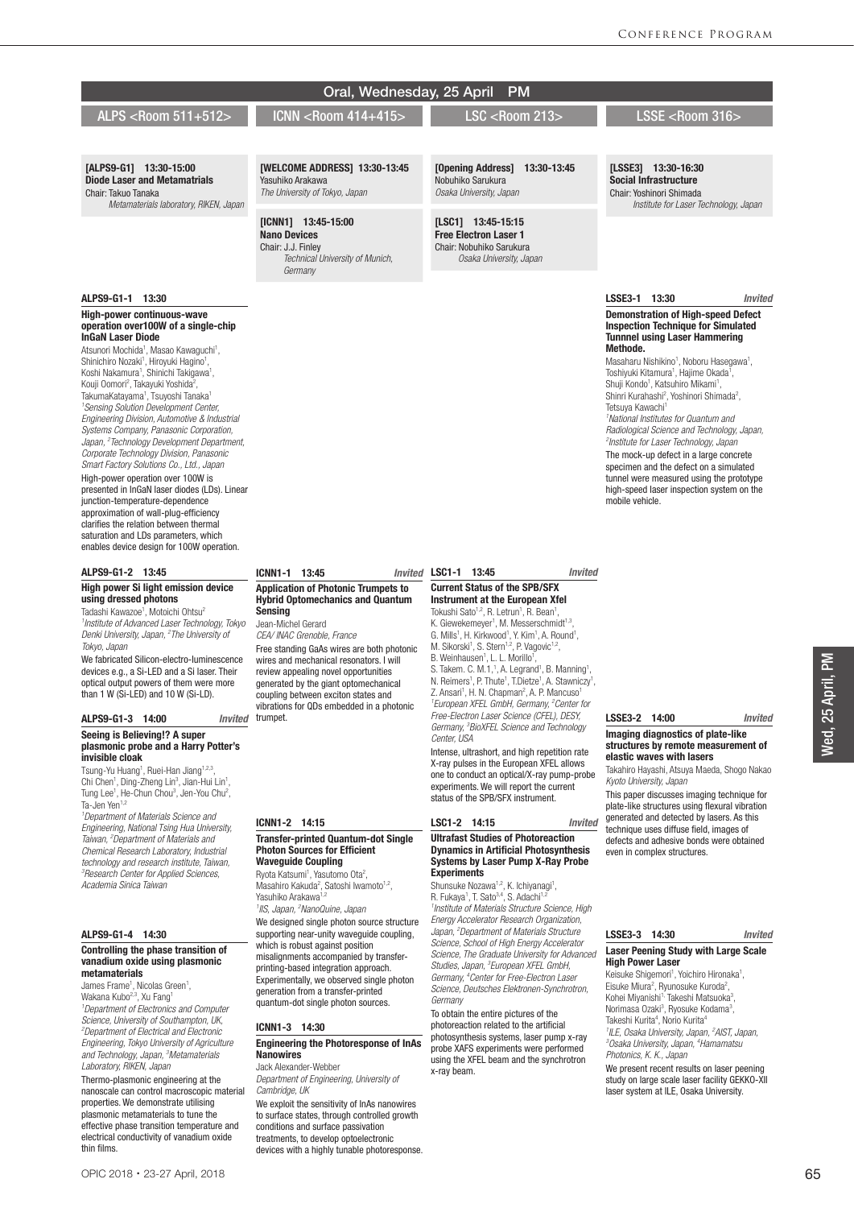# Oral, Wednesday, 25 April PM

## ALPS <Room 511+512>

**[ALPS9-G1] 13:30-15:00**
**Diode Laser and Metamatrials**
Chair: Takuo Tanaka
*Metamaterials laboratory, RIKEN, Japan*

### ALPS9-G1-1 13:30

**High-power continuous-wave operation over100W of a single-chip InGaN Laser Diode**

Atsunori Mochida[1], Masao Kawaguchi[1], Shinichiro Nozaki[1], Hiroyuki Hagino[1], Koshi Nakamura[1], Shinichi Takigawa[1], Kouji Oomori[2], Takayuki Yoshida[2], TakumaKatayama[1], Tsuyoshi Tanaka[1]
[1]*Sensing Solution Development Center, Engineering Division, Automotive & Industrial Systems Company, Panasonic Corporation, Japan,* [2]*Technology Development Department, Corporate Technology Division, Panasonic Smart Factory Solutions Co., Ltd., Japan*

High-power operation over 100W is presented in InGaN laser diodes (LDs). Linear junction-temperature-dependence approximation of wall-plug-efficiency clarifies the relation between thermal saturation and LDs parameters, which enables device design for 100W operation.

### ALPS9-G1-2 13:45

**High power Si light emission device using dressed photons**

Tadashi Kawazoe[1], Motoichi Ohtsu[2]
[1]*Institute of Advanced Laser Technology, Tokyo Denki University, Japan,* [2]*The University of Tokyo, Japan*

We fabricated Silicon-electro-luminescence devices e.g., a Si-LED and a Si laser. Their optical output powers of them were more than 1 W (Si-LED) and 10 W (Si-LD).

### ALPS9-G1-3 14:00 *Invited*

**Seeing is Believing!? A super plasmonic probe and a Harry Potter's invisible cloak**

Tsung-Yu Huang[1], Ruei-Han Jiang[1,2,3], Chi Chen[1], Ding-Zheng Lin[3], Jian-Hui Lin[1], Tung Lee[1], He-Chun Chou[3], Jen-You Chu[2], Ta-Jen Yen[1,2]
[1]*Department of Materials Science and Engineering, National Tsing Hua University, Taiwan,* [2]*Department of Materials and Chemical Research Laboratory, Industrial technology and research institute, Taiwan,* [3]*Research Center for Applied Sciences, Academia Sinica Taiwan*

### ALPS9-G1-4 14:30

**Controlling the phase transition of vanadium oxide using plasmonic metamaterials**

James Frame[1], Nicolas Green[1], Wakana Kubo[2,3], Xu Fang[1]
[1]*Department of Electronics and Computer Science, University of Southampton, UK,* [2]*Department of Electrical and Electronic Engineering, Tokyo University of Agriculture and Technology, Japan,* [3]*Metamaterials Laboratory, RIKEN, Japan*

Thermo-plasmonic engineering at the nanoscale can control macroscopic material properties. We demonstrate utilising plasmonic metamaterials to tune the effective phase transition temperature and electrical conductivity of vanadium oxide thin films.

## ICNN <Room 414+415>

**[WELCOME ADDRESS] 13:30-13:45**
Yasuhiko Arakawa
*The University of Tokyo, Japan*

**[ICNN1] 13:45-15:00**
**Nano Devices**
Chair: J.J. Finley
*Technical University of Munich, Germany*

### ICNN1-1 13:45 *Invited*

**Application of Photonic Trumpets to Hybrid Optomechanics and Quantum Sensing**

Jean-Michel Gerard
*CEA/ INAC Grenoble, France*

Free standing GaAs wires are both photonic wires and mechanical resonators. I will review appealing novel opportunities generated by the giant optomechanical coupling between exciton states and vibrations for QDs embedded in a photonic trumpet.

### ICNN1-2 14:15

**Transfer-printed Quantum-dot Single Photon Sources for Efficient Waveguide Coupling**

Ryota Katsumi[1], Yasutomo Ota[2], Masahiro Kakuda[2], Satoshi Iwamoto[1,2], Yasuhiko Arakawa[1,2]
[1]*IIS, Japan,* [2]*NanoQuine, Japan*

We designed single photon source structure supporting near-unity waveguide coupling, which is robust against position misalignments accompanied by transfer-printing-based integration approach. Experimentally, we observed single photon generation from a transfer-printed quantum-dot single photon sources.

### ICNN1-3 14:30

**Engineering the Photoresponse of InAs Nanowires**

Jack Alexander-Webber
*Department of Engineering, University of Cambridge, UK*

We exploit the sensitivity of InAs nanowires to surface states, through controlled growth conditions and surface passivation treatments, to develop optoelectronic devices with a highly tunable photoresponse.

## LSC <Room 213>

**[Opening Address] 13:30-13:45**
Nobuhiko Sarukura
*Osaka University, Japan*

**[LSC1] 13:45-15:15**
**Free Electron Laser 1**
Chair: Nobuhiko Sarukura
*Osaka University, Japan*

### LSC1-1 13:45 *Invited*

**Current Status of the SPB/SFX Instrument at the European Xfel**

Tokushi Sato[1,2], R. Letrun[1], R. Bean[1], K. Giewekemeyer[1], M. Messerschmidt[1,3], G. Mills[1], H. Kirkwood[1], Y. Kim[1], A. Round[1], M. Sikorski[1], S. Stern[1,2], P. Vagovic[1,2], B. Weinhausen[1], L. L. Morillo[1], S. Takem. C. M.1,[1], A. Legrand[1], B. Manning[1], N. Reimers[1], P. Thute[1], T.Dietze[1], A. Stawniczy[1], Z. Ansari[1], H. N. Chapman[2], A. P. Mancuso[1]
[1]*European XFEL GmbH, Germany,* [2]*Center for Free-Electron Laser Science (CFEL), DESY, Germany,* [3]*BioXFEL Science and Technology Center, USA*

Intense, ultrashort, and high repetition rate X-ray pulses in the European XFEL allows one to conduct an optical/X-ray pump-probe experiments. We will report the current status of the SPB/SFX instrument.

### LSC1-2 14:15 *Invited*

**Ultrafast Studies of Photoreaction Dynamics in Artificial Photosynthesis Systems by Laser Pump X-Ray Probe Experiments**

Shunsuke Nozawa[1,2], K. Ichiyanagi[1], R. Fukaya[1], T. Sato[3,4], S. Adachi[1,2]
[1]*Institute of Materials Structure Science, High Energy Accelerator Research Organization, Japan,* [2]*Department of Materials Structure Science, School of High Energy Accelerator Science, The Graduate University for Advanced Studies, Japan,* [3]*European XFEL GmbH, Germany,* [4]*Center for Free-Electron Laser Science, Deutsches Elektronen-Synchrotron, Germany*

To obtain the entire pictures of the photoreaction related to the artificial photosynthesis systems, laser pump x-ray probe XAFS experiments were performed using the XFEL beam and the synchrotron x-ray beam.

## LSSE <Room 316>

**[LSSE3] 13:30-16:30**
**Social Infrastructure**
Chair: Yoshinori Shimada
*Institute for Laser Technology, Japan*

### LSSE3-1 13:30 *Invited*

**Demonstration of High-speed Defect Inspection Technique for Simulated Tunnnel using Laser Hammering Methode.**

Masaharu Nishikino[1], Noboru Hasegawa[1], Toshiyuki Kitamura[1], Hajime Okada[1], Shuji Kondo[1], Katsuhiro Mikami[1], Shinri Kurahashi[2], Yoshinori Shimada[2], Tetsuya Kawachi[1]
[1]*National Institutes for Quantum and Radiological Science and Technology, Japan,* [2]*Institute for Laser Technology, Japan*

The mock-up defect in a large concrete specimen and the defect on a simulated tunnel were measured using the prototype high-speed laser inspection system on the mobile vehicle.

### LSSE3-2 14:00 *Invited*

**Imaging diagnostics of plate-like structures by remote measurement of elastic waves with lasers**

Takahiro Hayashi, Atsuya Maeda, Shogo Nakao
*Kyoto University, Japan*

This paper discusses imaging technique for plate-like structures using flexural vibration generated and detected by lasers. As this technique uses diffuse field, images of defects and adhesive bonds were obtained even in complex structures.

### LSSE3-3 14:30 *Invited*

**Laser Peening Study with Large Scale High Power Laser**

Keisuke Shigemori[1], Yoichiro Hironaka[1], Eisuke Miura[2], Ryunosuke Kuroda[2], Kohei Miyanishi[1], Takeshi Matsuoka[3], Norimasa Ozaki[3], Ryosuke Kodama[3], Takeshi Kurita[4], Norio Kurita[4]
[1]*ILE, Osaka University, Japan,* [2]*AIST, Japan,* [3]*Osaka University, Japan,* [4]*Hamamatsu Photonics, K. K., Japan*

We present recent results on laser peening study on large scale laser facility GEKKO-XII laser system at ILE, Osaka University.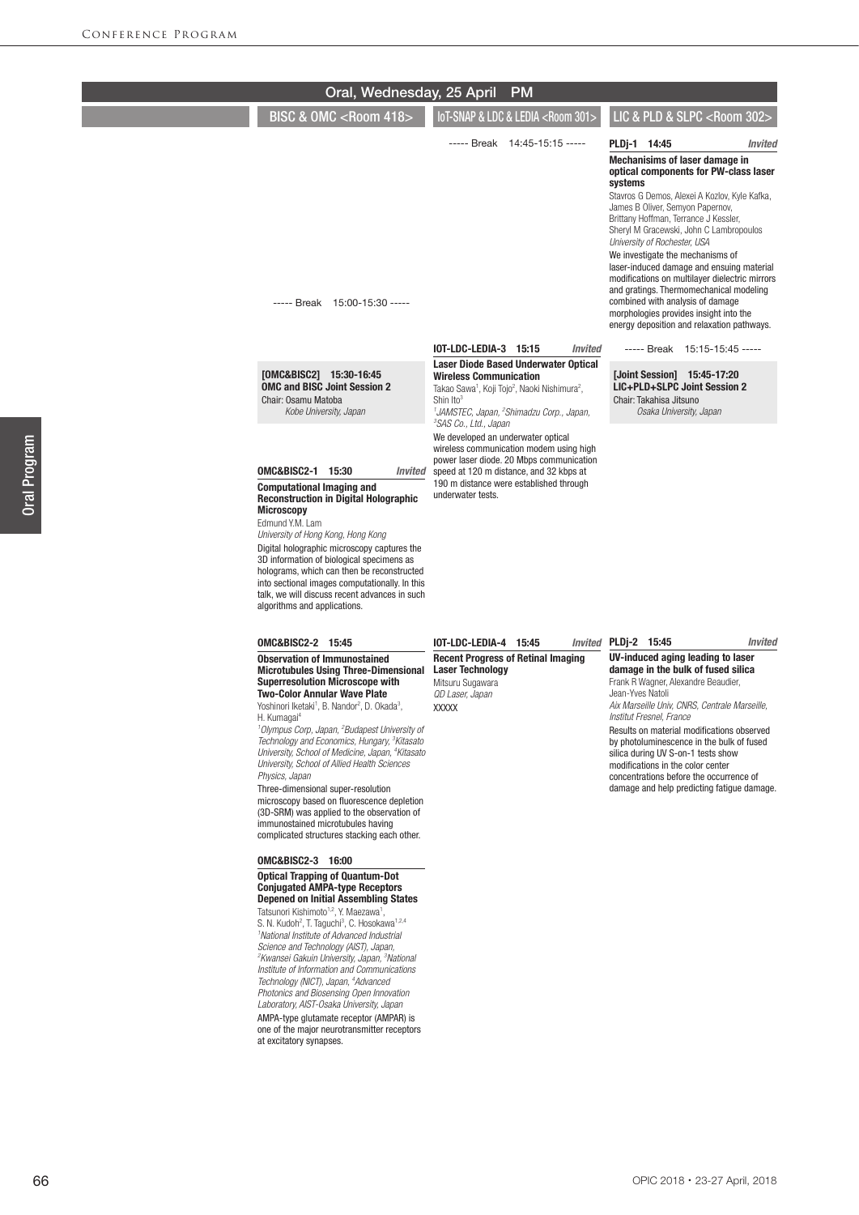# Oral, Wednesday, 25 April PM

## BISC & OMC <Room 418>

----- Break 15:00-15:30 -----

**[OMC&BISC2] 15:30-16:45**
**OMC and BISC Joint Session 2**
Chair: Osamu Matoba
*Kobe University, Japan*

**OMC&BISC2-1 15:30** *Invited*

**Computational Imaging and Reconstruction in Digital Holographic Microscopy**

Edmund Y.M. Lam
*University of Hong Kong, Hong Kong*

Digital holographic microscopy captures the 3D information of biological specimens as holograms, which can then be reconstructed into sectional images computationally. In this talk, we will discuss recent advances in such algorithms and applications.

**OMC&BISC2-2 15:45**

**Observation of Immunostained Microtubules Using Three-Dimensional Superresolution Microscope with Two-Color Annular Wave Plate**

Yoshinori Iketaki[1], B. Nandor[2], D. Okada[3], H. Kumagai[4]
*[1]Olympus Corp, Japan, [2]Budapest University of Technology and Economics, Hungary, [3]Kitasato University, School of Medicine, Japan, [4]Kitasato University, School of Allied Health Sciences Physics, Japan*

Three-dimensional super-resolution microscopy based on fluorescence depletion (3D-SRM) was applied to the observation of immunostained microtubules having complicated structures stacking each other.

**OMC&BISC2-3 16:00**

**Optical Trapping of Quantum-Dot Conjugated AMPA-type Receptors Depened on Initial Assembling States**

Tatsunori Kishimoto[1,2], Y. Maezawa[1], S. N. Kudoh[2], T. Taguchi[3], C. Hosokawa[1,2,4]
*[1]National Institute of Advanced Industrial Science and Technology (AIST), Japan, [2]Kwansei Gakuin University, Japan, [3]National Institute of Information and Communications Technology (NICT), Japan, [4]Advanced Photonics and Biosensing Open Innovation Laboratory, AIST-Osaka University, Japan*

AMPA-type glutamate receptor (AMPAR) is one of the major neurotransmitter receptors at excitatory synapses.

## IoT-SNAP & LDC & LEDIA <Room 301>

----- Break 14:45-15:15 -----

**IOT-LDC-LEDIA-3 15:15** *Invited*

**Laser Diode Based Underwater Optical Wireless Communication**

Takao Sawa[1], Koji Tojo[2], Naoki Nishimura[2], Shin Ito[3]
*[1]JAMSTEC, Japan, [2]Shimadzu Corp., Japan, [3]SAS Co., Ltd., Japan*

We developed an underwater optical wireless communication modem using high power laser diode. 20 Mbps communication speed at 120 m distance, and 32 kbps at 190 m distance were established through underwater tests.

**IOT-LDC-LEDIA-4 15:45** *Invited*

**Recent Progress of Retinal Imaging Laser Technology**

Mitsuru Sugawara
*QD Laser, Japan*

XXXXX

## LIC & PLD & SLPC <Room 302>

**PLDj-1 14:45** *Invited*

**Mechanisims of laser damage in optical components for PW-class laser systems**

Stavros G Demos, Alexei A Kozlov, Kyle Kafka, James B Oliver, Semyon Papernov, Brittany Hoffman, Terrance J Kessler, Sheryl M Gracewski, John C Lambropoulos
*University of Rochester, USA*

We investigate the mechanisms of laser-induced damage and ensuing material modifications on multilayer dielectric mirrors and gratings. Thermomechanical modeling combined with analysis of damage morphologies provides insight into the energy deposition and relaxation pathways.

----- Break 15:15-15:45 -----

**[Joint Session] 15:45-17:20**
**LIC+PLD+SLPC Joint Session 2**
Chair: Takahisa Jitsuno
*Osaka University, Japan*

**PLDj-2 15:45** *Invited*

**UV-induced aging leading to laser damage in the bulk of fused silica**

Frank R Wagner, Alexandre Beaudier, Jean-Yves Natoli
*Aix Marseille Univ, CNRS, Centrale Marseille, Institut Fresnel, France*

Results on material modifications observed by photoluminescence in the bulk of fused silica during UV S-on-1 tests show modifications in the color center concentrations before the occurrence of damage and help predicting fatigue damage.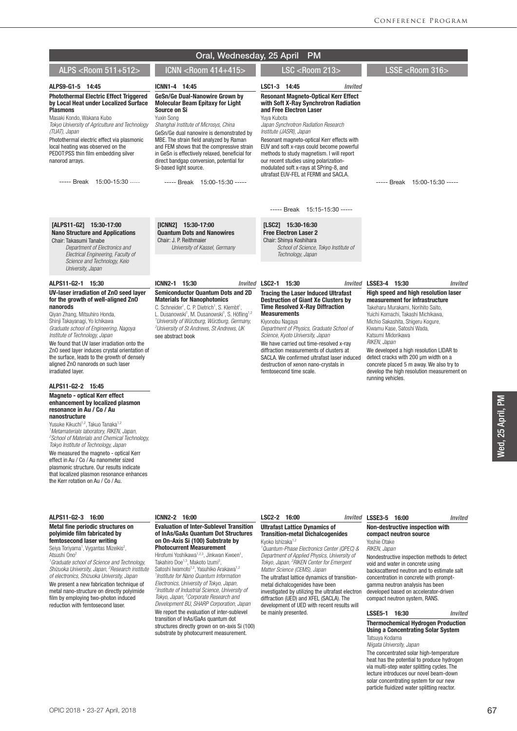# Oral, Wednesday, 25 April PM

## ALPS <Room 511+512>

**ALPS9-G1-5 14:45**

**Photothermal Electric Effect Triggered by Local Heat under Localized Surface Plasmons**

Masaki Kondo, Wakana Kubo

*Tokyo University of Agriculture and Technology (TUAT), Japan*

Photothermal electric effect via plasmonic local heating was observed on the PEDOT:PSS thin film embedding silver nanorod arrays.

----- Break 15:00-15:30 -----

**[ALPS11-G2] 15:30-17:00**

**Nano Structure and Applications**

Chair: Takasumi Tanabe

*Department of Electronics and Electrical Engineering, Faculty of Science and Technology, Keio University, Japan*

**ALPS11-G2-1 15:30**

**UV-laser irradiation of ZnO seed layer for the growth of well-aligned ZnO nanorods**

Qiyan Zhang, Mitsuhiro Honda, Shinji Takayanagi, Yo Ichikawa

*Graduate school of Engineering, Nagoya Institute of Technology, Japan*

We found that UV laser irradiation onto the ZnO seed layer induces crystal orientation of the surface, leads to the growth of densely aligned ZnO nanorods on such laser irradiated layer.

**ALPS11-G2-2 15:45**

**Magneto - optical Kerr effect enhancement by localized plasmon resonance in Au / Co / Au nanostructure**

Yusuke Kikuchi[1,2], Takuo Tanaka[1,2]

[1]*Metamaterials laboratory, RIKEN, Japan,* [2]*School of Materials and Chemical Technology, Tokyo Institute of Technology, Japan*

We measured the magneto - optical Kerr effect in Au / Co / Au nanometer sized plasmonic structure. Our results indicate that localized plasmon resonance enhances the Kerr rotation on Au / Co / Au.

**ALPS11-G2-3 16:00**

**Metal fine periodic structures on polyimide film fabricated by femtosecond laser writing**

Seiya Toriyama[1], Vygantas Mizeikis[2], Atsushi Ono[2]

[1]*Graduate school of Science and Technology, Shizuoka University, Japan,* [2]*Research institute of electronics, Shizuoka University, Japan*

We present a new fabrication technique of metal nano-structure on directly polyimide film by employing two-photon induced reduction with femtosecond laser.

## ICNN <Room 414+415>

**ICNN1-4 14:45**

**GeSn/Ge Dual-Nanowire Grown by Molecular Beam Epitaxy for Light Source on Si**

Yuxin Song

*Shanghai Institute of Microsys, China*

GeSn/Ge dual nanowire is demonstrated by MBE. The strain field analyzed by Raman and FEM shows that the compressive strain in GeSn is effectively relaxed, beneficial for direct bandgap conversion, potential for Si-based light source.

----- Break 15:00-15:30 -----

**[ICNN2] 15:30-17:00**

**Quantum Dots and Nanowires**

Chair: J. P. Reithmaier

*University of Kassel, Germany*

**ICNN2-1 15:30** *Invited*

**Semiconductor Quantum Dots and 2D Materials for Nanophotonics**

C. Schneider[1], C. P. Dietrich[1], S. Klembt[1], L. Dusanowski[1], M. Dusanowski[1], S. Höfling[1,2]

[1]*University of Würzburg, Würzburg, Germany,* [2]*University of St Andrews, St Andrews, UK*

see abstract book

**ICNN2-2 16:00**

**Evaluation of Inter-Sublevel Transition of InAs/GaAs Quantum Dot Structures on On-Axis Si (100) Substrate by Photocurrent Measurement**

Hirofumi Yoshikawa[1,2,3], Jinkwan Kwoen[1], Takahiro Doe[1,3], Makoto Izumi[3], Satoshi Iwamoto[1,2], Yasuhiko Arakawa[1,2]

[1]*Institute for Nano Quantum Information Electronics, University of Tokyo, Japan,* [2]*Institute of Industrial Science, University of Tokyo, Japan,* [3]*Corporate Research and Development BU, SHARP Corporation, Japan*

We report the evaluation of inter-sublevel transition of InAs/GaAs quantum dot structures directly grown on on-axis Si (100) substrate by photocurrent measurement.

## LSC <Room 213>

**LSC1-3 14:45** *Invited*

**Resonant Magneto-Optical Kerr Effect with Soft X-Ray Synchrotron Radiation and Free Electron Laser**

Yuya Kubota

*Japan Synchrotron Radiation Research Institute (JASRI), Japan*

Resonant magneto-optical Kerr effects with EUV and soft x-rays could become powerful methods to study magnetism. I will report our recent studies using polarization-modulated soft x-rays at SPring-8, and ultrafast EUV-FEL at FERMI and SACLA.

----- Break 15:15-15:30 -----

**[LSC2] 15:30-16:30**

**Free Electron Laser 2**

Chair: Shinya Koshihara

*School of Science, Tokyo Institute of Technology, Japan*

**LSC2-1 15:30** *Invited*

**Tracing the Laser Induced Ultrafast Destruction of Giant Xe Clusters by Time Resolved X-Ray Diffraction Measurements**

Kiyonobu Nagaya

*Department of Physics, Graduate School of Science, Kyoto University, Japan*

We have carried out time-resolved x-ray diffraction measurements of clusters at SACLA. We confirmed ultrafast laser induced destruction of xenon nano-crystals in femtosecond time scale.

**LSC2-2 16:00** *Invited*

**Ultrafast Lattice Dynamics of Transition-metal Dichalcogenides**

Kyoko Ishizaka[1,2]

[1]*Quantum-Phase Electronics Center (QPEC) & Department of Applied Physics, University of Tokyo, Japan,* [2]*RIKEN Center for Emergent Matter Science (CEMS), Japan*

The ultrafast lattice dynamics of transition-metal dichalcogenides have been investigated by utilizing the ultrafast electron diffraction (UED) and XFEL (SACLA). The development of UED with recent results will be mainly presented.

## LSSE <Room 316>

----- Break 15:00-15:30 -----

**LSSE3-4 15:30** *Invited*

**High speed and high resolution laser measurement for infrastructure**

Takeharu Murakami, Norihito Saito, Yuichi Komachi, Takashi Michikawa, Michio Sakashita, Shigeru Kogure, Kiwamu Kase, Satoshi Wada, Katsumi Midorikawa

*RIKEN, Japan*

We developed a high resolution LIDAR to detect cracks with 200 µm width on a concrete placed 5 m away. We also try to develop the high resolution measurement on running vehicles.

**LSSE3-5 16:00** *Invited*

**Non-destructive inspection with compact neutron source**

Yoshie Otake

*RIKEN, Japan*

Nondestructive inspection methods to detect void and water in concrete using backscattered neutron and to estimate salt concentration in concrete with prompt-gamma neutron analysis has been developed based on accelerator-driven compact neutron system, RANS.

**LSSE5-1 16:30** *Invited*

**Thermochemical Hydrogen Production Using a Concentrating Solar System**

Tatsuya Kodama

*Niigata University, Japan*

The concentrated solar high-temperature heat has the potential to produce hydrogen via multi-step water splitting cycles. The lecture introduces our novel beam-down solar concentrating system for our new particle fluidized water splitting reactor.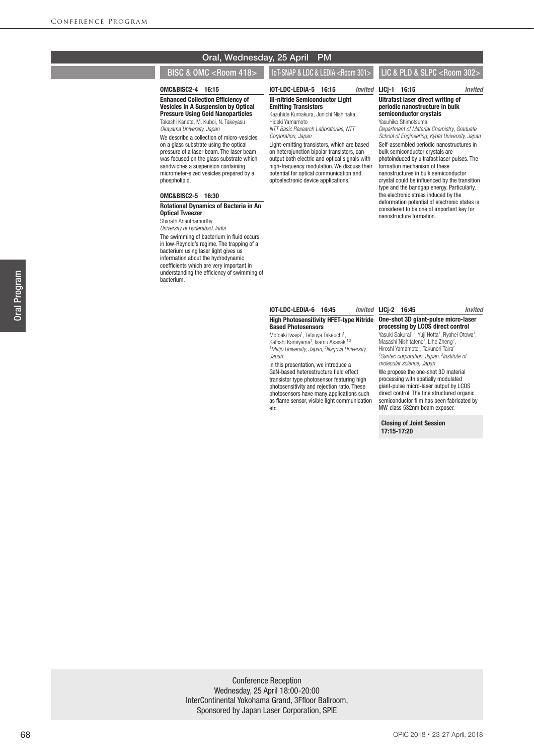## Oral, Wednesday, 25 April PM

### BISC & OMC <Room 418>

**OMC&BISC2-4 16:15**

**Enhanced Collection Efficiency of Vesicles in A Suspension by Optical Pressure Using Gold Nanoparticles**

Takashi Kaneta, M. Kuboi, N. Takeyasu
*Okayama University, Japan*

We describe a collection of micro-vesicles on a glass substrate using the optical pressure of a laser beam. The laser beam was focused on the glass substrate which sandwiches a suspension containing micrometer-sized vesicles prepared by a phospholipid.

**OMC&BISC2-5 16:30**

**Rotational Dynamics of Bacteria in An Optical Tweezer**

Sharath Ananthamurthy
*University of Hyderabad, India*

The swimming of bacterium in fluid occurs in low-Reynold's regime. The trapping of a bacterium using laser light gives us information about the hydrodynamic coefficients which are very important in understanding the efficiency of swimming of bacterium.

### IoT-SNAP & LDC & LEDIA <Room 301>

**IOT-LDC-LEDIA-5 16:15** *Invited*

**III-nitride Semiconductor Light Emitting Transistors**

Kazuhide Kumakura, Junichi Nishinaka, Hideki Yamamoto
*NTT Basic Research Laboratories, NTT Corporation, Japan*

Light-emitting transistors, which are based on heterojunction bipolar transistors, can output both electric and optical signals with high-frequency modulation. We discuss their potential for optical communication and optoelectronic device applications.

**IOT-LDC-LEDIA-6 16:45** *Invited*

**High Photosensitivity HFET-type Nitride Based Photosensors**

Motoaki Iwaya[1], Tetsuya Takeuchi[1], Satoshi Kamiyama[1], Isamu Akasaki[1,2]
*[1]Meijo University, Japan, [2]Nagoya University, Japan*

In this presentation, we introduce a GaN-based heterostructure field effect transistor type photosensor featuring high photosensitivity and rejection ratio. These photosensors have many applications such as flame sensor, visible light communication etc.

### LIC & PLD & SLPC <Room 302>

**LICj-1 16:15** *Invited*

**Ultrafast laser direct writing of periodic nanostructure in bulk semiconductor crystals**

Yasuhiko Shimotsuma
*Department of Material Chemistry, Graduate School of Engineering, Kyoto University, Japan*

Self-assembled periodic nanostructures in bulk semiconductor crystals are photoinduced by ultrafast laser pulses. The formation mechanism of these nanostructures in bulk semiconductor crystal could be influenced by the transition type and the bandgap energy. Particularly, the electronic stress induced by the deformation potential of electronic states is considered to be one of important key for nanostructure formation.

**LICj-2 16:45** *Invited*

**One-shot 3D giant-pulse micro-laser processing by LCOS direct control**

Yasuki Sakurai[1,2], Yuji Hotta[1], Ryohei Otowa[1], Masashi Nishitateno[1], Lihe Zheng[2], Hiroshi Yamamoto[2], Takunori Taira[2]
*[1]Santec corporation, Japan, [2]Institute of molecular science, Japan*

We propose the one-shot 3D material processing with spatially modulated giant-pulse micro-laser output by LCOS direct control. The fine structured organic semiconductor film has been fabricated by MW-class 532nm beam exposer.

**Closing of Joint Session**
**17:15-17:20**

---

Conference Reception
Wednesday, 25 April 18:00-20:00
InterContinental Yokohama Grand, 3Ffloor Ballroom,
Sponsored by Japan Laser Corporation, SPIE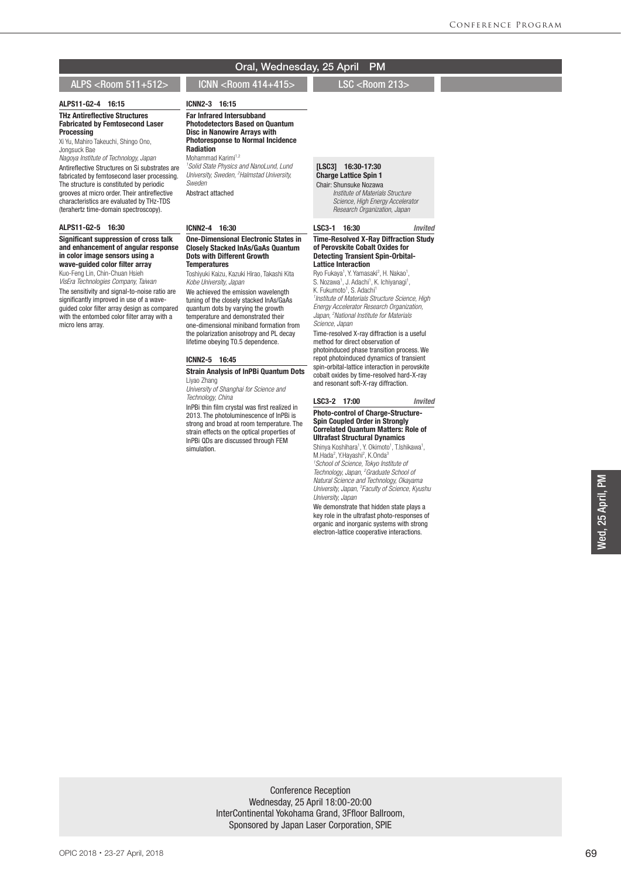## Oral, Wednesday, 25 April PM

### ALPS <Room 511+512>

**ALPS11-G2-4 16:15**

**THz Antireflective Structures Fabricated by Femtosecond Laser Processing**

Xi Yu, Mahiro Takeuchi, Shingo Ono, Jongsuck Bae

*Nagoya Institute of Technology, Japan*

Antireflective Structures on Si substrates are fabricated by femtosecond laser processing. The structure is constituted by periodic grooves at micro order. Their antireflective characteristics are evaluated by THz-TDS (terahertz time-domain spectroscopy).

**ALPS11-G2-5 16:30**

**Significant suppression of cross talk and enhancement of angular response in color image sensors using a wave-guided color filter array**

Kuo-Feng Lin, Chin-Chuan Hsieh

*VisEra Technologies Company, Taiwan*

The sensitivity and signal-to-noise ratio are significantly improved in use of a wave-guided color filter array design as compared with the entombed color filter array with a micro lens array.

### ICNN <Room 414+415>

**ICNN2-3 16:15**

**Far Infrared Intersubband Photodetectors Based on Quantum Disc in Nanowire Arrays with Photoresponse to Normal Incidence Radiation**

Mohammad Karimi[1,2]

[1]*Solid State Physics and NanoLund, Lund University, Sweden,* [2]*Halmstad University, Sweden*

Abstract attached

**ICNN2-4 16:30**

**One-Dimensional Electronic States in Closely Stacked InAs/GaAs Quantum Dots with Different Growth Temperatures**

Toshiyuki Kaizu, Kazuki Hirao, Takashi Kita

*Kobe University, Japan*

We achieved the emission wavelength tuning of the closely stacked InAs/GaAs quantum dots by varying the growth temperature and demonstrated their one-dimensional miniband formation from the polarization anisotropy and PL decay lifetime obeying T0.5 dependence.

**ICNN2-5 16:45**

**Strain Analysis of InPBi Quantum Dots**

Liyao Zhang

*University of Shanghai for Science and Technology, China*

InPBi thin film crystal was first realized in 2013. The photoluminescence of InPBi is strong and broad at room temperature. The strain effects on the optical properties of InPBi QDs are discussed through FEM simulation.

### LSC <Room 213>

**[LSC3] 16:30-17:30**
**Charge Lattice Spin 1**

Chair: Shunsuke Nozawa

*Institute of Materials Structure Science, High Energy Accelerator Research Organization, Japan*

**LSC3-1 16:30** *Invited*

**Time-Resolved X-Ray Diffraction Study of Perovskite Cobalt Oxides for Detecting Transient Spin-Orbital-Lattice Interaction**

Ryo Fukaya[1], Y. Yamasaki[2], H. Nakao[1], S. Nozawa[1], J. Adachi[1], K. Ichiyanagi[1], K. Fukumoto[1], S. Adachi[1]

[1]*Institute of Materials Structure Science, High Energy Accelerator Research Organization, Japan,* [2]*National Institute for Materials Science, Japan*

Time-resolved X-ray diffraction is a useful method for direct observation of photoinduced phase transition process. We repot photoinduced dynamics of transient spin-orbital-lattice interaction in perovskite cobalt oxides by time-resolved hard-X-ray and resonant soft-X-ray diffraction.

**LSC3-2 17:00** *Invited*

**Photo-control of Charge-Structure-Spin Coupled Order in Strongly Correlated Quantum Matters: Role of Ultrafast Structural Dynamics**

Shinya Koshihara[1], Y. Okimoto[1], T.Ishikawa[1], M.Hada[2], Y.Hayashi[2], K.Onda[3]

[1]*School of Science, Tokyo Institute of Technology, Japan,* [2]*Graduate School of Natural Science and Technology, Okayama University, Japan,* [3]*Faculty of Science, Kyushu University, Japan*

We demonstrate that hidden state plays a key role in the ultrafast photo-responses of organic and inorganic systems with strong electron-lattice cooperative interactions.

---

Conference Reception
Wednesday, 25 April 18:00-20:00
InterContinental Yokohama Grand, 3Ffloor Ballroom,
Sponsored by Japan Laser Corporation, SPIE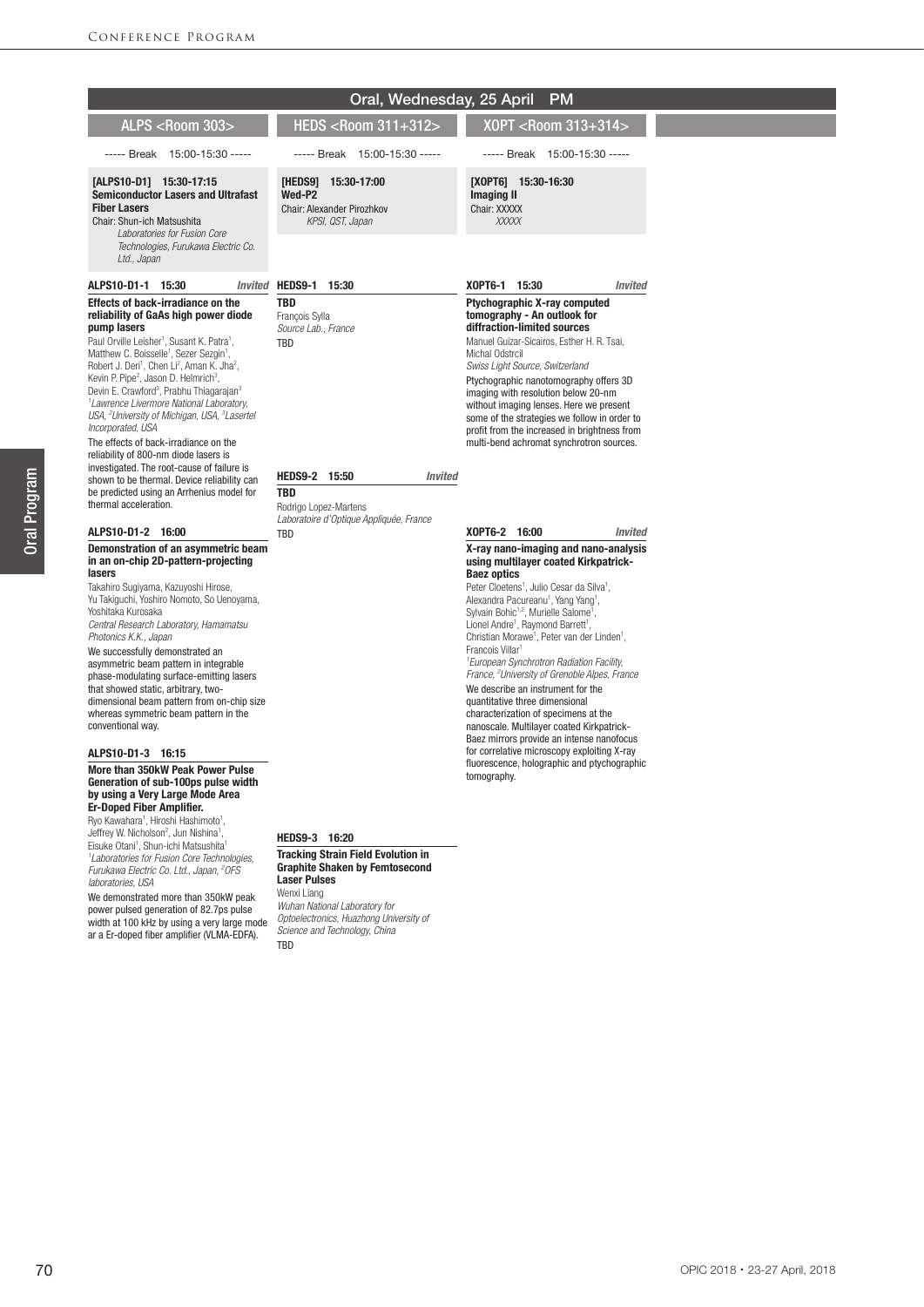# Oral, Wednesday, 25 April PM

## ALPS <Room 303>

----- Break 15:00-15:30 -----

**[ALPS10-D1] 15:30-17:15**
**Semiconductor Lasers and Ultrafast Fiber Lasers**
Chair: Shun-ichi Matsushita
*Laboratories for Fusion Core Technologies, Furukawa Electric Co. Ltd., Japan*

**ALPS10-D1-1 15:30** *Invited*

**Effects of back-irradiance on the reliability of GaAs high power diode pump lasers**

Paul Orville Leisher[1], Susant K. Patra[1], Matthew C. Boisselle[1], Sezer Sezgin[1], Robert J. Deri[1], Chen Li[2], Aman K. Jha[2], Kevin P. Pipe[2], Jason D. Helmrich[3], Devin E. Crawford[3], Prabhu Thiagarajan[3]
*[1]Lawrence Livermore National Laboratory, USA, [2]University of Michigan, USA, [3]Lasertel Incorporated, USA*

The effects of back-irradiance on the reliability of 800-nm diode lasers is investigated. The root-cause of failure is shown to be thermal. Device reliability can be predicted using an Arrhenius model for thermal acceleration.

**ALPS10-D1-2 16:00**

**Demonstration of an asymmetric beam in an on-chip 2D-pattern-projecting lasers**

Takahiro Sugiyama, Kazuyoshi Hirose, Yu Takiguchi, Yoshiro Nomoto, So Uenoyama, Yoshitaka Kurosaka
*Central Research Laboratory, Hamamatsu Photonics K.K., Japan*

We successfully demonstrated an asymmetric beam pattern in integrable phase-modulating surface-emitting lasers that showed static, arbitrary, two-dimensional beam pattern from on-chip size whereas symmetric beam pattern in the conventional way.

**ALPS10-D1-3 16:15**

**More than 350kW Peak Power Pulse Generation of sub-100ps pulse width by using a Very Large Mode Area Er-Doped Fiber Amplifier.**

Ryo Kawahara[1], Hiroshi Hashimoto[1], Jeffrey W. Nicholson[2], Jun Nishina[1], Eisuke Otani[1], Shun-ichi Matsushita[1]
*[1]Laboratories for Fusion Core Technologies, Furukawa Electric Co. Ltd., Japan, [2]OFS laboratories, USA*

We demonstrated more than 350kW peak power pulsed generation of 82.7ps pulse width at 100 kHz by using a very large mode ar a Er-doped fiber amplifier (VLMA-EDFA).

## HEDS <Room 311+312>

----- Break 15:00-15:30 -----

**[HEDS9] 15:30-17:00**
**Wed-P2**
Chair: Alexander Pirozhkov
*KPSI, QST, Japan*

**HEDS9-1 15:30**

**TBD**

François Sylla
*Source Lab., France*

TBD

**HEDS9-2 15:50** *Invited*

**TBD**

Rodrigo Lopez-Martens
*Laboratoire d'Optique Appliquée, France*

TBD

**HEDS9-3 16:20**

**Tracking Strain Field Evolution in Graphite Shaken by Femtosecond Laser Pulses**

Wenxi Liang
*Wuhan National Laboratory for Optoelectronics, Huazhong University of Science and Technology, China*

TBD

## XOPT <Room 313+314>

----- Break 15:00-15:30 -----

**[XOPT6] 15:30-16:30**
**Imaging II**
Chair: XXXXX
*XXXXX*

**XOPT6-1 15:30** *Invited*

**Ptychographic X-ray computed tomography - An outlook for diffraction-limited sources**

Manuel Guizar-Sicairos, Esther H. R. Tsai, Michal Odstrcil
*Swiss Light Source, Switzerland*

Ptychographic nanotomography offers 3D imaging with resolution below 20-nm without imaging lenses. Here we present some of the strategies we follow in order to profit from the increased in brightness from multi-bend achromat synchrotron sources.

**XOPT6-2 16:00** *Invited*

**X-ray nano-imaging and nano-analysis using multilayer coated Kirkpatrick-Baez optics**

Peter Cloetens[1], Julio Cesar da Silva[1], Alexandra Pacureanu[1], Yang Yang[1], Sylvain Bohic[1,2], Murielle Salome[1], Lionel Andre[1], Raymond Barrett[1], Christian Morawe[1], Peter van der Linden[1], Francois Villar[1]
*[1]European Synchrotron Radiation Facility, France, [2]University of Grenoble Alpes, France*

We describe an instrument for the quantitative three dimensional characterization of specimens at the nanoscale. Multilayer coated Kirkpatrick-Baez mirrors provide an intense nanofocus for correlative microscopy exploiting X-ray fluorescence, holographic and ptychographic tomography.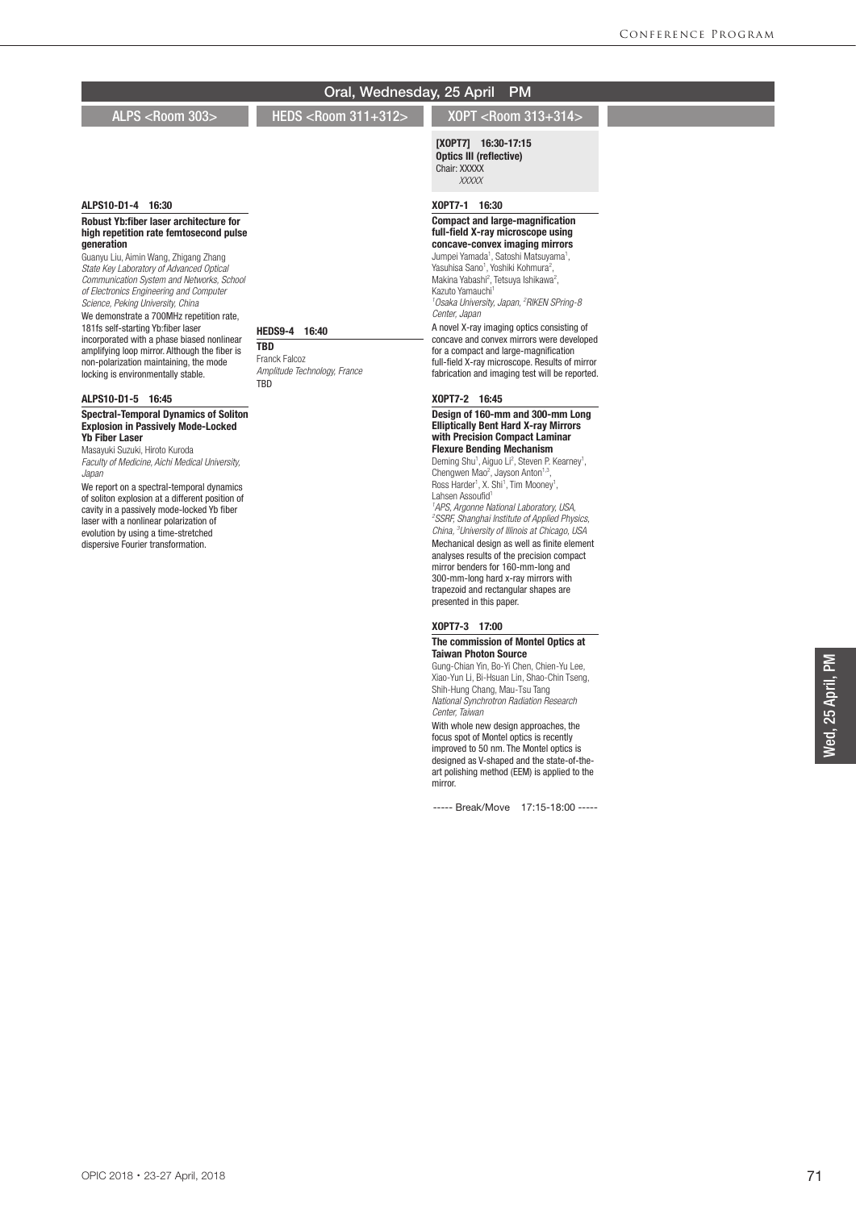## Oral, Wednesday, 25 April PM

### ALPS <Room 303>

**ALPS10-D1-4 16:30**

**Robust Yb:fiber laser architecture for high repetition rate femtosecond pulse generation**

Guanyu Liu, Aimin Wang, Zhigang Zhang

*State Key Laboratory of Advanced Optical Communication System and Networks, School of Electronics Engineering and Computer Science, Peking University, China*

We demonstrate a 700MHz repetition rate, 181fs self-starting Yb:fiber laser incorporated with a phase biased nonlinear amplifying loop mirror. Although the fiber is non-polarization maintaining, the mode locking is environmentally stable.

**ALPS10-D1-5 16:45**

**Spectral-Temporal Dynamics of Soliton Explosion in Passively Mode-Locked Yb Fiber Laser**

Masayuki Suzuki, Hiroto Kuroda

*Faculty of Medicine, Aichi Medical University, Japan*

We report on a spectral-temporal dynamics of soliton explosion at a different position of cavity in a passively mode-locked Yb fiber laser with a nonlinear polarization of evolution by using a time-stretched dispersive Fourier transformation.

### HEDS <Room 311+312>

**HEDS9-4 16:40**

**TBD**

Franck Falcoz

*Amplitude Technology, France*

TBD

### XOPT <Room 313+314>

**[XOPT7] 16:30-17:15**
**Optics III (reflective)**
Chair: XXXXX
*XXXXX*

**XOPT7-1 16:30**

**Compact and large-magnification full-field X-ray microscope using concave-convex imaging mirrors**

Jumpei Yamada[1], Satoshi Matsuyama[1], Yasuhisa Sano[1], Yoshiki Kohmura[2], Makina Yabashi[2], Tetsuya Ishikawa[2], Kazuto Yamauchi[1]

[1]*Osaka University, Japan,* [2]*RIKEN SPring-8 Center, Japan*

A novel X-ray imaging optics consisting of concave and convex mirrors were developed for a compact and large-magnification full-field X-ray microscope. Results of mirror fabrication and imaging test will be reported.

**XOPT7-2 16:45**

**Design of 160-mm and 300-mm Long Elliptically Bent Hard X-ray Mirrors with Precision Compact Laminar Flexure Bending Mechanism**

Deming Shu[1], Aiguo Li[2], Steven P. Kearney[1], Chengwen Mao[2], Jayson Anton[1,3], Ross Harder[1], X. Shi[1], Tim Mooney[1], Lahsen Assoufid[1]

[1]*APS, Argonne National Laboratory, USA,* [2]*SSRF, Shanghai Institute of Applied Physics, China,* [3]*University of Illinois at Chicago, USA*

Mechanical design as well as finite element analyses results of the precision compact mirror benders for 160-mm-long and 300-mm-long hard x-ray mirrors with trapezoid and rectangular shapes are presented in this paper.

**XOPT7-3 17:00**

**The commission of Montel Optics at Taiwan Photon Source**

Gung-Chian Yin, Bo-Yi Chen, Chien-Yu Lee, Xiao-Yun Li, Bi-Hsuan Lin, Shao-Chin Tseng, Shih-Hung Chang, Mau-Tsu Tang

*National Synchrotron Radiation Research Center, Taiwan*

With whole new design approaches, the focus spot of Montel optics is recently improved to 50 nm. The Montel optics is designed as V-shaped and the state-of-the-art polishing method (EEM) is applied to the mirror.

----- Break/Move 17:15-18:00 -----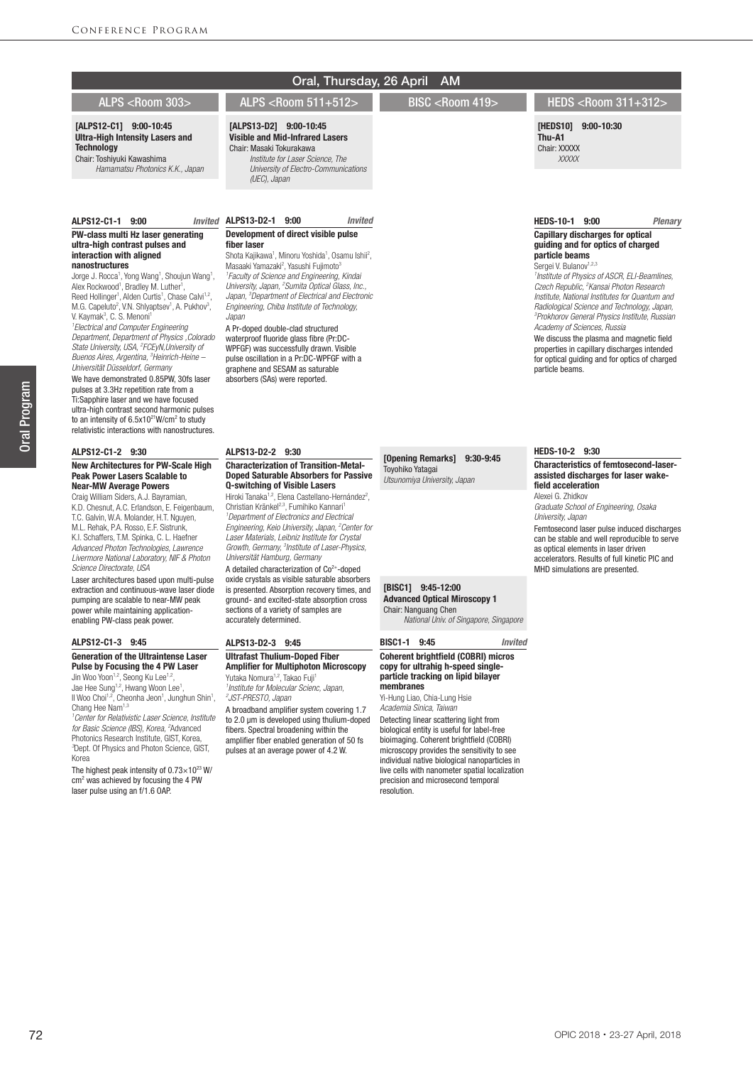# Oral, Thursday, 26 April AM

## ALPS <Room 303>

**[ALPS12-C1] 9:00-10:45**
**Ultra-High Intensity Lasers and Technology**
Chair: Toshiyuki Kawashima
*Hamamatsu Photonics K.K., Japan*

### ALPS12-C1-1 9:00 *Invited*

**PW-class multi Hz laser generating ultra-high contrast pulses and interaction with aligned nanostructures**

Jorge J. Rocca[1], Yong Wang[1], Shoujun Wang[1], Alex Rockwood[1], Bradley M. Luther[1], Reed Hollinger[1], Alden Curtis[1], Chase Calvi[1,2], M.G. Capeluto[2], V.N. Shlyaptsev[1], A. Pukhov[3], V. Kaymak[3], C. S. Menoni[1]

[1]*Electrical and Computer Engineering Department, Department of Physics ,Colorado State University, USA,* [2]*FCEyN,University of Buenos Aires, Argentina,* [3]*Heinrich-Heine – Universität Düsseldorf, Germany*

We have demonstrated 0.85PW, 30fs laser pulses at 3.3Hz repetition rate from a Ti:Sapphire laser and we have focused ultra-high contrast second harmonic pulses to an intensity of $6.5\times10^{21}$W/cm$^2$ to study relativistic interactions with nanostructures.

### ALPS12-C1-2 9:30

**New Architectures for PW-Scale High Peak Power Lasers Scalable to Near-MW Average Powers**

Craig William Siders, A.J. Bayramian, K.D. Chesnut, A.C. Erlandson, E. Feigenbaum, T.C. Galvin, W.A. Molander, H.T. Nguyen, M.L. Rehak, P.A. Rosso, E.F. Sistrunk, K.I. Schaffers, T.M. Spinka, C. L. Haefner

*Advanced Photon Technologies, Lawrence Livermore National Laboratory, NIF & Photon Science Directorate, USA*

Laser architectures based upon multi-pulse extraction and continuous-wave laser diode pumping are scalable to near-MW peak power while maintaining application-enabling PW-class peak power.

### ALPS12-C1-3 9:45

**Generation of the Ultraintense Laser Pulse by Focusing the 4 PW Laser**

Jin Woo Yoon[1,2], Seong Ku Lee[1,2], Jae Hee Sung[1,2], Hwang Woon Lee[1], Il Woo Choi[1,2], Cheonha Jeon[1], Junghun Shin[1], Chang Hee Nam[1,3]

[1]*Center for Relativistic Laser Science, Institute for Basic Science (IBS), Korea,* [2]*Advanced Photonics Research Institute, GIST, Korea,* [3]*Dept. Of Physics and Photon Science, GIST, Korea*

The highest peak intensity of $0.73\times10^{23}$ W/cm$^2$ was achieved by focusing the 4 PW laser pulse using an f/1.6 OAP.

## ALPS <Room 511+512>

**[ALPS13-D2] 9:00-10:45**
**Visible and Mid-Infrared Lasers**
Chair: Masaki Tokurakawa
*Institute for Laser Science, The University of Electro-Communications (UEC), Japan*

### ALPS13-D2-1 9:00 *Invited*

**Development of direct visible pulse fiber laser**

Shota Kajikawa[1], Minoru Yoshida[1], Osamu Ishii[2], Masaaki Yamazaki[2], Yasushi Fujimoto[3]

[1]*Faculty of Science and Engineering, Kindai University, Japan,* [2]*Sumita Optical Glass, Inc., Japan,* [3]*Department of Electrical and Electronic Engineering, Chiba Institute of Technology, Japan*

A Pr-doped double-clad structured waterproof fluoride glass fibre (Pr:DC-WPFGF) was successfully drawn. Visible pulse oscillation in a Pr:DC-WPFGF with a graphene and SESAM as saturable absorbers (SAs) were reported.

### ALPS13-D2-2 9:30

**Characterization of Transition-Metal-Doped Saturable Absorbers for Passive Q-switching of Visible Lasers**

Hiroki Tanaka[1,2], Elena Castellano-Hernández[2], Christian Kränkel[2,3], Fumihiko Kannari[1]

[1]*Department of Electronics and Electrical Engineering, Keio University, Japan,* [2]*Center for Laser Materials, Leibniz Institute for Crystal Growth, Germany,* [3]*Institute of Laser-Physics, Universität Hamburg, Germany*

A detailed characterization of $Co^{2+}$-doped oxide crystals as visible saturable absorbers is presented. Absorption recovery times, and ground- and excited-state absorption cross sections of a variety of samples are accurately determined.

### ALPS13-D2-3 9:45

**Ultrafast Thulium-Doped Fiber Amplifier for Multiphoton Microscopy**

Yutaka Nomura[1,2], Takao Fuji[1]

[1]*Institute for Molecular Scienc, Japan,* [2]*JST-PRESTO, Japan*

A broadband amplifier system covering 1.7 to 2.0 μm is developed using thulium-doped fibers. Spectral broadening within the amplifier fiber enabled generation of 50 fs pulses at an average power of 4.2 W.

## BISC <Room 419>

**[Opening Remarks] 9:30-9:45**
Toyohiko Yatagai
*Utsunomiya University, Japan*

**[BISC1] 9:45-12:00**
**Advanced Optical Miroscopy 1**
Chair: Nanguang Chen
*National Univ. of Singapore, Singapore*

### BISC1-1 9:45 *Invited*

**Coherent brightfield (COBRI) micros copy for ultrahig h-speed single-particle tracking on lipid bilayer membranes**

Yi-Hung Liao, Chia-Lung Hsie
*Academia Sinica, Taiwan*

Detecting linear scattering light from biological entity is useful for label-free bioimaging. Coherent brightfield (COBRI) microscopy provides the sensitivity to see individual native biological nanoparticles in live cells with nanometer spatial localization precision and microsecond temporal resolution.

## HEDS <Room 311+312>

**[HEDS10] 9:00-10:30**
**Thu-A1**
Chair: XXXXX
*XXXXX*

### HEDS-10-1 9:00 *Plenary*

**Capillary discharges for optical guiding and for optics of charged particle beams**

Sergei V. Bulanov[1,2,3]

[1]*Institute of Physics of ASCR, ELI-Beamlines, Czech Republic,* [2]*Kansai Photon Research Institute, National Institutes for Quantum and Radiological Science and Technology, Japan,* [3]*Prokhorov General Physics Institute, Russian Academy of Sciences, Russia*

We discuss the plasma and magnetic field properties in capillary discharges intended for optical guiding and for optics of charged particle beams.

### HEDS-10-2 9:30

**Characteristics of femtosecond-laser-assisted discharges for laser wake-field acceleration**

Alexei G. Zhidkov
*Graduate School of Engineering, Osaka University, Japan*

Femtosecond laser pulse induced discharges can be stable and well reproducible to serve as optical elements in laser driven accelerators. Results of full kinetic PIC and MHD simulations are presented.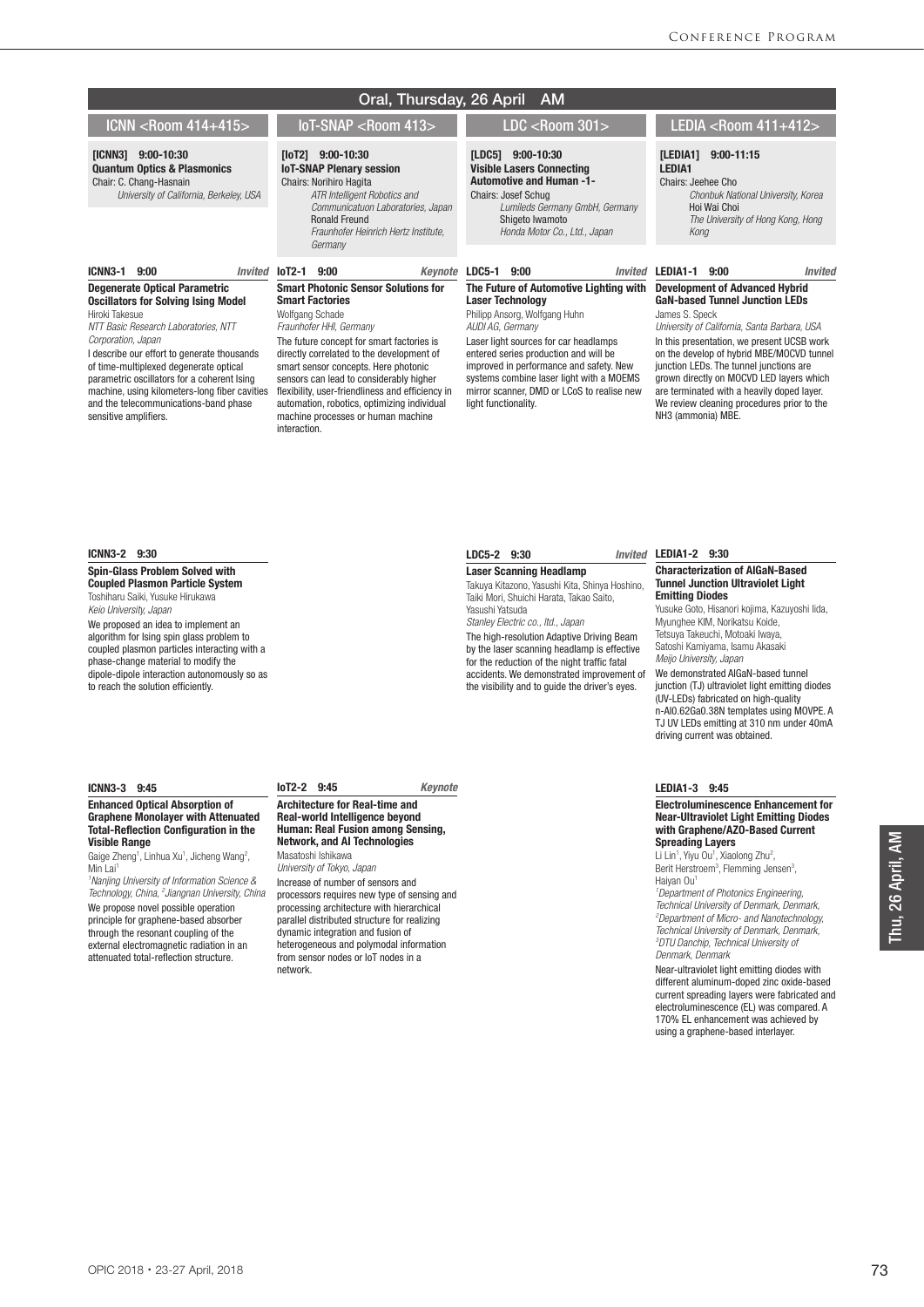# Oral, Thursday, 26 April AM

## ICNN <Room 414+415>

**[ICNN3] 9:00-10:30**
**Quantum Optics & Plasmonics**
Chair: C. Chang-Hasnain
*University of California, Berkeley, USA*

**ICNN3-1 9:00** *Invited*

**Degenerate Optical Parametric Oscillators for Solving Ising Model**
Hiroki Takesue
*NTT Basic Research Laboratories, NTT Corporation, Japan*

I describe our effort to generate thousands of time-multiplexed degenerate optical parametric oscillators for a coherent Ising machine, using kilometers-long fiber cavities and the telecommunications-band phase sensitive amplifiers.

**ICNN3-2 9:30**

**Spin-Glass Problem Solved with Coupled Plasmon Particle System**
Toshiharu Saiki, Yusuke Hirukawa
*Keio University, Japan*

We proposed an idea to implement an algorithm for Ising spin glass problem to coupled plasmon particles interacting with a phase-change material to modify the dipole-dipole interaction autonomously so as to reach the solution efficiently.

**ICNN3-3 9:45**

**Enhanced Optical Absorption of Graphene Monolayer with Attenuated Total-Reflection Configuration in the Visible Range**
Gaige Zheng[1], Linhua Xu[1], Jicheng Wang[2], Min Lai[1]
*[1]Nanjing University of Information Science & Technology, China, [2]Jiangnan University, China*

We propose novel possible operation principle for graphene-based absorber through the resonant coupling of the external electromagnetic radiation in an attenuated total-reflection structure.

## IoT-SNAP <Room 413>

**[IoT2] 9:00-10:30**
**IoT-SNAP Plenary session**
Chairs: Norihiro Hagita
*ATR Intelligent Robotics and Communicatuon Laboratories, Japan*
Ronald Freund
*Fraunhofer Heinrich Hertz Institute, Germany*

**IoT2-1 9:00** *Keynote*

**Smart Photonic Sensor Solutions for Smart Factories**
Wolfgang Schade
*Fraunhofer HHI, Germany*

The future concept for smart factories is directly correlated to the development of smart sensor concepts. Here photonic sensors can lead to considerably higher flexibility, user-friendliness and efficiency in automation, robotics, optimizing individual machine processes or human machine interaction.

**IoT2-2 9:45** *Keynote*

**Architecture for Real-time and Real-world Intelligence beyond Human: Real Fusion among Sensing, Network, and AI Technologies**
Masatoshi Ishikawa
*University of Tokyo, Japan*

Increase of number of sensors and processors requires new type of sensing and processing architecture with hierarchical parallel distributed structure for realizing dynamic integration and fusion of heterogeneous and polymodal information from sensor nodes or IoT nodes in a network.

## LDC <Room 301>

**[LDC5] 9:00-10:30**
**Visible Lasers Connecting Automotive and Human -1-**
Chairs: Josef Schug
*Lumileds Germany GmbH, Germany*
Shigeto Iwamoto
*Honda Motor Co., Ltd., Japan*

**LDC5-1 9:00** *Invited*

**The Future of Automotive Lighting with Laser Technology**
Philipp Ansorg, Wolfgang Huhn
*AUDI AG, Germany*

Laser light sources for car headlamps entered series production and will be improved in performance and safety. New systems combine laser light with a MOEMS mirror scanner, DMD or LCoS to realise new light functionality.

**LDC5-2 9:30** *Invited*

**Laser Scanning Headlamp**
Takuya Kitazono, Yasushi Kita, Shinya Hoshino, Taiki Mori, Shuichi Harata, Takao Saito, Yasushi Yatsuda
*Stanley Electric co., ltd., Japan*

The high-resolution Adaptive Driving Beam by the laser scanning headlamp is effective for the reduction of the night traffic fatal accidents. We demonstrated improvement of the visibility and to guide the driver's eyes.

## LEDIA <Room 411+412>

**[LEDIA1] 9:00-11:15**
**LEDIA1**
Chairs: Jeehee Cho
*Chonbuk National University, Korea*
Hoi Wai Choi
*The University of Hong Kong, Hong Kong*

**LEDIA1-1 9:00** *Invited*

**Development of Advanced Hybrid GaN-based Tunnel Junction LEDs**
James S. Speck
*University of California, Santa Barbara, USA*

In this presentation, we present UCSB work on the develop of hybrid MBE/MOCVD tunnel junction LEDs. The tunnel junctions are grown directly on MOCVD LED layers which are terminated with a heavily doped layer. We review cleaning procedures prior to the $NH_3$ (ammonia) MBE.

**LEDIA1-2 9:30**

**Characterization of AlGaN-Based Tunnel Junction Ultraviolet Light Emitting Diodes**
Yusuke Goto, Hisanori Kojima, Kazuyoshi Iida, Myunghee KIM, Norikatsu Koide, Tetsuya Takeuchi, Motoaki Iwaya, Satoshi Kamiyama, Isamu Akasaki
*Meijo University, Japan*

We demonstrated AlGaN-based tunnel junction (TJ) ultraviolet light emitting diodes (UV-LEDs) fabricated on high-quality n-$Al_{0.62}Ga_{0.38}N$ templates using MOVPE. A TJ UV LEDs emitting at 310 nm under 40mA driving current was obtained.

**LEDIA1-3 9:45**

**Electroluminescence Enhancement for Near-Ultraviolet Light Emitting Diodes with Graphene/AZO-Based Current Spreading Layers**
Li Lin[1], Yiyu Ou[1], Xiaolong Zhu[2], Berit Herstroem[3], Flemming Jensen[3], Haiyan Ou[1]
*[1]Department of Photonics Engineering, Technical University of Denmark, Denmark, [2]Department of Micro- and Nanotechnology, Technical University of Denmark, Denmark, [3]DTU Danchip, Technical University of Denmark, Denmark*

Near-ultraviolet light emitting diodes with different aluminum-doped zinc oxide-based current spreading layers were fabricated and electroluminescence (EL) was compared. A 170% EL enhancement was achieved by using a graphene-based interlayer.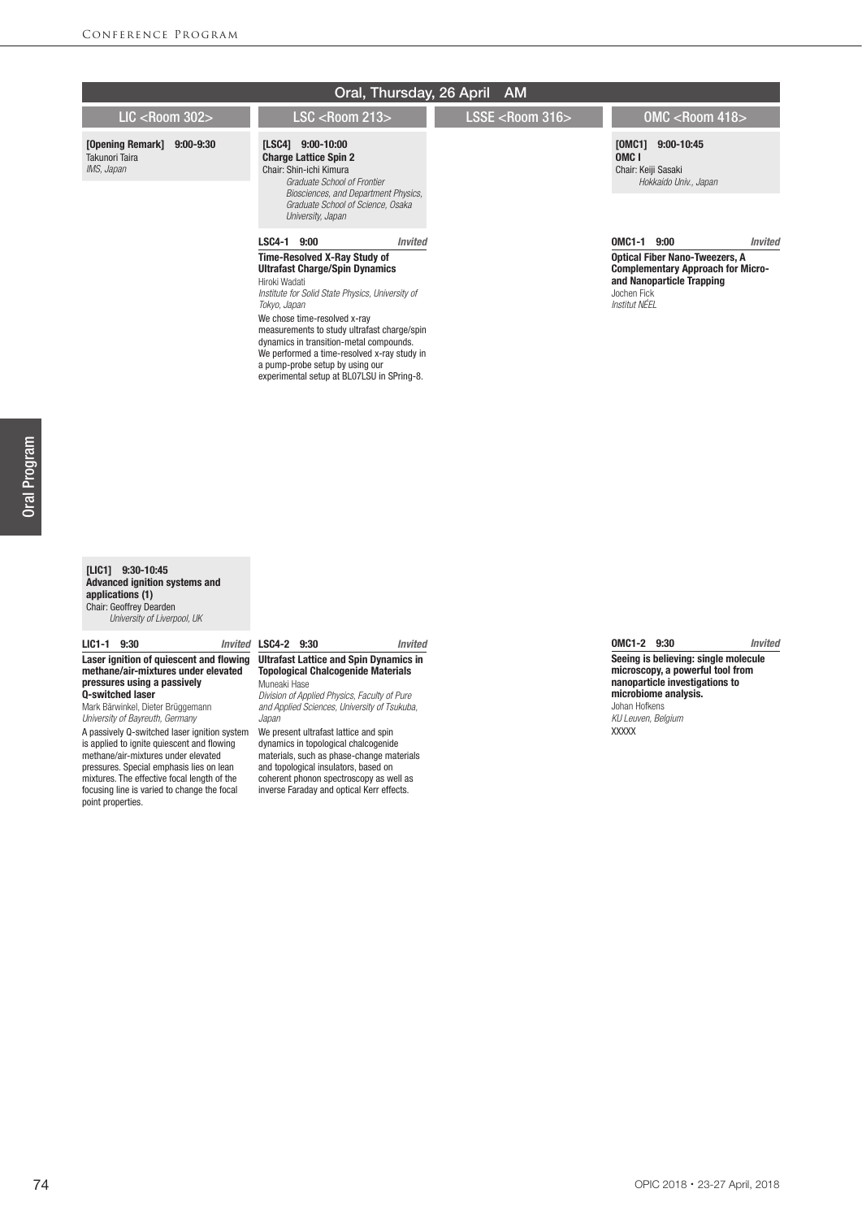# Oral, Thursday, 26 April AM

## LIC <Room 302>

**[Opening Remark] 9:00-9:30**
Takunori Taira
*IMS, Japan*

**[LIC1] 9:30-10:45**
**Advanced ignition systems and applications (1)**
Chair: Geoffrey Dearden
*University of Liverpool, UK*

**LIC1-1 9:30** *Invited*

**Laser ignition of quiescent and flowing methane/air-mixtures under elevated pressures using a passively Q-switched laser**
Mark Bärwinkel, Dieter Brüggemann
*University of Bayreuth, Germany*

A passively Q-switched laser ignition system is applied to ignite quiescent and flowing methane/air-mixtures under elevated pressures. Special emphasis lies on lean mixtures. The effective focal length of the focusing line is varied to change the focal point properties.

## LSC <Room 213>

**[LSC4] 9:00-10:00**
**Charge Lattice Spin 2**
Chair: Shin-ichi Kimura
*Graduate School of Frontier Biosciences, and Department Physics, Graduate School of Science, Osaka University, Japan*

**LSC4-1 9:00** *Invited*

**Time-Resolved X-Ray Study of Ultrafast Charge/Spin Dynamics**
Hiroki Wadati
*Institute for Solid State Physics, University of Tokyo, Japan*

We chose time-resolved x-ray measurements to study ultrafast charge/spin dynamics in transition-metal compounds. We performed a time-resolved x-ray study in a pump-probe setup by using our experimental setup at BL07LSU in SPring-8.

**LSC4-2 9:30** *Invited*

**Ultrafast Lattice and Spin Dynamics in Topological Chalcogenide Materials**
Muneaki Hase
*Division of Applied Physics, Faculty of Pure and Applied Sciences, University of Tsukuba, Japan*

We present ultrafast lattice and spin dynamics in topological chalcogenide materials, such as phase-change materials and topological insulators, based on coherent phonon spectroscopy as well as inverse Faraday and optical Kerr effects.

## LSSE <Room 316>

## OMC <Room 418>

**[OMC1] 9:00-10:45**
**OMC I**
Chair: Keiji Sasaki
*Hokkaido Univ., Japan*

**OMC1-1 9:00** *Invited*

**Optical Fiber Nano-Tweezers, A Complementary Approach for Micro- and Nanoparticle Trapping**
Jochen Fick
*Institut NÉEL*

**OMC1-2 9:30** *Invited*

**Seeing is believing: single molecule microscopy, a powerful tool from nanoparticle investigations to microbiome analysis.**
Johan Hofkens
*KU Leuven, Belgium*

XXXXX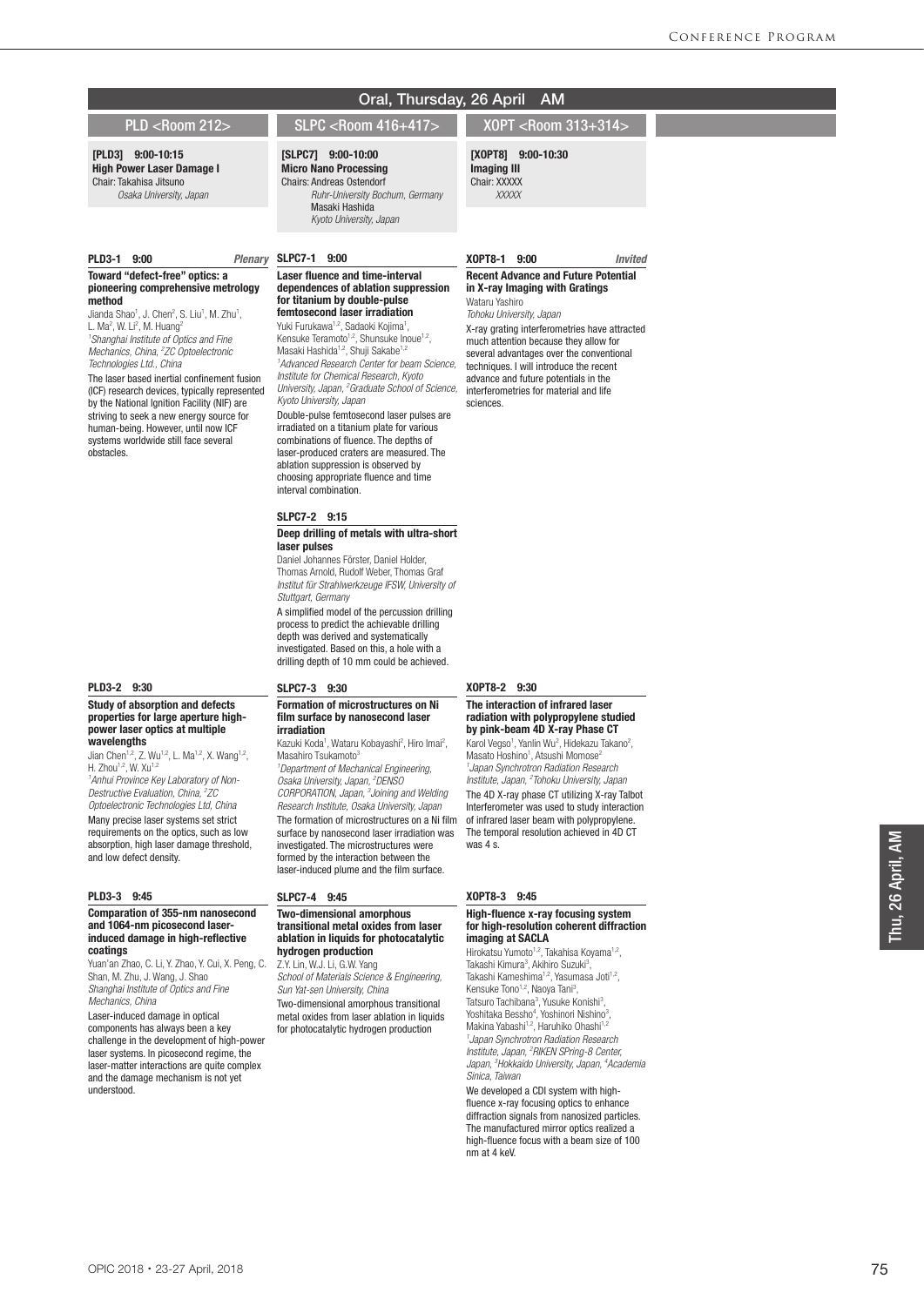## Oral, Thursday, 26 April AM

### PLD <Room 212>

**[PLD3] 9:00-10:15**
**High Power Laser Damage I**
Chair: Takahisa Jitsuno
*Osaka University, Japan*

**PLD3-1 9:00** *Plenary*

**Toward "defect-free" optics: a pioneering comprehensive metrology method**

Jianda Shao[1], J. Chen[2], S. Liu[1], M. Zhu[1], L. Ma[2], W. Li[2], M. Huang[2]
[1]*Shanghai Institute of Optics and Fine Mechanics, China,* [2]*ZC Optoelectronic Technologies Ltd., China*

The laser based inertial confinement fusion (ICF) research devices, typically represented by the National Ignition Facility (NIF) are striving to seek a new energy source for human-being. However, until now ICF systems worldwide still face several obstacles.

**PLD3-2 9:30**

**Study of absorption and defects properties for large aperture high-power laser optics at multiple wavelengths**

Jian Chen[1,2], Z. Wu[1,2], L. Ma[1,2], X. Wang[1,2], H. Zhou[1,2], W. Xu[1,2]
[1]*Anhui Province Key Laboratory of Non-Destructive Evaluation, China,* [2]*ZC Optoelectronic Technologies Ltd, China*

Many precise laser systems set strict requirements on the optics, such as low absorption, high laser damage threshold, and low defect density.

**PLD3-3 9:45**

**Comparison of 355-nm nanosecond and 1064-nm picosecond laser-induced damage in high-reflective coatings**

Yuan'an Zhao, C. Li, Y. Zhao, Y. Cui, X. Peng, C. Shan, M. Zhu, J. Wang, J. Shao
*Shanghai Institute of Optics and Fine Mechanics, China*

Laser-induced damage in optical components has always been a key challenge in the development of high-power laser systems. In picosecond regime, the laser-matter interactions are quite complex and the damage mechanism is not yet understood.

### SLPC <Room 416+417>

**[SLPC7] 9:00-10:00**
**Micro Nano Processing**
Chairs: Andreas Ostendorf
*Ruhr-University Bochum, Germany*
Masaki Hashida
*Kyoto University, Japan*

**SLPC7-1 9:00**

**Laser fluence and time-interval dependences of ablation suppression for titanium by double-pulse femtosecond laser irradiation**

Yuki Furukawa[1,2], Sadaoki Kojima[1], Kensuke Teramoto[1,2], Shunsuke Inoue[1,2], Masaki Hashida[1,2], Shuji Sakabe[1,2]
[1]*Advanced Research Center for beam Science, Institute for Chemical Research, Kyoto University, Japan,* [2]*Graduate School of Science, Kyoto University, Japan*

Double-pulse femtosecond laser pulses are irradiated on a titanium plate for various combinations of fluence. The depths of laser-produced craters are measured. The ablation suppression is observed by choosing appropriate fluence and time interval combination.

**SLPC7-2 9:15**

**Deep drilling of metals with ultra-short laser pulses**

Daniel Johannes Förster, Daniel Holder, Thomas Arnold, Rudolf Weber, Thomas Graf
*Institut für Strahlwerkzeuge IFSW, University of Stuttgart, Germany*

A simplified model of the percussion drilling process to predict the achievable drilling depth was derived and systematically investigated. Based on this, a hole with a drilling depth of 10 mm could be achieved.

**SLPC7-3 9:30**

**Formation of microstructures on Ni film surface by nanosecond laser irradiation**

Kazuki Koda[1], Wataru Kobayashi[2], Hiro Imai[2], Masahiro Tsukamoto[3]
[1]*Department of Mechanical Engineering, Osaka University, Japan,* [2]*DENSO CORPORATION, Japan,* [3]*Joining and Welding Research Institute, Osaka University, Japan*

The formation of microstructures on a Ni film surface by nanosecond laser irradiation was investigated. The microstructures were formed by the interaction between the laser-induced plume and the film surface.

**SLPC7-4 9:45**

**Two-dimensional amorphous transitional metal oxides from laser ablation in liquids for photocatalytic hydrogen production**

Z.Y. Lin, W.J. Li, G.W. Yang
*School of Materials Science & Engineering, Sun Yat-sen University, China*

Two-dimensional amorphous transitional metal oxides from laser ablation in liquids for photocatalytic hydrogen production

### XOPT <Room 313+314>

**[XOPT8] 9:00-10:30**
**Imaging III**
Chair: XXXXX
*XXXXX*

**XOPT8-1 9:00** *Invited*

**Recent Advance and Future Potential in X-ray Imaging with Gratings**

Wataru Yashiro
*Tohoku University, Japan*

X-ray grating interferometries have attracted much attention because they allow for several advantages over the conventional techniques. I will introduce the recent advance and future potentials in the interferometries for material and life sciences.

**XOPT8-2 9:30**

**The interaction of infrared laser radiation with polypropylene studied by pink-beam 4D X-ray Phase CT**

Karol Vegso[1], Yanlin Wu[2], Hidekazu Takano[2], Masato Hoshino[1], Atsushi Momose[2]
[1]*Japan Synchrotron Radiation Research Institute, Japan,* [2]*Tohoku University, Japan*

The 4D X-ray phase CT utilizing X-ray Talbot Interferometer was used to study interaction of infrared laser beam with polypropylene. The temporal resolution achieved in 4D CT was 4 s.

**XOPT8-3 9:45**

**High-fluence x-ray focusing system for high-resolution coherent diffraction imaging at SACLA**

Hirokatsu Yumoto[1,2], Takahisa Koyama[1,2], Takashi Kimura[3], Akihiro Suzuki[3], Takashi Kameshima[1,2], Yasumasa Joti[1,2], Kensuke Tono[1,2], Naoya Tani[3], Tatsuro Tachibana[3], Yusuke Konishi[3], Yoshitaka Bessho[4], Yoshinori Nishino[3], Makina Yabashi[1,2], Haruhiko Ohashi[1,2]
[1]*Japan Synchrotron Radiation Research Institute, Japan,* [2]*RIKEN SPring-8 Center, Japan,* [3]*Hokkaido University, Japan,* [4]*Academia Sinica, Taiwan*

We developed a CDI system with high-fluence x-ray focusing optics to enhance diffraction signals from nanosized particles. The manufactured mirror optics realized a high-fluence focus with a beam size of 100 nm at 4 keV.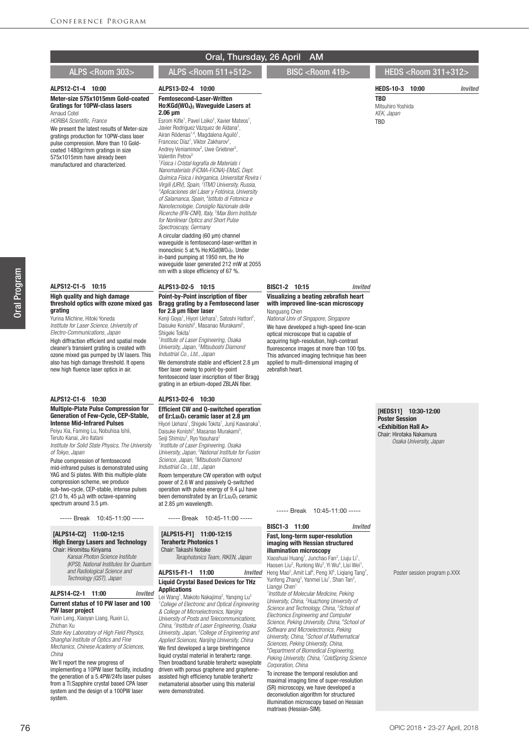## Oral, Thursday, 26 April AM

### ALPS <Room 303>

**ALPS12-C1-4 10:00**

**Meter-size 575x1015mm Gold-coated Gratings for 10PW-class lasers**

Arnaud Cotel

*HORIBA Scientific, France*

We present the latest results of Meter-size gratings production for 10PW-class laser pulse compression. More than 10 Gold-coated 1480gr/mm gratings in size 575x1015mm have already been manufactured and characterized.

**ALPS12-C1-5 10:15**

**High quality and high damage threshold optics with ozone mixed gas grating**

Yurina Michine, Hitoki Yoneda

*Institute for Laser Science, University of Electro-Communications, Japan*

High diffraction efficient and spatial mode cleaner's transient grating is created with ozone mixed gas pumped by UV lasers. This also has high damage threshold. It opens new high fluence laser optics in air.

**ALPS12-C1-6 10:30**

**Multiple-Plate Pulse Compression for Generation of Few-Cycle, CEP-Stable, Intense Mid-Infrared Pulses**

Peiyu Xia, Faming Lu, Nobuhisa Ishii, Teruto Kanai, Jiro Itatani

*Institute for Solid State Physics, The University of Tokyo, Japan*

Pulse compression of femtosecond mid-infrared pulses is demonstrated using YAG and Si plates. With this multiple-plate compression scheme, we produce sub-two-cycle, CEP-stable, intense pulses (21.0 fs, 45 μJ) with octave-spanning spectrum around 3.5 μm.

----- Break 10:45-11:00 -----

**[ALPS14-C2] 11:00-12:15**

**High Energy Lasers and Technology**

Chair: Hiromitsu Kiriyama

*Kansai Photon Science Institute (KPSI), National Institutes for Quantum and Radiological Science and Technology (QST), Japan*

**ALPS14-C2-1 11:00** *Invited*

**Current status of 10 PW laser and 100 PW laser project**

Yuxin Leng, Xiaoyan Liang, Ruxin Li, Zhizhan Xu

*State Key Laboratory of High Field Physics, Shanghai Institute of Optics and Fine Mechanics, Chinese Academy of Sciences, China*

We'll report the new progress of implementing a 10PW laser facility, including the generation of a 5.4PW/24fs laser pulses from a Ti:Sapphire crystal based CPA laser system and the design of a 100PW laser system.

### ALPS <Room 511+512>

**ALPS13-D2-4 10:00**

**Femtosecond-Laser-Written Ho:KGd(WO$_4$)$_2$ Waveguide Lasers at 2.06 μm**

Esrom Kifle[1], Pavel Loiko[2], Xavier Mateos[1], Javier Rodríguez Vázquez de Aldana[3], Airan Ródenas[1,4], Magdalena Aguiló[1], Francesc Díaz[1], Viktor Zakharov[2], Andrey Veniaminov[2], Uwe Griebner[5], Valentin Petrov[5]

[1]*Física i Cristal·lografia de Materials i Nanomaterials (FiCMA-FiCNA)-EMaS, Dept. Química Física i Inòrganica, Universitat Rovira i Virgili (URV), Spain,* [2]*ITMO University, Russia,* [3]*Aplicaciones del Láser y Fotónica, University of Salamanca, Spain,* [4]*Istituto di Fotonica e Nanotecnologie, Consiglio Nazionale delle Ricerche (IFN-CNR), Italy,* [5]*Max Born Institute for Nonlinear Optics and Short Pulse Spectroscopy, Germany*

A circular cladding (60 μm) channel waveguide is femtosecond-laser-written in monoclinic 5 at.% Ho:KGd(WO$_4$)$_2$. Under in-band pumping at 1950 nm, the Ho waveguide laser generated 212 mW at 2055 nm with a slope efficiency of 67 %.

**ALPS13-D2-5 10:15**

**Point-by-Point inscription of fiber Bragg grating by a Femtosecond laser for 2.8 μm fiber laser**

Kenji Goya[1], Hiyori Uehara[1], Satoshi Hattori[2], Daisuke Konishi[2], Masanao Murakami[2], Shigeki Tokita[1]

[1]*Institute of Laser Engineering, Osaka University, Japan,* [2]*Mitsuboshi Diamond Industrial Co., Ltd., Japan*

We demonstrate stable and efficient 2.8 μm fiber laser owing to point-by-point femtosecond laser inscription of fiber Bragg grating in an erbium-doped ZBLAN fiber.

**ALPS13-D2-6 10:30**

**Efficient CW and Q-switched operation of Er:Lu$_2$O$_3$ ceramic laser at 2.8 μm**

Hiyori Uehara[1], Shigeki Tokita[1], Junji Kawanaka[1], Daisuke Konishi[3], Masanao Murakami[3], Seiji Shimizu[3], Ryo Yasuhara[2]

[1]*Institute of Laser Engineering, Osaka University, Japan,* [2]*National Institute for Fusion Science, Japan,* [3]*Mitsuboshi Diamond Industrial Co., Ltd., Japan*

Room temperature CW operation with output power of 2.6 W and passively Q-switched operation with pulse energy of 9.4 μJ have been demonstrated by an Er:Lu$_2$O$_3$ ceramic at 2.85 μm wavelength.

----- Break 10:45-11:00 -----

**[ALPS15-F1] 11:00-12:15**

**Terahertz Photonics 1**

Chair: Takashi Notake

*Teraphotonics Team, RIKEN, Japan*

**ALPS15-F1-1 11:00** *Invited*

**Liquid Crystal Based Devices for THz Applications**

Lei Wang[1], Makoto Nakajima[2], Yanqing Lu[3]

[1]*College of Electronic and Optical Engineering & College of Microelectronics, Nanjing University of Posts and Telecommunications, China,* [2]*Institute of Laser Engineering, Osaka University, Japan,* [3]*College of Engineering and Applied Sciences, Nanjing University, China*

We first developed a large birefringence liquid crystal material in terahertz range. Then broadband tunable terahertz waveplate driven with porous graphene and graphene-assisted high efficiency tunable terahertz metamaterial absorber using this material were demonstrated.

### BISC <Room 419>

**BISC1-2 10:15** *Invited*

**Visualizing a beating zebrafish heart with improved line-scan microscopy**

Nanguang Chen

*National Univ of Singapore, Singapore*

We have developed a high-speed line-scan optical microscope that is capable of acquiring high-resolution, high-contrast fluorescence images at more than 100 fps. This advanced imaging technique has been applied to multi-dimensional imaging of zebrafish heart.

----- Break 10:45-11:00 -----

**BISC1-3 11:00** *Invited*

**Fast, long-term super-resolution imaging with Hessian structured illumination microscopy**

Xiaoshuai Huang[1], Junchao Fan[2], Liuju Li[1], Haosen Liu[2], Runlong Wu[3], Yi Wu[4], Lisi Wei[1], Heng Mao[5], Amit Lal[6], Peng Xi[6], Liqiang Tang[7], Yunfeng Zhang[3], Yanmei Liu[1], Shan Tan[2], Liangyi Chen[1]

[1]*Institute of Molecular Medicine, Peking University, China,* [2]*Huazhong University of Science and Technology, China,* [3]*School of Electronics Engineering and Computer Science, Peking University, China,* [4]*School of Software and Microelectronics, Peking University, China,* [5]*School of Mathematical Sciences, Peking University, China,* [6]*Department of Biomedical Engineering, Peking University, China,* [7]*ColdSpring Science Corporation, China*

To increase the temporal resolution and maximal imaging time of super-resolution (SR) microscopy, we have developed a deconvolution algorithm for structured illumination microscopy based on Hessian matrixes (Hessian-SIM).

### HEDS <Room 311+312>

**HEDS-10-3 10:00** *Invited*

**TBD**

Mitsuhiro Yoshida

*KEK, Japan*

TBD

**[HEDS11] 10:30-12:00**

**Poster Session**

**<Exhibition Hall A>**

Chair: Hirotaka Nakamura

*Osaka University, Japan*

Poster session program p.XXX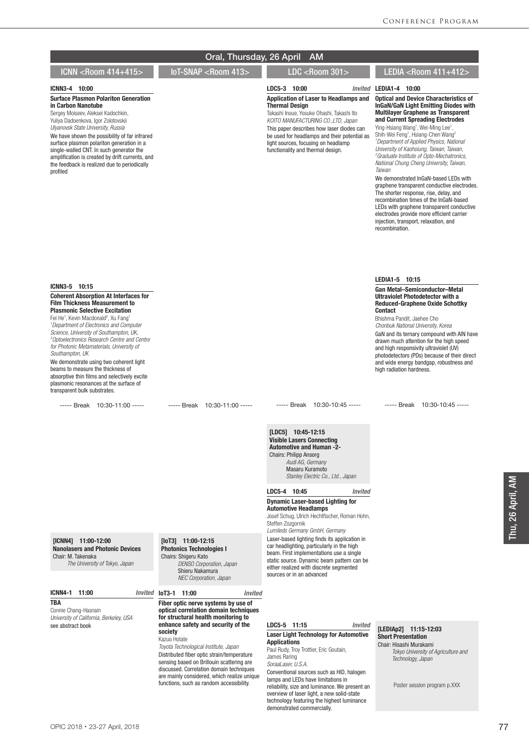# Oral, Thursday, 26 April AM

## ICNN <Room 414+415>

**ICNN3-4 10:00**

**Surface Plasmon Polariton Generation in Carbon Nanotube**

Sergey Moiseev, Aleksei Kadochkin, Yuliya Dadoenkova, Igor Zolotovskii

*Ulyanovsk State University, Russia*

We have shown the possibility of far infrared surface plasmon polariton generation in a single-walled CNT. In such generator the amplification is created by drift currents, and the feedback is realized due to periodically profiled

**ICNN3-5 10:15**

**Coherent Absorption At Interfaces for Film Thickness Measurement to Plasmonic Selective Excitation**

Fei He[1], Kevin Macdonald[2], Xu Fang[1]

[1]*Department of Electronics and Computer Science, University of Southampton, UK,* [2]*Optoelectronics Research Centre and Centre for Photonic Metamaterials, University of Southampton, UK*

We demonstrate using two coherent light beams to measure the thickness of absorptive thin films and selectively excite plasmonic resonances at the surface of transparent bulk substrates.

----- Break 10:30-11:00 -----

**[ICNN4] 11:00-12:00**

**Nanolasers and Photonic Devices**

Chair: M. Takenaka

*The University of Tokyo, Japan*

**ICNN4-1 11:00** *Invited*

**TBA**

Connie Chang-Hasnain

*University of California, Berkeley, USA*

see abstract book

## IoT-SNAP <Room 413>

----- Break 10:30-11:00 -----

**[IoT3] 11:00-12:15**

**Photonics Technologies I**

Chairs: Shigeru Kato

*DENSO Corporation, Japan*

Shieru Nakamura

*NEC Corporation, Japan*

**IoT3-1 11:00** *Invited*

**Fiber optic nerve systems by use of optical correlation domain techniques for structural health monitoring to enhance safety and security of the society**

Kazuo Hotate

*Toyota Technological Institute, Japan*

Distributed fiber optic strain/temperature sensing based on Brillouin scattering are discussed. Correlation domain techniques are mainly considered, which realize unique functions, such as random accessibility.

## LDC <Room 301>

**LDC5-3 10:00** *Invited*

**Application of Laser to Headlamps and Thermal Design**

Takashi Inoue, Yosuke Ohashi, Takashi Ito

*KOITO MANUFACTURING CO.,LTD, Japan*

This paper describes how laser diodes can be used for headlamps and their potential as light sources, focusing on headlamp functionality and thermal design.

----- Break 10:30-10:45 -----

**[LDC5] 10:45-12:15**

**Visible Lasers Connecting Automotive and Human -2-**

Chairs: Philipp Ansorg

*Audi AG, Germany*

Masaru Kuramoto

*Stanley Electric Co., Ltd., Japan*

**LDC5-4 10:45** *Invited*

**Dynamic Laser-based Lighting for Automotive Headlamps**

Josef Schug, Ulrich Hechtfischer, Roman Hohn, Steffen Zozgornik

*Lumileds Germany GmbH, Germany*

Laser-based lighting finds its application in car headlighting, particularly in the high beam. First implementations use a single static source. Dynamic beam pattern can be either realized with discrete segmented sources or in an advanced

**LDC5-5 11:15** *Invited*

**Laser Light Technology for Automotive Applications**

Paul Rudy, Troy Trottier, Eric Goutain, James Raring

*SoraaLaser, U.S.A.*

Conventional sources such as HID, halogen lamps and LEDs have limitations in reliability, size and luminance. We present an overview of laser light, a new solid-state technology featuring the highest luminance demonstrated commercially.

## LEDIA <Room 411+412>

**LEDIA1-4 10:00**

**Optical and Device Characteristics of InGaN/GaN Light Emitting Diodes with Multilayer Graphene as Transparent and Current Spreading Electrodes**

Ying-Hsiang Wang[1], Wei-Ming Lee[1], Shih-Wei Feng[1], Hsiang-Chen Wang[2]

[1]*Department of Applied Physics, National University of Kaohsiung, Taiwan, Taiwan,* [2]*Graduate Institute of Opto-Mechatronics, National Chung Cheng University, Taiwan, Taiwan*

We demonstrated InGaN-based LEDs with graphene transparent conductive electrodes. The shorter response, rise, delay, and recombination times of the InGaN-based LEDs with graphene transparent conductive electrodes provide more efficient carrier injection, transport, relaxation, and recombination.

**LEDIA1-5 10:15**

**Gan Metal–Semiconductor–Metal Ultraviolet Photodetector with a Reduced-Graphene Oxide Schottky Contact**

Bhishma Pandit, Jaehee Cho

*Chonbuk National University, Korea*

GaN and its ternary compound with AlN have drawn much attention for the high speed and high responsivity ultraviolet (UV) photodetectors (PDs) because of their direct and wide energy bandgap, robustness and high radiation hardness.

----- Break 10:30-10:45 -----

**[LEDIAp2] 11:15-12:03**

**Short Presentation**

Chair: Hisashi Murakami

*Tokyo University of Agriculture and Technology, Japan*

Poster session program p.XXX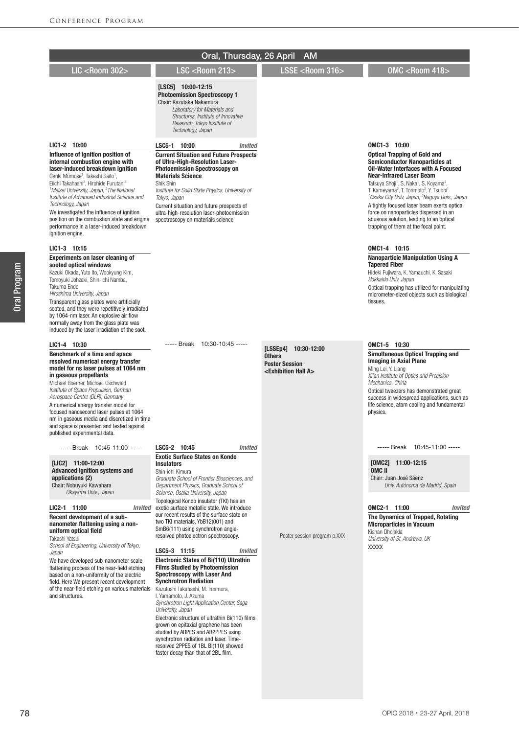# Oral, Thursday, 26 April AM

## LIC <Room 302>

**LIC1-2 10:00**

**Influence of ignition position of internal combustion engine with laser-induced breakdown ignition**

Genki Momose[1], Takeshi Saito[1], Eiichi Takahashi[2], Hirohide Furutani[2]

*[1]Meisei University, Japan, [2]The National Institute of Advanced Industrial Science and Technology, Japan*

We investigated the influence of ignition position on the combustion state and engine performance in a laser-induced breakdown ignition engine.

**LIC1-3 10:15**

**Experiments on laser cleaning of sooted optical windows**

Kazuki Okada, Yuto Ito, Wookyung Kim, Tomoyuki Johzaki, Shin-ichi Namba, Takuma Endo

*Hiroshima University, Japan*

Transparent glass plates were artificially sooted, and they were repetitively irradiated by 1064-nm laser. An explosive air flow normally away from the glass plate was induced by the laser irradiation of the soot.

**LIC1-4 10:30**

**Benchmark of a time and space resolved numerical energy transfer model for ns laser pulses at 1064 nm in gaseous propellants**

Michael Boerner, Michael Oschwald

*Institute of Space Propulsion, German Aerospace Centre (DLR), Germany*

A numerical energy transfer model for focused nanosecond laser pulses at 1064 nm in gaseous media and discretized in time and space is presented and tested against published experimental data.

----- Break 10:45-11:00 -----

**[LIC2] 11:00-12:00**
**Advanced ignition systems and applications (2)**
Chair: Nobuyuki Kawahara
*Okayama Univ., Japan*

**LIC2-1 11:00** *Invited*

**Recent development of a sub-nanometer flattening using a non-uniform optical field**

Takashi Yatsui

*School of Engineering, University of Tokyo, Japan*

We have developed sub-nanometer scale flattening process of the near-field etching based on a non-uniformity of the electric field. Here We present recent development of the near-field etching on various materials and structures.

## LSC <Room 213>

**[LSC5] 10:00-12:15**
**Photoemission Spectroscopy 1**
Chair: Kazutaka Nakamura
*Laboratory for Materials and Structures, Institute of Innovative Research, Tokyo Institute of Technology, Japan*

**LSC5-1 10:00** *Invited*

**Current Situation and Future Prospects of Ultra-High-Resolution Laser-Photoemission Spectroscopy on Materials Science**

Shik Shin

*Institute for Solid State Physics, University of Tokyo, Japan*

Current situation and future prospects of ultra-high-resolution laser-photoemission spectroscopy on materials science

----- Break 10:30-10:45 -----

**LSC5-2 10:45** *Invited*

**Exotic Surface States on Kondo Insulators**

Shin-ichi Kimura

*Graduate School of Frontier Biosciences, and Department Physics, Graduate School of Science, Osaka University, Japan*

Topological Kondo insulator (TKI) has an exotic surface metallic state. We introduce our recent results of the surface state on two TKI materials, YbB12(001) and SmB6(111) using synchrotron angle-resolved photoelectron spectroscopy.

**LSC5-3 11:15** *Invited*

**Electronic States of Bi(110) Ultrathin Films Studied by Photoemission Spectroscopy with Laser And Synchrotron Radiation**

Kazutoshi Takahashi, M. Imamura, I. Yamamoto, J. Azuma

*Synchrotron Light Application Center, Saga University, Japan*

Electronic structure of ultrathin Bi(110) films grown on epitaxial graphene has been studied by ARPES and AR2PPES using synchrotron radiation and laser. Time-resolved 2PPES of 1BL Bi(110) showed faster decay than that of 2BL film.

## LSSE <Room 316>

**[LSSEp4] 10:30-12:00**
**Others**
**Poster Session**
**<Exhibition Hall A>**

Poster session program p.XXX

## OMC <Room 418>

**OMC1-3 10:00**

**Optical Trapping of Gold and Semiconductor Nanoparticles at Oil-Water Interfaces with A Focused Near-Infrared Laser Beam**

Tatsuya Shoji[1], S. Naka[1], S. Koyama[2], T. Kameyama[2], T. Torimoto[2], Y. Tsuboi[1]

*[1]Osaka City Univ, Japan, [2]Nagoya Univ., Japan*

A tightly focused laser beam exerts optical force on nanoparticles dispersed in an aqueous solution, leading to an optical trapping of them at the focal point.

**OMC1-4 10:15**

**Nanoparticle Manipulation Using A Tapered Fiber**

Hideki Fujiwara, K. Yamauchi, K. Sasaki

*Hokkaido Univ, Japan*

Optical trapping has utilized for manipulating micrometer-sized objects such as biological tissues.

**OMC1-5 10:30**

**Simultaneous Optical Trapping and Imaging in Axial Plane**

Ming Lei, Y. Liang

*Xi'an Institute of Optics and Precision Mechanics, China*

Optical tweezers has demonstrated great success in widespread applications, such as life science, atom cooling and fundamental physics.

----- Break 10:45-11:00 -----

**[OMC2] 11:00-12:15**
**OMC II**
Chair: Juan José Sáenz
*Univ. Autónoma de Madrid, Spain*

**OMC2-1 11:00** *Invited*

**The Dynamics of Trapped, Rotating Microparticles in Vacuum**

Kishan Dholakia

*University of St. Andrews, UK*

XXXXX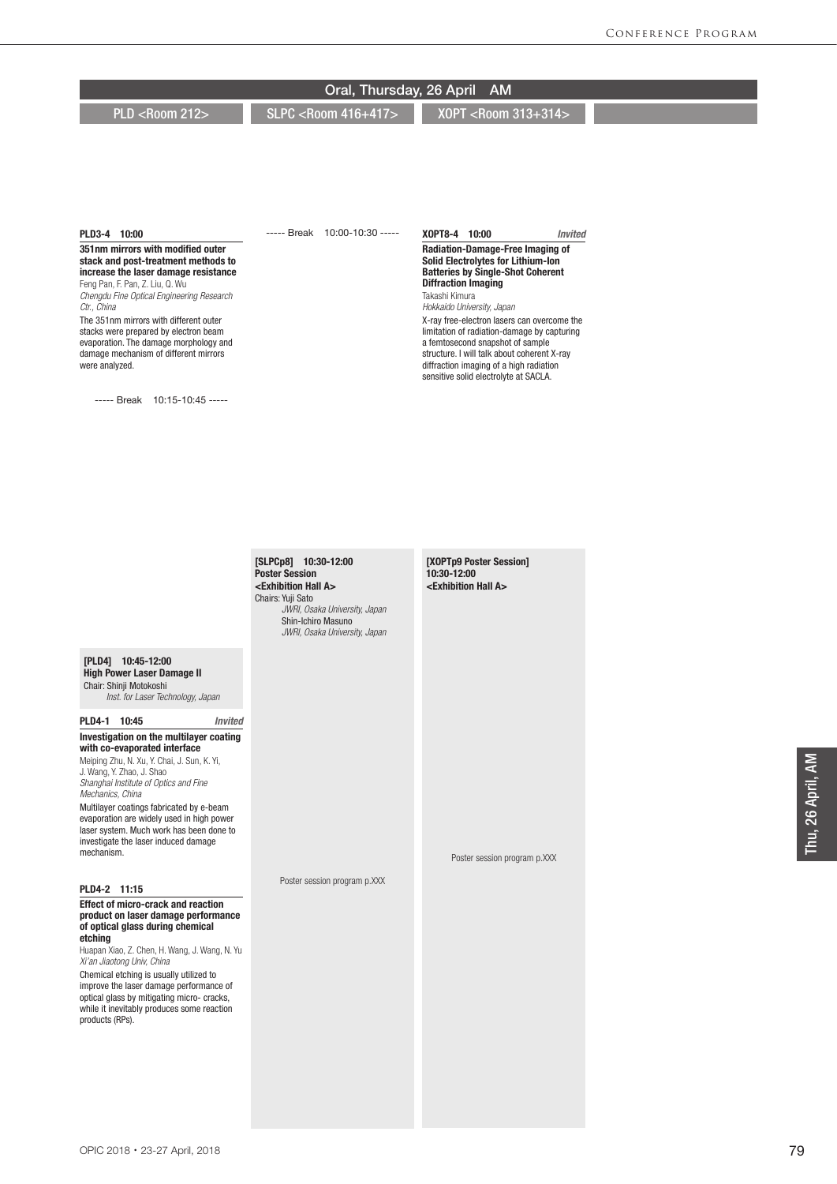# Oral, Thursday, 26 April AM

## PLD <Room 212>

**PLD3-4 10:00**

**351nm mirrors with modified outer stack and post-treatment methods to increase the laser damage resistance**

Feng Pan, F. Pan, Z. Liu, Q. Wu

*Chengdu Fine Optical Engineering Research Ctr., China*

The 351nm mirrors with different outer stacks were prepared by electron beam evaporation. The damage morphology and damage mechanism of different mirrors were analyzed.

----- Break 10:15-10:45 -----

**[PLD4] 10:45-12:00**
**High Power Laser Damage II**
Chair: Shinji Motokoshi
*Inst. for Laser Technology, Japan*

**PLD4-1 10:45** *Invited*

**Investigation on the multilayer coating with co-evaporated interface**

Meiping Zhu, N. Xu, Y. Chai, J. Sun, K. Yi, J. Wang, Y. Zhao, J. Shao

*Shanghai Institute of Optics and Fine Mechanics, China*

Multilayer coatings fabricated by e-beam evaporation are widely used in high power laser system. Much work has been done to investigate the laser induced damage mechanism.

**PLD4-2 11:15**

**Effect of micro-crack and reaction product on laser damage performance of optical glass during chemical etching**

Huapan Xiao, Z. Chen, H. Wang, J. Wang, N. Yu

*Xi'an Jiaotong Univ, China*

Chemical etching is usually utilized to improve the laser damage performance of optical glass by mitigating micro- cracks, while it inevitably produces some reaction products (RPs).

## SLPC <Room 416+417>

----- Break 10:00-10:30 -----

**[SLPCp8] 10:30-12:00**
**Poster Session**
**<Exhibition Hall A>**
Chairs: Yuji Sato
*JWRI, Osaka University, Japan*
Shin-Ichiro Masuno
*JWRI, Osaka University, Japan*

Poster session program p.XXX

## XOPT <Room 313+314>

**XOPT8-4 10:00** *Invited*

**Radiation-Damage-Free Imaging of Solid Electrolytes for Lithium-Ion Batteries by Single-Shot Coherent Diffraction Imaging**

Takashi Kimura

*Hokkaido University, Japan*

X-ray free-electron lasers can overcome the limitation of radiation-damage by capturing a femtosecond snapshot of sample structure. I will talk about coherent X-ray diffraction imaging of a high radiation sensitive solid electrolyte at SACLA.

**[XOPTp9 Poster Session]**
**10:30-12:00**
**<Exhibition Hall A>**

Poster session program p.XXX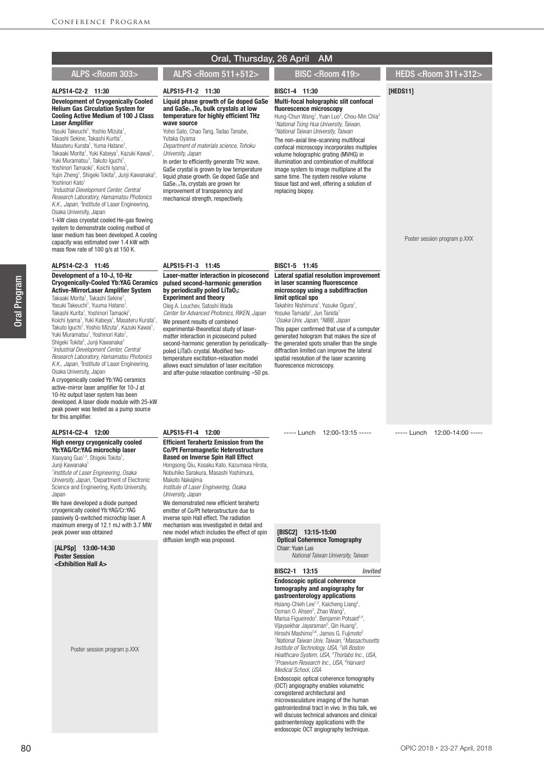# Oral, Thursday, 26 April AM

## ALPS <Room 303>

### ALPS14-C2-2 11:30

**Development of Cryogenically Cooled Helium Gas Circulation System for Cooling Active Medium of 100 J Class Laser Amplifier**

Yasuki Takeuchi[1], Yoshio Mizuta[1], Takashi Sekine[1], Masateru Kurata[1], Yuma Hatano[1], Takaaki Morita[1], Yuki Kabeya[1], Kazuki Kawai[1], Yuki Muramatsu[1], Takuto Iguchi[1], Yoshinori Tamaoki[1], Koichi Iyama[1], Yujin Zheng[1], Shigeki Tokita[2], Junji Kawanaka[2], Yoshinori Kato[1]

*[1]Industrial Development Center, Central Research Laboratory, Hamamatsu Photonics K.K., Japan, [2]Institute of Laser Engineering, Osaka University, Japan*

1-kW class cryostat cooled He-gas flowing system to demonstrate cooling method of laser medium has been developed. A cooling capacity was estimated over 1.4 kW with mass flow rate of 100 g/s at 150 K.

### ALPS14-C2-3 11:45

**Development of a 10-J, 10-Hz Cryogenically-Cooled Yb:YAG Ceramics Active-MirrorLaser Amplifier System**

Takaaki Morita[1], Takashi Sekine[1], Yasuki Takeuchi[1], Yuuma Hatano[1], Takashi Kurita[1], Yoshinori Tamaoki[1], Koichi Iyama[1], Yuki Kabeya[1], Masateru Kurata[1], Takuto Iguchi[1], Yoshio Mizuta[1], Kazuki Kawai[1], Yuki Muramatsu[1], Yoshinori Kato[1], Shigeki Tokita[2], Junji Kawanaka[2]

*[1]Industrial Development Center, Central Research Laboratory, Hamamatsu Photonics K.K., Japan, [2]Institute of Laser Engineering, Osaka University, Japan*

A cryogenically cooled Yb:YAG ceramics active-mirror laser amplifier for 10-J at 10-Hz output laser system has been developed. A laser diode module with 25-kW peak power was tested as a pump source for this amplifier.

### ALPS14-C2-4 12:00

**High energy cryogenically cooled Yb:YAG/Cr:YAG microchip laser**

Xiaoyang Guo[1,2], Shigeki Tokita[1], Junji Kawanaka[1]

*[1]Institute of Laser Engineering, Osaka University, Japan, [2]Department of Electronic Science and Engineering, Kyoto University, Japan*

We have developed a diode pumped cryogenically cooled Yb:YAG/Cr:YAG passively Q-switched microchip laser. A maximum energy of 12.1 mJ with 3.7 MW peak power was obtained

**[ALPSp] 13:00-14:30**
**Poster Session**
**<Exhibition Hall A>**

Poster session program p.XXX

## ALPS <Room 511+512>

### ALPS15-F1-2 11:30

**Liquid phase growth of Ge doped GaSe and $GaSe_{1-x}Te_x$ bulk crystals at low temperature for highly efficient THz wave source**

Yohei Sato, Chao Tang, Tadao Tanabe, Yutaka Oyama

*Department of materials science, Tohoku University, Japan*

In order to efficiently generate THz wave, GaSe crystal is grown by low temperature liquid phase growth. Ge doped GaSe and $GaSe_{1-x}Te_x$ crystals are grown for improvement of transparency and mechanical strength, respectively.

### ALPS15-F1-3 11:45

**Laser-matter interaction in picosecond pulsed second-harmonic generation by periodically poled $LiTaO_3$: Experiment and theory**

Oleg A. Louchev, Satoshi Wada

*Center for Advanced Photonics, RIKEN, Japan*

We present results of combined experimental-theoretical study of laser-matter interaction in picosecond pulsed second-harmonic generation by periodically-poled $LiTaO_3$ crystal. Modified two-temperature excitation-relaxation model allows exact simulation of laser excitation and after-pulse relaxation continuing ≈50 ps.

### ALPS15-F1-4 12:00

**Efficient Terahertz Emission from the Co/Pt Ferromagnetic Heterostructure Based on Inverse Spin Hall Effect**

Hongsong Qiu, Kosaku Kato, Kazumasa Hirota, Nobuhiko Sarakura, Masashi Yoshimura, Makoto Nakajima

*Institute of Laser Engineering, Osaka University, Japan*

We demonstrated new efficient terahertz emitter of Co/Pt heterostructure due to inverse spin Hall effect. The radiation mechanism was investigated in detail and new model which includes the effect of spin diffusion length was proposed.

## BISC <Room 419>

### BISC1-4 11:30

**Multi-focal holographic slit confocal fluorescence microscopy**

Hung-Chun Wang[1], Yuan Luo[2], Chou-Min Chia[2]

*[1]National Tsing Hua University, Taiwan, [2]National Taiwan University, Taiwan*

The non-axial line-scanning multifocal confocal microscopy incorporates multiplex volume holographic grating (MVHG) in illumination and combination of multifocal image system to image multiplane at the same time. The system resolve volume tissue fast and well, offering a solution of replacing biopsy.

### BISC1-5 11:45

**Lateral spatial resolution improvement in laser scanning fluorescence microscopy using a subdiffraction limit optical spo**

Takahiro Nishimura[1], Yusuke Ogura[1], Yosuke Tamada[2], Jun Tanida[1]

*[1]Osaka Univ, Japan, [2]NIBB, Japan*

This paper confirmed that use of a computer generated hologram that makes the size of the generated spots smaller than the single diffraction limited can improve the lateral spatial resolution of the laser scanning fluorescence microscopy.

----- Lunch 12:00-13:15 -----

**[BISC2] 13:15-15:00**
**Optical Coherence Tomography**
Chair: Yuan Luo
*National Taiwan University, Taiwan*

### BISC2-1 13:15 *Invited*

**Endoscopic optical coherence tomography and angiography for gastroenterology applications**

Hsiang-Chieh Lee[1,2], Kaicheng Liang[2], Osman O. Ahsen[2], Zhao Wang[2], Marisa Figueiredo[3], Benjamin Potsaid[2,4], Vijaysekhar Jayaraman[5], Qin Huang[3], Hiroshi Mashimo[3,6], James G. Fujimoto[2]

*[1]National Taiwan Univ, Taiwan, [2]Massachusetts Institute of Technology, USA, [3]VA Boston Healthcare System, USA, [4]Thorlabs Inc., USA, [5]Praevium Research Inc., USA, [6]Harvard Medical School, USA*

Endoscopic optical coherence tomography (OCT) angiography enables volumetric coregistered architectural and microvasculature imaging of the human gastrointestinal tract in vivo. In this talk, we will discuss technical advances and clinical gastroenterology applications with the endoscopic OCT angiography technique.

## HEDS <Room 311+312>

**[HEDS11]**

Poster session program p.XXX

----- Lunch 12:00-14:00 -----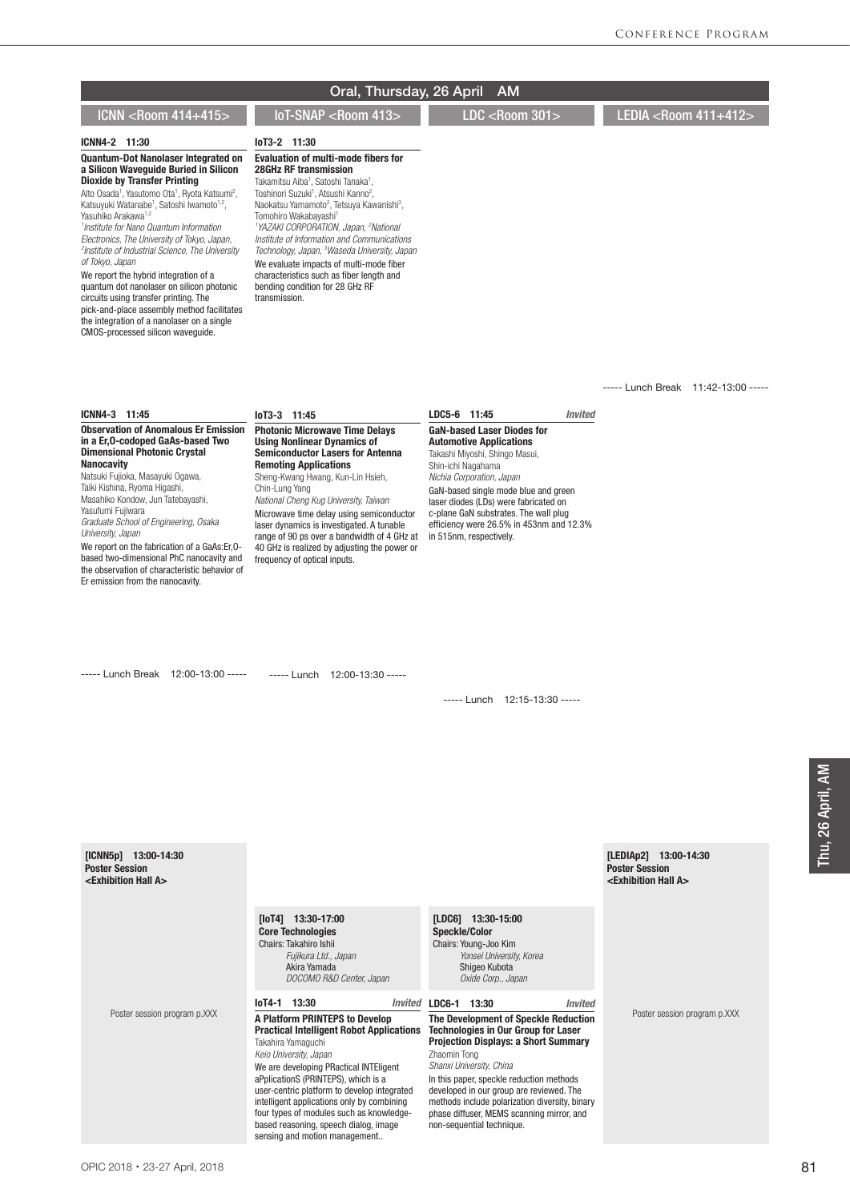# Oral, Thursday, 26 April AM

## ICNN <Room 414+415>

**ICNN4-2 11:30**

**Quantum-Dot Nanolaser Integrated on a Silicon Waveguide Buried in Silicon Dioxide by Transfer Printing**

Alto Osada[1], Yasutomo Ota[1], Ryota Katsumi[2], Katsuyuki Watanabe[1], Satoshi Iwamoto[1,2], Yasuhiko Arakawa[1,2]

*[1]Institute for Nano Quantum Information Electronics, The University of Tokyo, Japan, [2]Institute of Industrial Science, The University of Tokyo, Japan*

We report the hybrid integration of a quantum dot nanolaser on silicon photonic circuits using transfer printing. The pick-and-place assembly method facilitates the integration of a nanolaser on a single CMOS-processed silicon waveguide.

**ICNN4-3 11:45**

**Observation of Anomalous Er Emission in a Er,O-codoped GaAs-based Two Dimensional Photonic Crystal Nanocavity**

Natsuki Fujioka, Masayuki Ogawa, Taiki Kishina, Ryoma Higashi, Masahiko Kondow, Jun Tatebayashi, Yasufumi Fujiwara

*Graduate School of Engineering, Osaka University, Japan*

We report on the fabrication of a GaAs:Er,O-based two-dimensional PhC nanocavity and the observation of characteristic behavior of Er emission from the nanocavity.

----- Lunch Break 12:00-13:00 -----

**[ICNN5p] 13:00-14:30**
**Poster Session**
**<Exhibition Hall A>**

Poster session program p.XXX

## IoT-SNAP <Room 413>

**IoT3-2 11:30**

**Evaluation of multi-mode fibers for 28GHz RF transmission**

Takamitsu Aiba[1], Satoshi Tanaka[1], Toshinori Suzuki[1], Atsushi Kanno[2], Naokatsu Yamamoto[2], Tetsuya Kawanishi[3], Tomohiro Wakabayashi[1]

*[1]YAZAKI CORPORATION, Japan, [2]National Institute of Information and Communications Technology, Japan, [3]Waseda University, Japan*

We evaluate impacts of multi-mode fiber characteristics such as fiber length and bending condition for 28 GHz RF transmission.

**IoT3-3 11:45**

**Photonic Microwave Time Delays Using Nonlinear Dynamics of Semiconductor Lasers for Antenna Remoting Applications**

Sheng-Kwang Hwang, Kun-Lin Hsieh, Chin-Lung Yang

*National Cheng Kug University, Taiwan*

Microwave time delay using semiconductor laser dynamics is investigated. A tunable range of 90 ps over a bandwidth of 4 GHz at 40 GHz is realized by adjusting the power or frequency of optical inputs.

----- Lunch 12:00-13:30 -----

**[IoT4] 13:30-17:00**
**Core Technologies**
Chairs: Takahiro Ishii
*Fujikura Ltd., Japan*
Akira Yamada
*DOCOMO R&D Center, Japan*

**IoT4-1 13:30** *Invited*

**A Platform PRINTEPS to Develop Practical Intelligent Robot Applications**

Takahira Yamaguchi

*Keio University, Japan*

We are developing PRactical INTEligent aPplicationS (PRINTEPS), which is a user-centric platform to develop integrated intelligent applications only by combining four types of modules such as knowledge-based reasoning, speech dialog, image sensing and motion management..

## LDC <Room 301>

**LDC5-6 11:45** *Invited*

**GaN-based Laser Diodes for Automotive Applications**

Takashi Miyoshi, Shingo Masui, Shin-ichi Nagahama

*Nichia Corporation, Japan*

GaN-based single mode blue and green laser diodes (LDs) were fabricated on c-plane GaN substrates. The wall plug efficiency were 26.5% in 453nm and 12.3% in 515nm, respectively.

----- Lunch 12:15-13:30 -----

**[LDC6] 13:30-15:00**
**Speckle/Color**
Chairs: Young-Joo Kim
*Yonsei University, Korea*
Shigeo Kubota
*Oxide Corp., Japan*

**LDC6-1 13:30** *Invited*

**The Development of Speckle Reduction Technologies in Our Group for Laser Projection Displays: a Short Summary**

Zhaomin Tong

*Shanxi University, China*

In this paper, speckle reduction methods developed in our group are reviewed. The methods include polarization diversity, binary phase diffuser, MEMS scanning mirror, and non-sequential technique.

## LEDIA <Room 411+412>

----- Lunch Break 11:42-13:00 -----

**[LEDIAp2] 13:00-14:30**
**Poster Session**
**<Exhibition Hall A>**

Poster session program p.XXX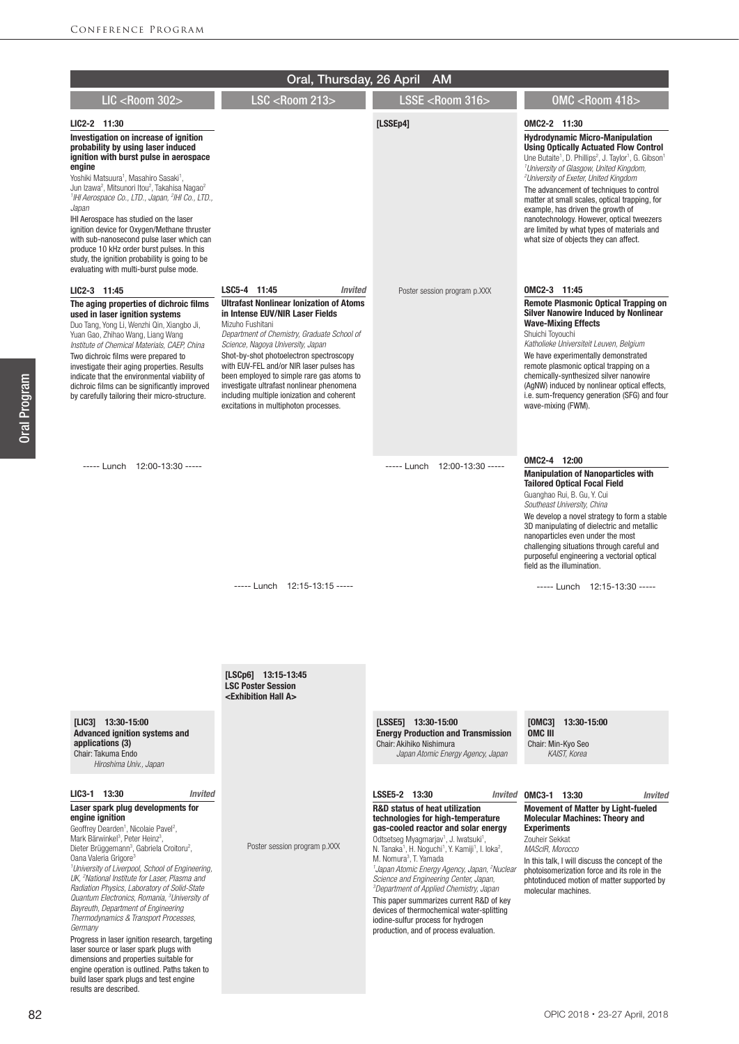# Oral, Thursday, 26 April AM

## LIC <Room 302>

**LIC2-2 11:30**

**Investigation on increase of ignition probability by using laser induced ignition with burst pulse in aerospace engine**

Yoshiki Matsuura[1], Masahiro Sasaki[1], Jun Izawa[2], Mitsunori Itou[2], Takahisa Nagao[2]
*[1]IHI Aerospace Co., LTD., Japan, [2]IHI Co., LTD., Japan*

IHI Aerospace has studied on the laser ignition device for Oxygen/Methane thruster with sub-nanosecond pulse laser which can produce 10 kHz order burst pulses. In this study, the ignition probability is going to be evaluating with multi-burst pulse mode.

**LIC2-3 11:45**

**The aging properties of dichroic films used in laser ignition systems**

Duo Tang, Yong Li, Wenzhi Qin, Xiangbo Ji, Yuan Gao, Zhihao Wang, Liang Wang
*Institute of Chemical Materials, CAEP, China*

Two dichroic films were prepared to investigate their aging properties. Results indicate that the environmental viability of dichroic films can be significantly improved by carefully tailoring their micro-structure.

----- Lunch 12:00-13:30 -----

**[LIC3] 13:30-15:00**
**Advanced ignition systems and applications (3)**
Chair: Takuma Endo
*Hiroshima Univ., Japan*

**LIC3-1 13:30** *Invited*

**Laser spark plug developments for engine ignition**

Geoffrey Dearden[1], Nicolaie Pavel[2], Mark Bärwinkel[3], Peter Heinz[3], Dieter Brüggemann[3], Gabriela Croitoru[2], Oana Valeria Grigore[3]
*[1]University of Liverpool, School of Engineering, UK, [2]National Institute for Laser, Plasma and Radiation Physics, Laboratory of Solid-State Quantum Electronics, Romania, [3]University of Bayreuth, Department of Engineering Thermodynamics & Transport Processes, Germany*

Progress in laser ignition research, targeting laser source or laser spark plugs with dimensions and properties suitable for engine operation is outlined. Paths taken to build laser spark plugs and test engine results are described.

## LSC <Room 213>

**LSC5-4 11:45** *Invited*

**Ultrafast Nonlinear Ionization of Atoms in Intense EUV/NIR Laser Fields**

Mizuho Fushitani
*Department of Chemistry, Graduate School of Science, Nagoya University, Japan*

Shot-by-shot photoelectron spectroscopy with EUV-FEL and/or NIR laser pulses has been employed to simple rare gas atoms to investigate ultrafast nonlinear phenomena including multiple ionization and coherent excitations in multiphoton processes.

----- Lunch 12:15-13:15 -----

**[LSCp6] 13:15-13:45**
**LSC Poster Session**
**<Exhibition Hall A>**

Poster session program p.XXX

## LSSE <Room 316>

**[LSSEp4]**

Poster session program p.XXX

----- Lunch 12:00-13:30 -----

**[LSSE5] 13:30-15:00**
**Energy Production and Transmission**
Chair: Akihiko Nishimura
*Japan Atomic Energy Agency, Japan*

**LSSE5-2 13:30** *Invited*

**R&D status of heat utilization technologies for high-temperature gas-cooled reactor and solar energy**

Odtsetseg Myagmarjav[1], J. Iwatsuki[1], N. Tanaka[1], H. Noguchi[1], Y. Kamiji[1], I. Ioka[2], M. Nomura[3], T. Yamada
*[1]Japan Atomic Energy Agency, Japan, [2]Nuclear Science and Engineering Center, Japan, [3]Department of Applied Chemistry, Japan*

This paper summarizes current R&D of key devices of thermochemical water-splitting iodine-sulfur process for hydrogen production, and of process evaluation.

## OMC <Room 418>

**OMC2-2 11:30**

**Hydrodynamic Micro-Manipulation Using Optically Actuated Flow Control**

Une Butaite[1], D. Phillips[2], J. Taylor[1], G. Gibson[1]
*[1]University of Glasgow, United Kingdom, [2]University of Exeter, United Kingdom*

The advancement of techniques to control matter at small scales, optical trapping, for example, has driven the growth of nanotechnology. However, optical tweezers are limited by what types of materials and what size of objects they can affect.

**OMC2-3 11:45**

**Remote Plasmonic Optical Trapping on Silver Nanowire Induced by Nonlinear Wave-Mixing Effects**

Shuichi Toyouchi
*Katholieke Universiteit Leuven, Belgium*

We have experimentally demonstrated remote plasmonic optical trapping on a chemically-synthesized silver nanowire (AgNW) induced by nonlinear optical effects, i.e. sum-frequency generation (SFG) and four wave-mixing (FWM).

**OMC2-4 12:00**

**Manipulation of Nanoparticles with Tailored Optical Focal Field**

Guanghao Rui, B. Gu, Y. Cui
*Southeast University, China*

We develop a novel strategy to form a stable 3D manipulating of dielectric and metallic nanoparticles even under the most challenging situations through careful and purposeful engineering a vectorial optical field as the illumination.

----- Lunch 12:15-13:30 -----

**[OMC3] 13:30-15:00**
**OMC III**
Chair: Min-Kyo Seo
*KAIST, Korea*

**OMC3-1 13:30** *Invited*

**Movement of Matter by Light-fueled Molecular Machines: Theory and Experiments**

Zouheir Sekkat
*MAScIR, Morocco*

In this talk, I will discuss the concept of the photoisomerization force and its role in the phtotinduced motion of matter supported by molecular machines.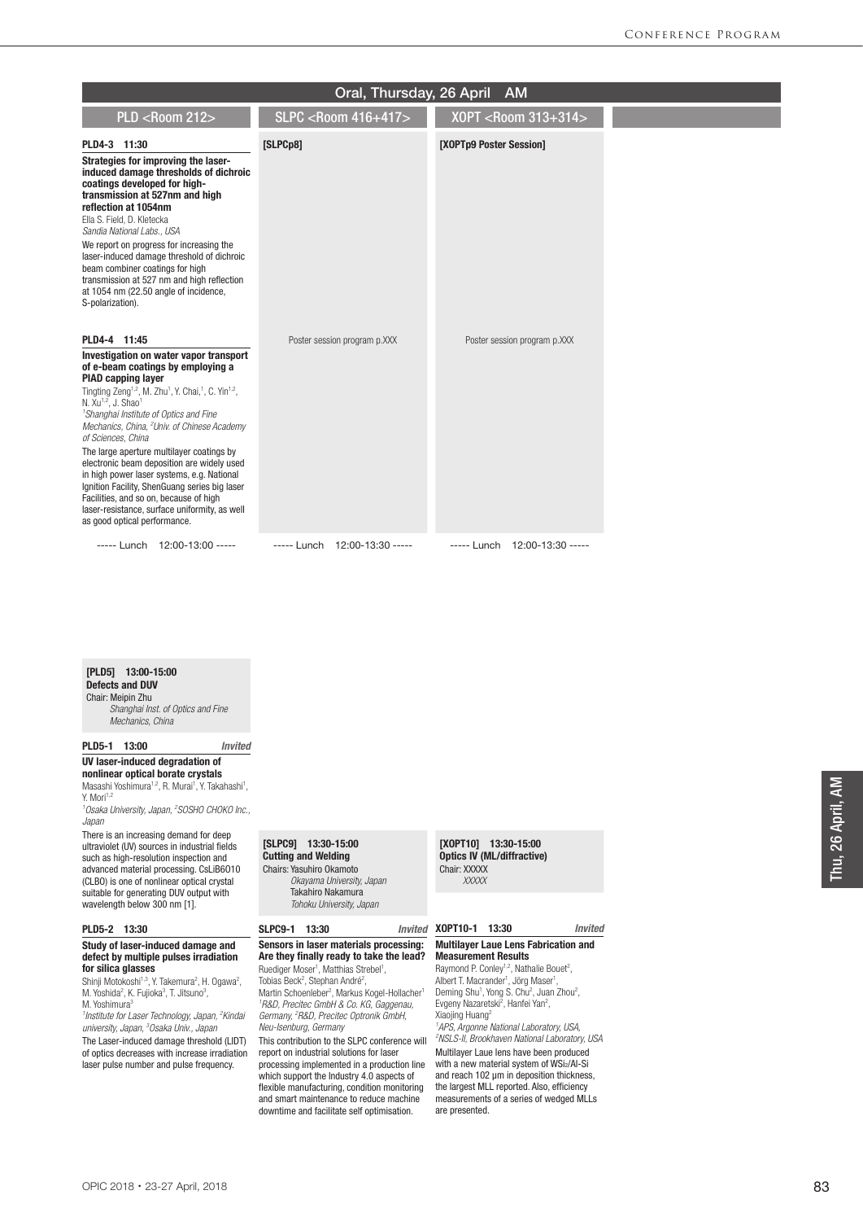## Oral, Thursday, 26 April AM

### PLD <Room 212>

**PLD4-3 11:30**

**Strategies for improving the laser-induced damage thresholds of dichroic coatings developed for high-transmission at 527nm and high reflection at 1054nm**

Ella S. Field, D. Kletecka

*Sandia National Labs., USA*

We report on progress for increasing the laser-induced damage threshold of dichroic beam combiner coatings for high transmission at 527 nm and high reflection at 1054 nm (22.50 angle of incidence, S-polarization).

**PLD4-4 11:45**

**Investigation on water vapor transport of e-beam coatings by employing a PIAD capping layer**

Tingting Zeng[1,2], M. Zhu[1], Y. Chai,[1], C. Yin[1,2], N. Xu[1,2], J. Shao[1]

[1]*Shanghai Institute of Optics and Fine Mechanics, China*, [2]*Univ. of Chinese Academy of Sciences, China*

The large aperture multilayer coatings by electronic beam deposition are widely used in high power laser systems, e.g. National Ignition Facility, ShenGuang series big laser Facilities, and so on, because of high laser-resistance, surface uniformity, as well as good optical performance.

----- Lunch 12:00-13:00 -----

**[PLD5] 13:00-15:00**
**Defects and DUV**
Chair: Meipin Zhu
*Shanghai Inst. of Optics and Fine Mechanics, China*

**PLD5-1 13:00** *Invited*

**UV laser-induced degradation of nonlinear optical borate crystals**

Masashi Yoshimura[1,2], R. Murai[1], Y. Takahashi[1], Y. Mori[1,2]

[1]*Osaka University, Japan*, [2]*SOSHO CHOKO Inc., Japan*

There is an increasing demand for deep ultraviolet (UV) sources in industrial fields such as high-resolution inspection and advanced material processing. CsLiB6O10 (CLBO) is one of nonlinear optical crystal suitable for generating DUV output with wavelength below 300 nm [1].

**PLD5-2 13:30**

**Study of laser-induced damage and defect by multiple pulses irradiation for silica glasses**

Shinji Motokoshi[1,3], Y. Takemura[2], H. Ogawa[2], M. Yoshida[2], K. Fujioka[3], T. Jitsuno[3], M. Yoshimura[3]

[1]*Institute for Laser Technology, Japan*, [2]*Kindai university, Japan*, [3]*Osaka Univ., Japan*

The Laser-induced damage threshold (LIDT) of optics decreases with increase irradiation laser pulse number and pulse frequency.

### SLPC <Room 416+417>

**[SLPCp8]**

Poster session program p.XXX

----- Lunch 12:00-13:30 -----

**[SLPC9] 13:30-15:00**
**Cutting and Welding**
Chairs: Yasuhiro Okamoto
*Okayama University, Japan*
Takahiro Nakamura
*Tohoku University, Japan*

**SLPC9-1 13:30** *Invited*

**Sensors in laser materials processing: Are they finally ready to take the lead?**

Ruediger Moser[1], Matthias Strebel[1], Tobias Beck[2], Stephan André[2], Martin Schoenleber[2], Markus Kogel-Hollacher[1]

[1]*R&D, Precitec GmbH & Co. KG, Gaggenau, Germany*, [2]*R&D, Precitec Optronik GmbH, Neu-Isenburg, Germany*

This contribution to the SLPC conference will report on industrial solutions for laser processing implemented in a production line which support the Industry 4.0 aspects of flexible manufacturing, condition monitoring and smart maintenance to reduce machine downtime and facilitate self optimisation.

### XOPT <Room 313+314>

**[XOPTp9 Poster Session]**

Poster session program p.XXX

----- Lunch 12:00-13:30 -----

**[XOPT10] 13:30-15:00**
**Optics IV (ML/diffractive)**
Chair: XXXXX
*XXXXX*

**XOPT10-1 13:30** *Invited*

**Multilayer Laue Lens Fabrication and Measurement Results**

Raymond P. Conley[1,2], Nathalie Bouet[2], Albert T. Macrander[1], Jörg Maser[1], Deming Shu[1], Yong S. Chu[2], Juan Zhou[2], Evgeny Nazaretski[2], Hanfei Yan[2], Xiaojing Huang[2]

[1]*APS, Argonne National Laboratory, USA*, [2]*NSLS-II, Brookhaven National Laboratory, USA*

Multilayer Laue lens have been produced with a new material system of $WSi_2$/Al-Si and reach 102 μm in deposition thickness, the largest MLL reported. Also, efficiency measurements of a series of wedged MLLs are presented.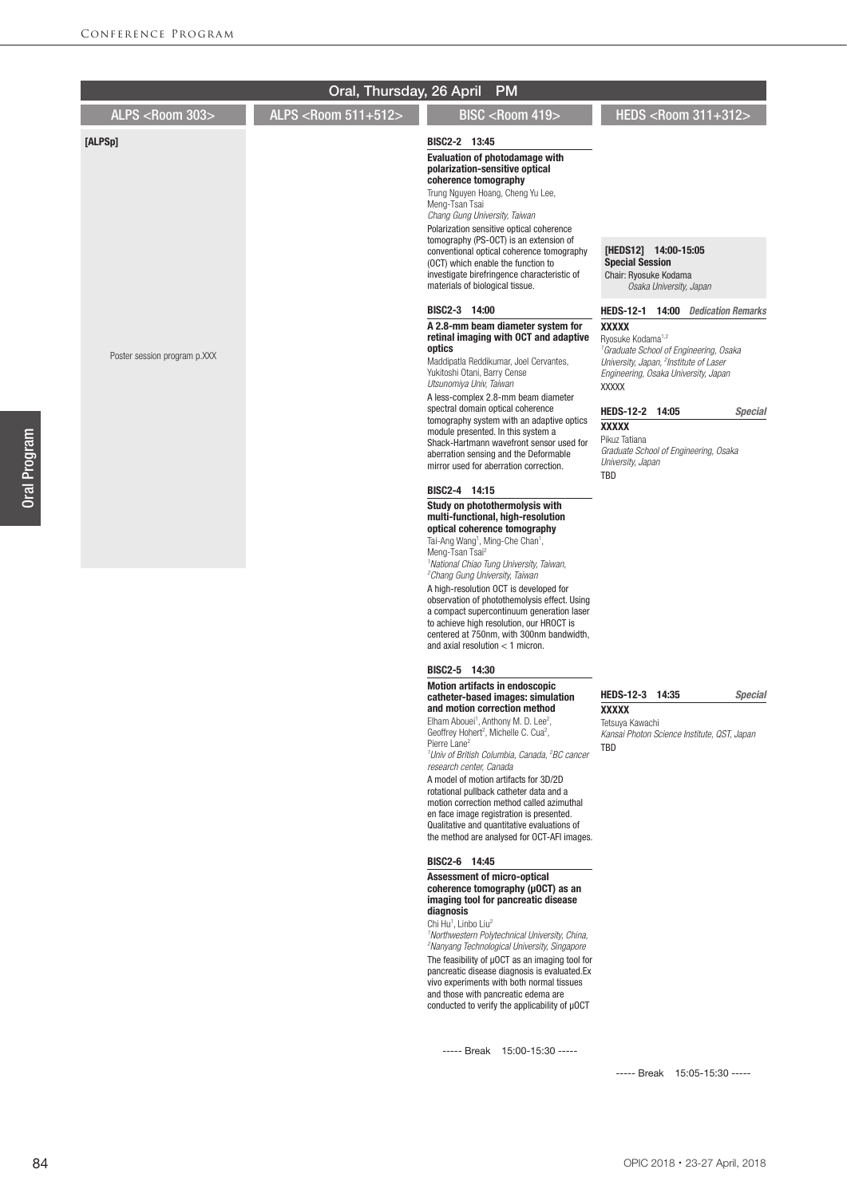## Oral, Thursday, 26 April PM

### ALPS <Room 303>

**[ALPSp]**

Poster session program p.XXX

### ALPS <Room 511+512>

### BISC <Room 419>

**BISC2-2 13:45**

**Evaluation of photodamage with polarization-sensitive optical coherence tomography**

Trung Nguyen Hoang, Cheng Yu Lee, Meng-Tsan Tsai

*Chang Gung University, Taiwan*

Polarization sensitive optical coherence tomography (PS-OCT) is an extension of conventional optical coherence tomography (OCT) which enable the function to investigate birefringence characteristic of materials of biological tissue.

**BISC2-3 14:00**

**A 2.8-mm beam diameter system for retinal imaging with OCT and adaptive optics**

Maddipatla Reddikumar, Joel Cervantes, Yukitoshi Otani, Barry Cense

*Utsunomiya Univ, Taiwan*

A less-complex 2.8-mm beam diameter spectral domain optical coherence tomography system with an adaptive optics module presented. In this system a Shack-Hartmann wavefront sensor used for aberration sensing and the Deformable mirror used for aberration correction.

**BISC2-4 14:15**

**Study on photothermolysis with multi-functional, high-resolution optical coherence tomography**

Tai-Ang Wang[1], Ming-Che Chan[1], Meng-Tsan Tsai[2]

[1]*National Chiao Tung University, Taiwan,* [2]*Chang Gung University, Taiwan*

A high-resolution OCT is developed for observation of photothemolysis effect. Using a compact supercontinuum generation laser to achieve high resolution, our HROCT is centered at 750nm, with 300nm bandwidth, and axial resolution < 1 micron.

**BISC2-5 14:30**

**Motion artifacts in endoscopic catheter-based images: simulation and motion correction method**

Elham Abouei[1], Anthony M. D. Lee[2], Geoffrey Hohert[2], Michelle C. Cua[2], Pierre Lane[2]

[1]*Univ of British Columbia, Canada,* [2]*BC cancer research center, Canada*

A model of motion artifacts for 3D/2D rotational pullback catheter data and a motion correction method called azimuthal en face image registration is presented. Qualitative and quantitative evaluations of the method are analysed for OCT-AFI images.

**BISC2-6 14:45**

**Assessment of micro-optical coherence tomography (μOCT) as an imaging tool for pancreatic disease diagnosis**

Chi Hu[1], Linbo Liu[2]

[1]*Northwestern Polytechnical University, China,* [2]*Nanyang Technological University, Singapore*

The feasibility of μOCT as an imaging tool for pancreatic disease diagnosis is evaluated.Ex vivo experiments with both normal tissues and those with pancreatic edema are conducted to verify the applicability of μOCT

----- Break 15:00-15:30 -----

### HEDS <Room 311+312>

**[HEDS12] 14:00-15:05**
**Special Session**
Chair: Ryosuke Kodama
*Osaka University, Japan*

**HEDS-12-1 14:00** *Dedication Remarks*

**XXXXX**

Ryosuke Kodama[1,2]

[1]*Graduate School of Engineering, Osaka University, Japan,* [2]*Institute of Laser Engineering, Osaka University, Japan*

XXXXX

**HEDS-12-2 14:05** *Special*

**XXXXX**

Pikuz Tatiana

*Graduate School of Engineering, Osaka University, Japan*

TBD

**HEDS-12-3 14:35** *Special*

**XXXXX**

Tetsuya Kawachi

*Kansai Photon Science Institute, QST, Japan*

TBD

----- Break 15:05-15:30 -----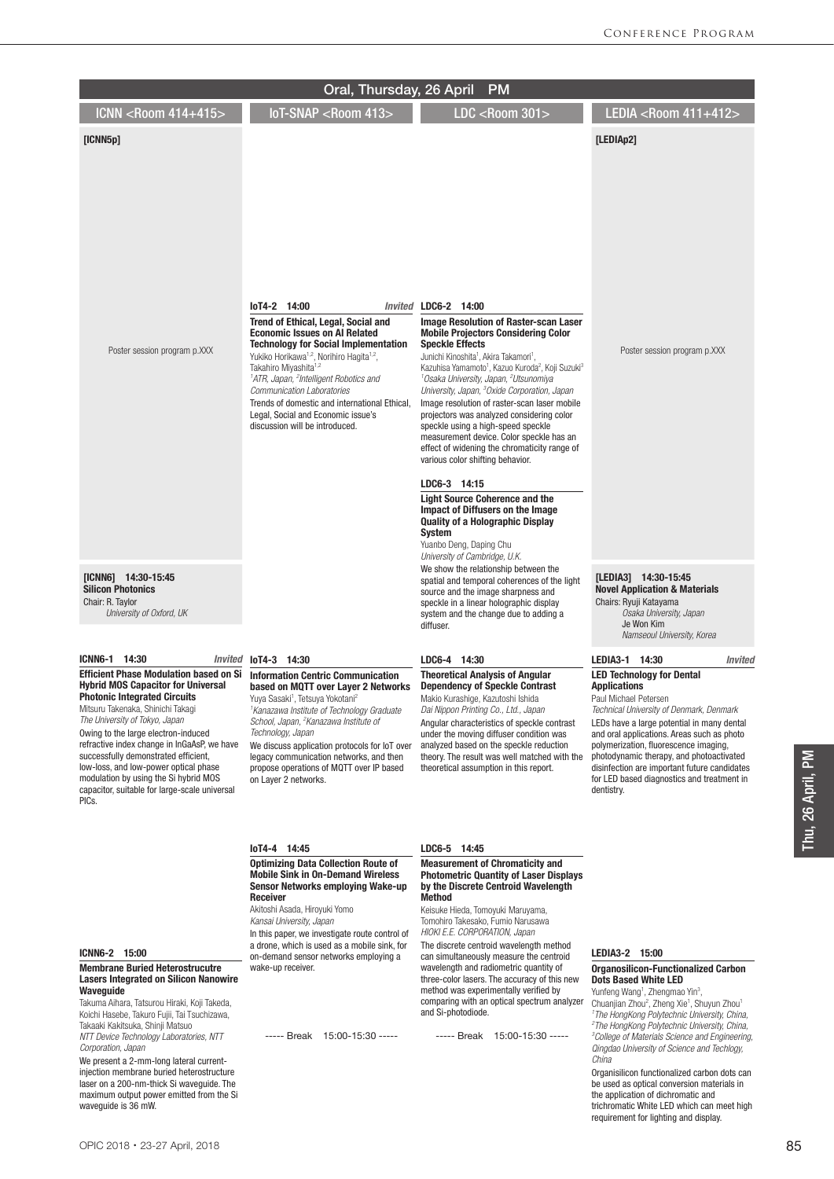# Oral, Thursday, 26 April PM

## ICNN <Room 414+415>

**[ICNN5p]**

Poster session program p.XXX

**[ICNN6] 14:30-15:45**
**Silicon Photonics**
Chair: R. Taylor
*University of Oxford, UK*

**ICNN6-1 14:30** *Invited*

**Efficient Phase Modulation based on Si Hybrid MOS Capacitor for Universal Photonic Integrated Circuits**

Mitsuru Takenaka, Shinichi Takagi
*The University of Tokyo, Japan*

Owing to the large electron-induced refractive index change in InGaAsP, we have successfully demonstrated efficient, low-loss, and low-power optical phase modulation by using the Si hybrid MOS capacitor, suitable for large-scale universal PICs.

**ICNN6-2 15:00**

**Membrane Buried Heterostrucutre Lasers Integrated on Silicon Nanowire Waveguide**

Takuma Aihara, Tatsurou Hiraki, Koji Takeda, Koichi Hasebe, Takuro Fujii, Tai Tsuchizawa, Takaaki Kakitsuka, Shinji Matsuo
*NTT Device Technology Laboratories, NTT Corporation, Japan*

We present a 2-mm-long lateral current-injection membrane buried heterostructure laser on a 200-nm-thick Si waveguide. The maximum output power emitted from the Si waveguide is 36 mW.

## IoT-SNAP <Room 413>

**IoT4-2 14:00** *Invited*

**Trend of Ethical, Legal, Social and Economic Issues on AI Related Technology for Social Implementation**

Yukiko Horikawa[1,2], Norihiro Hagita[1,2], Takahiro Miyashita[1,2]
*[1]ATR, Japan, [2]Intelligent Robotics and Communication Laboratories*

Trends of domestic and international Ethical, Legal, Social and Economic issue's discussion will be introduced.

**IoT4-3 14:30**

**Information Centric Communication based on MQTT over Layer 2 Networks**

Yuya Sasaki[1], Tetsuya Yokotani[2]
*[1]Kanazawa Institute of Technology Graduate School, Japan, [2]Kanazawa Institute of Technology, Japan*

We discuss application protocols for IoT over legacy communication networks, and then propose operations of MQTT over IP based on Layer 2 networks.

**IoT4-4 14:45**

**Optimizing Data Collection Route of Mobile Sink in On-Demand Wireless Sensor Networks employing Wake-up Receiver**

Akitoshi Asada, Hiroyuki Yomo
*Kansai University, Japan*

In this paper, we investigate route control of a drone, which is used as a mobile sink, for on-demand sensor networks employing a wake-up receiver.

----- Break 15:00-15:30 -----

## LDC <Room 301>

**LDC6-2 14:00**

**Image Resolution of Raster-scan Laser Mobile Projectors Considering Color Speckle Effects**

Junichi Kinoshita[1], Akira Takamori[1], Kazuhisa Yamamoto[1], Kazuo Kuroda[2], Koji Suzuki[3]
*[1]Osaka University, Japan, [2]Utsunomiya University, Japan, [3]Oxide Corporation, Japan*

Image resolution of raster-scan laser mobile projectors was analyzed considering color speckle using a high-speed speckle measurement device. Color speckle has an effect of widening the chromaticity range of various color shifting behavior.

**LDC6-3 14:15**

**Light Source Coherence and the Impact of Diffusers on the Image Quality of a Holographic Display System**

Yuanbo Deng, Daping Chu
*University of Cambridge, U.K.*

We show the relationship between the spatial and temporal coherences of the light source and the image sharpness and speckle in a linear holographic display system and the change due to adding a diffuser.

**LDC6-4 14:30**

**Theoretical Analysis of Angular Dependency of Speckle Contrast**

Makio Kurashige, Kazutoshi Ishida
*Dai Nippon Printing Co., Ltd., Japan*

Angular characteristics of speckle contrast under the moving diffuser condition was analyzed based on the speckle reduction theory. The result was well matched with the theoretical assumption in this report.

**LDC6-5 14:45**

**Measurement of Chromaticity and Photometric Quantity of Laser Displays by the Discrete Centroid Wavelength Method**

Keisuke Hieda, Tomoyuki Maruyama, Tomohiro Takesako, Fumio Narusawa
*HIOKI E.E. CORPORATION, Japan*

The discrete centroid wavelength method can simultaneously measure the centroid wavelength and radiometric quantity of three-color lasers. The accuracy of this new method was experimentally verified by comparing with an optical spectrum analyzer and Si-photodiode.

----- Break 15:00-15:30 -----

## LEDIA <Room 411+412>

**[LEDIAp2]**

Poster session program p.XXX

**[LEDIA3] 14:30-15:45**
**Novel Application & Materials**
Chairs: Ryuji Katayama
*Osaka University, Japan*
Je Won Kim
*Namseoul University, Korea*

**LEDIA3-1 14:30** *Invited*

**LED Technology for Dental Applications**

Paul Michael Petersen
*Technical University of Denmark, Denmark*

LEDs have a large potential in many dental and oral applications. Areas such as photo polymerization, fluorescence imaging, photodynamic therapy, and photoactivated disinfection are important future candidates for LED based diagnostics and treatment in dentistry.

**LEDIA3-2 15:00**

**Organosilicon-Functionalized Carbon Dots Based White LED**

Yunfeng Wang[1], Zhengmao Yin[3], Chuanjian Zhou[2], Zheng Xie[1], Shuyun Zhou[1]
*[1]The HongKong Polytechnic University, China, [2]The HongKong Polytechnic University, China, [3]College of Materials Science and Engineering, Qingdao University of Science and Techlogy, China*

Organisilicon functionalized carbon dots can be used as optical conversion materials in the application of dichromatic and trichromatic White LED which can meet high requirement for lighting and display.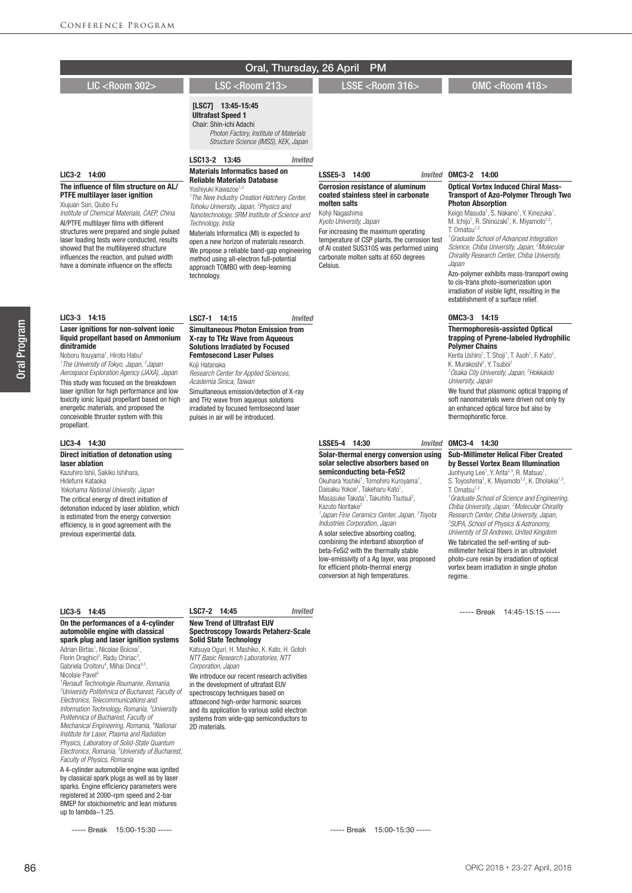## Oral, Thursday, 26 April PM

## LIC <Room 302>

### LIC3-2 14:00

**The influence of film structure on AL/PTFE multilayer laser ignition**

Xiujuan Sun, Qiubo Fu

*Institute of Chemical Materials, CAEP, China*

Al/PTFE multilayer films with different structures were prepared and single pulsed laser loading tests were conducted, results showed that the multilayered structure influences the reaction, and pulsed width have a dominate influence on the effects

### LIC3-3 14:15

**Laser ignitions for non-solvent ionic liquid propellant based on Ammonium dinitramide**

Noboru Itouyama[1], Hiroto Habu[2]

*[1]The University of Tokyo, Japan, [2]Japan Aerospace Exploration Agency (JAXA), Japan*

This study was focused on the breakdown laser ignition for high performance and low toxicity ionic liquid propellant based on high energetic materials, and proposed the conceivable thruster system with this propellant.

### LIC3-4 14:30

**Direct initiation of detonation using laser ablation**

Kazuhiro Ishii, Sakiko Ishihara, Hidefumi Kataoka

*Yokohama National Univesity, Japan*

The critical energy of direct initiation of detonation induced by laser ablation, which is estimated from the energy conversion efficiency, is in good agreement with the previous experimental data.

### LIC3-5 14:45

**On the performances of a 4-cylinder automobile engine with classical spark plug and laser ignition systems**

Adrian Birtas[1], Nicolae Boicea[1], Florin Draghici[2], Radu Chiriac[3], Gabriela Croitoru[4], Mihai Dinca[4,5], Nicolaie Pavel[4]

*[1]Renault Technologie Roumanie, Romania, [2]University Politehnica of Bucharest, Faculty of Electronics, Telecommunications and Information Technology, Romania, [3]University Politehnica of Bucharest, Faculty of Mechanical Engineering, Romania, [4]National Institute for Laser, Plasma and Radiation Physics, Laboratory of Solid-State Quantum Electronics, Romania, [5]University of Bucharest, Faculty of Physics, Romania*

A 4-cylinder automobile engine was ignited by classical spark plugs as well as by laser sparks. Engine efficiency parameters were registered at 2000-rpm speed and 2-bar BMEP for stoichiometric and lean mixtures up to lambda~1.25.

----- Break 15:00-15:30 -----

## LSC <Room 213>

**[LSC7] 13:45-15:45**
**Ultrafast Speed 1**
Chair: Shin-ichi Adachi
*Photon Factory, Institute of Materials Structure Science (IMSS), KEK, Japan*

### LSC13-2 13:45 *Invited*

**Materials Informatics based on Reliable Materials Database**

Yoshiyuki Kawazoe[1,2]

*[1]The New Industry Creation Hatchery Center, Tohoku University, Japan, [2]Physics and Nanotechnology, SRM Institute of Science and Technology, India*

Materials Informatics (MI) is expected to open a new horizon of materials research. We propose a reliable band-gap engineering method using all-electron full-potential approach TOMBO with deep-learning technology.

### LSC7-1 14:15 *Invited*

**Simultaneous Photon Emission from X-ray to THz Wave from Aqueous Solutions Irradiated by Focused Femtosecond Laser Pulses**

Koji Hatanaka

*Research Center for Applied Sciences, Academia Sinica, Taiwan*

Simultaneous emission/detection of X-ray and THz wave from aqueous solutions irradiated by focused femtosecond laser pulses in air will be introduced.

### LSC7-2 14:45 *Invited*

**New Trend of Ultrafast EUV Spectroscopy Towards Petaherz-Scale Solid State Technology**

Katsuya Oguri, H. Mashiko, K. Kato, H. Gotoh

*NTT Basic Research Laboratories, NTT Corporation, Japan*

We introduce our recent research activities in the development of ultrafast EUV spectroscopy techniques based on attosecond high-order harmonic sources and its application to various solid electron systems from wide-gap semiconductors to 2D materials.

## LSSE <Room 316>

### LSSE5-3 14:00 *Invited*

**Corrosion resistance of aluminum coated stainless steel in carbonate molten salts**

Kohji Nagashima

*Kyoto University, Japan*

For increasing the maximum operating temperature of CSP plants, the corrosion test of Al coated SUS310S was performed using carbonate molten salts at 650 degrees Celsius.

### LSSE5-4 14:30 *Invited*

**Solar-thermal energy conversion using solar selective absorbers based on semiconducting beta-FeSi2**

Okuhara Yoshiki[1], Tomohiro Kuroyama[1], Daisaku Yokoe[1], Takeharu Kato[1], Masasuke Takata[1], Takuhito Tsutsui[2], Kazuto Noritake[2]

*[1]Japan Fine Ceramics Center, Japan, [2]Toyota Industries Corporation, Japan*

A solar selective absorbing coating, combining the interband absorption of beta-FeSi2 with the thermally stable low-emissivity of a Ag layer, was proposed for efficient photo-thermal energy conversion at high temperatures.

----- Break 15:00-15:30 -----

## OMC <Room 418>

### OMC3-2 14:00

**Optical Vortex Induced Chiral Mass-Transport of Azo-Polymer Through Two Photon Absorption**

Keigo Masuda[1], S. Nakano[1], Y. Kinezuka[1], M. Ichijo[1], R. Shinozaki[1], K. Miyamoto[1,2], T. Omatsu[1,2]

*[1]Graduate School of Advanced Integration Science, Chiba University, Japan, [2]Molecular Chirality Research Center, Chiba University, Japan*

Azo-polymer exhibits mass-transport owing to cis-trans photo-isomerization upon irradiation of visible light, resulting in the establishment of a surface relief.

### OMC3-3 14:15

**Thermophoresis-assisted Optical trapping of Pyrene-labeled Hydrophilic Polymer Chains**

Kenta Ushiro[1], T. Shoji[1], T. Asoh[1], F. Kato[2], K. Murakoshi[2], Y. Tsuboi[1]

*[1]Osaka City University, Japan, [2]Hokkaido University, Japan*

We found that plasmonic optical trapping of soft nanomaterials were driven not only by an enhanced optical force but also by thermophoretic force.

### OMC3-4 14:30

**Sub-Millimeter Helical Fiber Created by Bessel Vortex Beam Illumination**

Junhyung Lee[1], Y. Arita[2,3], R. Matsuo[1], S. Toyoshima[1], K. Miyamoto[1,2], K. Dholakia[1,3], T. Omatsu[1,2]

*[1]Graduate School of Science and Engineering, Chiba University, Japan, [2]Molecular Chirality Research Center, Chiba University, Japan, [3]SUPA, School of Physics & Astronomy, University of St Andrews, United Kingdom*

We fabricated the self-writing of sub-millimeter helical fibers in an ultraviolet photo-cure resin by irradiation of optical vortex beam irradiation in single photon regime.

----- Break 14:45-15:15 -----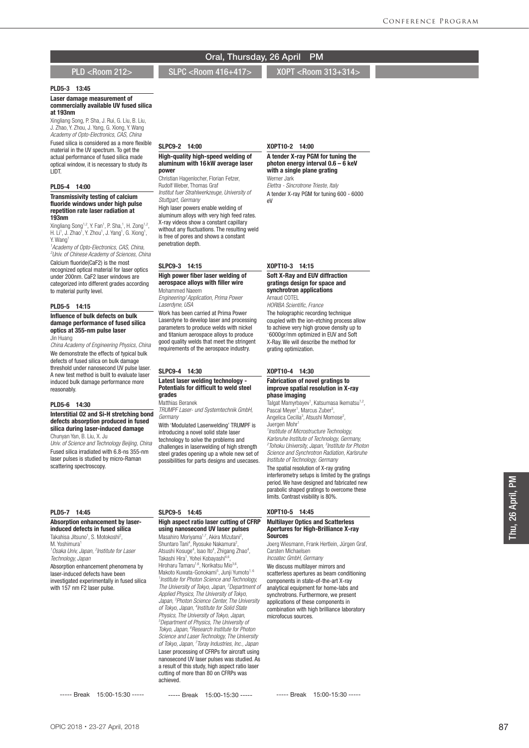# Oral, Thursday, 26 April PM

## PLD <Room 212>

### PLD5-3 13:45

**Laser damage measurement of commercially available UV fused silica at 193nm**

Xingliang Song, P. Sha, J. Rui, G. Liu, B. Liu, J. Zhao, Y. Zhou, J. Yang, G. Xiong, Y. Wang

*Academy of Opto-Electronics, CAS, China*

Fused silica is considered as a more flexible material in the UV spectrum. To get the actual performance of fused silica made optical window, it is necessary to study its LIDT.

### PLD5-4 14:00

**Transmissivity testing of calcium fluoride windows under high pulse repetition rate laser radiation at 193nm**

Xingliang Song[1,2], Y. Fan[1], P. Sha,[1], H. Zong[1,2], H. Li[1], J. Zhao[1], Y. Zhou[1], J. Yang[1], G. Xiong[1], Y. Wang[1]

[1]*Academy of Opto-Electronics, CAS, China,* [2]*Univ. of Chinese Academy of Sciences, China*

Calcium fluoride($CaF_2$) is the most recognized optical material for laser optics under 200nm. $CaF_2$ laser windows are categorized into different grades according to material purity level.

### PLD5-5 14:15

**Influence of bulk defects on bulk damage performance of fused silica optics at 355-nm pulse laser**

Jin Huang

*China Academy of Engineering Physics, China*

We demonstrate the effects of typical bulk defects of fused silica on bulk damage threshold under nanosecond UV pulse laser. A new test method is built to evaluate laser induced bulk damage performance more reasonably.

### PLD5-6 14:30

**Interstitial O2 and Si-H stretching bond defects absorption produced in fused silica during laser-induced damage**

Chunyan Yan, B. Liu, X. Ju

*Univ. of Science and Technology Beijing, China*

Fused silica irradiated with 6.8-ns 355-nm laser pulses is studied by micro-Raman scattering spectroscopy.

### PLD5-7 14:45

**Absorption enhancement by laser-induced defects in fused silica**

Takahisa Jitsuno[1], S. Motokoshi[2], M. Yoshimura[1]

[1]*Osaka Univ, Japan,* [2]*Institute for Laser Technology, Japan*

Absorption enhancement phenomena by laser-induced defects have been investigated experimentally in fused silica with 157 nm F2 laser pulse.

----- Break 15:00-15:30 -----

## SLPC <Room 416+417>

### SLPC9-2 14:00

**High-quality high-speed welding of aluminum with 16 kW average laser power**

Christian Hagenlocher, Florian Fetzer, Rudolf Weber, Thomas Graf

*Institut fuer Strahlwerkzeuge, University of Stuttgart, Germany*

High laser powers enable welding of aluminum alloys with very high feed rates. X-ray videos show a constant capillary without any fluctuations. The resulting weld is free of pores and shows a constant penetration depth.

### SLPC9-3 14:15

**High power fiber laser welding of aerospace alloys with filler wire**

Mohammed Naeem

*Engineering/ Application, Prima Power Laserdyne, USA*

Work has been carried at Prima Power Laserdyne to develop laser and processing parameters to produce welds with nickel and titanium aerospace alloys to produce good quality welds that meet the stringent requirements of the aerospace industry.

### SLPC9-4 14:30

**Latest laser welding technology - Potentials for difficult to weld steel grades**

Matthias Beranek

*TRUMPF Laser- und Systemtechnik GmbH, Germany*

With 'Modulated Laserwelding' TRUMPF is introducing a novel solid state laser technology to solve the problems and challenges in laserwelding of high strength steel grades opening up a whole new set of possibilities for parts designs and usecases.

### SLPC9-5 14:45

**High aspect ratio laser cutting of CFRP using nanosecond UV laser pulses**

Masahiro Moriyama[1,7], Akira Mizutani[2], Shuntaro Tani[4], Ryosuke Nakamura[2], Atsushi Kosuge[4], Isao Ito[4], Zhigang Zhao[4], Takashi Hira[1], Yohei Kobayashi[4,6], Hiroharu Tamaru[1,6], Norikatsu Mio[3,6], Makoto Kuwata-Gonokami[5], Junji Yumoto[1,6]

[1]*Institute for Photon Science and Technology, The University of Tokyo, Japan,* [2]*Department of Applied Physics, The University of Tokyo, Japan,* [3]*Photon Science Center, The University of Tokyo, Japan,* [4]*Institute for Solid State Physics, The University of Tokyo, Japan,* [5]*Department of Physics, The University of Tokyo, Japan,* [6]*Research Institute for Photon Science and Laser Technology, The University of Tokyo, Japan,* [7]*Toray Industries, Inc., Japan*

Laser processing of CFRPs for aircraft using nanosecond UV laser pulses was studied. As a result of this study, high aspect ratio laser cutting of more than 80 on CFRPs was achieved.

----- Break 15:00-15:30 -----

## XOPT <Room 313+314>

### XOPT10-2 14:00

**A tender X-ray PGM for tuning the photon energy interval 0.6 – 6 keV with a single plane grating**

Werner Jark

*Elettra - Sincrotrone Trieste, Italy*

A tender X-ray PGM for tuning 600 - 6000 eV

### XOPT10-3 14:15

**Soft X-Ray and EUV diffraction gratings design for space and synchrotron applications**

Arnaud COTEL

*HORIBA Scientific, France*

The holographic recording technique coupled with the ion-etching process allow to achieve very high groove density up to ~6000gr/mm optimized in EUV and Soft X-Ray. We will describe the method for grating optimization.

### XOPT10-4 14:30

**Fabrication of novel gratings to improve spatial resolution in X-ray phase imaging**

Talgat Mamyrbayev[1], Katsumasa Ikematsu[1,2], Pascal Meyer[1], Marcus Zuber[3], Angelica Cecilia[3], Atsushi Momose[2], Juergen Mohr[1]

[1]*Institute of Microstructure Technology, Karlsruhe Institute of Technology, Germany,* [2]*Tohoku University, Japan,* [3]*Institute for Photon Science and Synchrotron Radiation, Karlsruhe Institute of Technology, Germany*

The spatial resolution of X-ray grating interferometry setups is limited by the gratings period. We have designed and fabricated new parabolic shaped gratings to overcome these limits. Contrast visibility is 80%.

### XOPT10-5 14:45

**Multilayer Optics and Scatterless Apertures for High-Brilliance X-ray Sources**

Joerg Wiesmann, Frank Hertlein, Jürgen Graf, Carsten Michaelsen

*Incoatec GmbH, Germany*

We discuss multilayer mirrors and scatterless apertures as beam conditioning components in state-of-the-art X-ray analytical equipment for home-labs and synchrotrons. Furthermore, we present applications of these components in combination with high brilliance laboratory microfocus sources.

----- Break 15:00-15:30 -----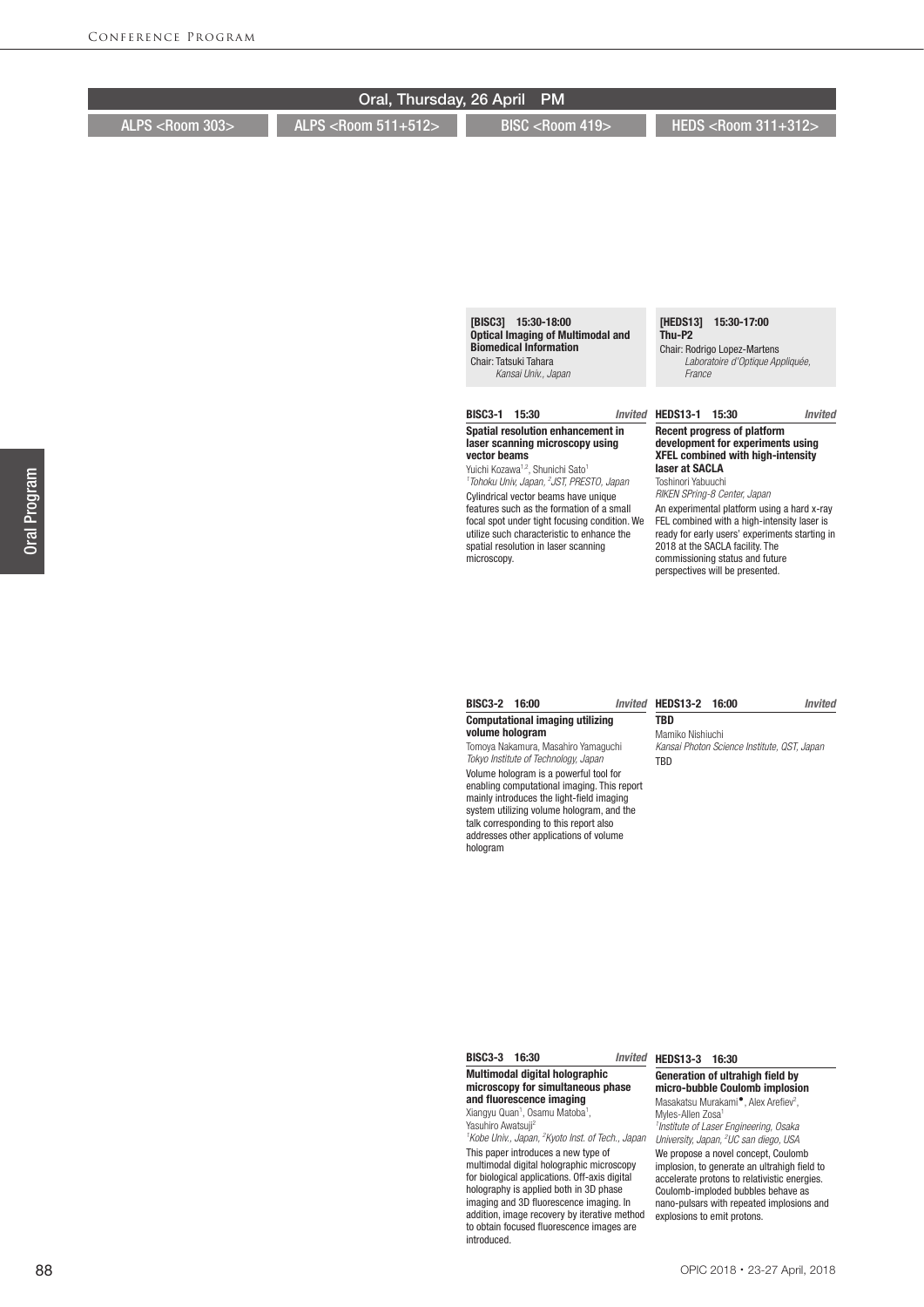## Oral, Thursday, 26 April PM

ALPS <Room 303> | ALPS <Room 511+512> | BISC <Room 419> | HEDS <Room 311+312>

### BISC <Room 419>

**[BISC3] 15:30-18:00**
**Optical Imaging of Multimodal and Biomedical Information**
Chair: Tatsuki Tahara
*Kansai Univ., Japan*

**BISC3-1 15:30** *Invited*

**Spatial resolution enhancement in laser scanning microscopy using vector beams**

Yuichi Kozawa[1,2], Shunichi Sato[1]
*[1]Tohoku Univ, Japan, [2]JST, PRESTO, Japan*

Cylindrical vector beams have unique features such as the formation of a small focal spot under tight focusing condition. We utilize such characteristic to enhance the spatial resolution in laser scanning microscopy.

**BISC3-2 16:00** *Invited*

**Computational imaging utilizing volume hologram**

Tomoya Nakamura, Masahiro Yamaguchi
*Tokyo Institute of Technology, Japan*

Volume hologram is a powerful tool for enabling computational imaging. This report mainly introduces the light-field imaging system utilizing volume hologram, and the talk corresponding to this report also addresses other applications of volume hologram

**BISC3-3 16:30** *Invited*

**Multimodal digital holographic microscopy for simultaneous phase and fluorescence imaging**

Xiangyu Quan[1], Osamu Matoba[1], Yasuhiro Awatsuji[2]
*[1]Kobe Univ., Japan, [2]Kyoto Inst. of Tech., Japan*

This paper introduces a new type of multimodal digital holographic microscopy for biological applications. Off-axis digital holography is applied both in 3D phase imaging and 3D fluorescence imaging. In addition, image recovery by iterative method to obtain focused fluorescence images are introduced.

### HEDS <Room 311+312>

**[HEDS13] 15:30-17:00**
**Thu-P2**
Chair: Rodrigo Lopez-Martens
*Laboratoire d'Optique Appliquée, France*

**HEDS13-1 15:30** *Invited*

**Recent progress of platform development for experiments using XFEL combined with high-intensity laser at SACLA**

Toshinori Yabuuchi
*RIKEN SPring-8 Center, Japan*

An experimental platform using a hard x-ray FEL combined with a high-intensity laser is ready for early users' experiments starting in 2018 at the SACLA facility. The commissioning status and future perspectives will be presented.

**HEDS13-2 16:00** *Invited*

**TBD**

Mamiko Nishiuchi
*Kansai Photon Science Institute, QST, Japan*

TBD

**HEDS13-3 16:30**

**Generation of ultrahigh field by micro-bubble Coulomb implosion**

Masakatsu Murakami●, Alex Arefiev[2], Myles-Allen Zosa[1]
*[1]Institute of Laser Engineering, Osaka University, Japan, [2]UC san diego, USA*

We propose a novel concept, Coulomb implosion, to generate an ultrahigh field to accelerate protons to relativistic energies. Coulomb-imploded bubbles behave as nano-pulsars with repeated implosions and explosions to emit protons.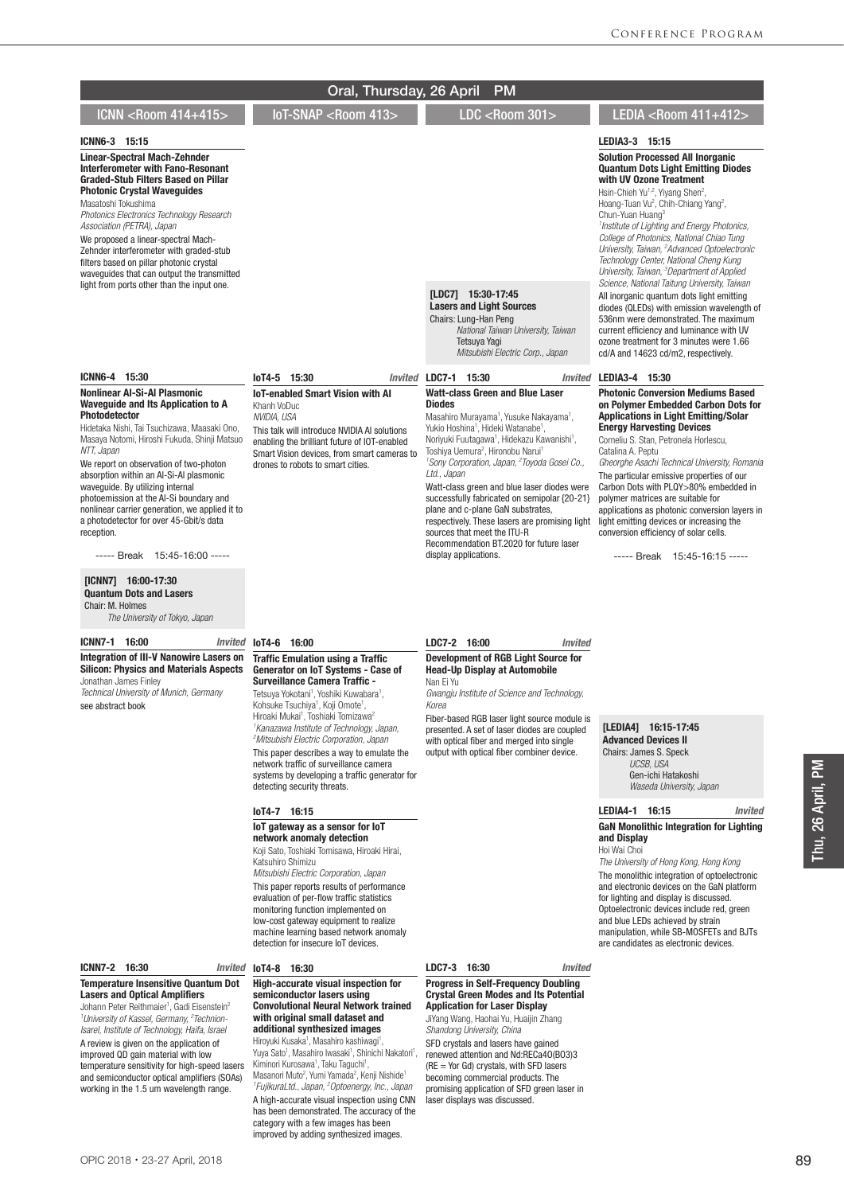# Oral, Thursday, 26 April PM

## ICNN <Room 414+415>

**ICNN6-3 15:15**

**Linear-Spectral Mach-Zehnder Interferometer with Fano-Resonant Graded-Stub Filters Based on Pillar Photonic Crystal Waveguides**

Masatoshi Tokushima

*Photonics Electronics Technology Research Association (PETRA), Japan*

We proposed a linear-spectral Mach-Zehnder interferometer with graded-stub filters based on pillar photonic crystal waveguides that can output the transmitted light from ports other than the input one.

**ICNN6-4 15:30**

**Nonlinear Al-Si-Al Plasmonic Waveguide and Its Application to A Photodetector**

Hidetaka Nishi, Tai Tsuchizawa, Maasaki Ono, Masaya Notomi, Hiroshi Fukuda, Shinji Matsuo

*NTT, Japan*

We report on observation of two-photon absorption within an Al-Si-Al plasmonic waveguide. By utilizing internal photoemission at the Al-Si boundary and nonlinear carrier generation, we applied it to a photodetector for over 45-Gbit/s data reception.

----- Break 15:45-16:00 -----

**[ICNN7] 16:00-17:30**

**Quantum Dots and Lasers**

Chair: M. Holmes

*The University of Tokyo, Japan*

**ICNN7-1 16:00** *Invited*

**Integration of III-V Nanowire Lasers on Silicon: Physics and Materials Aspects**

Jonathan James Finley

*Technical University of Munich, Germany*

see abstract book

**ICNN7-2 16:30** *Invited*

**Temperature Insensitive Quantum Dot Lasers and Optical Amplifiers**

Johann Peter Reithmaier[1], Gadi Eisenstein[2]

[1]*University of Kassel, Germany,* [2]*Technion-Isarel, Institute of Technology, Haifa, Israel*

A review is given on the application of improved QD gain material with low temperature sensitivity for high-speed lasers and semiconductor optical amplifiers (SOAs) working in the 1.5 um wavelength range.

## IoT-SNAP <Room 413>

**IoT4-5 15:30** *Invited*

**IoT-enabled Smart Vision with AI**

Khanh VoDuc

*NVIDIA, USA*

This talk will introduce NVIDIA AI solutions enabling the brilliant future of IOT-enabled Smart Vision devices, from smart cameras to drones to robots to smart cities.

**IoT4-6 16:00**

**Traffic Emulation using a Traffic Generator on IoT Systems - Case of Surveillance Camera Traffic -**

Tetsuya Yokotani[1], Yoshiki Kuwabara[1], Kohsuke Tsuchiya[1], Koji Omote[1], Hiroaki Mukai[1], Toshiaki Tomizawa[2]

[1]*Kanazawa Institute of Technology, Japan,* [2]*Mitsubishi Electric Corporation, Japan*

This paper describes a way to emulate the network traffic of surveillance camera systems by developing a traffic generator for detecting security threats.

**IoT4-7 16:15**

**IoT gateway as a sensor for IoT network anomaly detection**

Koji Sato, Toshiaki Tomisawa, Hiroaki Hirai, Katsuhiro Shimizu

*Mitsubishi Electric Corporation, Japan*

This paper reports results of performance evaluation of per-flow traffic statistics monitoring function implemented on low-cost gateway equipment to realize machine learning based network anomaly detection for insecure IoT devices.

**IoT4-8 16:30**

**High-accurate visual inspection for semiconductor lasers using Convolutional Neural Network trained with original small dataset and additional synthesized images**

Hiroyuki Kusaka[1], Masahiro kashiwagi[1], Yuya Sato[1], Masahiro Iwasaki[1], Shinichi Nakatori[1], Kiminori Kurosawa[1], Taku Taguchi[1], Masanori Muto[2], Yumi Yamada[2], Kenji Nishide[1]

[1]*FujikuraLtd., Japan,* [2]*Optoenergy, Inc., Japan*

A high-accurate visual inspection using CNN has been demonstrated. The accuracy of the category with a few images has been improved by adding synthesized images.

## LDC <Room 301>

**[LDC7] 15:30-17:45**

**Lasers and Light Sources**

Chairs: Lung-Han Peng

*National Taiwan University, Taiwan*

Tetsuya Yagi

*Mitsubishi Electric Corp., Japan*

**LDC7-1 15:30** *Invited*

**Watt-class Green and Blue Laser Diodes**

Masahiro Murayama[1], Yusuke Nakayama[1], Yukio Hoshina[1], Hideki Watanabe[1], Noriyuki Fuutagawa[1], Hidekazu Kawanishi[1], Toshiya Uemura[2], Hironobu Narui[1]

[1]*Sony Corporation, Japan,* [2]*Toyoda Gosei Co., Ltd., Japan*

Watt-class green and blue laser diodes were successfully fabricated on semipolar {20-21} plane and c-plane GaN substrates, respectively. These lasers are promising light sources that meet the ITU-R Recommendation BT.2020 for future laser display applications.

**LDC7-2 16:00** *Invited*

**Development of RGB Light Source for Head-Up Display at Automobile**

Nan Ei Yu

*Gwangju Institute of Science and Technology, Korea*

Fiber-based RGB laser light source module is presented. A set of laser diodes are coupled with optical fiber and merged into single output with optical fiber combiner device.

**LDC7-3 16:30** *Invited*

**Progress in Self-Frequency Doubling Crystal Green Modes and Its Potential Application for Laser Display**

JiYang Wang, Haohai Yu, Huaijin Zhang

*Shandong University, China*

SFD crystals and lasers have gained renewed attention and Nd:RECa4O(BO3)3 (RE = Yor Gd) crystals, with SFD lasers becoming commercial products. The promising application of SFD green laser in laser displays was discussed.

## LEDIA <Room 411+412>

**LEDIA3-3 15:15**

**Solution Processed All Inorganic Quantum Dots Light Emitting Diodes with UV Ozone Treatment**

Hsin-Chieh Yu[1,2], Yiyang Shen[2], Hoang-Tuan Vu[2], Chih-Chiang Yang[2], Chun-Yuan Huang[3]

[1]*Institute of Lighting and Energy Photonics, College of Photonics, National Chiao Tung University, Taiwan,* [2]*Advanced Optoelectronic Technology Center, National Cheng Kung University, Taiwan,* [3]*Department of Applied Science, National Taitung University, Taiwan*

All inorganic quantum dots light emitting diodes (QLEDs) with emission wavelength of 536nm were demonstrated. The maximum current efficiency and luminance with UV ozone treatment for 3 minutes were 1.66 cd/A and 14623 cd/m2, respectively.

**LEDIA3-4 15:30**

**Photonic Conversion Mediums Based on Polymer Embedded Carbon Dots for Applications in Light Emitting/Solar Energy Harvesting Devices**

Corneliu S. Stan, Petronela Horlescu, Catalina A. Peptu

*Gheorghe Asachi Technical University, Romania*

The particular emissive properties of our Carbon Dots with PLQY>80% embedded in polymer matrices are suitable for applications as photonic conversion layers in light emitting devices or increasing the conversion efficiency of solar cells.

----- Break 15:45-16:15 -----

**[LEDIA4] 16:15-17:45**

**Advanced Devices II**

Chairs: James S. Speck

*UCSB, USA*

Gen-ichi Hatakoshi

*Waseda University, Japan*

**LEDIA4-1 16:15** *Invited*

**GaN Monolithic Integration for Lighting and Display**

Hoi Wai Choi

*The University of Hong Kong, Hong Kong*

The monolithic integration of optoelectronic and electronic devices on the GaN platform for lighting and display is discussed. Optoelectronic devices include red, green and blue LEDs achieved by strain manipulation, while SB-MOSFETs and BJTs are candidates as electronic devices.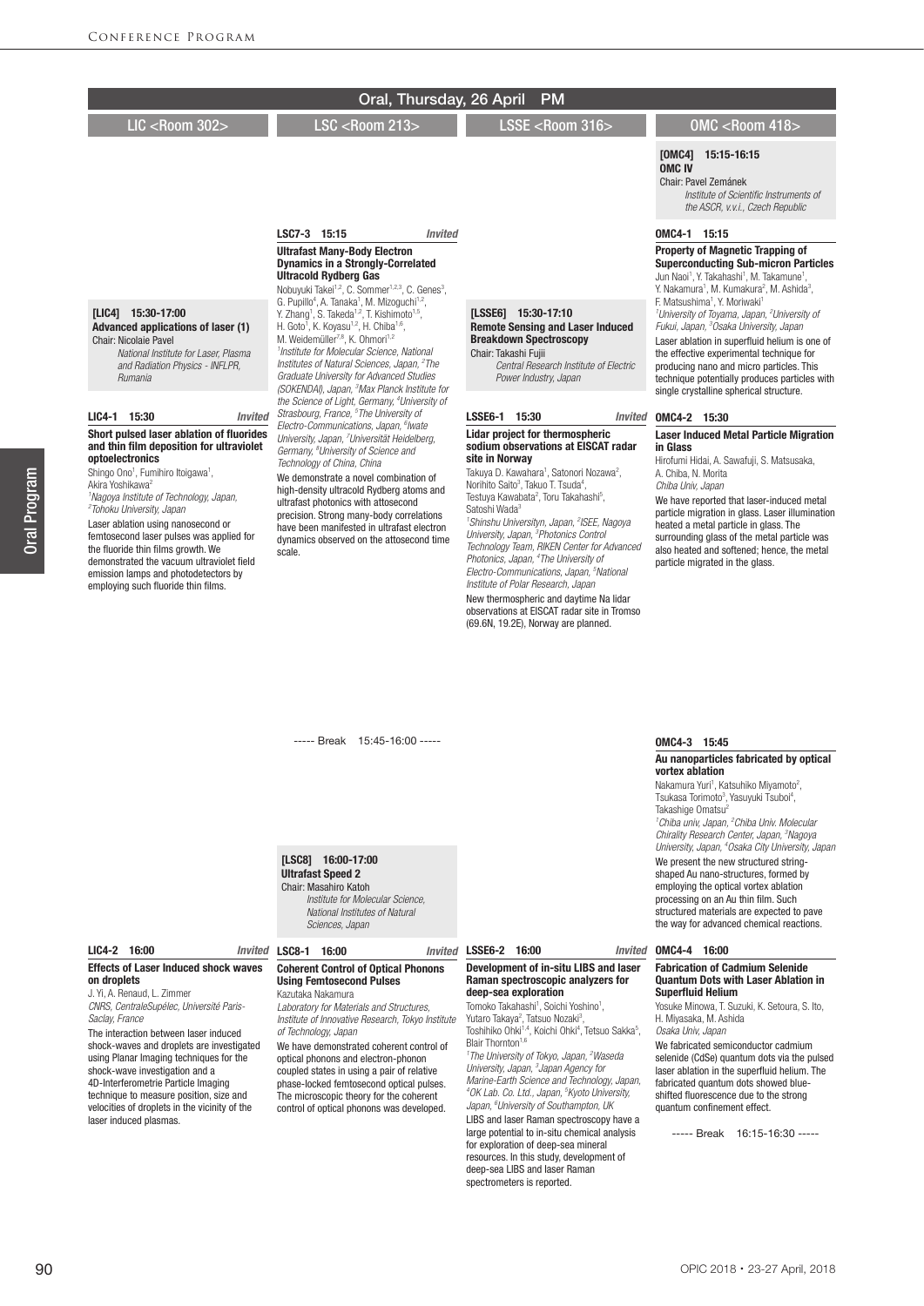# Oral, Thursday, 26 April PM

## LIC <Room 302>

### [LIC4] 15:30-17:00
**Advanced applications of laser (1)**
Chair: Nicolaie Pavel
*National Institute for Laser, Plasma and Radiation Physics - INFLPR, Rumania*

**LIC4-1 15:30** *Invited*

**Short pulsed laser ablation of fluorides and thin film deposition for ultraviolet optoelectronics**

Shingo Ono[1], Fumihiro Itoigawa[1], Akira Yoshikawa[2]
*[1]Nagoya Institute of Technology, Japan, [2]Tohoku University, Japan*

Laser ablation using nanosecond or femtosecond laser pulses was applied for the fluoride thin films growth. We demonstrated the vacuum ultraviolet field emission lamps and photodetectors by employing such fluoride thin films.

**LIC4-2 16:00** *Invited*

**Effects of Laser Induced shock waves on droplets**

J. Yi, A. Renaud, L. Zimmer
*CNRS, CentraleSupélec, Université Paris-Saclay, France*

The interaction between laser induced shock-waves and droplets are investigated using Planar Imaging techniques for the shock-wave investigation and a 4D-Interferometrie Particle Imaging technique to measure position, size and velocities of droplets in the vicinity of the laser induced plasmas.

## LSC <Room 213>

**LSC7-3 15:15** *Invited*

**Ultrafast Many-Body Electron Dynamics in a Strongly-Correlated Ultracold Rydberg Gas**

Nobuyuki Takei[1,2], C. Sommer[1,2,3], C. Genes[3], G. Pupillo[4], A. Tanaka[1], M. Mizoguchi[1,2], Y. Zhang[1], S. Takeda[1,2], T. Kishimoto[1,5], H. Goto[1], K. Koyasu[1,2], H. Chiba[1,6], M. Weidemüller[7,8], K. Ohmori[1,2]
*[1]Institute for Molecular Science, National Institutes of Natural Sciences, Japan, [2]The Graduate University for Advanced Studies (SOKENDAI), Japan, [3]Max Planck Institute for the Science of Light, Germany, [4]University of Strasbourg, France, [5]The University of Electro-Communications, Japan, [6]Iwate University, Japan, [7]Universität Heidelberg, Germany, [8]University of Science and Technology of China, China*

We demonstrate a novel combination of high-density ultracold Rydberg atoms and ultrafast photonics with attosecond precision. Strong many-body correlations have been manifested in ultrafast electron dynamics observed on the attosecond time scale.

----- Break 15:45-16:00 -----

### [LSC8] 16:00-17:00
**Ultrafast Speed 2**
Chair: Masahiro Katoh
*Institute for Molecular Science, National Institutes of Natural Sciences, Japan*

**LSC8-1 16:00** *Invited*

**Coherent Control of Optical Phonons Using Femtosecond Pulses**

Kazutaka Nakamura
*Laboratory for Materials and Structures, Institute of Innovative Research, Tokyo Institute of Technology, Japan*

We have demonstrated coherent control of optical phonons and electron-phonon coupled states in using a pair of relative phase-locked femtosecond optical pulses. The microscopic theory for the coherent control of optical phonons was developed.

## LSSE <Room 316>

### [LSSE6] 15:30-17:10
**Remote Sensing and Laser Induced Breakdown Spectroscopy**
Chair: Takashi Fujii
*Central Research Institute of Electric Power Industry, Japan*

**LSSE6-1 15:30** *Invited*

**Lidar project for thermospheric sodium observations at EISCAT radar site in Norway**

Takuya D. Kawahara[1], Satonori Nozawa[2], Norihito Saito[3], Takuo T. Tsuda[4], Testuya Kawabata[2], Toru Takahashi[5], Satoshi Wada[3]
*[1]Shinshu Universityn, Japan, [2]ISEE, Nagoya University, Japan, [3]Photonics Control Technology Team, RIKEN Center for Advanced Photonics, Japan, [4]The University of Electro-Communications, Japan, [5]National Institute of Polar Research, Japan*

New thermospheric and daytime Na lidar observations at EISCAT radar site in Tromso (69.6N, 19.2E), Norway are planned.

**LSSE6-2 16:00** *Invited*

**Development of in-situ LIBS and laser Raman spectroscopic analyzers for deep-sea exploration**

Tomoko Takahashi[1], Soichi Yoshino[1], Yutaro Takaya[2], Tatsuo Nozaki[3], Toshihiko Ohki[1,4], Koichi Ohki[4], Tetsuo Sakka[5], Blair Thornton[1,6]
*[1]The University of Tokyo, Japan, [2]Waseda University, Japan, [3]Japan Agency for Marine-Earth Science and Technology, Japan, [4]OK Lab. Co. Ltd., Japan, [5]Kyoto University, Japan, [6]University of Southampton, UK*

LIBS and laser Raman spectroscopy have a large potential to in-situ chemical analysis for exploration of deep-sea mineral resources. In this study, development of deep-sea LIBS and laser Raman spectrometers is reported.

## OMC <Room 418>

### [OMC4] 15:15-16:15
**OMC IV**
Chair: Pavel Zemánek
*Institute of Scientific Instruments of the ASCR, v.v.i., Czech Republic*

**OMC4-1 15:15**

**Property of Magnetic Trapping of Superconducting Sub-micron Particles**

Jun Naoi[1], Y. Takahashi[1], M. Takamune[1], Y. Nakamura[1], M. Kumakura[2], M. Ashida[3], F. Matsushima[1], Y. Moriwaki[1]
*[1]University of Toyama, Japan, [2]University of Fukui, Japan, [3]Osaka University, Japan*

Laser ablation in superfluid helium is one of the effective experimental technique for producing nano and micro particles. This technique potentially produces particles with single crystalline spherical structure.

**OMC4-2 15:30**

**Laser Induced Metal Particle Migration in Glass**

Hirofumi Hidai, A. Sawafuji, S. Matsusaka, A. Chiba, N. Morita
*Chiba Univ, Japan*

We have reported that laser-induced metal particle migration in glass. Laser illumination heated a metal particle in glass. The surrounding glass of the metal particle was also heated and softened; hence, the metal particle migrated in the glass.

**OMC4-3 15:45**

**Au nanoparticles fabricated by optical vortex ablation**

Nakamura Yuri[1], Katsuhiko Miyamoto[2], Tsukasa Torimoto[3], Yasuyuki Tsuboi[4], Takashige Omatsu[2]
*[1]Chiba univ, Japan, [2]Chiba Univ. Molecular Chirality Research Center, Japan, [3]Nagoya University, Japan, [4]Osaka City University, Japan*

We present the new structured string-shaped Au nano-structures, formed by employing the optical vortex ablation processing on an Au thin film. Such structured materials are expected to pave the way for advanced chemical reactions.

**OMC4-4 16:00**

**Fabrication of Cadmium Selenide Quantum Dots with Laser Ablation in Superfluid Helium**

Yosuke Minowa, T. Suzuki, K. Setoura, S. Ito, H. Miyasaka, M. Ashida
*Osaka Univ, Japan*

We fabricated semiconductor cadmium selenide (CdSe) quantum dots via the pulsed laser ablation in the superfluid helium. The fabricated quantum dots showed blue-shifted fluorescence due to the strong quantum confinement effect.

----- Break 16:15-16:30 -----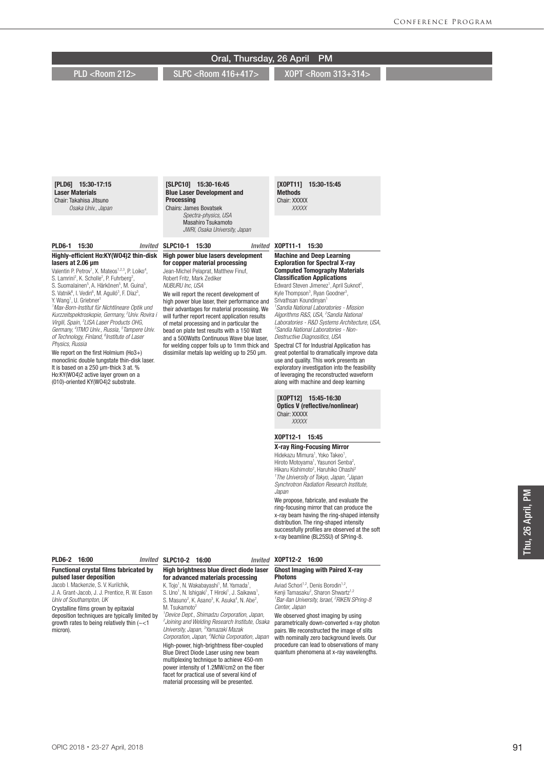## Oral, Thursday, 26 April PM

PLD <Room 212> | SLPC <Room 416+417> | XOPT <Room 313+314>

### [PLD6] 15:30-17:15
**Laser Materials**
Chair: Takahisa Jitsuno
*Osaka Univ., Japan*

#### PLD6-1 15:30 *Invited*
**Highly-efficient Ho:KY(WO4)2 thin-disk lasers at 2.06 µm**

Valentin P. Petrov[1], X. Mateos[1,2,3], P. Loiko[4], S. Lamrini[2], K. Scholle[2], P. Fuhrberg[2], S. Suomalainen[5], A. Härkönen[5], M. Guina[5], S. Vatnik[6], I. Vedin[6], M. Aguiló[3], F. Díaz[3], Y. Wang[1], U. Griebner[1]

[1]*Max-Born-Institut für Nichtlineare Optik und Kurzzeitspektroskopie, Germany,* [2]*Univ. Rovira i Virgili, Spain,* [3]*LISA Laser Products OHG, Germany,* [4]*ITMO Univ., Russia,* [5]*Tampere Univ. of Technology, Finland,* [6]*Institute of Laser Physics, Russia*

We report on the first Holmium (Ho3+) monoclinic double tungstate thin-disk laser. It is based on a 250 µm-thick 3 at. % Ho:KY(WO4)2 active layer grown on a (010)-oriented KY(WO4)2 substrate.

#### PLD6-2 16:00 *Invited*
**Functional crystal films fabricated by pulsed laser deposition**

Jacob I. Mackenzie, S. V. Kurilchik, J. A. Grant-Jacob, J. J. Prentice, R. W. Eason
*Univ of Southampton, UK*

Crystalline films grown by epitaxial deposition techniques are typically limited by growth rates to being relatively thin (~<1 micron).

### [SLPC10] 15:30-16:45
**Blue Laser Development and Processing**
Chairs: James Bovatsek
*Spectra-physics, USA*
Masahiro Tsukamoto
*JWRI, Osaka University, Japan*

#### SLPC10-1 15:30 *Invited*
**High power blue lasers development for copper material processing**

Jean-Michel Pelaprat, Matthew Finuf, Robert Fritz, Mark Zediker
*NUBURU Inc, USA*

We will report the recent development of high power blue laser, their performance and their advantages for material processing. We will further report recent application results of metal processing and in particular the bead on plate test results with a 150 Watt and a 500Watts Continuous Wave blue laser, for welding copper foils up to 1mm thick and dissimilar metals lap welding up to 250 µm.

#### SLPC10-2 16:00 *Invited*
**High brightness blue direct diode laser for advanced materials processing**

K. Tojo[1], N. Wakabayashi[1], M. Yamada[1], S. Uno[1], N. Ishigaki[1], T Hiroki[1], J. Saikawa[1], S. Masuno[2], K. Asano[3], K. Asuka[4], N. Abe[2], M. Tsukamoto[2]

[1]*Device Dept., Shimadzu Corporation, Japan,* [2]*Joining and Welding Research Institute, Osaka University, Japan,* [3]*Yamazaki Mazak Corporation, Japan,* [4]*Nichia Corporation, Japan*

High-power, high-brightness fiber-coupled Blue Direct Diode Laser using new beam multiplexing technique to achieve 450-nm power intensity of 1.2MW/cm2 on the fiber facet for practical use of several kind of material processing will be presented.

### [XOPT11] 15:30-15:45
**Methods**
Chair: XXXXX
*XXXXX*

#### XOPT11-1 15:30
**Machine and Deep Learning Exploration for Spectral X-ray Computed Tomography Materials Classification Applications**

Edward Steven Jimenez[1], April Suknot[2], Kyle Thompson[3], Ryan Goodner[3], Srivathsan Koundinyan[1]

[1]*Sandia National Laboratories - Mission Algorithms R&S, USA,* [2]*Sandia National Laboratories - R&D Systems Architecture, USA,* [3]*Sandia National Laboratories - Non-Destructive Diagnostics, USA*

Spectral CT for Industrial Application has great potential to dramatically improve data use and quality. This work presents an exploratory investigation into the feasibility of leveraging the reconstructed waveform along with machine and deep learning

### [XOPT12] 15:45-16:30
**Optics V (reflective/nonlinear)**
Chair: XXXXX
*XXXXX*

#### XOPT12-1 15:45
**X-ray Ring-Focusing Mirror**

Hidekazu Mimura[1], Yoko Takeo[1], Hiroto Motoyama[1], Yasunori Senba[2], Hikaru Kishimoto[2], Haruhiko Ohashi[2]

[1]*The University of Tokyo, Japan,* [2]*Japan Synchrotron Radiation Research Institute, Japan*

We propose, fabricate, and evaluate the ring-focusing mirror that can produce the x-ray beam having the ring-shaped intensity distribution. The ring-shaped intensity successfully profiles are observed at the soft x-ray beamline (BL25SU) of SPring-8.

#### XOPT12-2 16:00
**Ghost Imaging with Paired X-ray Photons**

Aviad Schori[1,2], Denis Borodin[1,2], Kenji Tamasaku[2], Sharon Shwartz[1,2]

[1]*Bar-Ilan University, Israel,* [2]*RIKEN SPring-8 Center, Japan*

We observed ghost imaging by using parametrically down-converted x-ray photon pairs. We reconstructed the image of slits with nominally zero background levels. Our procedure can lead to observations of many quantum phenomena at x-ray wavelengths.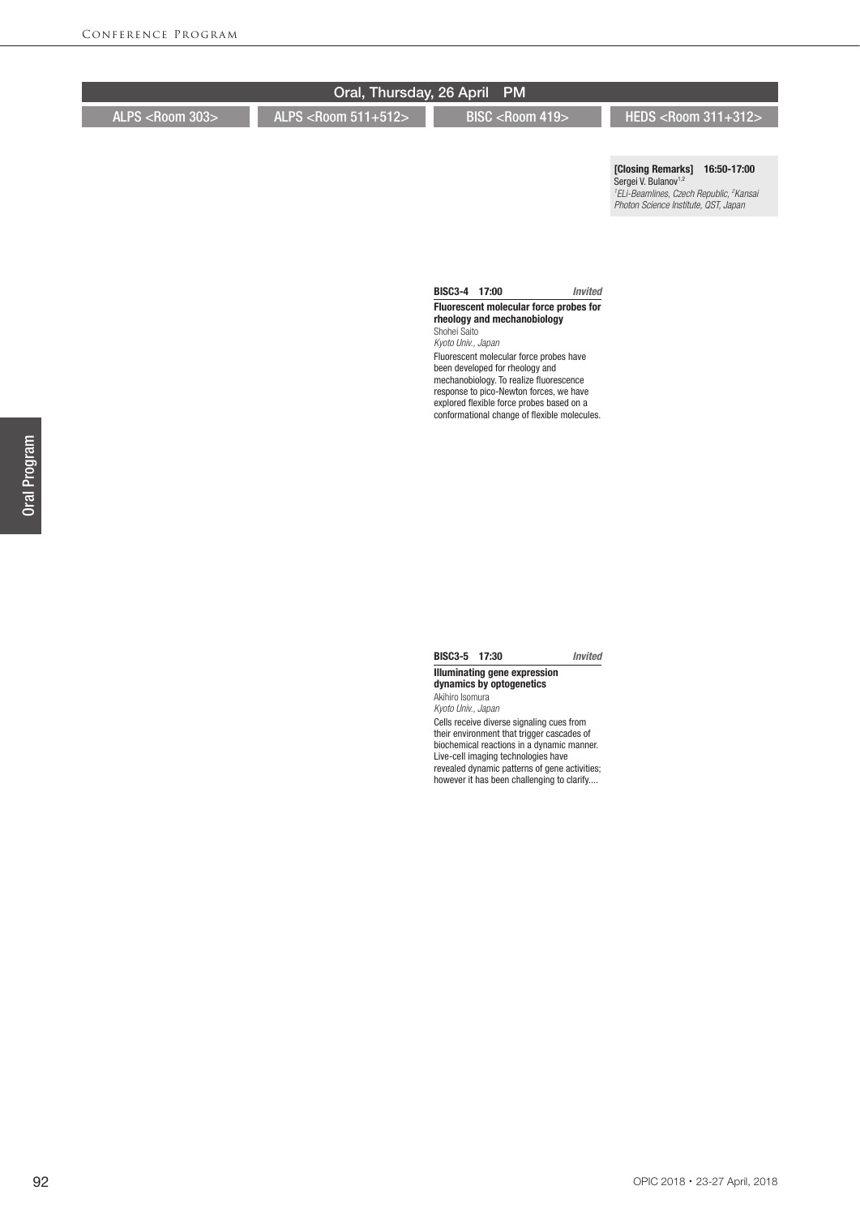## Oral, Thursday, 26 April PM

ALPS <Room 303> | ALPS <Room 511+512> | BISC <Room 419> | HEDS <Room 311+312>

### HEDS <Room 311+312>

**[Closing Remarks] 16:50-17:00**
Sergei V. Bulanov[1,2]
*[1]ELI-Beamlines, Czech Republic, [2]Kansai Photon Science Institute, QST, Japan*

### BISC <Room 419>

**BISC3-4 17:00** *Invited*

**Fluorescent molecular force probes for rheology and mechanobiology**
Shohei Saito
*Kyoto Univ., Japan*

Fluorescent molecular force probes have been developed for rheology and mechanobiology. To realize fluorescence response to pico-Newton forces, we have explored flexible force probes based on a conformational change of flexible molecules.

**BISC3-5 17:30** *Invited*

**Illuminating gene expression dynamics by optogenetics**
Akihiro Isomura
*Kyoto Univ., Japan*

Cells receive diverse signaling cues from their environment that trigger cascades of biochemical reactions in a dynamic manner. Live-cell imaging technologies have revealed dynamic patterns of gene activities; however it has been challenging to clarify....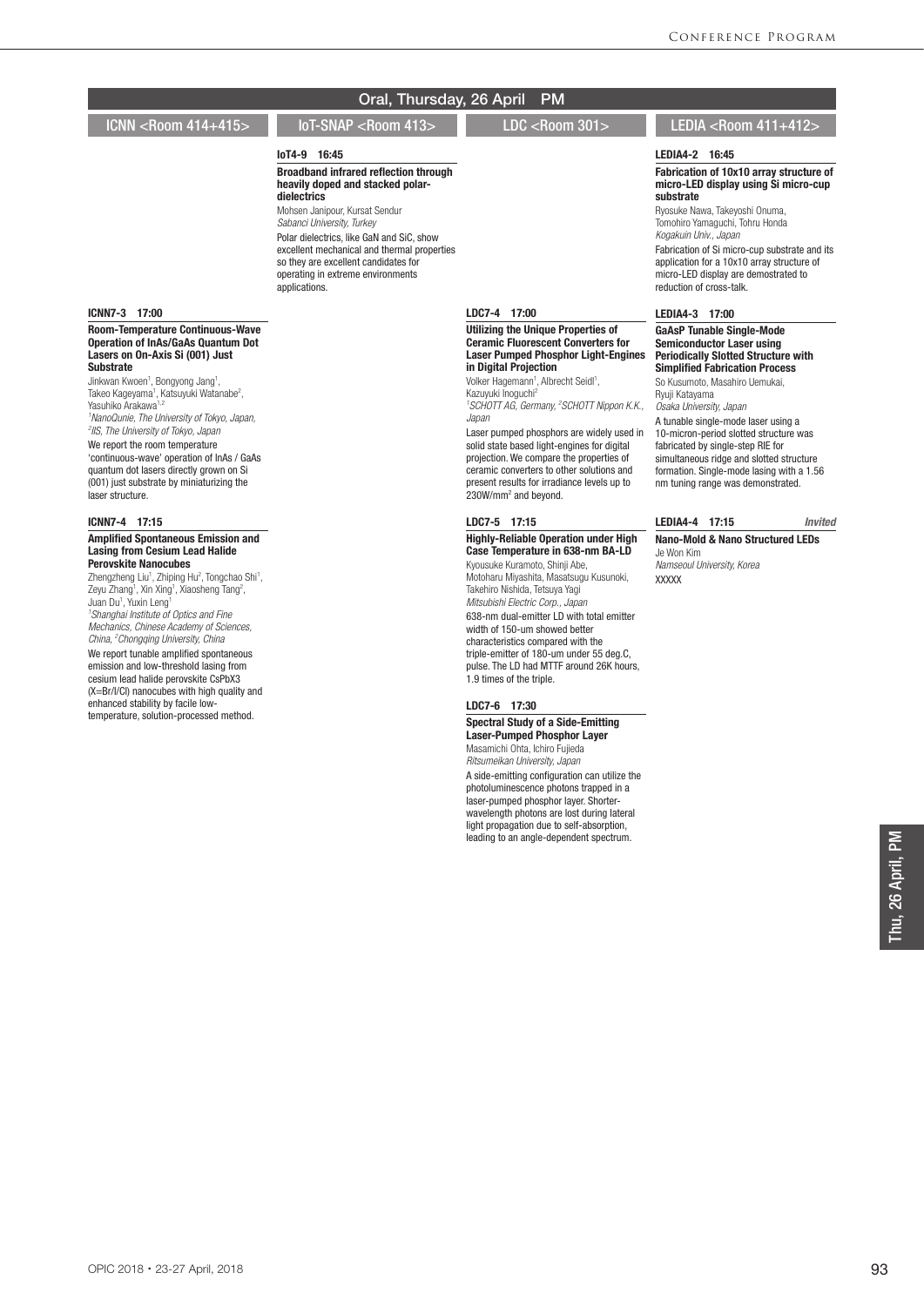## Oral, Thursday, 26 April PM

### ICNN <Room 414+415>

**ICNN7-3 17:00**

**Room-Temperature Continuous-Wave Operation of InAs/GaAs Quantum Dot Lasers on On-Axis Si (001) Just Substrate**

Jinkwan Kwoen[1], Bongyong Jang[1], Takeo Kageyama[1], Katsuyuki Watanabe[2], Yasuhiko Arakawa[1,2]

[1]*NanoQunie, The University of Tokyo, Japan,* [2]*IIS, The University of Tokyo, Japan*

We report the room temperature 'continuous-wave' operation of InAs / GaAs quantum dot lasers directly grown on Si (001) just substrate by miniaturizing the laser structure.

**ICNN7-4 17:15**

**Amplified Spontaneous Emission and Lasing from Cesium Lead Halide Perovskite Nanocubes**

Zhengzheng Liu[1], Zhiping Hu[2], Tongchao Shi[1], Zeyu Zhang[1], Xin Xing[1], Xiaosheng Tang[2], Juan Du[1], Yuxin Leng[1]

[1]*Shanghai Institute of Optics and Fine Mechanics, Chinese Academy of Sciences, China,* [2]*Chongqing University, China*

We report tunable amplified spontaneous emission and low-threshold lasing from cesium lead halide perovskite $CsPbX_3$ (X=Br/I/Cl) nanocubes with high quality and enhanced stability by facile low-temperature, solution-processed method.

### IoT-SNAP <Room 413>

**IoT4-9 16:45**

**Broadband infrared reflection through heavily doped and stacked polar-dielectrics**

Mohsen Janipour, Kursat Sendur

*Sabanci University, Turkey*

Polar dielectrics, like GaN and SiC, show excellent mechanical and thermal properties so they are excellent candidates for operating in extreme environments applications.

### LDC <Room 301>

**LDC7-4 17:00**

**Utilizing the Unique Properties of Ceramic Fluorescent Converters for Laser Pumped Phosphor Light-Engines in Digital Projection**

Volker Hagemann[1], Albrecht Seidl[1], Kazuyuki Inoguchi[2]

[1]*SCHOTT AG, Germany,* [2]*SCHOTT Nippon K.K., Japan*

Laser pumped phosphors are widely used in solid state based light-engines for digital projection. We compare the properties of ceramic converters to other solutions and present results for irradiance levels up to 230W/mm$^2$ and beyond.

**LDC7-5 17:15**

**Highly-Reliable Operation under High Case Temperature in 638-nm BA-LD**

Kyousuke Kuramoto, Shinji Abe, Motoharu Miyashita, Masatsugu Kusunoki, Takehiro Nishida, Tetsuya Yagi

*Mitsubishi Electric Corp., Japan*

638-nm dual-emitter LD with total emitter width of 150-um showed better characteristics compared with the triple-emitter of 180-um under 55 deg.C, pulse. The LD had MTTF around 26K hours, 1.9 times of the triple.

**LDC7-6 17:30**

**Spectral Study of a Side-Emitting Laser-Pumped Phosphor Layer**

Masamichi Ohta, Ichiro Fujieda

*Ritsumeikan University, Japan*

A side-emitting configuration can utilize the photoluminescence photons trapped in a laser-pumped phosphor layer. Shorter-wavelength photons are lost during lateral light propagation due to self-absorption, leading to an angle-dependent spectrum.

### LEDIA <Room 411+412>

**LEDIA4-2 16:45**

**Fabrication of 10x10 array structure of micro-LED display using Si micro-cup substrate**

Ryosuke Nawa, Takeyoshi Onuma, Tomohiro Yamaguchi, Tohru Honda

*Kogakuin Univ., Japan*

Fabrication of Si micro-cup substrate and its application for a 10x10 array structure of micro-LED display are demostrated to reduction of cross-talk.

**LEDIA4-3 17:00**

**GaAsP Tunable Single-Mode Semiconductor Laser using Periodically Slotted Structure with Simplified Fabrication Process**

So Kusumoto, Masahiro Uemukai, Ryuji Katayama

*Osaka University, Japan*

A tunable single-mode laser using a 10-micron-period slotted structure was fabricated by single-step RIE for simultaneous ridge and slotted structure formation. Single-mode lasing with a 1.56 nm tuning range was demonstrated.

**LEDIA4-4 17:15** *Invited*

**Nano-Mold & Nano Structured LEDs**

Je Won Kim

*Namseoul University, Korea*

XXXXX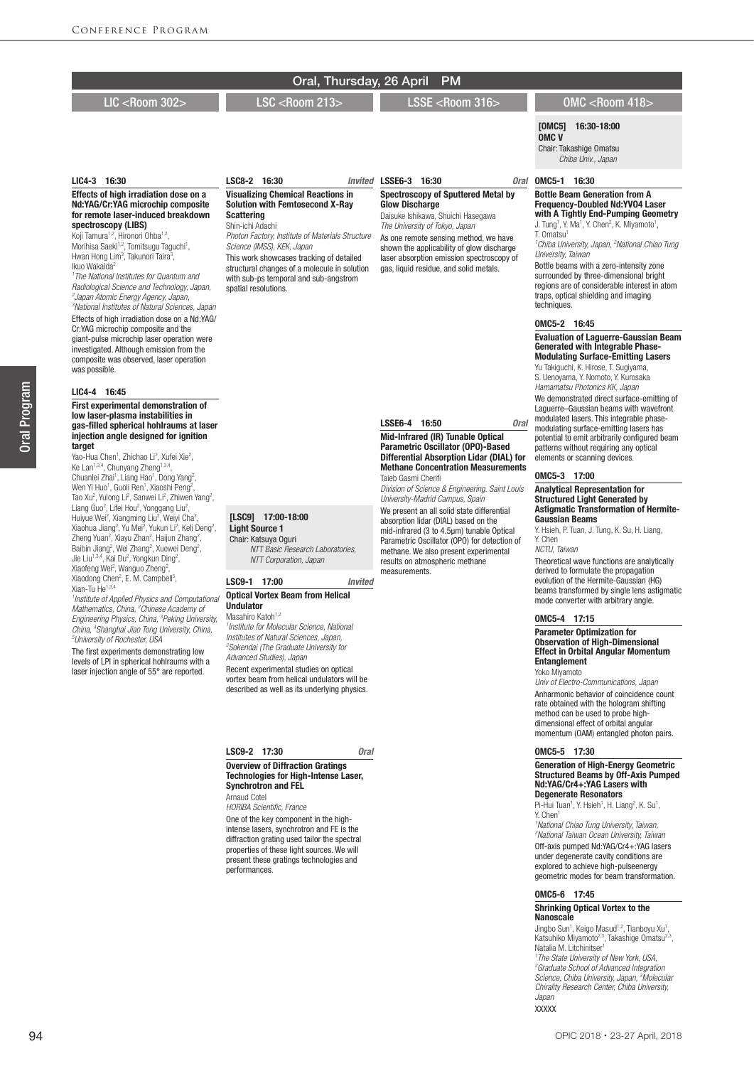## Oral, Thursday, 26 April PM

### LIC <Room 302>

**LIC4-3 16:30**

**Effects of high irradiation dose on a Nd:YAG/Cr:YAG microchip composite for remote laser-induced breakdown spectroscopy (LIBS)**

Koji Tamura[1,2], Hironori Ohba[1,2], Morihisa Saeki[1,2], Tomitsugu Taguchi[1], Hwan Hong Lim[3], Takunori Taira[3], Ikuo Wakaida[2]

*[1]The National Institutes for Quantum and Radiological Science and Technology, Japan, [2]Japan Atomic Energy Agency, Japan, [3]National Institutes of Natural Sciences, Japan*

Effects of high irradiation dose on a Nd:YAG/Cr:YAG microchip composite and the giant-pulse microchip laser operation were investigated. Although emission from the composite was observed, laser operation was possible.

**LIC4-4 16:45**

**First experimental demonstration of low laser-plasma instabilities in gas-filled spherical hohlraums at laser injection angle designed for ignition target**

Yao-Hua Chen[1], Zhichao Li[2], Xufei Xie[2], Ke Lan[1,3,4], Chunyang Zheng[1,3,4], Chuanlei Zhai[1], Liang Hao[1], Dong Yang[2], Wen Yi Huo[1], Guoli Ren[1], Xiaoshi Peng[2], Tao Xu[2], Yulong Li[2], Sanwei Li[2], Zhiwen Yang[2], Liang Guo[2], Lifei Hou[2], Yonggang Liu[2], Huiyue Wei[2], Xiangming Liu[2], Weiyi Cha[2], Xiaohua Jiang[2], Yu Mei[2], Yukun Li[2], Keli Deng[2], Zheng Yuan[2], Xiayu Zhan[2], Haijun Zhang[2], Baibin Jiang[2], Wei Zhang[2], Xuewei Deng[2], Jie Liu[1,3,4], Kai Du[2], Yongkun Ding[2], Xiaofeng Wei[2], Wanguo Zheng[2], Xiaodong Chen[2], E. M. Campbell[5], Xian-Tu He[1,3,4]

*[1]Institute of Applied Physics and Computational Mathematics, China, [2]Chinese Academy of Engineering Physics, China, [3]Peking University, China, [4]Shanghai Jiao Tong University, China, [5]University of Rochester, USA*

The first experiments demonstrating low levels of LPI in spherical hohlraums with a laser injection angle of 55° are reported.

### LSC <Room 213>

**LSC8-2 16:30** *Invited*

**Visualizing Chemical Reactions in Solution with Femtosecond X-Ray Scattering**

Shin-ichi Adachi

*Photon Factory, Institute of Materials Structure Science (IMSS), KEK, Japan*

This work showcases tracking of detailed structural changes of a molecule in solution with sub-ps temporal and sub-angstrom spatial resolutions.

**[LSC9] 17:00-18:00**
**Light Source 1**
Chair: Katsuya Oguri
*NTT Basic Research Laboratories, NTT Corporation, Japan*

**LSC9-1 17:00** *Invited*

**Optical Vortex Beam from Helical Undulator**

Masahiro Katoh[1,2]

*[1]Institute for Molecular Science, National Institutes of Natural Sciences, Japan, [2]Sokendai (The Graduate University for Advanced Studies), Japan*

Recent experimental studies on optical vortex beam from helical undulators will be described as well as its underlying physics.

**LSC9-2 17:30** *Oral*

**Overview of Diffraction Gratings Technologies for High-Intense Laser, Synchrotron and FEL**

Arnaud Cotel

*HORIBA Scientific, France*

One of the key component in the high-intense lasers, synchrotron and FE is the diffraction grating used tailor the spectral properties of these light sources. We will present these gratings technologies and performances.

### LSSE <Room 316>

**LSSE6-3 16:30** *Oral*

**Spectroscopy of Sputtered Metal by Glow Discharge**

Daisuke Ishikawa, Shuichi Hasegawa

*The University of Tokyo, Japan*

As one remote sensing method, we have shown the applicability of glow discharge laser absorption emission spectroscopy of gas, liquid residue, and solid metals.

**LSSE6-4 16:50** *Oral*

**Mid-Infrared (IR) Tunable Optical Parametric Oscillator (OPO)-Based Differential Absorption Lidar (DIAL) for Methane Concentration Measurements**

Taieb Gasmi Cherifi

*Division of Science & Engineering. Saint Louis University-Madrid Campus, Spain*

We present an all solid state differential absorption lidar (DIAL) based on the mid-infrared (3 to 4.5µm) tunable Optical Parametric Oscillator (OPO) for detection of methane. We also present experimental results on atmospheric methane measurements.

### OMC <Room 418>

**[OMC5] 16:30-18:00**
**OMC V**
Chair: Takashige Omatsu
*Chiba Univ., Japan*

**OMC5-1 16:30**

**Bottle Beam Generation from A Frequency-Doubled Nd:YVO4 Laser with A Tightly End-Pumping Geometry**

J. Tung[1], Y. Ma[1], Y. Chen[2], K. Miyamoto[1], T. Omatsu[1]

*[1]Chiba University, Japan, [2]National Chiao Tung University, Taiwan*

Bottle beams with a zero-intensity zone surrounded by three-dimensional bright regions are of considerable interest in atom traps, optical shielding and imaging techniques.

**OMC5-2 16:45**

**Evaluation of Laguerre-Gaussian Beam Generated with Integrable Phase-Modulating Surface-Emitting Lasers**

Yu Takiguchi, K. Hirose, T. Sugiyama, S. Uenoyama, Y. Nomoto, Y. Kurosaka

*Hamamatsu Photonics KK, Japan*

We demonstrated direct surface-emitting of Laguerre–Gaussian beams with wavefront modulated lasers. This integrable phase-modulating surface-emitting lasers has potential to emit arbitrarily configured beam patterns without requiring any optical elements or scanning devices.

**OMC5-3 17:00**

**Analytical Representation for Structured Light Generated by Astigmatic Transformation of Hermite-Gaussian Beams**

Y. Hsieh, P. Tuan, J. Tung, K. Su, H. Liang, Y. Chen

*NCTU, Taiwan*

Theoretical wave functions are analytically derived to formulate the propagation evolution of the Hermite-Gaussian (HG) beams transformed by single lens astigmatic mode converter with arbitrary angle.

**OMC5-4 17:15**

**Parameter Optimization for Observation of High-Dimensional Effect in Orbital Angular Momentum Entanglement**

Yoko Miyamoto

*Univ of Electro-Communications, Japan*

Anharmonic behavior of coincidence count rate obtained with the hologram shifting method can be used to probe high-dimensional effect of orbital angular momentum (OAM) entangled photon pairs.

**OMC5-5 17:30**

**Generation of High-Energy Geometric Structured Beams by Off-Axis Pumped Nd:YAG/Cr4+:YAG Lasers with Degenerate Resonators**

Pi-Hui Tuan[1], Y. Hsieh[1], H. Liang[2], K. Su[1], Y. Chen[1]

*[1]National Chiao Tung University, Taiwan, [2]National Taiwan Ocean University, Taiwan*

Off-axis pumped Nd:YAG/Cr4+:YAG lasers under degenerate cavity conditions are explored to achieve high-pulseenergy geometric modes for beam transformation.

**OMC5-6 17:45**

**Shrinking Optical Vortex to the Nanoscale**

Jingbo Sun[1], Keigo Masud[1,2], Tianboyu Xu[1], Katsuhiko Miyamoto[2,3], Takashige Omatsu[2,3], Natalia M. Litchinitser[1]

*[1]The State University of New York, USA, [2]Graduate School of Advanced Integration Science, Chiba University, Japan, [3]Molecular Chirality Research Center, Chiba University, Japan*

XXXXX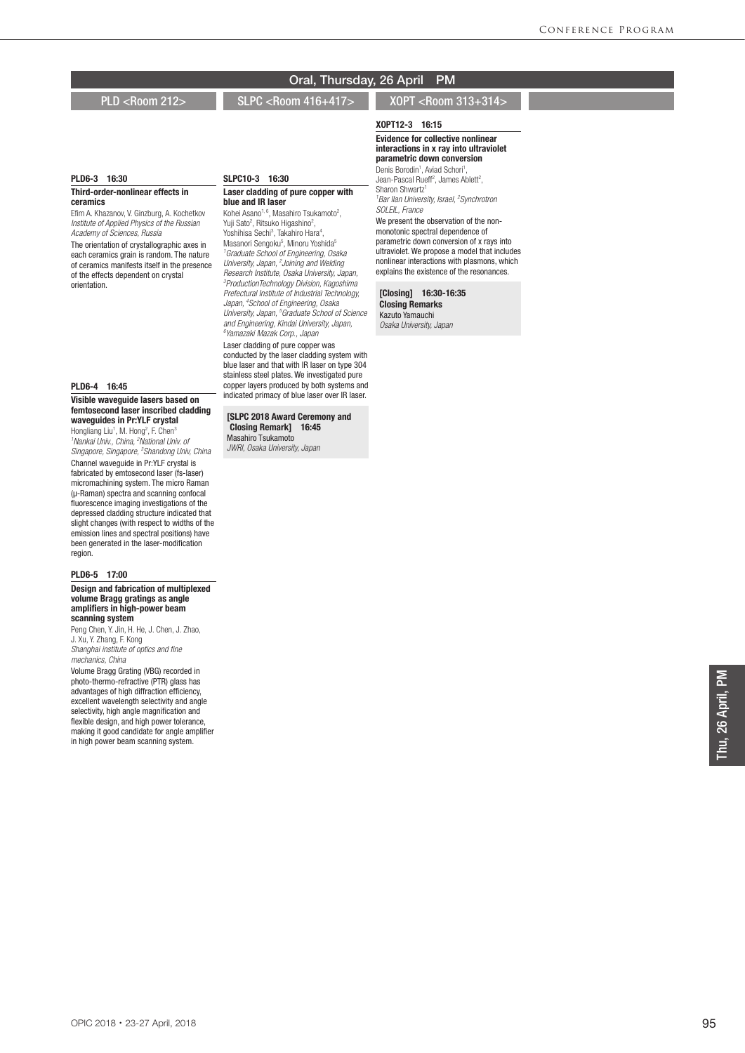## Oral, Thursday, 26 April PM

### PLD <Room 212>

**PLD6-3 16:30**

**Third-order-nonlinear effects in ceramics**

Efim A. Khazanov, V. Ginzburg, A. Kochetkov
*Institute of Applied Physics of the Russian Academy of Sciences, Russia*

The orientation of crystallographic axes in each ceramics grain is random. The nature of ceramics manifests itself in the presence of the effects dependent on crystal orientation.

**PLD6-4 16:45**

**Visible waveguide lasers based on femtosecond laser inscribed cladding waveguides in Pr:YLF crystal**

Hongliang Liu[1], M. Hong[2], F. Chen[3]
[1]*Nankai Univ., China,* [2]*National Univ. of Singapore, Singapore,* [3]*Shandong Univ, China*

Channel waveguide in Pr:YLF crystal is fabricated by emtosecond laser (fs-laser) micromachining system. The micro Raman (μ-Raman) spectra and scanning confocal fluorescence imaging investigations of the depressed cladding structure indicated that slight changes (with respect to widths of the emission lines and spectral positions) have been generated in the laser-modification region.

**PLD6-5 17:00**

**Design and fabrication of multiplexed volume Bragg gratings as angle amplifiers in high-power beam scanning system**

Peng Chen, Y. Jin, H. He, J. Chen, J. Zhao, J. Xu, Y. Zhang, F. Kong
*Shanghai institute of optics and fine mechanics, China*

Volume Bragg Grating (VBG) recorded in photo-thermo-refractive (PTR) glass has advantages of high diffraction efficiency, excellent wavelength selectivity and angle selectivity, high angle magnification and flexible design, and high power tolerance, making it good candidate for angle amplifier in high power beam scanning system.

### SLPC <Room 416+417>

**SLPC10-3 16:30**

**Laser cladding of pure copper with blue and IR laser**

Kohei Asano[1,6], Masahiro Tsukamoto[2], Yuji Sato[2], Ritsuko Higashino[2], Yoshihisa Sechi[3], Takahiro Hara[4], Masanori Sengoku[5], Minoru Yoshida[5]
[1]*Graduate School of Engineering, Osaka University, Japan,* [2]*Joining and Welding Research Institute, Osaka University, Japan,* [3]*ProductionTechnology Division, Kagoshima Prefectural Institute of Industrial Technology, Japan,* [4]*School of Engineering, Osaka University, Japan,* [5]*Graduate School of Science and Engineering, Kindai University, Japan,* [6]*Yamazaki Mazak Corp., Japan*

Laser cladding of pure copper was conducted by the laser cladding system with blue laser and that with IR laser on type 304 stainless steel plates. We investigated pure copper layers produced by both systems and indicated primacy of blue laser over IR laser.

**[SLPC 2018 Award Ceremony and Closing Remark] 16:45**
Masahiro Tsukamoto
*JWRI, Osaka University, Japan*

### XOPT <Room 313+314>

**XOPT12-3 16:15**

**Evidence for collective nonlinear interactions in x ray into ultraviolet parametric down conversion**

Denis Borodin[1], Aviad Schori[1], Jean-Pascal Rueff[2], James Ablett[2], Sharon Shwartz[1]
[1]*Bar Ilan University, Israel,* [2]*Synchrotron SOLEIL, France*

We present the observation of the non-monotonic spectral dependence of parametric down conversion of x rays into ultraviolet. We propose a model that includes nonlinear interactions with plasmons, which explains the existence of the resonances.

**[Closing] 16:30-16:35**
**Closing Remarks**
Kazuto Yamauchi
*Osaka University, Japan*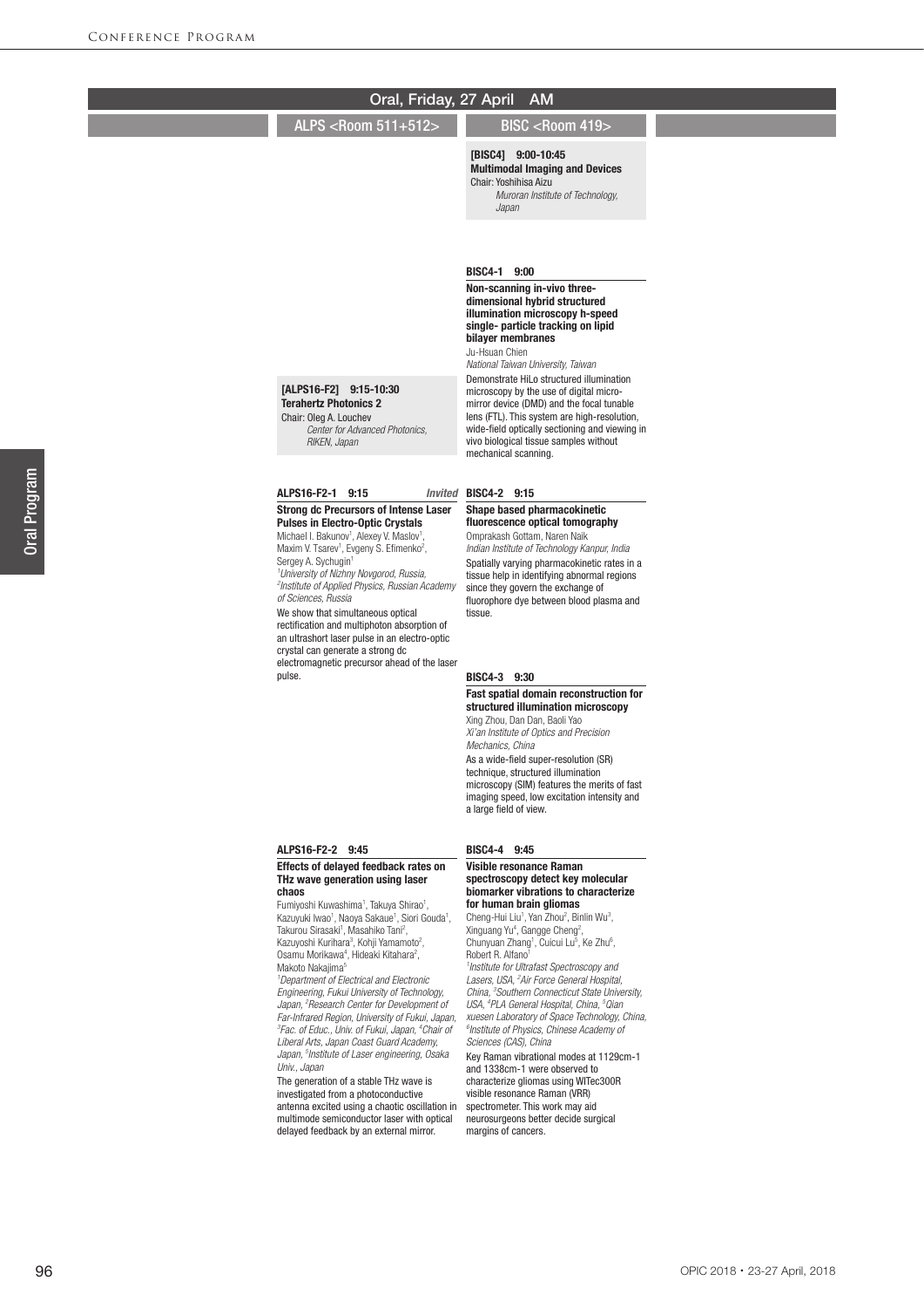# Oral, Friday, 27 April AM

## ALPS <Room 511+512>

**[ALPS16-F2] 9:15-10:30**
**Terahertz Photonics 2**
Chair: Oleg A. Louchev
*Center for Advanced Photonics, RIKEN, Japan*

**ALPS16-F2-1 9:15** *Invited*

**Strong dc Precursors of Intense Laser Pulses in Electro-Optic Crystals**
Michael I. Bakunov[1], Alexey V. Maslov[1], Maxim V. Tsarev[1], Evgeny S. Efimenko[2], Sergey A. Sychugin[1]
[1]*University of Nizhny Novgorod, Russia,* [2]*Institute of Applied Physics, Russian Academy of Sciences, Russia*

We show that simultaneous optical rectification and multiphoton absorption of an ultrashort laser pulse in an electro-optic crystal can generate a strong dc electromagnetic precursor ahead of the laser pulse.

**ALPS16-F2-2 9:45**

**Effects of delayed feedback rates on THz wave generation using laser chaos**
Fumiyoshi Kuwashima[1], Takuya Shirao[1], Kazuyuki Iwao[1], Naoya Sakaue[1], Siori Gouda[1], Takurou Sirasaki[1], Masahiko Tani[2], Kazuyoshi Kurihara[3], Kohji Yamamoto[2], Osamu Morikawa[4], Hideaki Kitahara[2], Makoto Nakajima[5]
[1]*Department of Electrical and Electronic Engineering, Fukui University of Technology, Japan,* [2]*Research Center for Development of Far-Infrared Region, University of Fukui, Japan,* [3]*Fac. of Educ., Univ. of Fukui, Japan,* [4]*Chair of Liberal Arts, Japan Coast Guard Academy, Japan,* [5]*Institute of Laser engineering, Osaka Univ., Japan*

The generation of a stable THz wave is investigated from a photoconductive antenna excited using a chaotic oscillation in multimode semiconductor laser with optical delayed feedback by an external mirror.

## BISC <Room 419>

**[BISC4] 9:00-10:45**
**Multimodal Imaging and Devices**
Chair: Yoshihisa Aizu
*Muroran Institute of Technology, Japan*

**BISC4-1 9:00**

**Non-scanning in-vivo three-dimensional hybrid structured illumination microscopy h-speed single- particle tracking on lipid bilayer membranes**
Ju-Hsuan Chien
*National Taiwan University, Taiwan*

Demonstrate HiLo structured illumination microscopy by the use of digital micro-mirror device (DMD) and the focal tunable lens (FTL). This system are high-resolution, wide-field optically sectioning and viewing in vivo biological tissue samples without mechanical scanning.

**BISC4-2 9:15**

**Shape based pharmacokinetic fluorescence optical tomography**
Omprakash Gottam, Naren Naik
*Indian Institute of Technology Kanpur, India*

Spatially varying pharmacokinetic rates in a tissue help in identifying abnormal regions since they govern the exchange of fluorophore dye between blood plasma and tissue.

**BISC4-3 9:30**

**Fast spatial domain reconstruction for structured illumination microscopy**
Xing Zhou, Dan Dan, Baoli Yao
*Xi'an Institute of Optics and Precision Mechanics, China*

As a wide-field super-resolution (SR) technique, structured illumination microscopy (SIM) features the merits of fast imaging speed, low excitation intensity and a large field of view.

**BISC4-4 9:45**

**Visible resonance Raman spectroscopy detect key molecular biomarker vibrations to characterize for human brain gliomas**
Cheng-Hui Liu[1], Yan Zhou[2], Binlin Wu[3], Xinguang Yu[4], Gangge Cheng[2], Chunyuan Zhang[1], Cuicui Lu[5], Ke Zhu[6], Robert R. Alfano[1]
[1]*Institute for Ultrafast Spectroscopy and Lasers, USA,* [2]*Air Force General Hospital, China,* [3]*Southern Connecticut State University, USA,* [4]*PLA General Hospital, China,* [5]*Qian xuesen Laboratory of Space Technology, China,* [6]*Institute of Physics, Chinese Academy of Sciences (CAS), China*

Key Raman vibrational modes at 1129cm-1 and 1338cm-1 were observed to characterize gliomas using WITec300R visible resonance Raman (VRR) spectrometer. This work may aid neurosurgeons better decide surgical margins of cancers.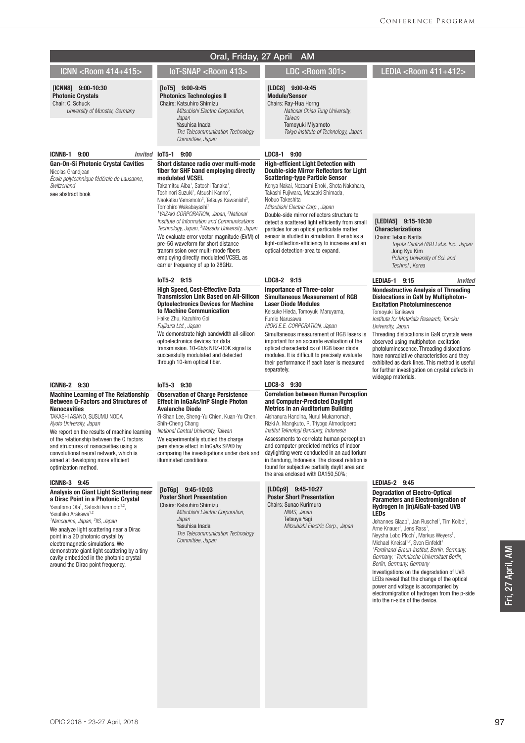## Oral, Friday, 27 April AM

### ICNN <Room 414+415>

**[ICNN8] 9:00-10:30**
**Photonic Crystals**
Chair: C. Schuck
*University of Munster, Germany*

**ICNN8-1 9:00** *Invited*
**Gan-On-Si Photonic Crystal Cavities**
Nicolas Grandjean
*École polytechnique fédérale de Lausanne, Switzerland*
see abstract book

**ICNN8-2 9:30**
**Machine Learning of The Relationship Between Q-Factors and Structures of Nanocavities**
TAKASHI ASANO, SUSUMU NODA
*Kyoto University, Japan*
We report on the results of machine learning of the relationship between the Q factors and structures of nanocavities using a convolutional neural network, which is aimed at developing more efficient optimization method.

**ICNN8-3 9:45**
**Analysis on Giant Light Scattering near a Dirac Point in a Photonic Crystal**
Yasutomo Ota[1], Satoshi Iwamoto[1,2], Yasuhiko Arakawa[1,2]
[1]*Nanoquine, Japan,* [2]*IIS, Japan*
We analyze light scattering near a Dirac point in a 2D photonic crystal by electromagnetic simulations. We demonstrate giant light scattering by a tiny cavity embedded in the photonic crystal around the Dirac point frequency.

### IoT-SNAP <Room 413>

**[IoT5] 9:00-9:45**
**Photonics Technologies II**
Chairs: Katsuhiro Shimizu
*Mitsubishi Electric Corporation, Japan*
Yasuhisa Inada
*The Telecommunication Technology Committee, Japan*

**IoT5-1 9:00**
**Short distance radio over multi-mode fiber for SHF band employing directly modulated VCSEL**
Takamitsu Aiba[1], Satoshi Tanaka[1], Toshinori Suzuki[1], Atsushi Kanno[2], Naokatsu Yamamoto[2], Tetsuya Kawanishi[3], Tomohiro Wakabayashi[1]
[1]*YAZAKI CORPORATION, Japan,* [2]*National Institute of Information and Communications Technology, Japan,* [3]*Waseda University, Japan*
We evaluate error vector magnitude (EVM) of pre-5G waveform for short distance transmission over multi-mode fibers employing directly modulated VCSEL as carrier frequency of up to 28GHz.

**IoT5-2 9:15**
**High Speed, Cost-Effective Data Transmission Link Based on All-Silicon Optoelectronics Devices for Machine to Machine Communication**
Haike Zhu, Kazuhiro Goi
*Fujikura Ltd., Japan*
We demonstrate high bandwidth all-silicon optoelectronics devices for data transmission. 10-Gb/s NRZ-OOK signal is successfully modulated and detected through 10-km optical fiber.

**IoT5-3 9:30**
**Observation of Charge Persistence Effect in InGaAs/InP Single Photon Avalanche Diode**
Yi-Shan Lee, Sheng-Yu Chien, Kuan-Yu Chen, Shih-Cheng Chang
*National Central University, Taiwan*
We experimentally studied the charge persistence effect in InGaAs SPAD by comparing the investigations under dark and illuminated conditions.

**[IoT6p] 9:45-10:03**
**Poster Short Presentation**
Chairs: Katsuhiro Shimizu
*Mitsubishi Electric Corporation, Japan*
Yasuhisa Inada
*The Telecommunication Technology Committee, Japan*

### LDC <Room 301>

**[LDC8] 9:00-9:45**
**Module/Sensor**
Chairs: Ray-Hua Horng
*National Chiao Tung University, Taiwan*
Tomoyuki Miyamoto
*Tokyo Institute of Technology, Japan*

**LDC8-1 9:00**
**High-efficient Light Detection with Double-side Mirror Reflectors for Light Scattering-type Particle Sensor**
Kenya Nakai, Nozoami Enoki, Shota Nakahara, Takashi Fujiwara, Masaaki Shimada, Nobuo Takeshita
*Mitsubishi Electric Corp., Japan*
Double-side mirror reflectors structure to detect a scattered light efficiently from small particles for an optical particulate matter sensor is studied in simulation. It enables a light-collection-efficiency to increase and an optical detection-area to expand.

**LDC8-2 9:15**
**Importance of Three-color Simultaneous Measurement of RGB Laser Diode Modules**
Keisuke Hieda, Tomoyuki Maruyama, Fumio Narusawa
*HIOKI E.E. CORPORATION, Japan*
Simultaneous measurement of RGB lasers is important for an accurate evaluation of the optical characteristics of RGB laser diode modules. It is difficult to precisely evaluate their performance if each laser is measured separately.

**LDC8-3 9:30**
**Correlation between Human Perception and Computer-Predicted Daylight Metrics in an Auditorium Building**
Aishanura Handina, Nurul Mukarromah, Rizki A. Mangkuto, R. Triyogo Atmodipoero
*Institut Teknologi Bandung, Indonesia*
Assessments to correlate human perception and computer-predicted metrics of indoor daylighting were conducted in an auditorium in Bandung, Indonesia. The closest relation is found for subjective partially daylit area and the area enclosed with DA150,50%;

**[LDCp9] 9:45-10:27**
**Poster Short Presentation**
Chairs: Sunao Kurimura
*NIMS, Japan*
Tetsuya Yagi
*Mitsubishi Electric Corp., Japan*

### LEDIA <Room 411+412>

**[LEDIA5] 9:15-10:30**
**Characterizations**
Chairs: Tetsuo Narita
*Toyota Central R&D Labs. Inc., Japan*
Jong Kyu Kim
*Pohang University of Sci. and Technol., Korea*

**LEDIA5-1 9:15** *Invited*
**Nondestructive Analysis of Threading Dislocations in GaN by Multiphoton-Excitation Photoluminescence**
Tomoyuki Tanikawa
*Institute for Materials Research, Tohoku University, Japan*
Threading dislocations in GaN crystals were observed using multiphoton-excitation photoluminescence. Threading dislocations have nonradiative characteristics and they exhibited as dark lines. This method is useful for further investigation on crystal defects in widegap materials.

**LEDIA5-2 9:45**
**Degradation of Electro-Optical Parameters and Electromigration of Hydrogen in (In)AlGaN-based UVB LEDs**
Johannes Glaab[1], Jan Ruschel[1], Tim Kolbe[1], Arne Knauer[1], Jens Rass[1], Neysha Lobo Ploch[1], Markus Weyers[1], Michael Kneissl[1,2], Sven Einfeldt[1]
[1]*Ferdinand-Braun-Institut, Berlin, Germany,* [2]*Technische Universitaet Berlin, Berlin, Germany, Germany*
Investigations on the degradation of UVB LEDs reveal that the change of the optical power and voltage is accompanied by electromigration of hydrogen from the p-side into the n-side of the device.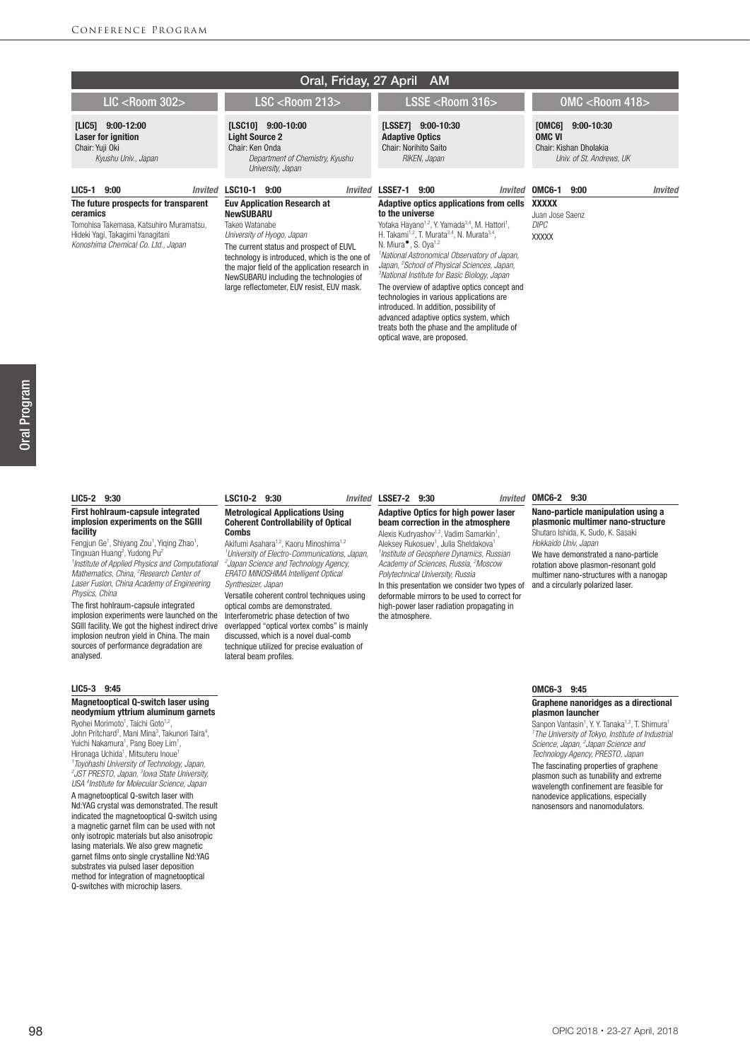# Oral, Friday, 27 April AM

## LIC <Room 302>

**[LIC5] 9:00-12:00**
**Laser for ignition**
Chair: Yuji Oki
*Kyushu Univ., Japan*

**LIC5-1 9:00** *Invited*

**The future prospects for transparent ceramics**
Tomohisa Takemasa, Katsuhiro Muramatsu, Hideki Yagi, Takagimi Yanagitani
*Konoshima Chemical Co. Ltd., Japan*

**LIC5-2 9:30**

**First hohlraum-capsule integrated implosion experiments on the SGIII facility**
Fengjun Ge[1], Shiyang Zou[1], Yiqing Zhao[1], Tingxuan Huang[2], Yudong Pu[2]
*[1]Institute of Applied Physics and Computational Mathematics, China, [2]Research Center of Laser Fusion, China Academy of Engineering Physics, China*

The first hohlraum-capsule integrated implosion experiments were launched on the SGIII facility. We got the highest indirect drive implosion neutron yield in China. The main sources of performance degradation are analysed.

**LIC5-3 9:45**

**Magnetooptical Q-switch laser using neodymium yttrium aluminum garnets**
Ryohei Morimoto[1], Taichi Goto[1,2], John Pritchard[3], Mani Mina[3], Takunori Taira[4], Yuichi Nakamura[1], Pang Boey Lim[1], Hironaga Uchida[1], Mitsuteru Inoue[1]
*[1]Toyohashi University of Technology, Japan, [2]JST PRESTO, Japan, [3]Iowa State University, USA [4]Institute for Molecular Science, Japan*

A magnetooptical Q-switch laser with Nd:YAG crystal was demonstrated. The result indicated the magnetooptical Q-switch using a magnetic garnet film can be used with not only isotropic materials but also anisotropic lasing materials. We also grew magnetic garnet films onto single crystalline Nd:YAG substrates via pulsed laser deposition method for integration of magnetooptical Q-switches with microchip lasers.

## LSC <Room 213>

**[LSC10] 9:00-10:00**
**Light Source 2**
Chair: Ken Onda
*Department of Chemistry, Kyushu University, Japan*

**LSC10-1 9:00** *Invited*

**Euv Application Research at NewSUBARU**
Takeo Watanabe
*University of Hyogo, Japan*

The current status and prospect of EUVL technology is introduced, which is the one of the major field of the application research in NewSUBARU including the technologies of large reflectometer, EUV resist, EUV mask.

**LSC10-2 9:30** *Invited*

**Metrological Applications Using Coherent Controllability of Optical Combs**
Akifumi Asahara[1,2], Kaoru Minoshima[1,2]
*[1]University of Electro-Communications, Japan, [2]Japan Science and Technology Agency, ERATO MINOSHIMA Intelligent Optical Synthesizer, Japan*

Versatile coherent control techniques using optical combs are demonstrated. Interferometric phase detection of two overlapped "optical vortex combs" is mainly discussed, which is a novel dual-comb technique utilized for precise evaluation of lateral beam profiles.

## LSSE <Room 316>

**[LSSE7] 9:00-10:30**
**Adaptive Optics**
Chair: Norihito Saito
*RIKEN, Japan*

**LSSE7-1 9:00** *Invited*

**Adaptive optics applications from cells to the universe**
Yotaka Hayano[1,2], Y. Yamada[3,4], M. Hattori[1], H. Takami[1,2], T. Murata[3,4], N. Murata[3,4], N. Miura●, S. Oya[1,2]
*[1]National Astronomical Observatory of Japan, Japan, [2]School of Physical Sciences, Japan, [3]National Institute for Basic Biology, Japan*

The overview of adaptive optics concept and technologies in various applications are introduced. In addition, possibility of advanced adaptive optics system, which treats both the phase and the amplitude of optical wave, are proposed.

**LSSE7-2 9:30** *Invited*

**Adaptive Optics for high power laser beam correction in the atmosphere**
Alexis Kudryashov[1,2], Vadim Samarkin[1], Aleksey Rukosuev[1], Julia Sheldakova[1]
*[1]Institute of Geosphere Dynamics, Russian Academy of Sciences, Russia, [2]Moscow Polytechnical University, Russia*

In this presentation we consider two types of deformable mirrors to be used to correct for high-power laser radiation propagating in the atmosphere.

## OMC <Room 418>

**[OMC6] 9:00-10:30**
**OMC VI**
Chair: Kishan Dholakia
*Univ. of St. Andrews, UK*

**OMC6-1 9:00** *Invited*

**XXXXX**
Juan Jose Saenz
*DIPC*

XXXXX

**OMC6-2 9:30**

**Nano-particle manipulation using a plasmonic multimer nano-structure**
Shutaro Ishida, K. Sudo, K. Sasaki
*Hokkaido Univ, Japan*

We have demonstrated a nano-particle rotation above plasmon-resonant gold multimer nano-structures with a nanogap and a circularly polarized laser.

**OMC6-3 9:45**

**Graphene nanoridges as a directional plasmon launcher**
Sanpon Vantasin[1], Y. Y. Tanaka[1,2], T. Shimura[1]
*[1]The University of Tokyo, Institute of Industrial Science, Japan, [2]Japan Science and Technology Agency, PRESTO, Japan*

The fascinating properties of graphene plasmon such as tunability and extreme wavelength confinement are feasible for nanodevice applications, especially nanosensors and nanomodulators.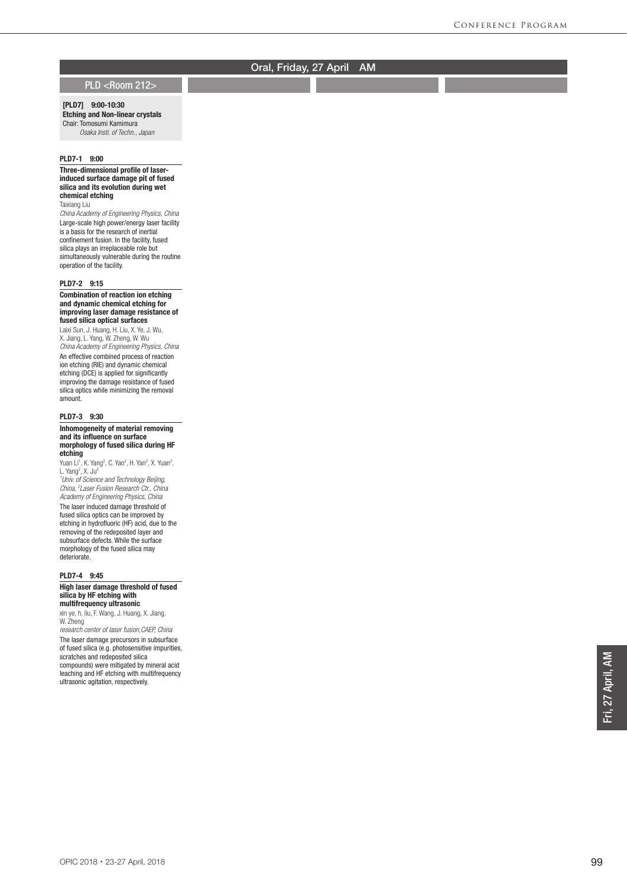## Oral, Friday, 27 April AM

### PLD <Room 212>

**[PLD7] 9:00-10:30**
**Etching and Non-linear crystals**
Chair: Tomosumi Kamimura
*Osaka Insti. of Techn., Japan*

**PLD7-1 9:00**

**Three-dimensional profile of laser-induced surface damage pit of fused silica and its evolution during wet chemical etching**

Taixiang Liu
*China Academy of Engineering Physics, China*

Large-scale high power/energy laser facility is a basis for the research of inertial confinement fusion. In the facility, fused silica plays an irreplaceable role but simultaneously vulnerable during the routine operation of the facility.

**PLD7-2 9:15**

**Combination of reaction ion etching and dynamic chemical etching for improving laser damage resistance of fused silica optical surfaces**

Laixi Sun, J. Huang, H. Liu, X. Ye, J. Wu, X. Jiang, L. Yang, W. Zheng, W. Wu
*China Academy of Engineering Physics, China*

An effective combined process of reaction ion etching (RIE) and dynamic chemical etching (DCE) is applied for significantly improving the damage resistance of fused silica optics while minimizing the removal amount.

**PLD7-3 9:30**

**Inhomogeneity of material removing and its influence on surface morphology of fused silica during HF etching**

Yuan Li[1], K. Yang[2], C. Yao[2], H. Yan[2], X. Yuan[2], L. Yang[2], X. Ju[2]
[1]*Univ. of Science and Technology Beijing, China,* [2]*Laser Fusion Research Ctr., China Academy of Engineering Physics, China*

The laser induced damage threshold of fused silica optics can be improved by etching in hydrofluoric (HF) acid, due to the removing of the redeposited layer and subsurface defects. While the surface morphology of the fused silica may deteriorate.

**PLD7-4 9:45**

**High laser damage threshold of fused silica by HF etching with multifrequency ultrasonic**

xin ye, h. liu, F. Wang, J. Huang, X. Jiang, W. Zheng
*research center of laser fusion,CAEP, China*

The laser damage precursors in subsurface of fused silica (e.g. photosensitive impurities, scratches and redeposited silica compounds) were mitigated by mineral acid leaching and HF etching with multifrequency ultrasonic agitation, respectively.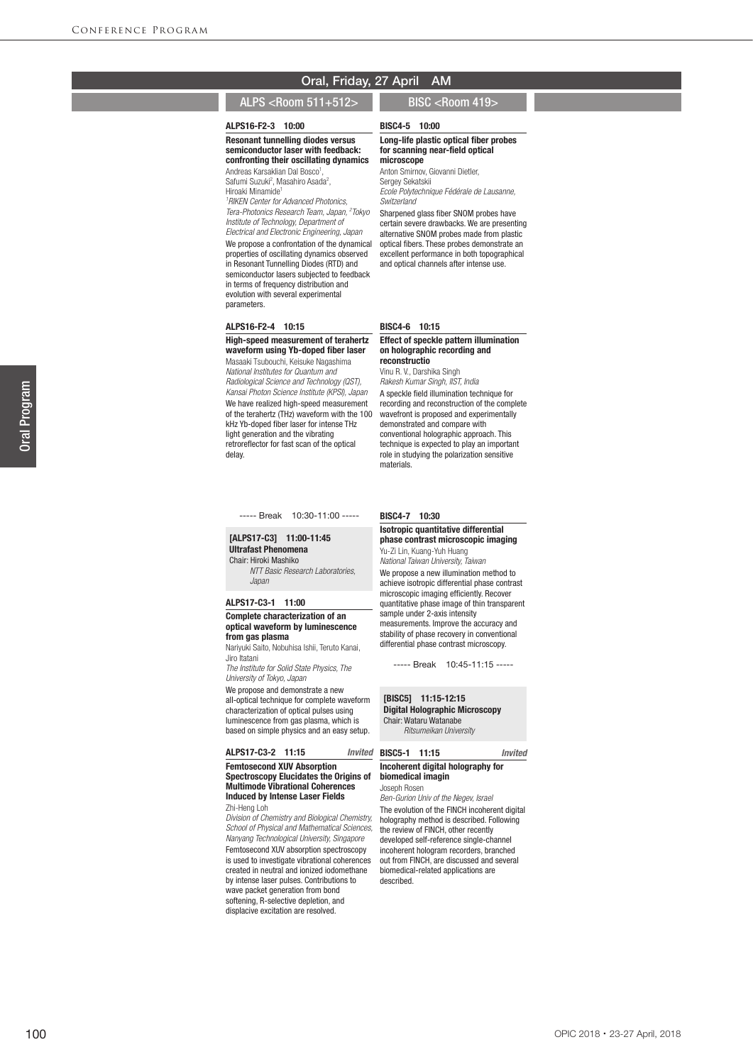# Oral, Friday, 27 April AM

## ALPS <Room 511+512>

**ALPS16-F2-3 10:00**

**Resonant tunnelling diodes versus semiconductor laser with feedback: confronting their oscillating dynamics**

Andreas Karsaklian Dal Bosco[1], Safumi Suzuki[2], Masahiro Asada[2], Hiroaki Minamide[1]

*[1]RIKEN Center for Advanced Photonics, Tera-Photonics Research Team, Japan, [2]Tokyo Institute of Technology, Department of Electrical and Electronic Engineering, Japan*

We propose a confrontation of the dynamical properties of oscillating dynamics observed in Resonant Tunnelling Diodes (RTD) and semiconductor lasers subjected to feedback in terms of frequency distribution and evolution with several experimental parameters.

**ALPS16-F2-4 10:15**

**High-speed measurement of terahertz waveform using Yb-doped fiber laser**

Masaaki Tsubouchi, Keisuke Nagashima

*National Institutes for Quantum and Radiological Science and Technology (QST), Kansai Photon Science Institute (KPSI), Japan*

We have realized high-speed measurement of the terahertz (THz) waveform with the 100 kHz Yb-doped fiber laser for intense THz light generation and the vibrating retroreflector for fast scan of the optical delay.

----- Break 10:30-11:00 -----

**[ALPS17-C3] 11:00-11:45**
**Ultrafast Phenomena**
Chair: Hiroki Mashiko
*NTT Basic Research Laboratories, Japan*

**ALPS17-C3-1 11:00**

**Complete characterization of an optical waveform by luminescence from gas plasma**

Nariyuki Saito, Nobuhisa Ishii, Teruto Kanai, Jiro Itatani

*The Institute for Solid State Physics, The University of Tokyo, Japan*

We propose and demonstrate a new all-optical technique for complete waveform characterization of optical pulses using luminescence from gas plasma, which is based on simple physics and an easy setup.

**ALPS17-C3-2 11:15** *Invited*

**Femtosecond XUV Absorption Spectroscopy Elucidates the Origins of Multimode Vibrational Coherences Induced by Intense Laser Fields**

Zhi-Heng Loh

*Division of Chemistry and Biological Chemistry, School of Physical and Mathematical Sciences, Nanyang Technological University, Singapore*

Femtosecond XUV absorption spectroscopy is used to investigate vibrational coherences created in neutral and ionized iodomethane by intense laser pulses. Contributions to wave packet generation from bond softening, R-selective depletion, and displacive excitation are resolved.

## BISC <Room 419>

**BISC4-5 10:00**

**Long-life plastic optical fiber probes for scanning near-field optical microscope**

Anton Smirnov, Giovanni Dietler, Sergey Sekatskii

*Ecole Polytechnique Fédérale de Lausanne, Switzerland*

Sharpened glass fiber SNOM probes have certain severe drawbacks. We are presenting alternative SNOM probes made from plastic optical fibers. These probes demonstrate an excellent performance in both topographical and optical channels after intense use.

**BISC4-6 10:15**

**Effect of speckle pattern illumination on holographic recording and reconstructio**

Vinu R. V., Darshika Singh

*Rakesh Kumar Singh, IIST, India*

A speckle field illumination technique for recording and reconstruction of the complete wavefront is proposed and experimentally demonstrated and compare with conventional holographic approach. This technique is expected to play an important role in studying the polarization sensitive materials.

**BISC4-7 10:30**

**Isotropic quantitative differential phase contrast microscopic imaging**

Yu-Zi Lin, Kuang-Yuh Huang

*National Taiwan University, Taiwan*

We propose a new illumination method to achieve isotropic differential phase contrast microscopic imaging efficiently. Recover quantitative phase image of thin transparent sample under 2-axis intensity measurements. Improve the accuracy and stability of phase recovery in conventional differential phase contrast microscopy.

----- Break 10:45-11:15 -----

**[BISC5] 11:15-12:15**
**Digital Holographic Microscopy**
Chair: Wataru Watanabe
*Ritsumeikan University*

**BISC5-1 11:15** *Invited*

**Incoherent digital holography for biomedical imagin**

Joseph Rosen

*Ben-Gurion Univ of the Negev, Israel*

The evolution of the FINCH incoherent digital holography method is described. Following the review of FINCH, other recently developed self-reference single-channel incoherent hologram recorders, branched out from FINCH, are discussed and several biomedical-related applications are described.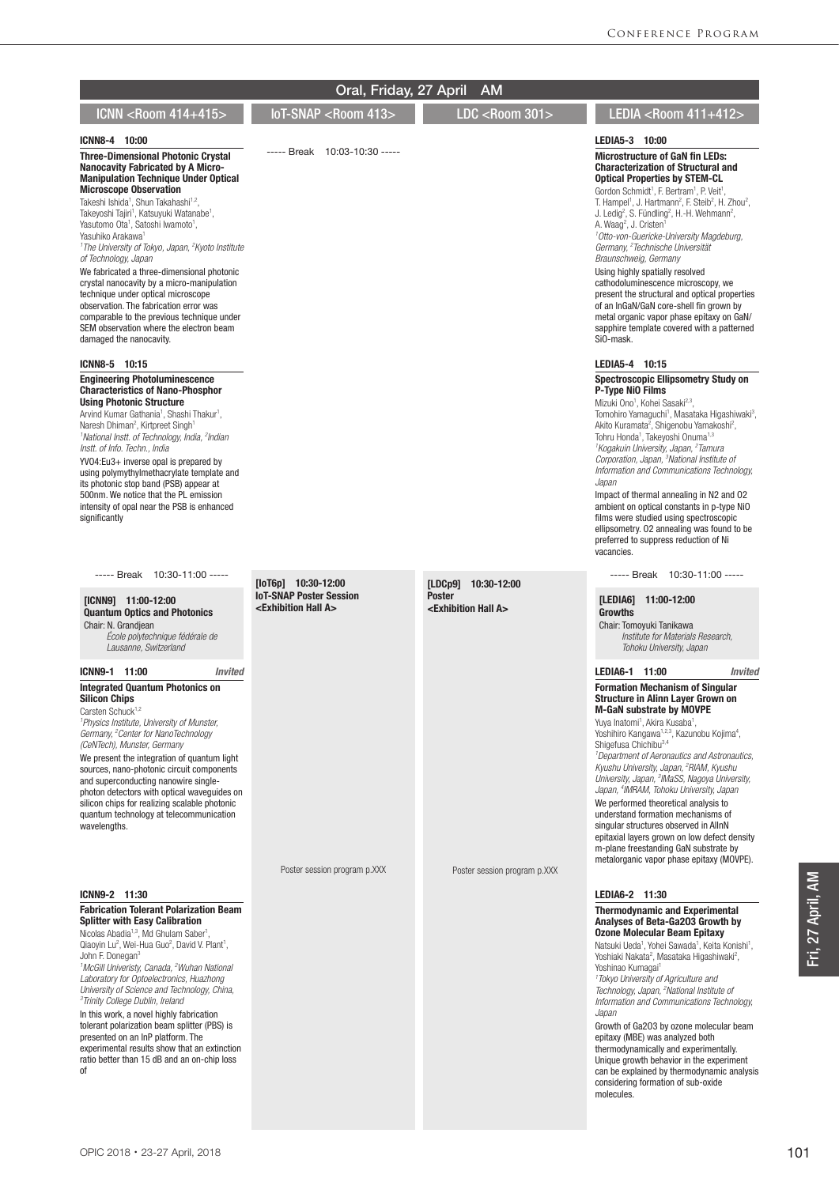## Oral, Friday, 27 April AM

### ICNN <Room 414+415>

**ICNN8-4 10:00**

**Three-Dimensional Photonic Crystal Nanocavity Fabricated by A Micro-Manipulation Technique Under Optical Microscope Observation**

Takeshi Ishida[1], Shun Takahashi[1,2], Takeyoshi Tajiri[1], Katsuyuki Watanabe[1], Yasutomo Ota[1], Satoshi Iwamoto[1], Yasuhiko Arakawa[1]

[1]The University of Tokyo, Japan, [2]Kyoto Institute of Technology, Japan

We fabricated a three-dimensional photonic crystal nanocavity by a micro-manipulation technique under optical microscope observation. The fabrication error was comparable to the previous technique under SEM observation where the electron beam damaged the nanocavity.

**ICNN8-5 10:15**

**Engineering Photoluminescence Characteristics of Nano-Phosphor Using Photonic Structure**

Arvind Kumar Gathania[1], Shashi Thakur[1], Naresh Dhiman[2], Kirtpreet Singh[1]

[1]National Instt. of Technology, India, [2]Indian Instt. of Info. Techn., India

YVO4:Eu3+ inverse opal is prepared by using polymythylmethacrylate template and its photonic stop band (PSB) appear at 500nm. We notice that the PL emission intensity of opal near the PSB is enhanced significantly

----- Break 10:30-11:00 -----

**[ICNN9] 11:00-12:00**
**Quantum Optics and Photonics**
Chair: N. Grandjean
*École polytechnique fédérale de Lausanne, Switzerland*

**ICNN9-1 11:00** *Invited*

**Integrated Quantum Photonics on Silicon Chips**

Carsten Schuck[1,2]

[1]Physics Institute, University of Munster, Germany, [2]Center for NanoTechnology (CeNTech), Munster, Germany

We present the integration of quantum light sources, nano-photonic circuit components and superconducting nanowire single-photon detectors with optical waveguides on silicon chips for realizing scalable photonic quantum technology at telecommunication wavelengths.

**ICNN9-2 11:30**

**Fabrication Tolerant Polarization Beam Splitter with Easy Calibration**

Nicolas Abadia[1,3], Md Ghulam Saber[1], Qiaoyin Lu[2], Wei-Hua Guo[2], David V. Plant[1], John F. Donegan[3]

[1]McGill Univeristy, Canada, [2]Wuhan National Laboratory for Optoelectronics, Huazhong University of Science and Technology, China, [3]Trinity College Dublin, Ireland

In this work, a novel highly fabrication tolerant polarization beam splitter (PBS) is presented on an InP platform. The experimental results show that an extinction ratio better than 15 dB and an on-chip loss of

### IoT-SNAP <Room 413>

----- Break 10:03-10:30 -----

**[IoT6p] 10:30-12:00**
**IoT-SNAP Poster Session**
**<Exhibition Hall A>**

Poster session program p.XXX

### LDC <Room 301>

**[LDCp9] 10:30-12:00**
**Poster**
**<Exhibition Hall A>**

Poster session program p.XXX

### LEDIA <Room 411+412>

**LEDIA5-3 10:00**

**Microstructure of GaN fin LEDs: Characterization of Structural and Optical Properties by STEM-CL**

Gordon Schmidt[1], F. Bertram[1], P. Veit[1], T. Hampel[1], J. Hartmann[2], F. Steib[2], H. Zhou[2], J. Ledig[2], S. Fündling[2], H.-H. Wehmann[2], A. Waag[2], J. Christen[1]

[1]Otto-von-Guericke-University Magdeburg, Germany, [2]Technische Universität Braunschweig, Germany

Using highly spatially resolved cathodoluminescence microscopy, we present the structural and optical properties of an InGaN/GaN core-shell fin grown by metal organic vapor phase epitaxy on GaN/sapphire template covered with a patterned SiO-mask.

**LEDIA5-4 10:15**

**Spectroscopic Ellipsometry Study on P-Type NiO Films**

Mizuki Ono[1], Kohei Sasaki[2,3], Tomohiro Yamaguchi[1], Masataka Higashiwaki[3], Akito Kuramata[2], Shigenobu Yamakoshi[2], Tohru Honda[1], Takeyoshi Onuma[1,3]

[1]Kogakuin University, Japan, [2]Tamura Corporation, Japan, [3]National Institute of Information and Communications Technology, Japan

Impact of thermal annealing in N2 and O2 ambient on optical constants in p-type NiO films were studied using spectroscopic ellipsometry. O2 annealing was found to be preferred to suppress reduction of Ni vacancies.

----- Break 10:30-11:00 -----

**[LEDIA6] 11:00-12:00**
**Growths**
Chair: Tomoyuki Tanikawa
*Institute for Materials Research, Tohoku University, Japan*

**LEDIA6-1 11:00** *Invited*

**Formation Mechanism of Singular Structure in Alinn Layer Grown on M-GaN substrate by MOVPE**

Yuya Inatomi[1], Akira Kusaba[1], Yoshihiro Kangawa[1,2,3], Kazunobu Kojima[4], Shigefusa Chichibu[3,4]

[1]Department of Aeronautics and Astronautics, Kyushu University, Japan, [2]RIAM, Kyushu University, Japan, [3]IMaSS, Nagoya University, Japan, [4]IMRAM, Tohoku University, Japan

We performed theoretical analysis to understand formation mechanisms of singular structures observed in AlInN epitaxial layers grown on low defect density m-plane freestanding GaN substrate by metalorganic vapor phase epitaxy (MOVPE).

**LEDIA6-2 11:30**

**Thermodynamic and Experimental Analyses of Beta-Ga2O3 Growth by Ozone Molecular Beam Epitaxy**

Natsuki Ueda[1], Yohei Sawada[1], Keita Konishi[1], Yoshiaki Nakata[2], Masataka Higashiwaki[2], Yoshinao Kumagai[1]

[1]Tokyo University of Agriculture and Technology, Japan, [2]National Institute of Information and Communications Technology, Japan

Growth of Ga2O3 by ozone molecular beam epitaxy (MBE) was analyzed both thermodynamically and experimentally. Unique growth behavior in the experiment can be explained by thermodynamic analysis considering formation of sub-oxide molecules.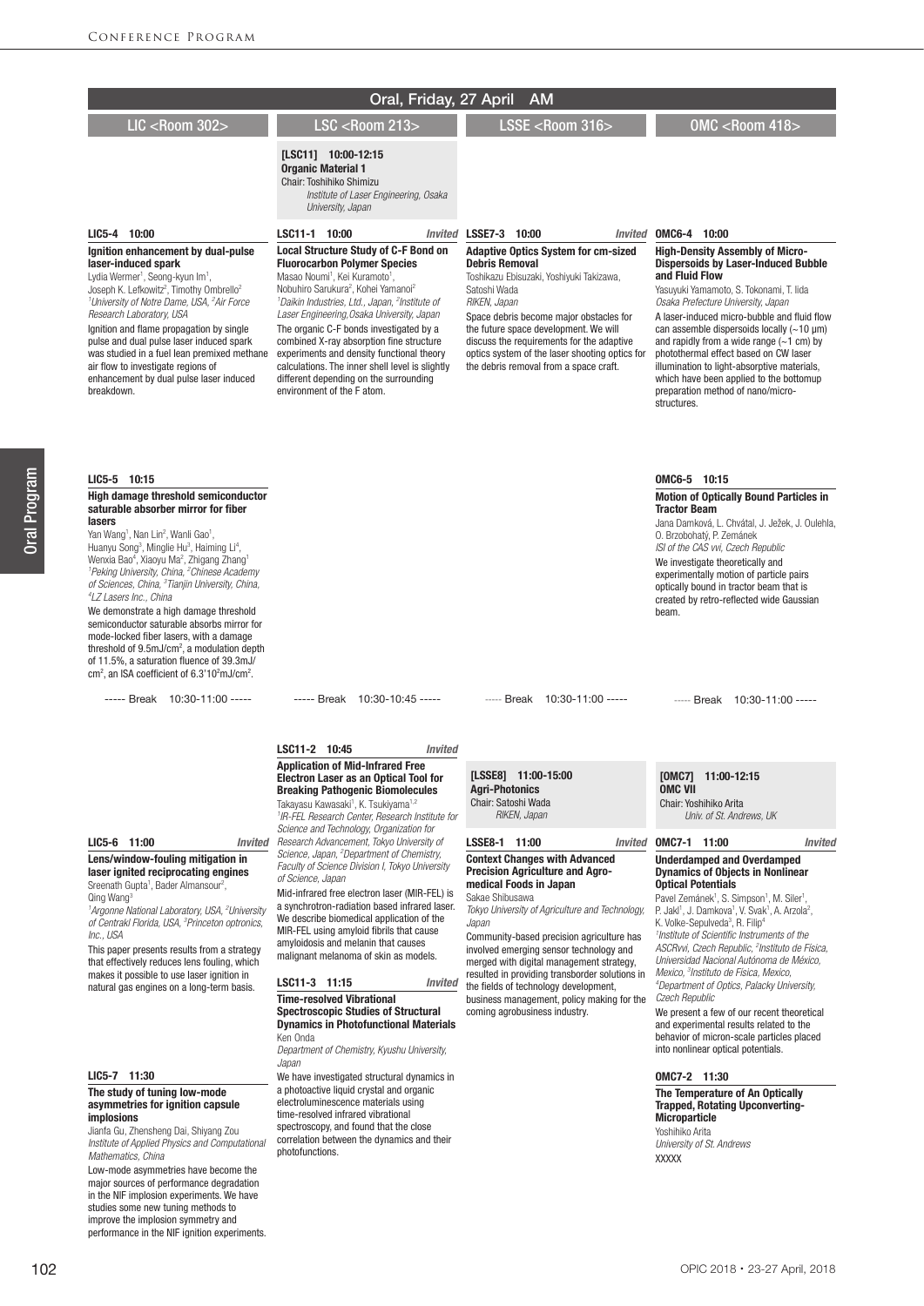# Oral, Friday, 27 April AM

## LIC <Room 302>

### LIC5-4 10:00

**Ignition enhancement by dual-pulse laser-induced spark**

Lydia Wermer[1], Seong-kyun Im[1], Joseph K. Lefkowitz[2], Timothy Ombrello[2]

*[1]University of Notre Dame, USA, [2]Air Force Research Laboratory, USA*

Ignition and flame propagation by single pulse and dual pulse laser induced spark was studied in a fuel lean premixed methane air flow to investigate regions of enhancement by dual pulse laser induced breakdown.

### LIC5-5 10:15

**High damage threshold semiconductor saturable absorber mirror for fiber lasers**

Yan Wang[1], Nan Lin[2], Wanli Gao[1], Huanyu Song[3], Minglie Hu[3], Haiming Li[4], Wenxia Bao[4], Xiaoyu Ma[2], Zhigang Zhang[1]

*[1]Peking University, China, [2]Chinese Academy of Sciences, China, [3]Tianjin University, China, [4]LZ Lasers Inc., China*

We demonstrate a high damage threshold semiconductor saturable absorbs mirror for mode-locked fiber lasers, with a damage threshold of 9.5mJ/cm$^2$, a modulation depth of 11.5%, a saturation fluence of 39.3mJ/cm$^2$, an ISA coefficient of 6.3'10$^2$mJ/cm$^2$.

----- Break 10:30-11:00 -----

### LIC5-6 11:00 *Invited*

**Lens/window-fouling mitigation in laser ignited reciprocating engines**

Sreenath Gupta[1], Bader Almansour[2], Qing Wang[3]

*[1]Argonne National Laboratory, USA, [2]University of Centrakl Florida, USA, [3]Princeton optronics, Inc., USA*

This paper presents results from a strategy that effectively reduces lens fouling, which makes it possible to use laser ignition in natural gas engines on a long-term basis.

### LIC5-7 11:30

**The study of tuning low-mode asymmetries for ignition capsule implosions**

Jianfa Gu, Zhensheng Dai, Shiyang Zou

*Institute of Applied Physics and Computational Mathematics, China*

Low-mode asymmetries have become the major sources of performance degradation in the NIF implosion experiments. We have studies some new tuning methods to improve the implosion symmetry and performance in the NIF ignition experiments.

## LSC <Room 213>

**[LSC11] 10:00-12:15**
**Organic Material 1**
Chair: Toshihiko Shimizu
*Institute of Laser Engineering, Osaka University, Japan*

### LSC11-1 10:00 *Invited*

**Local Structure Study of C-F Bond on Fluorocarbon Polymer Species**

Masao Noumi[1], Kei Kuramoto[1], Nobuhiro Sarukura[2], Kohei Yamanoi[2]

*[1]Daikin Industries, Ltd., Japan, [2]Institute of Laser Engineering,Osaka University, Japan*

The organic C-F bonds investigated by a combined X-ray absorption fine structure experiments and density functional theory calculations. The inner shell level is slightly different depending on the surrounding environment of the F atom.

----- Break 10:30-10:45 -----

### LSC11-2 10:45 *Invited*

**Application of Mid-Infrared Free Electron Laser as an Optical Tool for Breaking Pathogenic Biomolecules**

Takayasu Kawasaki[1], K. Tsukiyama[1,2]

*[1]IR-FEL Research Center, Research Institute for Science and Technology, Organization for Research Advancement, Tokyo University of Science, Japan, [2]Department of Chemistry, Faculty of Science Division I, Tokyo University of Science, Japan*

Mid-infrared free electron laser (MIR-FEL) is a synchrotron-radiation based infrared laser. We describe biomedical application of the MIR-FEL using amyloid fibrils that cause amyloidosis and melanin that causes malignant melanoma of skin as models.

### LSC11-3 11:15 *Invited*

**Time-resolved Vibrational Spectroscopic Studies of Structural Dynamics in Photofunctional Materials**

Ken Onda

*Department of Chemistry, Kyushu University, Japan*

We have investigated structural dynamics in a photoactive liquid crystal and organic electroluminescence materials using time-resolved infrared vibrational spectroscopy, and found that the close correlation between the dynamics and their photofunctions.

## LSSE <Room 316>

### LSSE7-3 10:00 *Invited*

**Adaptive Optics System for cm-sized Debris Removal**

Toshikazu Ebisuzaki, Yoshiyuki Takizawa, Satoshi Wada

*RIKEN, Japan*

Space debris become major obstacles for the future space development. We will discuss the requirements for the adaptive optics system of the laser shooting optics for the debris removal from a space craft.

----- Break 10:30-11:00 -----

**[LSSE8] 11:00-15:00**
**Agri-Photonics**
Chair: Satoshi Wada
*RIKEN, Japan*

### LSSE8-1 11:00 *Invited*

**Context Changes with Advanced Precision Agriculture and Agro-medical Foods in Japan**

Sakae Shibusawa

*Tokyo University of Agriculture and Technology, Japan*

Community-based precision agriculture has involved emerging sensor technology and merged with digital management strategy, resulted in providing transborder solutions in the fields of technology development, business management, policy making for the coming agrobusiness industry.

## OMC <Room 418>

### OMC6-4 10:00

**High-Density Assembly of Micro-Dispersoids by Laser-Induced Bubble and Fluid Flow**

Yasuyuki Yamamoto, S. Tokonami, T. Iida

*Osaka Prefecture University, Japan*

A laser-induced micro-bubble and fluid flow can assemble dispersoids locally (~10 μm) and rapidly from a wide range (~1 cm) by photothermal effect based on CW laser illumination to light-absorptive materials, which have been applied to the bottomup preparation method of nano/micro-structures.

### OMC6-5 10:15

**Motion of Optically Bound Particles in Tractor Beam**

Jana Damková, L. Chvátal, J. Ježek, J. Oulehla, O. Brzobohatý, P. Zemánek

*ISI of the CAS vvi, Czech Republic*

We investigate theoretically and experimentally motion of particle pairs optically bound in tractor beam that is created by retro-reflected wide Gaussian beam.

----- Break 10:30-11:00 -----

**[OMC7] 11:00-12:15**
**OMC VII**
Chair: Yoshihiko Arita
*Univ. of St. Andrews, UK*

### OMC7-1 11:00 *Invited*

**Underdamped and Overdamped Dynamics of Objects in Nonlinear Optical Potentials**

Pavel Zemánek[1], S. Simpson[1], M. Siler[1], P. Jakl[1], J. Damkova[1], V. Svak[1], A. Arzola[2], K. Volke-Sepulveda[3], R. Filip[4]

*[1]Institute of Scientific Instruments of the ASCRvvi, Czech Republic, [2]Instituto de Física, Universidad Nacional Autónoma de México, Mexico, [3]Instituto de Fisica, Mexico, [4]Department of Optics, Palacky University, Czech Republic*

We present a few of our recent theoretical and experimental results related to the behavior of micron-scale particles placed into nonlinear optical potentials.

### OMC7-2 11:30

**The Temperature of An Optically Trapped, Rotating Upconverting-Microparticle**

Yoshihiko Arita

*University of St. Andrews*

XXXXX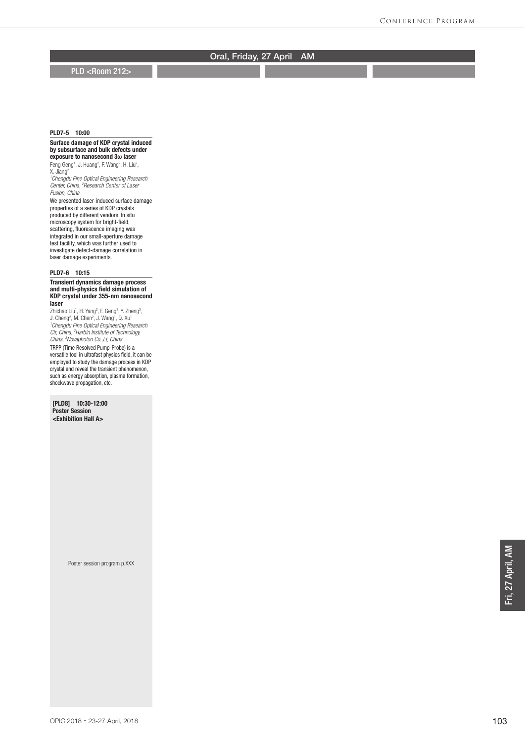## Oral, Friday, 27 April AM

### PLD <Room 212>

**PLD7-5 10:00**

**Surface damage of KDP crystal induced by subsurface and bulk defects under exposure to nanosecond 3ω laser**

Feng Geng[1], J. Huang[2], F. Wang[2], H. Liu[2], X. Jiang[2]

*[1]Chengdu Fine Optical Engineering Research Center, China, [2]Research Center of Laser Fusion, China*

We presented laser-induced surface damage properties of a series of KDP crystals produced by different vendors. In situ microscopy system for bright-field, scattering, fluorescence imaging was integrated in our small-aperture damage test facility, which was further used to investigate defect-damage correlation in laser damage experiments.

**PLD7-6 10:15**

**Transient dynamics damage process and multi-physics field simulation of KDP crystal under 355-nm nanosecond laser**

Zhichao Liu[1], H. Yang[2], F. Geng[1], Y. Zheng[3], J. Cheng[2], M. Chen[2], J. Wang[1], Q. Xu[1]

*[1]Chengdu Fine Optical Engineering Research Ctr, China, [2]Harbin Institute of Technology, China, [3]Novaphoton Co.,Lt, China*

TRPP (Time Resolved Pump-Probe) is a versatile tool in ultrafast physics field, it can be employed to study the damage process in KDP crystal and reveal the transient phenomenon, such as energy absorption, plasma formation, shockwave propagation, etc.

**[PLD8] 10:30-12:00**
**Poster Session**
**<Exhibition Hall A>**

Poster session program p.XXX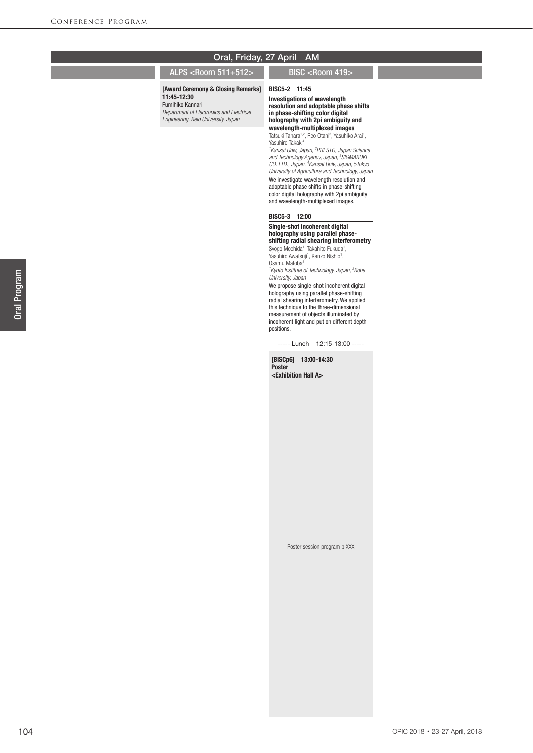# Oral, Friday, 27 April AM

## ALPS <Room 511+512>

**[Award Ceremony & Closing Remarks] 11:45-12:30**
Fumihiko Kannari
*Department of Electronics and Electrical Engineering, Keio University, Japan*

## BISC <Room 419>

**BISC5-2 11:45**

**Investigations of wavelength resolution and adoptable phase shifts in phase-shifting color digital holography with 2pi ambiguity and wavelength-multiplexed images**
Tatsuki Tahara[1,2], Reo Otani[3], Yasuhiko Arai[1], Yasuhiro Takaki[4]
*[1]Kansai Univ, Japan, [2]PRESTO, Japan Science and Technology Agency, Japan, [3]SIGMAKOKI CO. LTD., Japan, [4]Kansai Univ, Japan, 5Tokyo University of Agriculture and Technology, Japan*

We investigate wavelength resolution and adoptable phase shifts in phase-shifting color digital holography with 2pi ambiguity and wavelength-multiplexed images.

**BISC5-3 12:00**

**Single-shot incoherent digital holography using parallel phase-shifting radial shearing interferometry**
Syogo Mochida[1], Takahito Fukuda[1], Yasuhiro Awatsuji[1], Kenzo Nishio[1], Osamu Matoba[2]
*[1]Kyoto Institute of Technology, Japan, [2]Kobe University, Japan*

We propose single-shot incoherent digital holography using parallel phase-shifting radial shearing interferometry. We applied this technique to the three-dimensional measurement of objects illuminated by incoherent light and put on different depth positions.

----- Lunch 12:15-13:00 -----

**[BISCp6] 13:00-14:30**
**Poster**
**<Exhibition Hall A>**

Poster session program p.XXX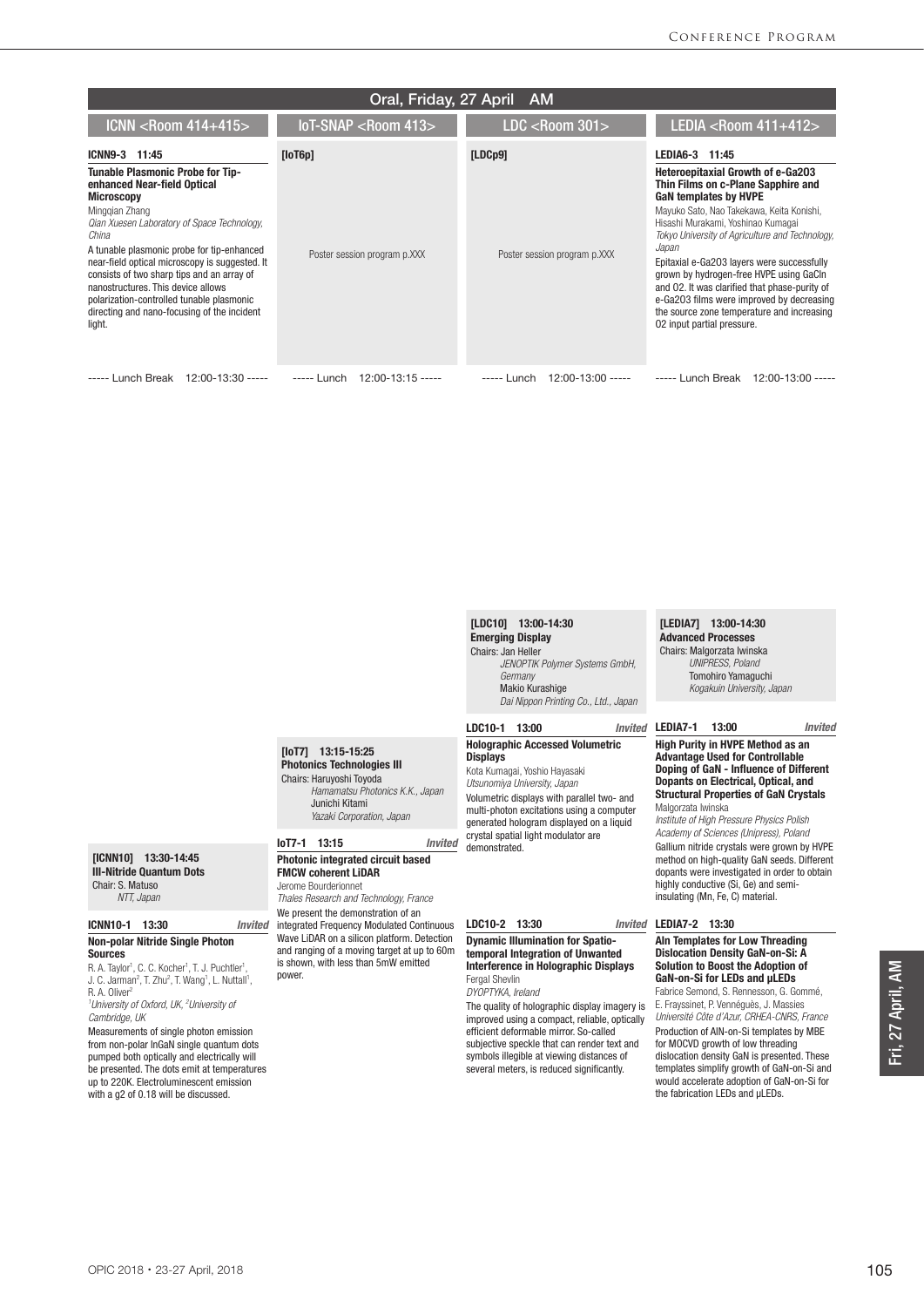# Oral, Friday, 27 April AM

## ICNN <Room 414+415>

**ICNN9-3 11:45**

**Tunable Plasmonic Probe for Tip-enhanced Near-field Optical Microscopy**

Mingqian Zhang

*Qian Xuesen Laboratory of Space Technology, China*

A tunable plasmonic probe for tip-enhanced near-field optical microscopy is suggested. It consists of two sharp tips and an array of nanostructures. This device allows polarization-controlled tunable plasmonic directing and nano-focusing of the incident light.

----- Lunch Break 12:00-13:30 -----

**[ICNN10] 13:30-14:45**

**III-Nitride Quantum Dots**

Chair: S. Matuso

*NTT, Japan*

**ICNN10-1 13:30** *Invited*

**Non-polar Nitride Single Photon Sources**

R. A. Taylor[1], C. C. Kocher[1], T. J. Puchtler[1], J. C. Jarman[2], T. Zhu[2], T. Wang[1], L. Nuttall[1], R. A. Oliver[2]

[1]*University of Oxford, UK,* [2]*University of Cambridge, UK*

Measurements of single photon emission from non-polar InGaN single quantum dots pumped both optically and electrically will be presented. The dots emit at temperatures up to 220K. Electroluminescent emission with a g2 of 0.18 will be discussed.

## IoT-SNAP <Room 413>

**[IoT6p]**

Poster session program p.XXX

----- Lunch 12:00-13:15 -----

**[IoT7] 13:15-15:25**

**Photonics Technologies III**

Chairs: Haruyoshi Toyoda

*Hamamatsu Photonics K.K., Japan*

Junichi Kitami

*Yazaki Corporation, Japan*

**IoT7-1 13:15** *Invited*

**Photonic integrated circuit based FMCW coherent LiDAR**

Jerome Bourderionnet

*Thales Research and Technology, France*

We present the demonstration of an integrated Frequency Modulated Continuous Wave LiDAR on a silicon platform. Detection and ranging of a moving target at up to 60m is shown, with less than 5mW emitted power.

## LDC <Room 301>

**[LDCp9]**

Poster session program p.XXX

----- Lunch 12:00-13:00 -----

**[LDC10] 13:00-14:30**

**Emerging Display**

Chairs: Jan Heller

*JENOPTIK Polymer Systems GmbH, Germany*

Makio Kurashige

*Dai Nippon Printing Co., Ltd., Japan*

**LDC10-1 13:00** *Invited*

**Holographic Accessed Volumetric Displays**

Kota Kumagai, Yoshio Hayasaki

*Utsunomiya University, Japan*

Volumetric displays with parallel two- and multi-photon excitations using a computer generated hologram displayed on a liquid crystal spatial light modulator are demonstrated.

**LDC10-2 13:30** *Invited*

**Dynamic Illumination for Spatio-temporal Integration of Unwanted Interference in Holographic Displays**

Fergal Shevlin

*DYOPTYKA, Ireland*

The quality of holographic display imagery is improved using a compact, reliable, optically efficient deformable mirror. So-called subjective speckle that can render text and symbols illegible at viewing distances of several meters, is reduced significantly.

## LEDIA <Room 411+412>

**LEDIA6-3 11:45**

**Heteroepitaxial Growth of e-Ga2O3 Thin Films on c-Plane Sapphire and GaN templates by HVPE**

Mayuko Sato, Nao Takekawa, Keita Konishi, Hisashi Murakami, Yoshinao Kumagai

*Tokyo University of Agriculture and Technology, Japan*

Epitaxial e-Ga2O3 layers were successfully grown by hydrogen-free HVPE using GaCln and O2. It was clarified that phase-purity of e-Ga2O3 films were improved by decreasing the source zone temperature and increasing O2 input partial pressure.

----- Lunch Break 12:00-13:00 -----

**[LEDIA7] 13:00-14:30**

**Advanced Processes**

Chairs: Malgorzata Iwinska

*UNIPRESS, Poland*

Tomohiro Yamaguchi

*Kogakuin University, Japan*

**LEDIA7-1 13:00** *Invited*

**High Purity in HVPE Method as an Advantage Used for Controllable Doping of GaN - Influence of Different Dopants on Electrical, Optical, and Structural Properties of GaN Crystals**

Malgorzata Iwinska

*Institute of High Pressure Physics Polish Academy of Sciences (Unipress), Poland*

Gallium nitride crystals were grown by HVPE method on high-quality GaN seeds. Different dopants were investigated in order to obtain highly conductive (Si, Ge) and semi-insulating (Mn, Fe, C) material.

**LEDIA7-2 13:30**

**Aln Templates for Low Threading Dislocation Density GaN-on-Si: A Solution to Boost the Adoption of GaN-on-Si for LEDs and µLEDs**

Fabrice Semond, S. Rennesson, G. Gommé, E. Frayssinet, P. Vennéguès, J. Massies

*Université Côte d'Azur, CRHEA-CNRS, France*

Production of AlN-on-Si templates by MBE for MOCVD growth of low threading dislocation density GaN is presented. These templates simplify growth of GaN-on-Si and would accelerate adoption of GaN-on-Si for the fabrication LEDs and µLEDs.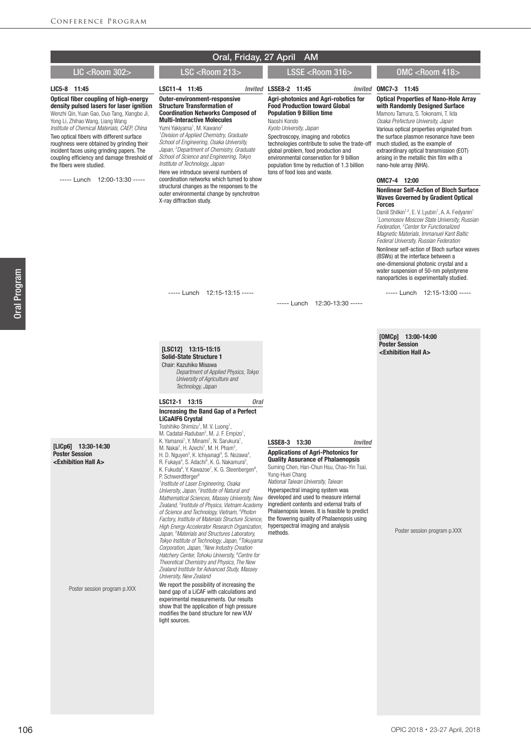# Oral, Friday, 27 April AM

## LIC <Room 302>

**LIC5-8 11:45**

**Optical fiber coupling of high-energy density pulsed lasers for laser ignition**
Wenzhi Qin, Yuan Gao, Duo Tang, Xiangbo Ji, Yong Li, Zhihao Wang, Liang Wang
*Institute of Chemical Materials, CAEP, China*

Two optical fibers with different surface roughness were obtained by grinding their incident faces using grinding papers. The coupling efficiency and damage threshold of the fibers were studied.

----- Lunch 12:00-13:30 -----

**[LICp6] 13:30-14:30**
**Poster Session**
**<Exhibition Hall A>**

Poster session program p.XXX

## LSC <Room 213>

**LSC11-4 11:45** *Invited*

**Outer-environment-responsive Structure Transformation of Coordination Networks Composed of Multi-Interactive Molecules**
Yumi Yakiyama[1], M. Kawano[2]
[1]*Division of Applied Chemistry, Graduate School of Engineering, Osaka University, Japan,* [2]*Department of Chemistry, Graduate School of Science and Engineering, Tokyo Institute of Technology, Japan*

Here we introduce several numbers of coordination networks which turned to show structural changes as the responses to the outer environmental change by synchrotron X-ray diffraction study.

----- Lunch 12:15-13:15 -----

**[LSC12] 13:15-15:15**
**Solid-State Structure 1**
Chair: Kazuhiko Misawa
*Department of Applied Physics, Tokyo University of Agriculture and Technology, Japan*

**LSC12-1 13:15** *Oral*

**Increasing the Band Gap of a Perfect LiCaAlF6 Crystal**
Toshihiko Shimizu[1], M. V. Luong[1], M. Cadatal-Raduban[2], M. J. F. Empizo[1], K. Yamanoi[1], Y. Minami[1], N. Sarukura[1], M. Nakai[1], H. Azechi[1], M. H. Pham[3], H. D. Nguyen[3], K. Ichiyanagi[4], S. Nozawa[4], R. Fukaya[4], S. Adachi[4], K. G. Nakamura[5], K. Fukuda[6], Y. Kawazoe[7], K. G. Steenbergen[8], P. Schwerdtfeger[8]
[1]*Institute of Laser Engineering, Osaka University, Japan,* [2]*Institute of Natural and Mathematical Sciences, Massey University, New Zealand,* [3]*Institute of Physics, Vietnam Academy of Science and Technology, Vietnam,* [4]*Photon Factory, Institute of Materials Structure Science, High Energy Accelerator Research Organization, Japan,* [5]*Materials and Structures Laboratory, Tokyo Institute of Technology, Japan,* [6]*Tokuyama Corporation, Japan,* [7]*New Industry Creation Hatchery Center, Tohoku University,* [8]*Centre for Theoretical Chemistry and Physics, The New Zealand Institute for Advanced Study, Massey University, New Zealand*

We report the possibility of increasing the band gap of a LiCAF with calculations and experimental measurements. Our results show that the application of high pressure modifies the band structure for new VUV light sources.

## LSSE <Room 316>

**LSSE8-2 11:45** *Invited*

**Agri-photonics and Agri-robotics for Food Production toward Global Population 9 Billion time**
Naoshi Kondo
*Kyoto University, Japan*

Spectroscopy, imaging and robotics technologies contribute to solve the trade-off global problem, food production and environmental conservation for 9 billion population time by reduction of 1.3 billion tons of food loss and waste.

----- Lunch 12:30-13:30 -----

**LSSE8-3 13:30** *Invited*

**Applications of Agri-Photonics for Quality Assurance of Phalaenopsis**
Suming Chen, Han-Chun Hsu, Chao-Yin Tsai, Yung-Huei Chang
*National Taiwan University, Taiwan*

Hyperspectral imaging system was developed and used to measure internal ingredient contents and external traits of Phalaenopsis leaves. It is feasible to predict the flowering quality of Phalaenopsis using hyperspectral imaging and analysis methods.

## OMC <Room 418>

**OMC7-3 11:45**

**Optical Properties of Nano-Hole Array with Randomly Designed Surface**
Mamoru Tamura, S. Tokonami, T. Iida
*Osaka Prefecture University, Japan*

Various optical properties originated from the surface plasmon resonance have been much studied, as the example of extraordinary optical transmission (EOT) arising in the metallic thin film with a nano-hole array (NHA).

**OMC7-4 12:00**

**Nonlinear Self-Action of Bloch Surface Waves Governed by Gradient Optical Forces**
Daniil Shilkin[1,2], E. V. Lyubin[1], A. A. Fedyanin[1]
[1]*Lomonosov Moscow State University, Russian Federation,* [2]*Center for Functionalized Magnetic Materials, Immanuel Kant Baltic Federal University, Russian Federation*

Nonlinear self-action of Bloch surface waves (BSWs) at the interface between a one-dimensional photonic crystal and a water suspension of 50-nm polystyrene nanoparticles is experimentally studied.

----- Lunch 12:15-13:00 -----

**[OMCp] 13:00-14:00**
**Poster Session**
**<Exhibition Hall A>**

Poster session program p.XXX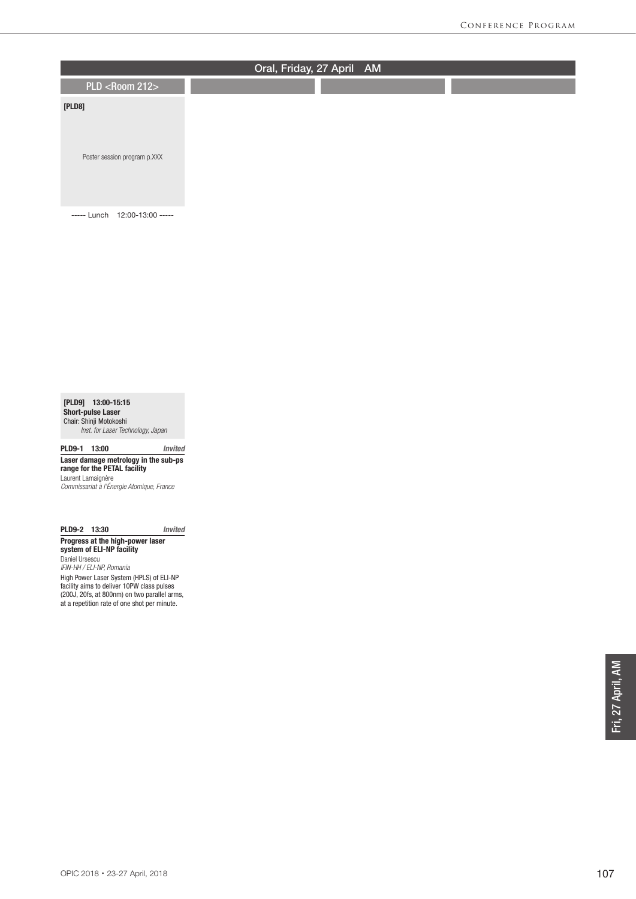## Oral, Friday, 27 April AM

### PLD <Room 212>

**[PLD8]**

Poster session program p.XXX

----- Lunch 12:00-13:00 -----

**[PLD9] 13:00-15:15**
**Short-pulse Laser**
Chair: Shinji Motokoshi
*Inst. for Laser Technology, Japan*

**PLD9-1 13:00** *Invited*

**Laser damage metrology in the sub-ps range for the PETAL facility**
Laurent Lamaignère
*Commissariat à l'Énergie Atomique, France*

**PLD9-2 13:30** *Invited*

**Progress at the high-power laser system of ELI-NP facility**
Daniel Ursescu
*IFIN-HH / ELI-NP, Romania*

High Power Laser System (HPLS) of ELI-NP facility aims to deliver 10PW class pulses (200J, 20fs, at 800nm) on two parallel arms, at a repetition rate of one shot per minute.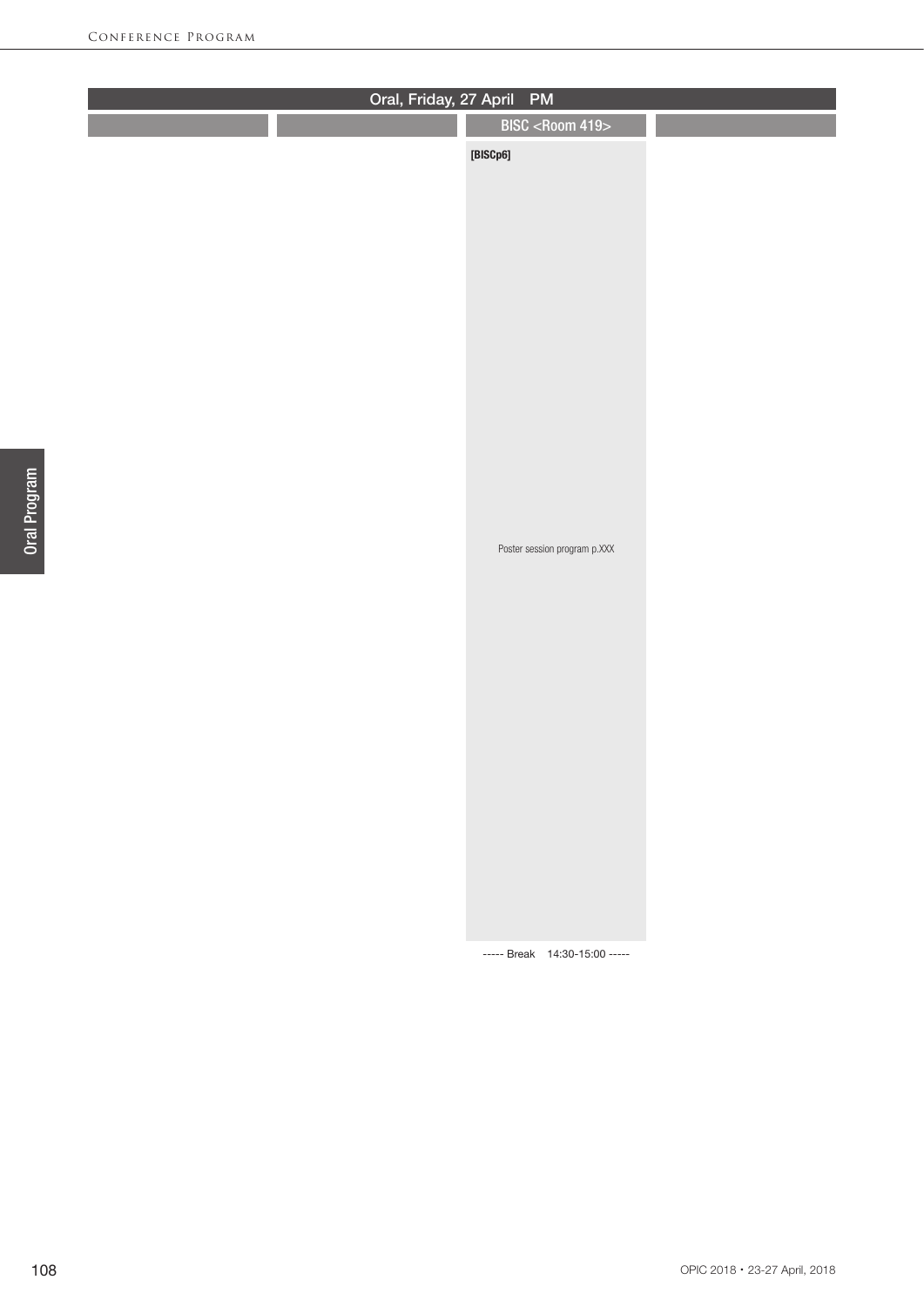## Oral, Friday, 27 April PM

### BISC <Room 419>

**[BISCp6]**

Poster session program p.XXX

----- Break 14:30-15:00 -----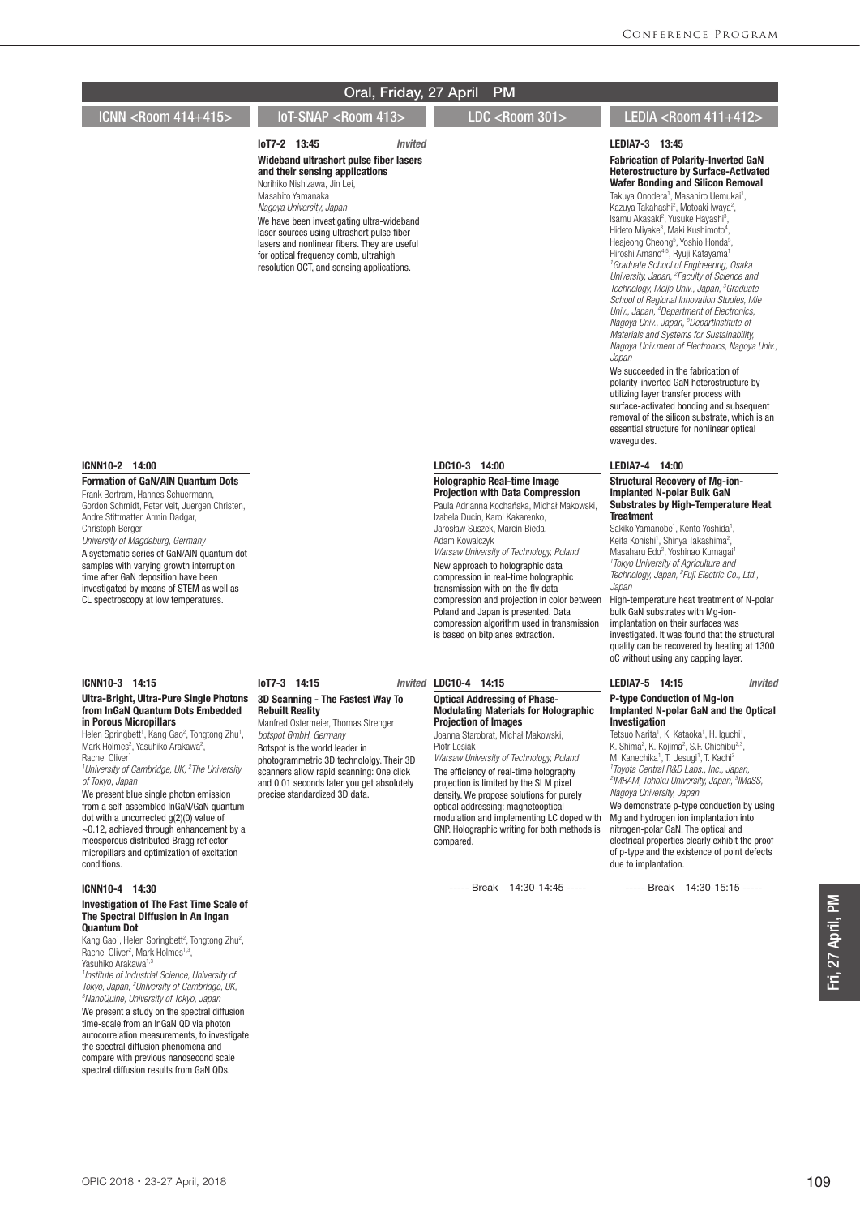## Oral, Friday, 27 April PM

### ICNN <Room 414+415>

**ICNN10-2 14:00**

**Formation of GaN/AlN Quantum Dots**

Frank Bertram, Hannes Schuermann, Gordon Schmidt, Peter Veit, Juergen Christen, Andre Stittmatter, Armin Dadgar, Christoph Berger

*University of Magdeburg, Germany*

A systematic series of GaN/AlN quantum dot samples with varying growth interruption time after GaN deposition have been investigated by means of STEM as well as CL spectroscopy at low temperatures.

**ICNN10-3 14:15**

**Ultra-Bright, Ultra-Pure Single Photons from InGaN Quantum Dots Embedded in Porous Micropillars**

Helen Springbett[1], Kang Gao[2], Tongtong Zhu[1], Mark Holmes[2], Yasuhiko Arakawa[2], Rachel Oliver[1]

*[1]University of Cambridge, UK, [2]The University of Tokyo, Japan*

We present blue single photon emission from a self-assembled InGaN/GaN quantum dot with a uncorrected g(2)(0) value of ~0.12, achieved through enhancement by a meosporous distributed Bragg reflector micropillars and optimization of excitation conditions.

**ICNN10-4 14:30**

**Investigation of The Fast Time Scale of The Spectral Diffusion in An Ingan Quantum Dot**

Kang Gao[1], Helen Springbett[2], Tongtong Zhu[2], Rachel Oliver[2], Mark Holmes[1,3], Yasuhiko Arakawa[1,3]

*[1]Institute of Industrial Science, University of Tokyo, Japan, [2]University of Cambridge, UK, [3]NanoQuine, University of Tokyo, Japan*

We present a study on the spectral diffusion time-scale from an InGaN QD via photon autocorrelation measurements, to investigate the spectral diffusion phenomena and compare with previous nanosecond scale spectral diffusion results from GaN QDs.

### IoT-SNAP <Room 413>

**IoT7-2 13:45** *Invited*

**Wideband ultrashort pulse fiber lasers and their sensing applications**

Norihiko Nishizawa, Jin Lei, Masahito Yamanaka

*Nagoya University, Japan*

We have been investigating ultra-wideband laser sources using ultrashort pulse fiber lasers and nonlinear fibers. They are useful for optical frequency comb, ultrahigh resolution OCT, and sensing applications.

**IoT7-3 14:15** *Invited*

**3D Scanning - The Fastest Way To Rebuilt Reality**

Manfred Ostermeier, Thomas Strenger

*botspot GmbH, Germany*

Botspot is the world leader in photogrammetric 3D technololgy. Their 3D scanners allow rapid scanning: One click and 0,01 seconds later you get absolutely precise standardized 3D data.

### LDC <Room 301>

**LDC10-3 14:00**

**Holographic Real-time Image Projection with Data Compression**

Paula Adrianna Kochańska, Michał Makowski, Izabela Ducin, Karol Kakarenko, Jarosław Suszek, Marcin Bieda, Adam Kowalczyk

*Warsaw University of Technology, Poland*

New approach to holographic data compression in real-time holographic transmission with on-the-fly data compression and projection in color between Poland and Japan is presented. Data compression algorithm used in transmission is based on bitplanes extraction.

**LDC10-4 14:15**

**Optical Addressing of Phase-Modulating Materials for Holographic Projection of Images**

Joanna Starobrat, Michał Makowski, Piotr Lesiak

*Warsaw University of Technology, Poland*

The efficiency of real-time holography projection is limited by the SLM pixel density. We propose solutions for purely optical addressing: magnetooptical modulation and implementing LC doped with GNP. Holographic writing for both methods is compared.

----- Break 14:30-14:45 -----

### LEDIA <Room 411+412>

**LEDIA7-3 13:45**

**Fabrication of Polarity-Inverted GaN Heterostructure by Surface-Activated Wafer Bonding and Silicon Removal**

Takuya Onodera[1], Masahiro Uemukai[1], Kazuya Takahashi[2], Motoaki Iwaya[2], Isamu Akasaki[2], Yusuke Hayashi[3], Hideto Miyake[3], Maki Kushimoto[4], Heajeong Cheong[5], Yoshio Honda[5], Hiroshi Amano[4,5], Ryuji Katayama[1]

*[1]Graduate School of Engineering, Osaka University, Japan, [2]Faculty of Science and Technology, Meijo Univ., Japan, [3]Graduate School of Regional Innovation Studies, Mie Univ., Japan, [4]Department of Electronics, Nagoya Univ., Japan, [5]DepartInstitute of Materials and Systems for Sustainability, Nagoya Univ.ment of Electronics, Nagoya Univ., Japan*

We succeeded in the fabrication of polarity-inverted GaN heterostructure by utilizing layer transfer process with surface-activated bonding and subsequent removal of the silicon substrate, which is an essential structure for nonlinear optical waveguides.

**LEDIA7-4 14:00**

**Structural Recovery of Mg-ion-Implanted N-polar Bulk GaN Substrates by High-Temperature Heat Treatment**

Sakiko Yamanobe[1], Kento Yoshida[1], Keita Konishi[1], Shinya Takashima[2], Masaharu Edo[2], Yoshinao Kumagai[1]

*[1]Tokyo University of Agriculture and Technology, Japan, [2]Fuji Electric Co., Ltd., Japan*

High-temperature heat treatment of N-polar bulk GaN substrates with Mg-ion-implantation on their surfaces was investigated. It was found that the structural quality can be recovered by heating at 1300 oC without using any capping layer.

**LEDIA7-5 14:15** *Invited*

**P-type Conduction of Mg-ion Implanted N-polar GaN and the Optical Investigation**

Tetsuo Narita[1], K. Kataoka[1], H. Iguchi[1], K. Shima[2], K. Kojima[2], S.F. Chichibu[2,3], M. Kanechika[1], T. Uesugi[1], T. Kachi[3]

*[1]Toyota Central R&D Labs., Inc., Japan, [2]IMRAM, Tohoku University, Japan, [3]IMaSS, Nagoya University, Japan*

We demonstrate p-type conduction by using Mg and hydrogen ion implantation into nitrogen-polar GaN. The optical and electrical properties clearly exhibit the proof of p-type and the existence of point defects due to implantation.

----- Break 14:30-15:15 -----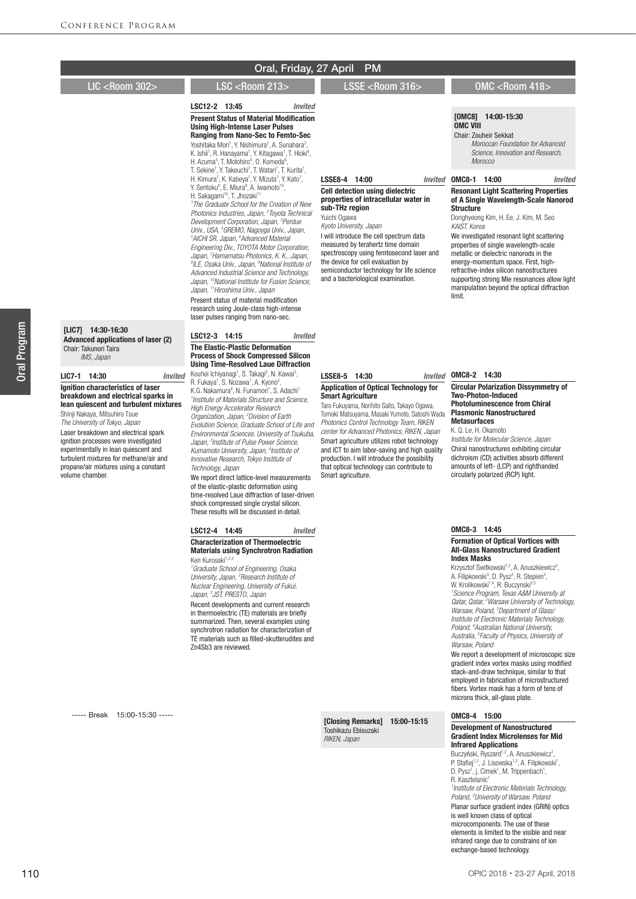## Oral, Friday, 27 April PM

### LIC <Room 302>

**[LIC7] 14:30-16:30**
**Advanced applications of laser (2)**
Chair: Takunori Taira
*IMS, Japan*

**LIC7-1 14:30** *Invited*
**Ignition characteristics of laser breakdown and electrical sparks in lean quiescent and turbulent mixtures**
Shinji Nakaya, Mitsuhiro Tsue
*The University of Tokyo, Japan*
Laser breakdown and electrical spark ignition processes were investigated experimentally in lean quiescent and turbulent mixtures for methane/air and propane/air mixtures using a constant volume chamber.

----- Break 15:00-15:30 -----

### LSC <Room 213>

**LSC12-2 13:45** *Invited*
**Present Status of Material Modification Using High-Intense Laser Pulses Ranging from Nano-Sec to Femto-Sec**
Yoshitaka Mori[1], Y. Nishimura[2], A. Sunahara[3], K. Ishii[1], R. Hanayama[1], Y. Kitagawa[1], T. Hioki[4], H. Azuma[5], T. Motohiro[4], O. Komeda[6], T. Sekine[7], Y. Takeuchi[7], T. Watari[7], T. Kurita[7], H. Kimura[7], K. Kabeya[7], Y. Mizuta[7], Y. Kato[7], Y. Sentoku[8], E. Miura[9], A. Iwamoto[10], H. Sakagami[10], T. Jhozaki[11]
*[1]The Graduate School for the Creation of New Photonics Industries, Japan, [2]Toyota Technical Development Corporation, Japan, [3]Perdue Univ., USA, [4]GREMO, Nagoyga Univ., Japan, [5]AICHI SR, Japan, [6]Advanced Material Engineering Div., TOYOTA Motor Corporation, Japan, [7]Hamamatsu Photonics, K. K., Japan, [8]ILE, Osaka Univ., Japan, [9]National Institute of Advanced Industrial Science and Technology, Japan, [10]National Institute for Fusion Science, Japan, [11]Hiroshima Univ., Japan*
Present status of material modification research using Joule-class high-intense laser pulses ranging from nano-sec.

**LSC12-3 14:15** *Invited*
**The Elastic-Plastic Deformation Process of Shock Compressed Silicon Using Time-Resolved Laue Diffraction**
Kouhei Ichiyanagi[1], S. Takagi[2], N. Kawai[3], R. Fukaya[1], S. Nozawa[1], A. Kyono[2], K.G. Nakamura[4], N. Funamori[1], S. Adachi[1]
*[1]Institute of Materials Structure and Science, High Energy Accelerator Research Organization, Japan, [2]Division of Earth Evolution Science, Graduate School of Life and Environmental Sciences. University of Tsukuba, Japan, [3]Institute of Pulse Power Science, Kumamoto University, Japan, [4]Institute of Innovative Research, Tokyo Institute of Technology, Japan*
We report direct lattice-level measurements of the elastic-plastic deformation using time-resolved Laue diffraction of laser-driven shock compressed single crystal silicon. These results will be discussed in detail.

**LSC12-4 14:45** *Invited*
**Characterization of Thermoelectric Materials using Synchrotron Radiation**
Ken Kurosaki[1,2,3]
*[1]Graduate School of Engineering, Osaka University, Japan, [2]Research Institute of Nuclear Engineering, University of Fukui, Japan, [3]JST, PRESTO, Japan*
Recent developments and current research in thermoelectric (TE) materials are briefly summarized. Then, several examples using synchrotron radiation for characterization of TE materials such as filled-skutterudites and $Zn_4Sb_3$ are reviewed.

### LSSE <Room 316>

**LSSE8-4 14:00** *Invited*
**Cell detection using dielectric properties of intracellular water in sub-THz region**
Yuichi Ogawa
*Kyoto University, Japan*
I will introduce the cell spectrum data measured by terahertz time domain spectroscopy using femtosecond laser and the device for cell evaluation by semiconductor technology for life science and a bacteriological examination.

**LSSE8-5 14:30** *Invited*
**Application of Optical Technology for Smart Agriculture**
Taro Fukuyama, Norihito Saito, Takayo Ogawa, Tomoki Matsuyama, Masaki Yumoto, Satoshi Wada
*Photonics Control Technology Team, RIKEN center for Advanced Photonics, RIKEN, Japan*
Smart agriculture utilizes robot technology and ICT to aim labor-saving and high quality production. I will introduce the possibility that optical technology can contribute to Smart agriculture.

**[Closing Remarks] 15:00-15:15**
Toshikazu Ebisuzaki
*RIKEN, Japan*

### OMC <Room 418>

**[OMC8] 14:00-15:30**
**OMC VIII**
Chair: Zouheir Sekkat
*Moroccan Foundation for Advanced Science, Innovation and Research, Morocco*

**OMC8-1 14:00** *Invited*
**Resonant Light Scattering Properties of A Single Wavelength-Scale Nanorod Structure**
Donghyeong Kim, H. Ee, J. Kim, M. Seo
*KAIST, Korea*
We investigated resonant light scattering properties of single wavelength-scale metallic or dielectric nanorods in the energy-momentum space. First, high-refractive-index silicon nanostructures supporting strong Mie resonances allow light manipulation beyond the optical diffraction limit.

**OMC8-2 14:30**
**Circular Polarization Dissymmetry of Two-Photon-Induced Photoluminescence from Chiral Plasmonic Nanostructured Metasurfaces**
K. Q. Le, H. Okamoto
*Institute for Molecular Science, Japan*
Chiral nanostructures exhibiting circular dichroism (CD) activities absorb different amounts of left- (LCP) and righthanded circularly polarized (RCP) light.

**OMC8-3 14:45**
**Formation of Optical Vortices with All-Glass Nanostructured Gradient Index Masks**
Krzysztof Switkowski[1,2], A. Anuszkiewicz[3], A. Filipkowski[3], D. Pysz[3], R. Stepien[3], W. Krolikowski[1,4], R. Buczynski[3,5]
*[1]Science Program, Texas A&M University at Qatar, Qatar, [2]Warsaw University of Technology, Warsaw, Poland, [3]Department of Glass/ Institute of Electronic Materials Technology, Poland, [4]Australian National University, Australia, [5]Faculty of Physics, University of Warsaw, Poland*
We report a development of microscopic size gradient index vortex masks using modified stack-and-draw technique, similar to that employed in fabrication of microstructured fibers. Vortex mask has a form of tens of microns thick, all-glass plate.

**OMC8-4 15:00**
**Development of Nanostructured Gradient Index Microlenses for Mid Infrared Applications**
Buczyński, Ryszard[1,2], A. Anuszkiewicz[1], P. Stafiej[1,2], J. Lisowska[1,2], A. Filipkowski[1], D. Pysz[1], j. Cimek[1], M. Trippenbach[1], R. Kasztelanic[1]
*[1]Institute of Electronic Materials Technology, Poland, [2]University of Warsaw, Poland*
Planar surface gradient index (GRIN) optics is well known class of optical microcomponents. The use of these elements is limited to the visible and near infrared range due to constrains of ion exchange-based technology.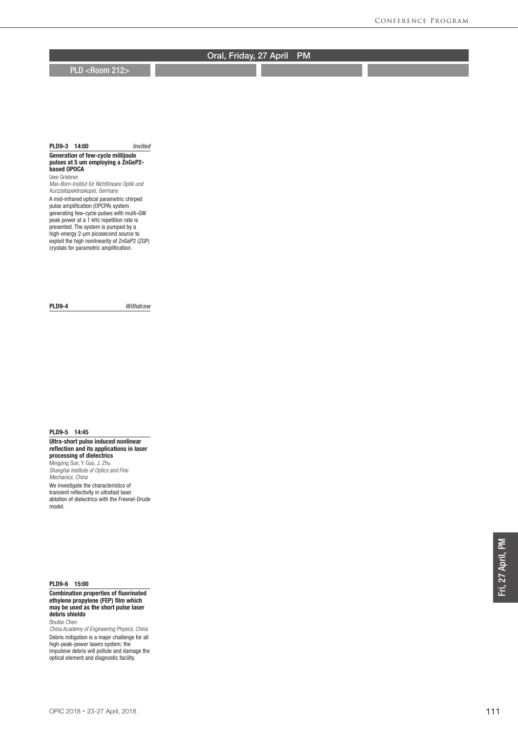## Oral, Friday, 27 April PM

### PLD <Room 212>

**PLD9-3 14:00** *Invited*

**Generation of few-cycle millijoule pulses at 5 um employing a ZnGeP2-based OPOCA**

Uwe Griebner

*Max-Born-Institut für Nichtlineare Optik und Kurzzeitspektroskopie, Germany*

A mid-infrared optical parametric chirped pulse amplification (OPCPA) system generating few-cycle pulses with multi-GW peak power at a 1 kHz repetition rate is presented. The system is pumped by a high-energy 2-μm picosecond source to exploit the high nonlinearity of $ZnGeP_2$ (ZGP) crystals for parametric amplification.

**PLD9-4** *Withdraw*

**PLD9-5 14:45**

**Ultra-short pulse induced nonlinear reflection and its applications in laser processing of dielectrics**

Mingying Sun, Y. Guo, J. Zhu

*Shanghai Institute of Optics and Fine Mechanics, China*

We investigate the characteristics of transient reflectivity in ultrafast laser ablation of dielectrics with the Fresnel-Drude model.

**PLD9-6 15:00**

**Combination properties of fluorinated ethylene propylene (FEP) film which may be used as the short pulse laser debris shields**

Shufan Chen

*China Academy of Engineering Physics, China*

Debris mitigation is a major challenge for all high-peak-power lasers system; the impulsive debris will pollute and damage the optical element and diagnostic facility.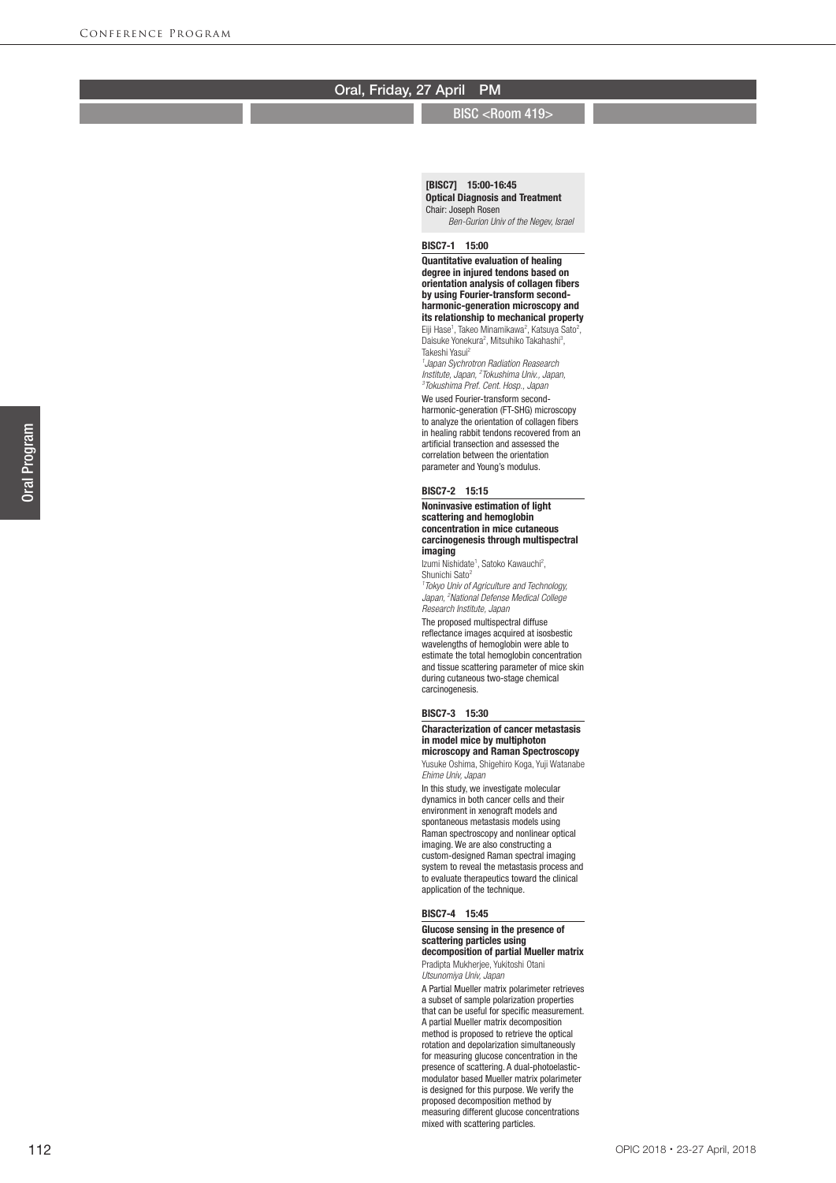## Oral, Friday, 27 April PM

BISC <Room 419>

**[BISC7] 15:00-16:45**
**Optical Diagnosis and Treatment**
Chair: Joseph Rosen
*Ben-Gurion Univ of the Negev, Israel*

**BISC7-1 15:00**

**Quantitative evaluation of healing degree in injured tendons based on orientation analysis of collagen fibers by using Fourier-transform second-harmonic-generation microscopy and its relationship to mechanical property**

Eiji Hase[1], Takeo Minamikawa[2], Katsuya Sato[2], Daisuke Yonekura[2], Mitsuhiko Takahashi[3], Takeshi Yasui[2]
*[1]Japan Sychrotron Radiation Reasearch Institute, Japan, [2]Tokushima Univ., Japan, [3]Tokushima Pref. Cent. Hosp., Japan*

We used Fourier-transform second-harmonic-generation (FT-SHG) microscopy to analyze the orientation of collagen fibers in healing rabbit tendons recovered from an artificial transection and assessed the correlation between the orientation parameter and Young's modulus.

**BISC7-2 15:15**

**Noninvasive estimation of light scattering and hemoglobin concentration in mice cutaneous carcinogenesis through multispectral imaging**

Izumi Nishidate[1], Satoko Kawauchi[2], Shunichi Sato[2]
*[1]Tokyo Univ of Agriculture and Technology, Japan, [2]National Defense Medical College Research Institute, Japan*

The proposed multispectral diffuse reflectance images acquired at isosbestic wavelengths of hemoglobin were able to estimate the total hemoglobin concentration and tissue scattering parameter of mice skin during cutaneous two-stage chemical carcinogenesis.

**BISC7-3 15:30**

**Characterization of cancer metastasis in model mice by multiphoton microscopy and Raman Spectroscopy**

Yusuke Oshima, Shigehiro Koga, Yuji Watanabe
*Ehime Univ, Japan*

In this study, we investigate molecular dynamics in both cancer cells and their environment in xenograft models and spontaneous metastasis models using Raman spectroscopy and nonlinear optical imaging. We are also constructing a custom-designed Raman spectral imaging system to reveal the metastasis process and to evaluate therapeutics toward the clinical application of the technique.

**BISC7-4 15:45**

**Glucose sensing in the presence of scattering particles using decomposition of partial Mueller matrix**

Pradipta Mukherjee, Yukitoshi Otani
*Utsunomiya Univ, Japan*

A Partial Mueller matrix polarimeter retrieves a subset of sample polarization properties that can be useful for specific measurement. A partial Mueller matrix decomposition method is proposed to retrieve the optical rotation and depolarization simultaneously for measuring glucose concentration in the presence of scattering. A dual-photoelastic-modulator based Mueller matrix polarimeter is designed for this purpose. We verify the proposed decomposition method by measuring different glucose concentrations mixed with scattering particles.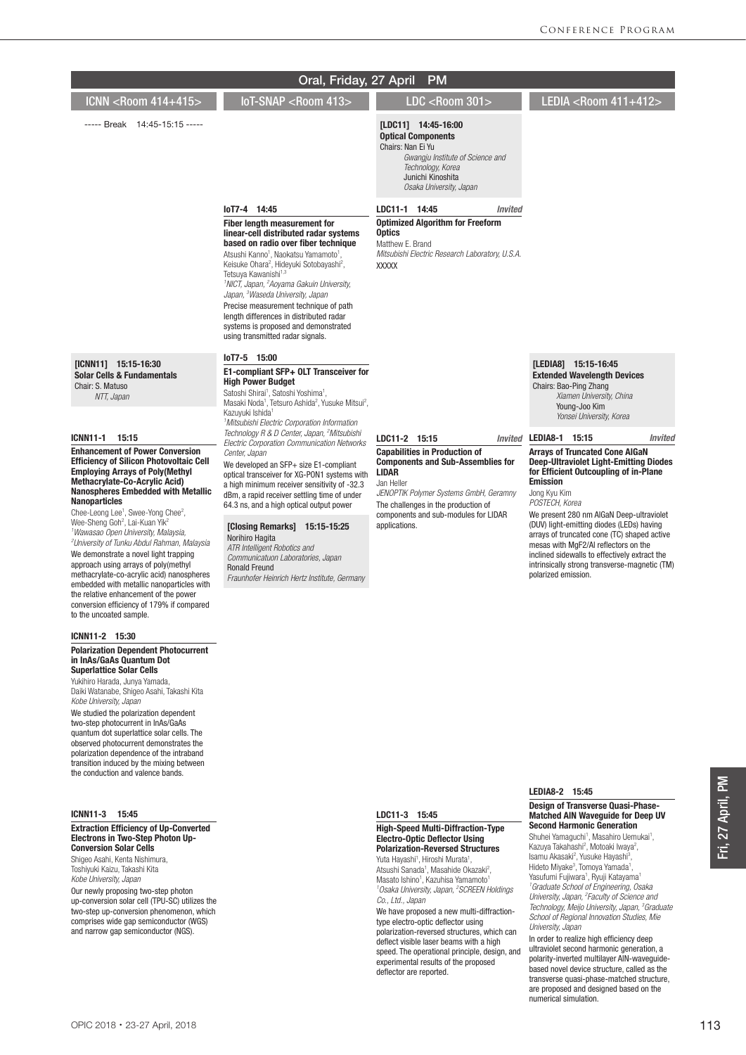## Oral, Friday, 27 April PM

### ICNN <Room 414+415>

----- Break 14:45-15:15 -----

**[ICNN11] 15:15-16:30**
**Solar Cells & Fundamentals**
Chair: S. Matuso
*NTT, Japan*

**ICNN11-1 15:15**

**Enhancement of Power Conversion Efficiency of Silicon Photovoltaic Cell Employing Arrays of Poly(Methyl Methacrylate-Co-Acrylic Acid) Nanospheres Embedded with Metallic Nanoparticles**

Chee-Leong Lee[1], Swee-Yong Chee[2], Wee-Sheng Goh[2], Lai-Kuan Yik[2]
*[1]Wawasao Open University, Malaysia, [2]University of Tunku Abdul Rahman, Malaysia*

We demonstrate a novel light trapping approach using arrays of poly(methyl methacrylate-co-acrylic acid) nanospheres embedded with metallic nanoparticles with the relative enhancement of the power conversion efficiency of 179% if compared to the uncoated sample.

**ICNN11-2 15:30**

**Polarization Dependent Photocurrent in InAs/GaAs Quantum Dot Superlattice Solar Cells**

Yukihiro Harada, Junya Yamada, Daiki Watanabe, Shigeo Asahi, Takashi Kita
*Kobe University, Japan*

We studied the polarization dependent two-step photocurrent in InAs/GaAs quantum dot superlattice solar cells. The observed photocurrent demonstrates the polarization dependence of the intraband transition induced by the mixing between the conduction and valence bands.

**ICNN11-3 15:45**

**Extraction Efficiency of Up-Converted Electrons in Two-Step Photon Up-Conversion Solar Cells**

Shigeo Asahi, Kenta Nishimura, Toshiyuki Kaizu, Takashi Kita
*Kobe University, Japan*

Our newly proposing two-step photon up-conversion solar cell (TPU-SC) utilizes the two-step up-conversion phenomenon, which comprises wide gap semiconductor (WGS) and narrow gap semiconductor (NGS).

### IoT-SNAP <Room 413>

**IoT7-4 14:45**

**Fiber length measurement for linear-cell distributed radar systems based on radio over fiber technique**

Atsushi Kanno[1], Naokatsu Yamamoto[1], Keisuke Ohara[2], Hideyuki Sotobayashi[2], Tetsuya Kawanishi[1,3]
*[1]NICT, Japan, [2]Aoyama Gakuin University, Japan, [3]Waseda University, Japan*

Precise measurement technique of path length differences in distributed radar systems is proposed and demonstrated using transmitted radar signals.

**IoT7-5 15:00**

**E1-compliant SFP+ OLT Transceiver for High Power Budget**

Satoshi Shirai[1], Satoshi Yoshima[1], Masaki Noda[1], Tetsuro Ashida[2], Yusuke Mitsui[2], Kazuyuki Ishida[1]
*[1]Mitsubishi Electric Corporation Information Technology R & D Center, Japan, [2]Mitsubishi Electric Corporation Communication Networks Center, Japan*

We developed an SFP+ size E1-compliant optical transceiver for XG-PON1 systems with a high minimum receiver sensitivity of -32.3 dBm, a rapid receiver settling time of under 64.3 ns, and a high optical output power

**[Closing Remarks] 15:15-15:25**
Norihiro Hagita
*ATR Intelligent Robotics and Communicatuon Laboratories, Japan*
Ronald Freund
*Fraunhofer Heinrich Hertz Institute, Germany*

### LDC <Room 301>

**[LDC11] 14:45-16:00**
**Optical Components**
Chairs: Nan Ei Yu
*Gwangju Institute of Science and Technology, Korea*
Junichi Kinoshita
*Osaka University, Japan*

**LDC11-1 14:45** *Invited*

**Optimized Algorithm for Freeform Optics**

Matthew E. Brand
*Mitsubishi Electric Research Laboratory, U.S.A.*

XXXXX

**LDC11-2 15:15** *Invited*

**Capabilities in Production of Components and Sub-Assemblies for LIDAR**

Jan Heller
*JENOPTIK Polymer Systems GmbH, Geramny*

The challenges in the production of components and sub-modules for LIDAR applications.

**LDC11-3 15:45**

**High-Speed Multi-Diffraction-Type Electro-Optic Deflector Using Polarization-Reversed Structures**

Yuta Hayashi[1], Hiroshi Murata[1], Atsushi Sanada[1], Masahide Okazaki[2], Masato Ishino[1], Kazuhisa Yamamoto[1]
*[1]Osaka University, Japan, [2]SCREEN Holdings Co., Ltd., Japan*

We have proposed a new multi-diffraction-type electro-optic deflector using polarization-reversed structures, which can deflect visible laser beams with a high speed. The operational principle, design, and experimental results of the proposed deflector are reported.

### LEDIA <Room 411+412>

**[LEDIA8] 15:15-16:45**
**Extended Wavelength Devices**
Chairs: Bao-Ping Zhang
*Xiamen University, China*
Young-Joo Kim
*Yonsei University, Korea*

**LEDIA8-1 15:15** *Invited*

**Arrays of Truncated Cone AlGaN Deep-Ultraviolet Light-Emitting Diodes for Efficient Outcoupling of in-Plane Emission**

Jong Kyu Kim
*POSTECH, Korea*

We present 280 nm AlGaN Deep-ultraviolet (DUV) light-emitting diodes (LEDs) having arrays of truncated cone (TC) shaped active mesas with $MgF_2$/Al reflectors on the inclined sidewalls to effectively extract the intrinsically strong transverse-magnetic (TM) polarized emission.

**LEDIA8-2 15:45**

**Design of Transverse Quasi-Phase-Matched AlN Waveguide for Deep UV Second Harmonic Generation**

Shuhei Yamaguchi[1], Masahiro Uemukai[1], Kazuya Takahashi[2], Motoaki Iwaya[2], Isamu Akasaki[2], Yusuke Hayashi[3], Hideto Miyake[3], Tomoya Yamada[1], Yasufumi Fujiwara[1], Ryuji Katayama[1]
*[1]Graduate School of Engineering, Osaka University, Japan, [2]Faculty of Science and Technology, Meijo University, Japan, [3]Graduate School of Regional Innovation Studies, Mie University, Japan*

In order to realize high efficiency deep ultraviolet second harmonic generation, a polarity-inverted multilayer AlN-waveguide-based novel device structure, called as the transverse quasi-phase-matched structure, are proposed and designed based on the numerical simulation.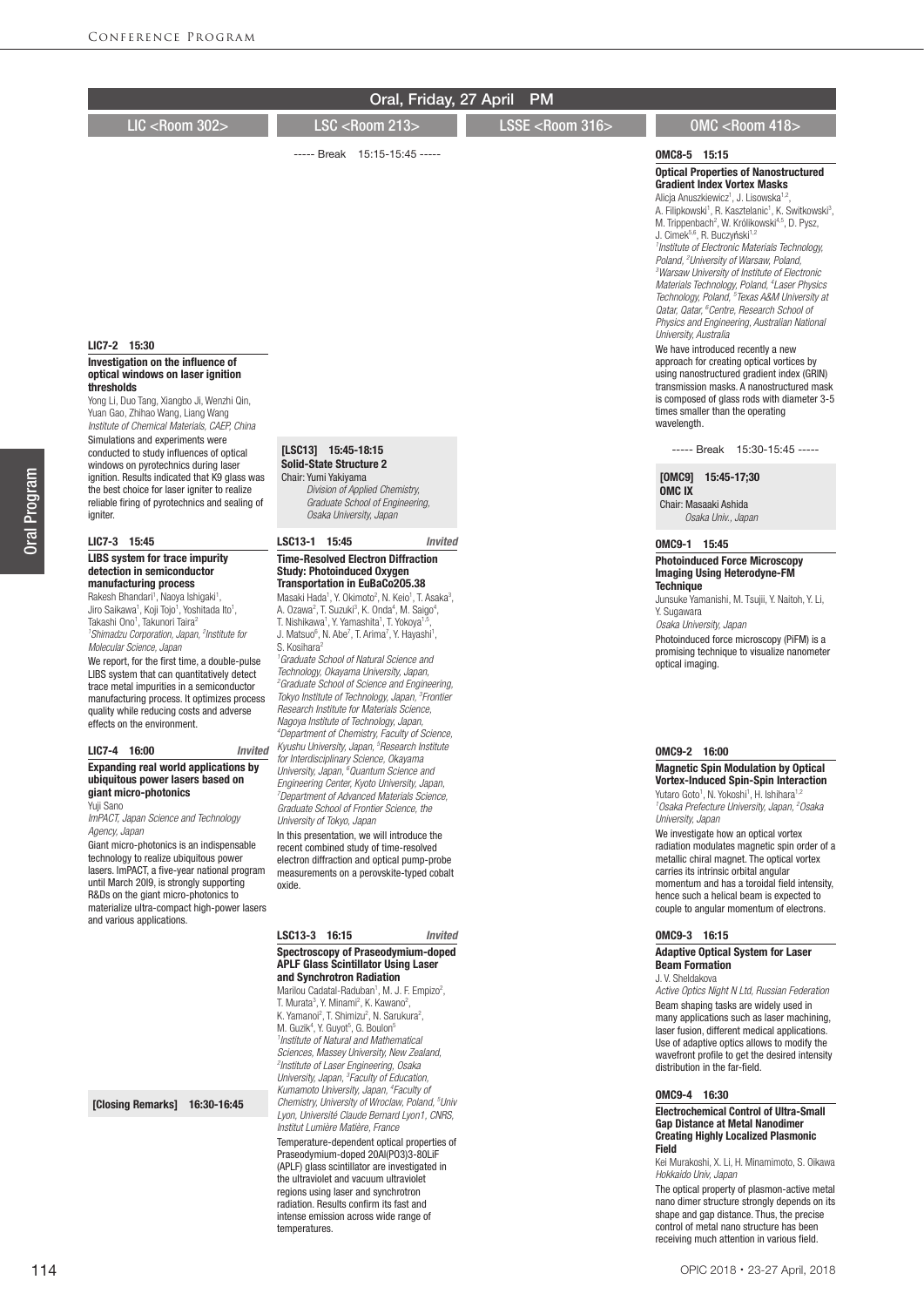# Oral, Friday, 27 April PM

## LIC <Room 302>

### LIC7-2 15:30

**Investigation on the influence of optical windows on laser ignition thresholds**

Yong Li, Duo Tang, Xiangbo Ji, Wenzhi Qin, Yuan Gao, Zhihao Wang, Liang Wang

*Institute of Chemical Materials, CAEP, China*

Simulations and experiments were conducted to study influences of optical windows on pyrotechnics during laser ignition. Results indicated that K9 glass was the best choice for laser igniter to realize reliable firing of pyrotechnics and sealing of igniter.

### LIC7-3 15:45

**LIBS system for trace impurity detection in semiconductor manufacturing process**

Rakesh Bhandari[1], Naoya Ishigaki[1], Jiro Saikawa[1], Koji Tojo[1], Yoshitada Ito[1], Takashi Ono[1], Takunori Taira[2]

[1]*Shimadzu Corporation, Japan,* [2]*Institute for Molecular Science, Japan*

We report, for the first time, a double-pulse LIBS system that can quantitatively detect trace metal impurities in a semiconductor manufacturing process. It optimizes process quality while reducing costs and adverse effects on the environment.

### LIC7-4 16:00 *Invited*

**Expanding real world applications by ubiquitous power lasers based on giant micro-photonics**

Yuji Sano

*ImPACT, Japan Science and Technology Agency, Japan*

Giant micro-photonics is an indispensable technology to realize ubiquitous power lasers. ImPACT, a five-year national program until March 2019, is strongly supporting R&Ds on the giant micro-photonics to materialize ultra-compact high-power lasers and various applications.

**[Closing Remarks] 16:30-16:45**

## LSC <Room 213>

----- Break 15:15-15:45 -----

### [LSC13] 15:45-18:15

**Solid-State Structure 2**

Chair: Yumi Yakiyama

*Division of Applied Chemistry, Graduate School of Engineering, Osaka Univ., Japan*

### LSC13-1 15:45 *Invited*

**Time-Resolved Electron Diffraction Study: Photoinduced Oxygen Transportation in EuBaCo2O5.38**

Masaki Hada[1], Y. Okimoto[2], N. Keio[1], T. Asaka[3], A. Ozawa[2], T. Suzuki[3], K. Onda[4], M. Saigo[4], T. Nishikawa[1], Y. Yamashita[1], T. Yokoya[1,5], J. Matsuo[6], N. Abe[7], T. Arima[7], Y. Hayashi[1], S. Kosihara[2]

[1]*Graduate School of Natural Science and Technology, Okayama University, Japan,* [2]*Graduate School of Science and Engineering, Tokyo Institute of Technology, Japan,* [3]*Frontier Research Institute for Materials Science, Nagoya Institute of Technology, Japan,* [4]*Department of Chemistry, Faculty of Science, Kyushu University, Japan,* [5]*Research Institute for Interdisciplinary Science, Okayama University, Japan,* [6]*Quantum Science and Engineering Center, Kyoto University, Japan,* [7]*Department of Advanced Materials Science, Graduate School of Frontier Science, the University of Tokyo, Japan*

In this presentation, we will introduce the recent combined study of time-resolved electron diffraction and optical pump-probe measurements on a perovskite-typed cobalt oxide.

### LSC13-3 16:15 *Invited*

**Spectroscopy of Praseodymium-doped APLF Glass Scintillator Using Laser and Synchrotron Radiation**

Marilou Cadatal-Raduban[1], M. J. F. Empizo[2], T. Murata[3], Y. Minami[2], K. Kawano[2], K. Yamanoi[2], T. Shimizu[2], N. Sarukura[2], M. Guzik[4], Y. Guyot[5], G. Boulon[5]

[1]*Institute of Natural and Mathematical Sciences, Massey University, New Zealand,* [2]*Institute of Laser Engineering, Osaka University, Japan,* [3]*Faculty of Education, Kumamoto University, Japan,* [4]*Faculty of Chemistry, University of Wroclaw, Poland,* [5]*Univ Lyon, Université Claude Bernard Lyon1, CNRS, Institut Lumière Matière, France*

Temperature-dependent optical properties of Praseodymium-doped 20Al(PO3)3-80LiF (APLF) glass scintillator are investigated in the ultraviolet and vacuum ultraviolet regions using laser and synchrotron radiation. Results confirm its fast and intense emission across wide range of temperatures.

## LSSE <Room 316>

## OMC <Room 418>

### OMC8-5 15:15

**Optical Properties of Nanostructured Gradient Index Vortex Masks**

Alicja Anuszkiewicz[1,2], J. Lisowska[1,2], A. Filipkowski[1], R. Kasztelanic[1], K. Switkowski[3], M. Trippenbach[2], W. Królikowski[4,5], D. Pysz, J. Cimek[5,6], R. Buczyński[1,2]

[1]*Institute of Electronic Materials Technology, Poland,* [2]*University of Warsaw, Poland,* [3]*Warsaw University of Institute of Electronic Materials Technology, Poland,* [4]*Laser Physics Technology, Poland,* [5]*Texas A&M University at Qatar, Qatar,* [6]*Centre, Research School of Physics and Engineering, Australian National University, Australia*

We have introduced recently a new approach for creating optical vortices by using nanostructured gradient index (GRIN) transmission masks. A nanostructured mask is composed of glass rods with diameter 3-5 times smaller than the operating wavelength.

----- Break 15:30-15:45 -----

### [OMC9] 15:45-17;30

**OMC IX**

Chair: Masaaki Ashida

*Osaka Univ., Japan*

### OMC9-1 15:45

**Photoinduced Force Microscopy Imaging Using Heterodyne-FM Technique**

Junsuke Yamanishi, M. Tsujii, Y. Naitoh, Y. Li, Y. Sugawara

*Osaka University, Japan*

Photoinduced force microscopy (PiFM) is a promising technique to visualize nanometer optical imaging.

### OMC9-2 16:00

**Magnetic Spin Modulation by Optical Vortex-Induced Spin-Spin Interaction**

Yutaro Goto[1], N. Yokoshi[1], H. Ishihara[1,2]

[1]*Osaka Prefecture University, Japan,* [2]*Osaka University, Japan*

We investigate how an optical vortex radiation modulates magnetic spin order of a metallic chiral magnet. The optical vortex carries its intrinsic orbital angular momentum and has a toroidal field intensity, hence such a helical beam is expected to couple to angular momentum of electrons.

### OMC9-3 16:15

**Adaptive Optical System for Laser Beam Formation**

J. V. Sheldakova

*Active Optics Night N Ltd, Russian Federation*

Beam shaping tasks are widely used in many applications such as laser machining, laser fusion, different medical applications. Use of adaptive optics allows to modify the wavefront profile to get the desired intensity distribution in the far-field.

### OMC9-4 16:30

**Electrochemical Control of Ultra-Small Gap Distance at Metal Nanodimer Creating Highly Localized Plasmonic Field**

Kei Murakoshi, X. Li, H. Minamimoto, S. Oikawa

*Hokkaido Univ, Japan*

The optical property of plasmon-active metal nano dimer structure strongly depends on its shape and gap distance. Thus, the precise control of metal nano structure has been receiving much attention in various field.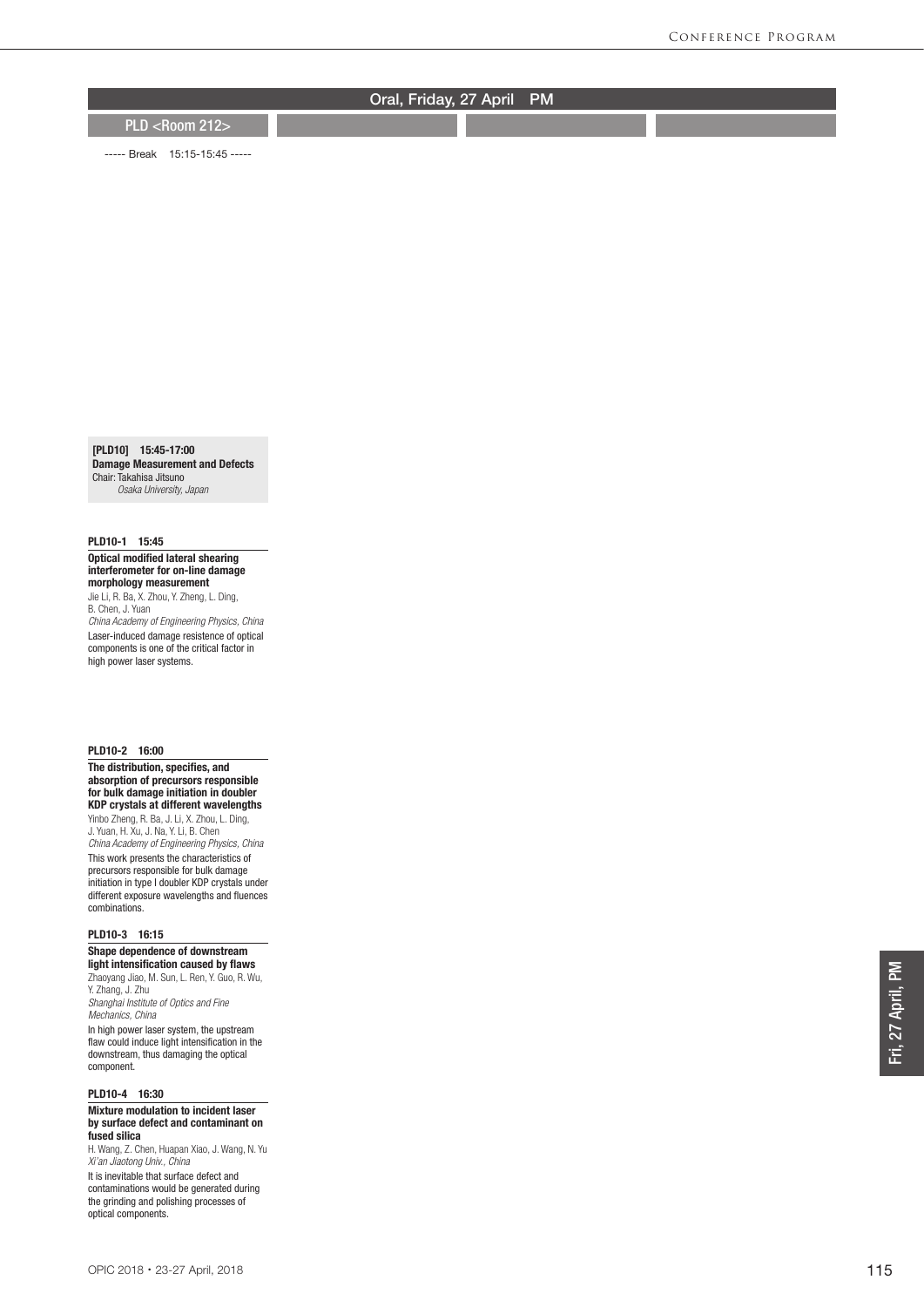## Oral, Friday, 27 April PM

### PLD <Room 212>

----- Break 15:15-15:45 -----

**[PLD10] 15:45-17:00**
**Damage Measurement and Defects**
Chair: Takahisa Jitsuno
*Osaka University, Japan*

**PLD10-1 15:45**

**Optical modified lateral shearing interferometer for on-line damage morphology measurement**
Jie Li, R. Ba, X. Zhou, Y. Zheng, L. Ding, B. Chen, J. Yuan
*China Academy of Engineering Physics, China*

Laser-induced damage resistence of optical components is one of the critical factor in high power laser systems.

**PLD10-2 16:00**

**The distribution, specifies, and absorption of precursors responsible for bulk damage initiation in doubler KDP crystals at different wavelengths**
Yinbo Zheng, R. Ba, J. Li, X. Zhou, L. Ding, J. Yuan, H. Xu, J. Na, Y. Li, B. Chen
*China Academy of Engineering Physics, China*

This work presents the characteristics of precursors responsible for bulk damage initiation in type I doubler KDP crystals under different exposure wavelengths and fluences combinations.

**PLD10-3 16:15**

**Shape dependence of downstream light intensification caused by flaws**
Zhaoyang Jiao, M. Sun, L. Ren, Y. Guo, R. Wu, Y. Zhang, J. Zhu
*Shanghai Institute of Optics and Fine Mechanics, China*

In high power laser system, the upstream flaw could induce light intensification in the downstream, thus damaging the optical component.

**PLD10-4 16:30**

**Mixture modulation to incident laser by surface defect and contaminant on fused silica**
H. Wang, Z. Chen, Huapan Xiao, J. Wang, N. Yu
*Xi'an Jiaotong Univ., China*

It is inevitable that surface defect and contaminations would be generated during the grinding and polishing processes of optical components.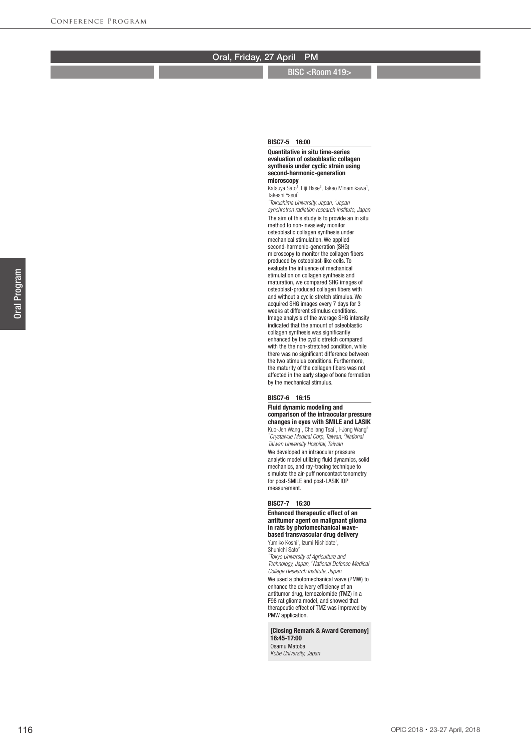## Oral, Friday, 27 April PM

### BISC <Room 419>

**BISC7-5 16:00**

**Quantitative in situ time-series evaluation of osteoblastic collagen synthesis under cyclic strain using second-harmonic-generation microscopy**

Katsuya Sato[1], Eiji Hase[2], Takeo Minamikawa[1], Takeshi Yasui[1]

*[1]Tokushima University, Japan, [2]Japan synchrotron radiation research institute, Japan*

The aim of this study is to provide an in situ method to non-invasively monitor osteoblastic collagen synthesis under mechanical stimulation. We applied second-harmonic-generation (SHG) microscopy to monitor the collagen fibers produced by osteoblast-like cells. To evaluate the influence of mechanical stimulation on collagen synthesis and maturation, we compared SHG images of osteoblast-produced collagen fibers with and without a cyclic stretch stimulus. We acquired SHG images every 7 days for 3 weeks at different stimulus conditions. Image analysis of the average SHG intensity indicated that the amount of osteoblastic collagen synthesis was significantly enhanced by the cyclic stretch compared with the the non-stretched condition, while there was no significant difference between the two stimulus conditions. Furthermore, the maturity of the collagen fibers was not affected in the early stage of bone formation by the mechanical stimulus.

**BISC7-6 16:15**

**Fluid dynamic modeling and comparison of the intraocular pressure changes in eyes with SMILE and LASIK**

Kuo-Jen Wang[1], Cheliang Tsai[1], I-Jong Wang[2]

*[1]Crystalvue Medical Corp, Taiwan, [2]National Taiwan University Hospital, Taiwan*

We developed an intraocular pressure analytic model utilizing fluid dynamics, solid mechanics, and ray-tracing technique to simulate the air-puff noncontact tonometry for post-SMILE and post-LASIK IOP measurement.

**BISC7-7 16:30**

**Enhanced therapeutic effect of an antitumor agent on malignant glioma in rats by photomechanical wave-based transvascular drug delivery**

Yumiko Koshi[1], Izumi Nishidate[1], Shunichi Sato[2]

*[1]Tokyo University of Agriculture and Technology, Japan, [2]National Defense Medical College Research Institute, Japan*

We used a photomechanical wave (PMW) to enhance the delivery efficiency of an antitumor drug, temozolomide (TMZ) in a F98 rat glioma model, and showed that therapeutic effect of TMZ was improved by PMW application.

**[Closing Remark & Award Ceremony] 16:45-17:00**

Osamu Matoba

*Kobe University, Japan*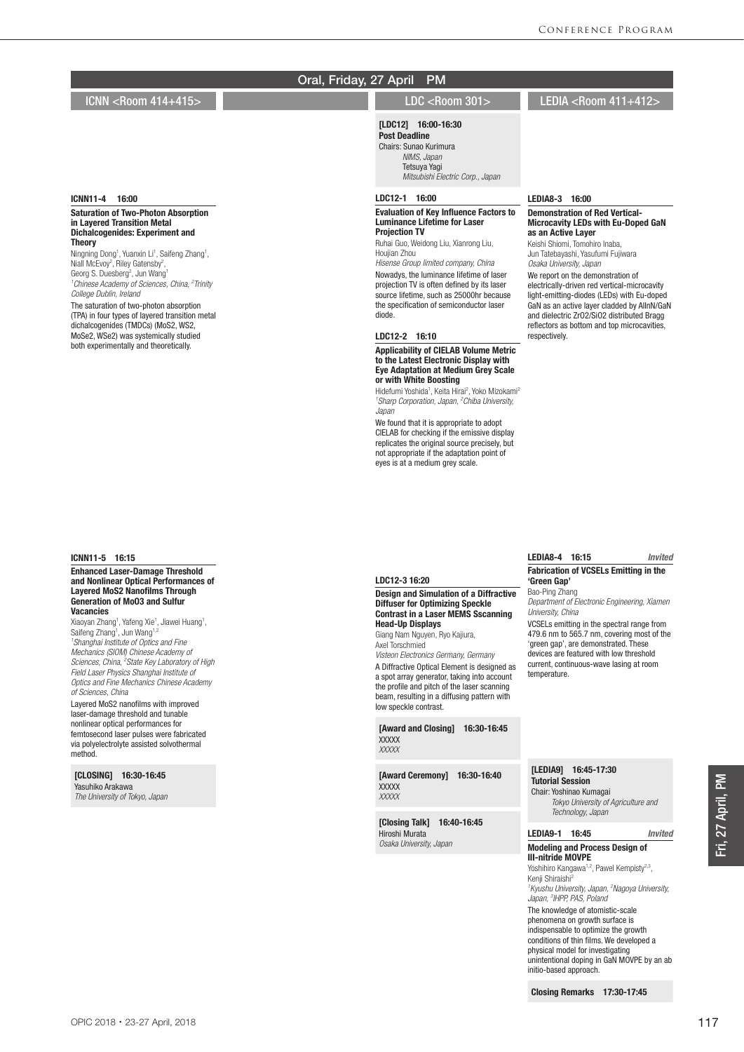## Oral, Friday, 27 April PM

### ICNN <Room 414+415>

**ICNN11-4 16:00**

**Saturation of Two-Photon Absorption in Layered Transition Metal Dichalcogenides: Experiment and Theory**

Ningning Dong[1], Yuanxin Li[1], Saifeng Zhang[1], Niall McEvoy[2], Riley Gatensby[2], Georg S. Duesberg[2], Jun Wang[1]
*[1]Chinese Academy of Sciences, China, [2]Trinity College Dublin, Ireland*

The saturation of two-photon absorption (TPA) in four types of layered transition metal dichalcogenides (TMDCs) ($MoS_2$, $WS_2$, $MoSe_2$, $WSe_2$) was systemically studied both experimentally and theoretically.

**ICNN11-5 16:15**

**Enhanced Laser-Damage Threshold and Nonlinear Optical Performances of Layered $MoS_2$ Nanofilms Through Generation of $MoO_3$ and Sulfur Vacancies**

Xiaoyan Zhang[1], Yafeng Xie[1], Jiawei Huang[1], Saifeng Zhang[1], Jun Wang[1,2]
*[1]Shanghai Institute of Optics and Fine Mechanics (SIOM) Chinese Academy of Sciences, China, [2]State Key Laboratory of High Field Laser Physics Shanghai Institute of Optics and Fine Mechanics Chinese Academy of Sciences, China*

Layered $MoS_2$ nanofilms with improved laser-damage threshold and tunable nonlinear optical performances for femtosecond laser pulses were fabricated via polyelectrolyte assisted solvothermal method.

**[CLOSING] 16:30-16:45**
Yasuhiko Arakawa
*The University of Tokyo, Japan*

### LDC <Room 301>

**[LDC12] 16:00-16:30**
**Post Deadline**
Chairs: Sunao Kurimura
*NIMS, Japan*
Tetsuya Yagi
*Mitsubishi Electric Corp., Japan*

**LDC12-1 16:00**

**Evaluation of Key Influence Factors to Luminance Lifetime for Laser Projection TV**

Ruhai Guo, Weidong Liu, Xianrong Liu, Houjian Zhou
*Hisense Group limited company, China*

Nowadys, the luminance lifetime of laser projection TV is often defined by its laser source lifetime, such as 25000hr because the specification of semiconductor laser diode.

**LDC12-2 16:10**

**Applicability of CIELAB Volume Metric to the Latest Electronic Display with Eye Adaptation at Medium Grey Scale or with White Boosting**

Hidefumi Yoshida[1], Keita Hirai[2], Yoko Mizokami[2]
*[1]Sharp Corporation, Japan, [2]Chiba University, Japan*

We found that it is appropriate to adopt CIELAB for checking if the emissive display replicates the original source precisely, but not appropriate if the adaptation point of eyes is at a medium grey scale.

**LDC12-3 16:20**

**Design and Simulation of a Diffractive Diffuser for Optimizing Speckle Contrast in a Laser MEMS Sscanning Head-Up Displays**

Giang Nam Nguyen, Ryo Kajiura, Axel Torschmied
*Visteon Electronics Germany, Germany*

A Diffractive Optical Element is designed as a spot array generator, taking into account the profile and pitch of the laser scanning beam, resulting in a diffusing pattern with low speckle contrast.

**[Award and Closing] 16:30-16:45**
XXXXX
*XXXXX*

**[Award Ceremony] 16:30-16:40**
XXXXX
*XXXXX*

**[Closing Talk] 16:40-16:45**
Hiroshi Murata
*Osaka University, Japan*

### LEDIA <Room 411+412>

**LEDIA8-3 16:00**

**Demonstration of Red Vertical-Microcavity LEDs with Eu-Doped GaN as an Active Layer**

Keishi Shiomi, Tomohiro Inaba, Jun Tatebayashi, Yasufumi Fujiwara
*Osaka University, Japan*

We report on the demonstration of electrically-driven red vertical-microcavity light-emitting-diodes (LEDs) with Eu-doped GaN as an active layer cladded by AlInN/GaN and dielectric $ZrO_2/SiO_2$ distributed Bragg reflectors as bottom and top microcavities, respectively.

**LEDIA8-4 16:15** *Invited*

**Fabrication of VCSELs Emitting in the 'Green Gap'**

Bao-Ping Zhang
*Department of Electronic Engineering, Xiamen University, China*

VCSELs emitting in the spectral range from 479.6 nm to 565.7 nm, covering most of the 'green gap', are demonstrated. These devices are featured with low threshold current, continuous-wave lasing at room temperature.

**[LEDIA9] 16:45-17:30**
**Tutorial Session**
Chair: Yoshinao Kumagai
*Tokyo University of Agriculture and Technology, Japan*

**LEDIA9-1 16:45** *Invited*

**Modeling and Process Design of III-nitride MOVPE**

Yoshihiro Kangawa[1,2], Pawel Kempisty[2,3], Kenji Shiraishi[2]
*[1]Kyushu University, Japan, [2]Nagoya University, Japan, [3]IHPP, PAS, Poland*

The knowledge of atomistic-scale phenomena on growth surface is indispensable to optimize the growth conditions of thin films. We developed a physical model for investigating unintentional doping in GaN MOVPE by an ab initio-based approach.

**Closing Remarks 17:30-17:45**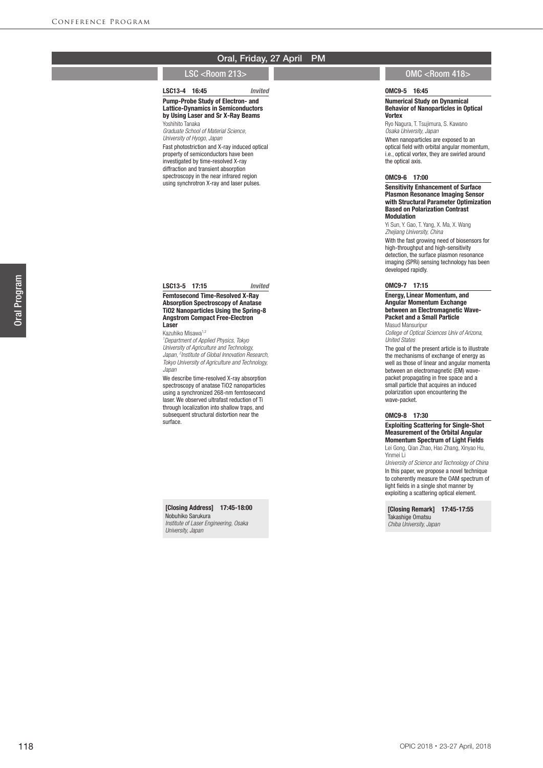## Oral, Friday, 27 April PM

### LSC <Room 213>

**LSC13-4 16:45** *Invited*

**Pump-Probe Study of Electron- and Lattice-Dynamics in Semiconductors by Using Laser and Sr X-Ray Beams**

Yoshihito Tanaka

*Graduate School of Material Science, University of Hyogo, Japan*

Fast photostriction and X-ray induced optical property of semiconductors have been investigated by time-resolved X-ray diffraction and transient absorption spectroscopy in the near infrared region using synchrotron X-ray and laser pulses.

**LSC13-5 17:15** *Invited*

**Femtosecond Time-Resolved X-Ray Absorption Spectroscopy of Anatase TiO2 Nanoparticles Using the Spring-8 Angstrom Compact Free-Electron Laser**

Kazuhiko Misawa[1,2]

[1]*Department of Applied Physics, Tokyo University of Agriculture and Technology, Japan,* [2]*Institute of Global Innovation Research, Tokyo University of Agriculture and Technology, Japan*

We describe time-resolved X-ray absorption spectroscopy of anatase $TiO_2$ nanoparticles using a synchronized 268-nm femtosecond laser. We observed ultrafast reduction of Ti through localization into shallow traps, and subsequent structural distortion near the surface.

**[Closing Address] 17:45-18:00**

Nobuhiko Sarukura

*Institute of Laser Engineering, Osaka University, Japan*

### OMC <Room 418>

**OMC9-5 16:45**

**Numerical Study on Dynamical Behavior of Nanoparticles in Optical Vortex**

Ryo Nagura, T. Tsujimura, S. Kawano

*Osaka University, Japan*

When nanoparticles are exposed to an optical field with orbital angular momentum, i.e., optical vortex, they are swirled around the optical axis.

**OMC9-6 17:00**

**Sensitivity Enhancement of Surface Plasmon Resonance Imaging Sensor with Structural Parameter Optimization Based on Polarization Contrast Modulation**

Yi Sun, Y. Gao, T. Yang, X. Ma, X. Wang

*Zhejiang University, China*

With the fast growing need of biosensors for high-throughput and high-sensitivity detection, the surface plasmon resonance imaging (SPRi) sensing technology has been developed rapidly.

**OMC9-7 17:15**

**Energy, Linear Momentum, and Angular Momentum Exchange between an Electromagnetic Wave-Packet and a Small Particle**

Masud Mansuripur

*College of Optical Sciences Univ of Arizona, United States*

The goal of the present article is to illustrate the mechanisms of exchange of energy as well as those of linear and angular momenta between an electromagnetic (EM) wave-packet propagating in free space and a small particle that acquires an induced polarization upon encountering the wave-packet.

**OMC9-8 17:30**

**Exploiting Scattering for Single-Shot Measurement of the Orbital Angular Momentum Spectrum of Light Fields**

Lei Gong, Qian Zhao, Hao Zhang, Xinyao Hu, Yinmei Li

*University of Science and Technology of China*

In this paper, we propose a novel technique to coherently measure the OAM spectrum of light fields in a single shot manner by exploiting a scattering optical element.

**[Closing Remark] 17:45-17:55**

Takashige Omatsu

*Chiba University, Japan*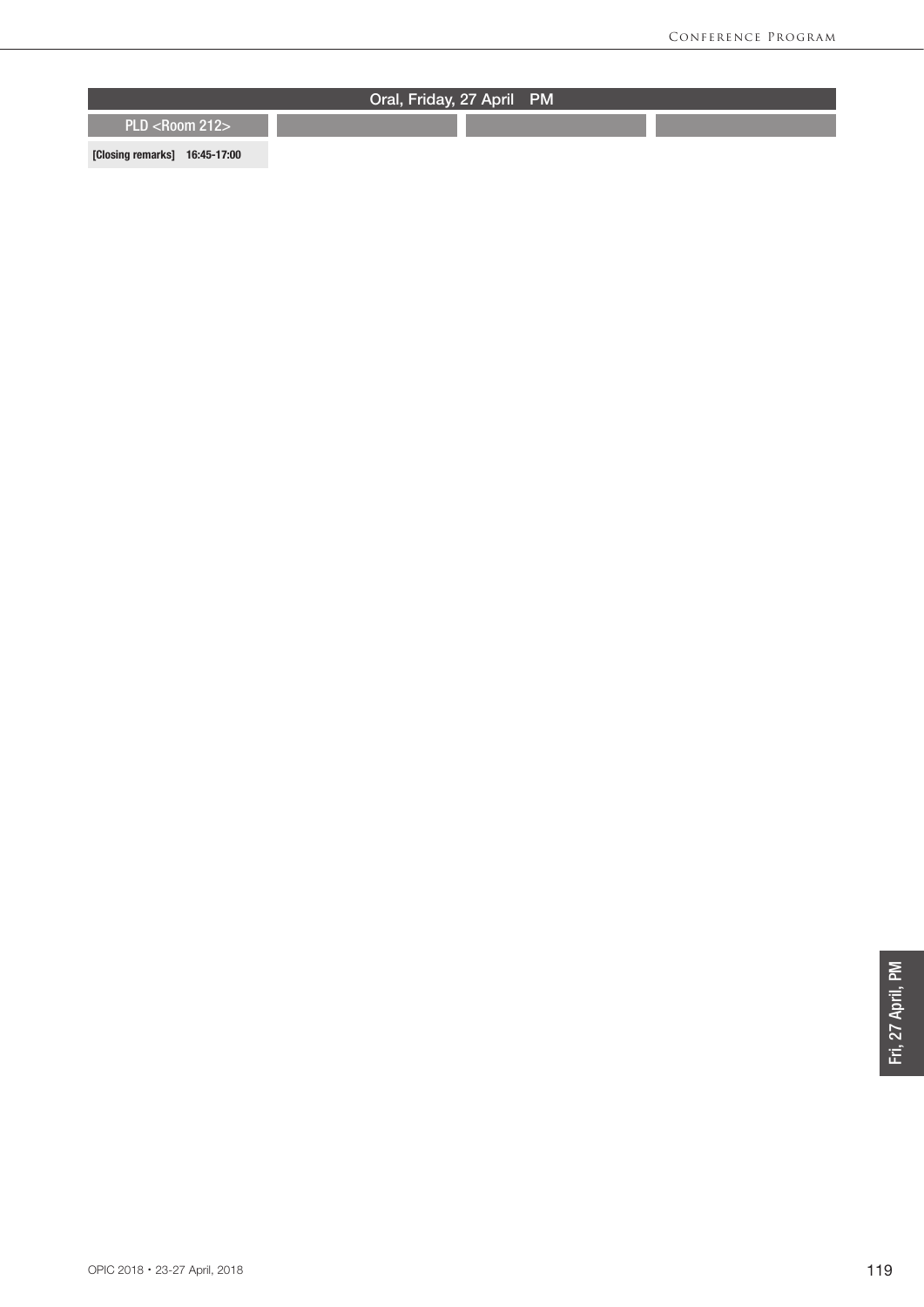## Oral, Friday, 27 April PM

| PLD <Room 212> | | | |
|---|---|---|---|
| **[Closing remarks] 16:45-17:00** | | | |